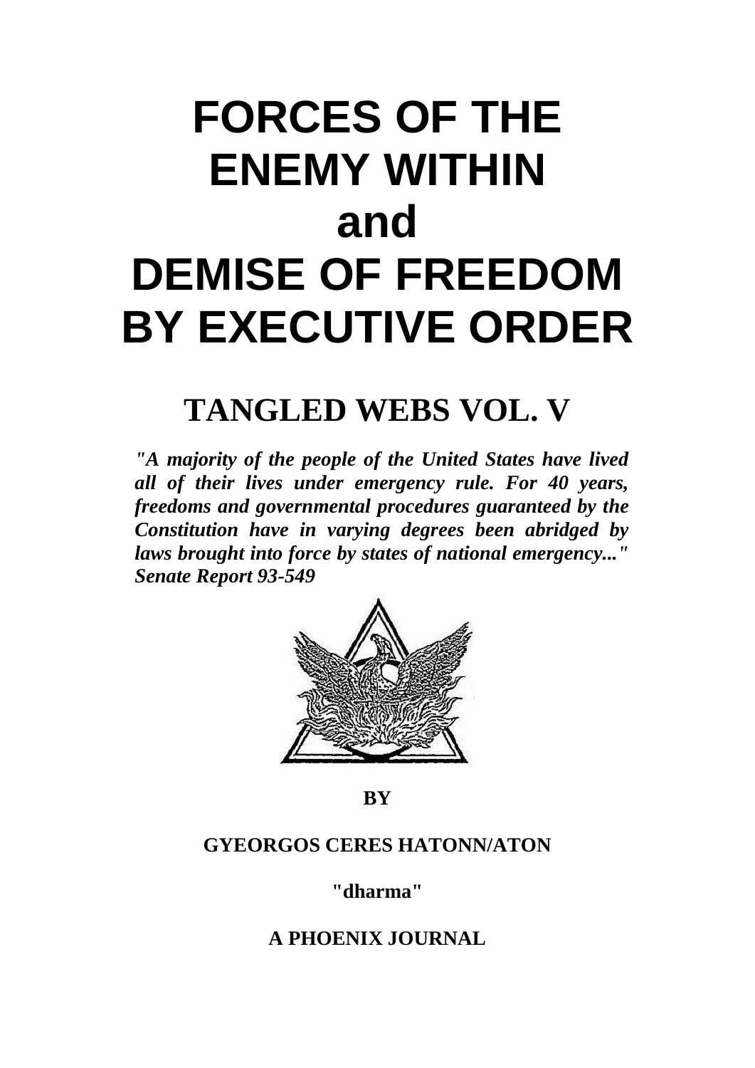# FORCES OF THE ENEMY WITHIN and DEMISE OF FREEDOM BY EXECUTIVE ORDER

## TANGLED WEBS VOL. V

***"A majority of the people of the United States have lived all of their lives under emergency rule. For 40 years, freedoms and governmental procedures guaranteed by the Constitution have in varying degrees been abridged by laws brought into force by states of national emergency..." Senate Report 93-549***

**BY**

**GYEORGOS CERES HATONN/ATON**

**"dharma"**

**A PHOENIX JOURNAL**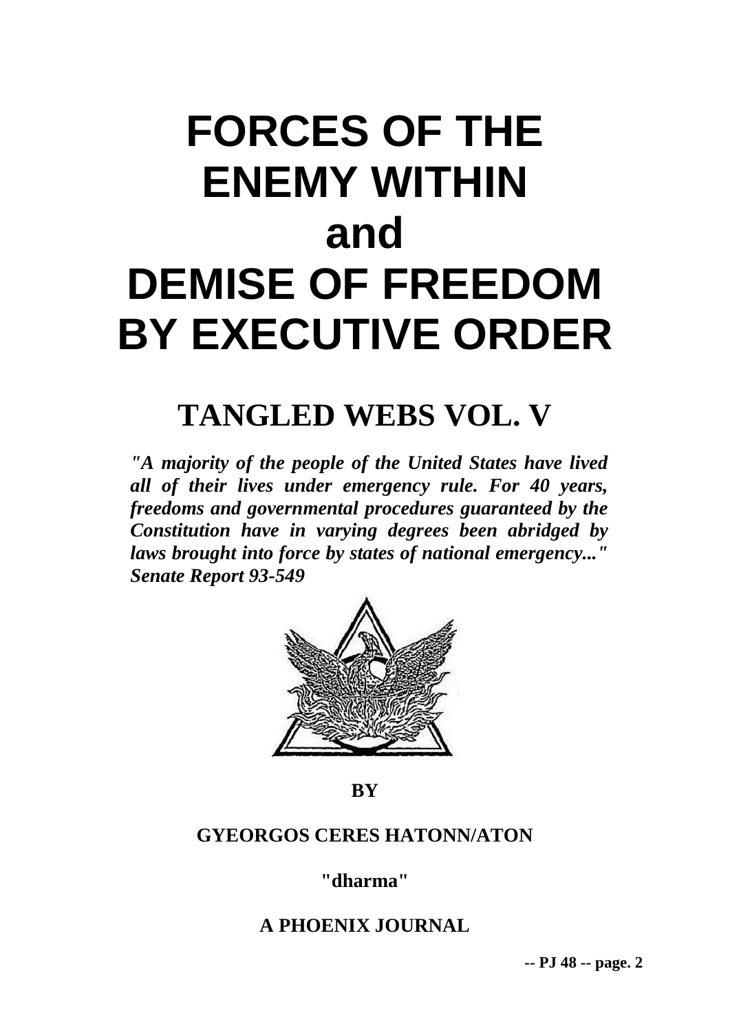# FORCES OF THE ENEMY WITHIN and DEMISE OF FREEDOM BY EXECUTIVE ORDER

## TANGLED WEBS VOL. V

***"A majority of the people of the United States have lived all of their lives under emergency rule. For 40 years, freedoms and governmental procedures guaranteed by the Constitution have in varying degrees been abridged by laws brought into force by states of national emergency..." Senate Report 93-549***

**BY**

**GYEORGOS CERES HATONN/ATON**

**"dharma"**

**A PHOENIX JOURNAL**

**-- PJ 48 -- page. 2**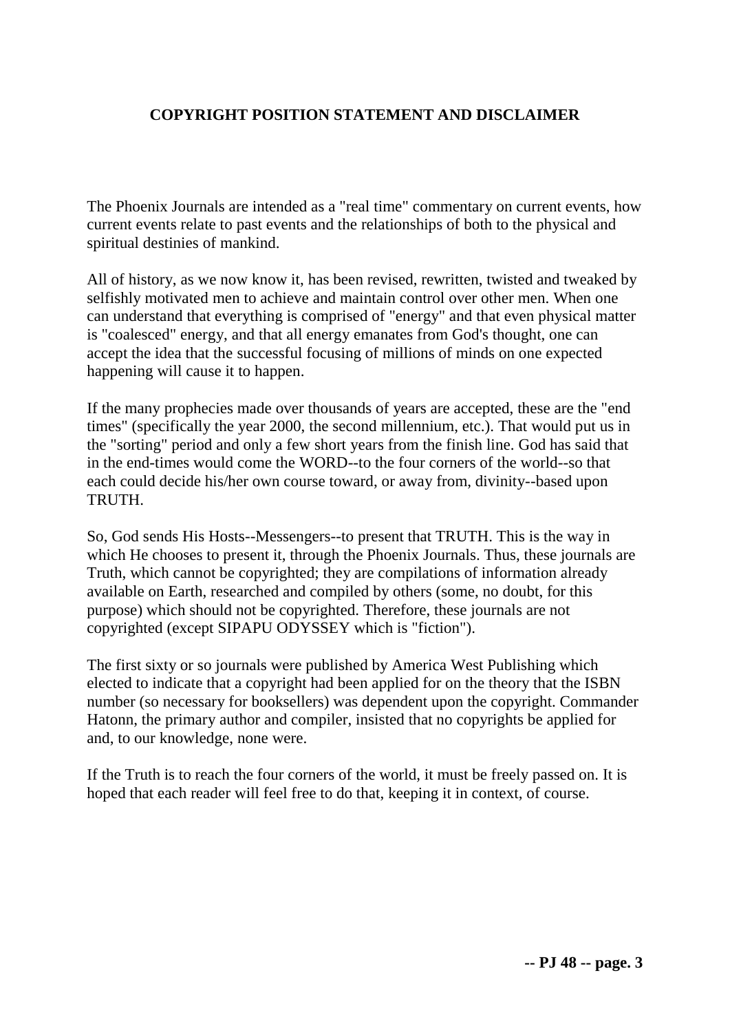## COPYRIGHT POSITION STATEMENT AND DISCLAIMER

The Phoenix Journals are intended as a "real time" commentary on current events, how current events relate to past events and the relationships of both to the physical and spiritual destinies of mankind.

All of history, as we now know it, has been revised, rewritten, twisted and tweaked by selfishly motivated men to achieve and maintain control over other men. When one can understand that everything is comprised of "energy" and that even physical matter is "coalesced" energy, and that all energy emanates from God's thought, one can accept the idea that the successful focusing of millions of minds on one expected happening will cause it to happen.

If the many prophecies made over thousands of years are accepted, these are the "end times" (specifically the year 2000, the second millennium, etc.). That would put us in the "sorting" period and only a few short years from the finish line. God has said that in the end-times would come the WORD--to the four corners of the world--so that each could decide his/her own course toward, or away from, divinity--based upon TRUTH.

So, God sends His Hosts--Messengers--to present that TRUTH. This is the way in which He chooses to present it, through the Phoenix Journals. Thus, these journals are Truth, which cannot be copyrighted; they are compilations of information already available on Earth, researched and compiled by others (some, no doubt, for this purpose) which should not be copyrighted. Therefore, these journals are not copyrighted (except SIPAPU ODYSSEY which is "fiction").

The first sixty or so journals were published by America West Publishing which elected to indicate that a copyright had been applied for on the theory that the ISBN number (so necessary for booksellers) was dependent upon the copyright. Commander Hatonn, the primary author and compiler, insisted that no copyrights be applied for and, to our knowledge, none were.

If the Truth is to reach the four corners of the world, it must be freely passed on. It is hoped that each reader will feel free to do that, keeping it in context, of course.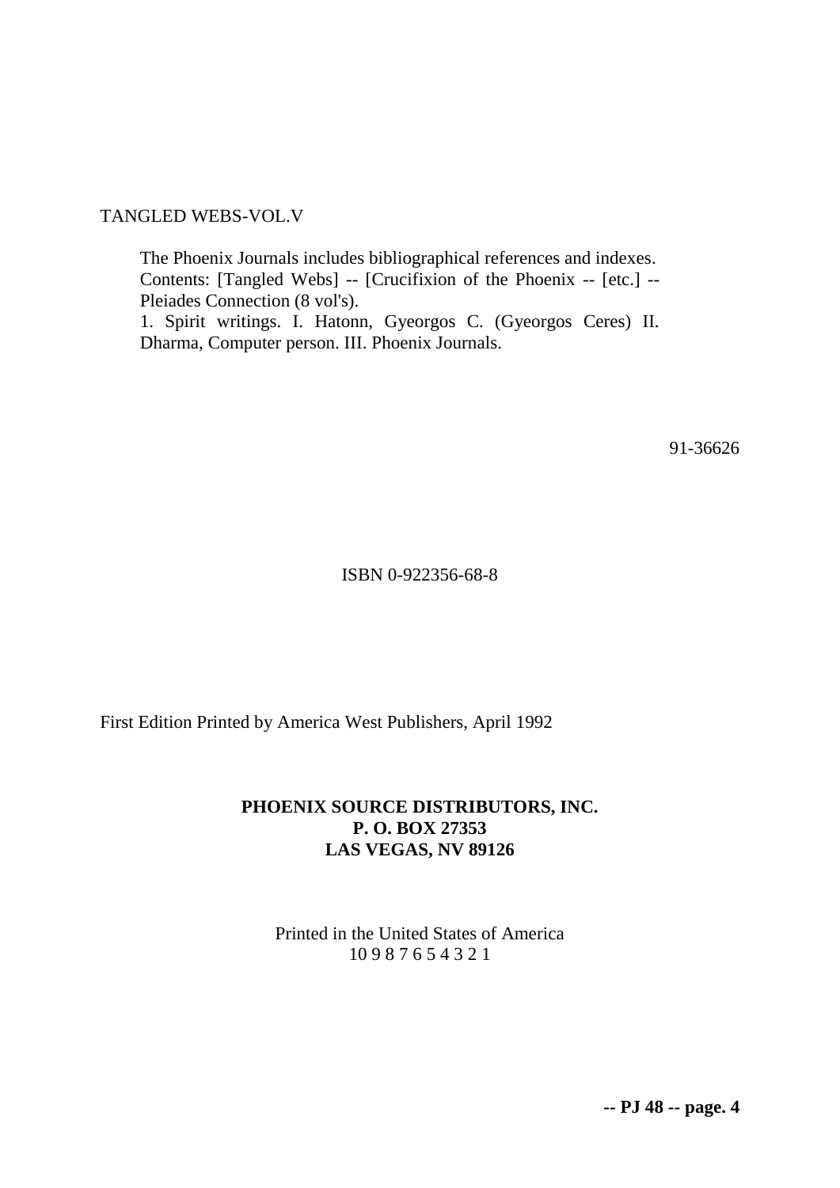TANGLED WEBS-VOL.V

The Phoenix Journals includes bibliographical references and indexes. Contents: [Tangled Webs] -- [Crucifixion of the Phoenix -- [etc.] -- Pleiades Connection (8 vol's).
1. Spirit writings. I. Hatonn, Gyeorgos C. (Gyeorgos Ceres) II. Dharma, Computer person. III. Phoenix Journals.

91-36626

ISBN 0-922356-68-8

First Edition Printed by America West Publishers, April 1992

**PHOENIX SOURCE DISTRIBUTORS, INC.**
**P. O. BOX 27353**
**LAS VEGAS, NV 89126**

Printed in the United States of America
10 9 8 7 6 5 4 3 2 1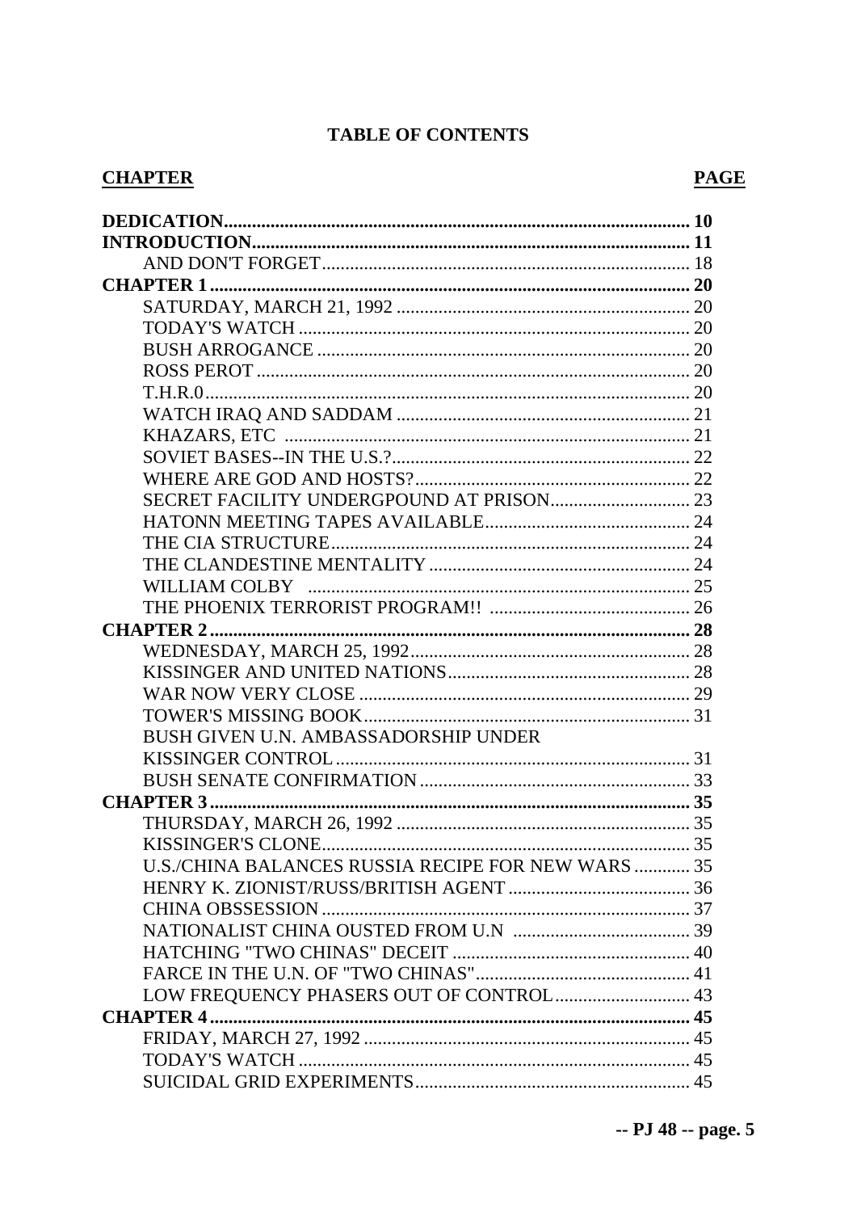**TABLE OF CONTENTS**

| **CHAPTER** | **PAGE** |
|---|---|
| **DEDICATION** | **10** |
| **INTRODUCTION** | **11** |
| AND DON'T FORGET | 18 |
| **CHAPTER 1** | **20** |
| SATURDAY, MARCH 21, 1992 | 20 |
| TODAY'S WATCH | 20 |
| BUSH ARROGANCE | 20 |
| ROSS PEROT | 20 |
| T.H.R.0 | 20 |
| WATCH IRAQ AND SADDAM | 21 |
| KHAZARS, ETC | 21 |
| SOVIET BASES--IN THE U.S.? | 22 |
| WHERE ARE GOD AND HOSTS? | 22 |
| SECRET FACILITY UNDERGPOUND AT PRISON | 23 |
| HATONN MEETING TAPES AVAILABLE | 24 |
| THE CIA STRUCTURE | 24 |
| THE CLANDESTINE MENTALITY | 24 |
| WILLIAM COLBY | 25 |
| THE PHOENIX TERRORIST PROGRAM!! | 26 |
| **CHAPTER 2** | **28** |
| WEDNESDAY, MARCH 25, 1992 | 28 |
| KISSINGER AND UNITED NATIONS | 28 |
| WAR NOW VERY CLOSE | 29 |
| TOWER'S MISSING BOOK | 31 |
| BUSH GIVEN U.N. AMBASSADORSHIP UNDER KISSINGER CONTROL | 31 |
| BUSH SENATE CONFIRMATION | 33 |
| **CHAPTER 3** | **35** |
| THURSDAY, MARCH 26, 1992 | 35 |
| KISSINGER'S CLONE | 35 |
| U.S./CHINA BALANCES RUSSIA RECIPE FOR NEW WARS | 35 |
| HENRY K. ZIONIST/RUSS/BRITISH AGENT | 36 |
| CHINA OBSSESSION | 37 |
| NATIONALIST CHINA OUSTED FROM U.N | 39 |
| HATCHING "TWO CHINAS" DECEIT | 40 |
| FARCE IN THE U.N. OF "TWO CHINAS" | 41 |
| LOW FREQUENCY PHASERS OUT OF CONTROL | 43 |
| **CHAPTER 4** | **45** |
| FRIDAY, MARCH 27, 1992 | 45 |
| TODAY'S WATCH | 45 |
| SUICIDAL GRID EXPERIMENTS | 45 |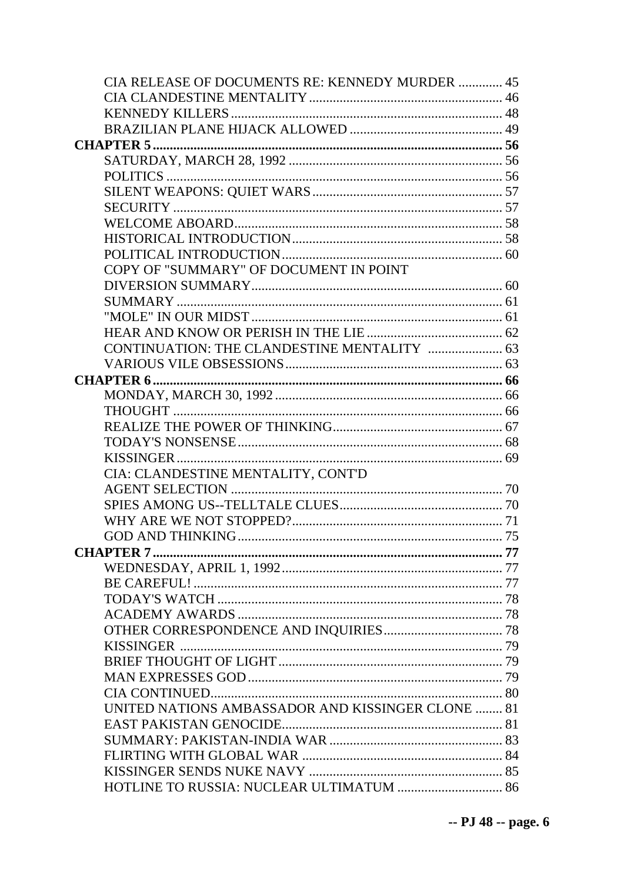CIA RELEASE OF DOCUMENTS RE: KENNEDY MURDER ............. 45
CIA CLANDESTINE MENTALITY ........................................................ 46
KENNEDY KILLERS ............................................................................... 48
BRAZILIAN PLANE HIJACK ALLOWED ............................................ 49

**CHAPTER 5 ...................................................................................................... 56**

SATURDAY, MARCH 28, 1992 .............................................................. 56
POLITICS .................................................................................................. 56
SILENT WEAPONS: QUIET WARS ........................................................ 57
SECURITY ................................................................................................ 57
WELCOME ABOARD .............................................................................. 58
HISTORICAL INTRODUCTION ............................................................. 58
POLITICAL INTRODUCTION ................................................................ 60
COPY OF "SUMMARY" OF DOCUMENT IN POINT
DIVERSION SUMMARY ......................................................................... 60
SUMMARY ................................................................................................ 61
"MOLE" IN OUR MIDST .......................................................................... 61
HEAR AND KNOW OR PERISH IN THE LIE ........................................ 62
CONTINUATION: THE CLANDESTINE MENTALITY ...................... 63
VARIOUS VILE OBSESSIONS ............................................................... 63

**CHAPTER 6 ...................................................................................................... 66**

MONDAY, MARCH 30, 1992 .................................................................. 66
THOUGHT ................................................................................................ 66
REALIZE THE POWER OF THINKING ................................................. 67
TODAY'S NONSENSE ............................................................................. 68
KISSINGER ............................................................................................... 69
CIA: CLANDESTINE MENTALITY, CONT'D
AGENT SELECTION ................................................................................ 70
SPIES AMONG US--TELLTALE CLUES ................................................ 70
WHY ARE WE NOT STOPPED? ............................................................. 71
GOD AND THINKING ............................................................................. 75

**CHAPTER 7 ...................................................................................................... 77**

WEDNESDAY, APRIL 1, 1992 ................................................................ 77
BE CAREFUL! .......................................................................................... 77
TODAY'S WATCH ................................................................................... 78
ACADEMY AWARDS ............................................................................. 78
OTHER CORRESPONDENCE AND INQUIRIES ................................... 78
KISSINGER .............................................................................................. 79
BRIEF THOUGHT OF LIGHT ................................................................. 79
MAN EXPRESSES GOD .......................................................................... 79
CIA CONTINUED ..................................................................................... 80
UNITED NATIONS AMBASSADOR AND KISSINGER CLONE ........ 81
EAST PAKISTAN GENOCIDE ................................................................ 81
SUMMARY: PAKISTAN-INDIA WAR ................................................... 83
FLIRTING WITH GLOBAL WAR ........................................................... 84
KISSINGER SENDS NUKE NAVY ......................................................... 85
HOTLINE TO RUSSIA: NUCLEAR ULTIMATUM ............................... 86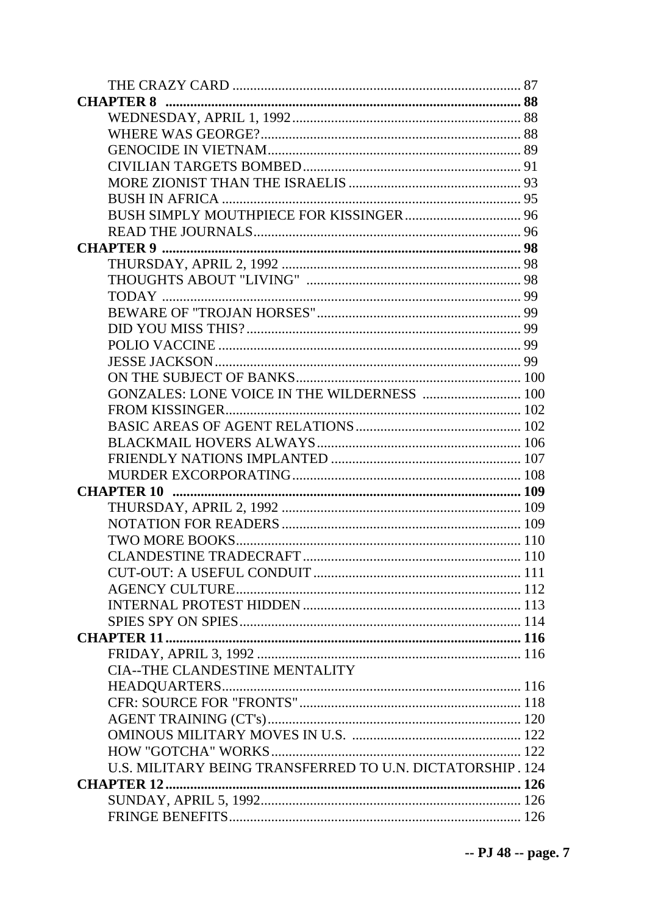THE CRAZY CARD .................................................................................. 87

**CHAPTER 8** ....................................................................................... **88**

WEDNESDAY, APRIL 1, 1992 ................................................................ 88

WHERE WAS GEORGE? ......................................................................... 88

GENOCIDE IN VIETNAM ....................................................................... 89

CIVILIAN TARGETS BOMBED ............................................................. 91

MORE ZIONIST THAN THE ISRAELIS ................................................. 93

BUSH IN AFRICA .................................................................................... 95

BUSH SIMPLY MOUTHPIECE FOR KISSINGER ................................. 96

READ THE JOURNALS ........................................................................... 96

**CHAPTER 9** ....................................................................................... **98**

THURSDAY, APRIL 2, 1992 .................................................................... 98

THOUGHTS ABOUT "LIVING" ............................................................ 98

TODAY ..................................................................................................... 99

BEWARE OF "TROJAN HORSES" .......................................................... 99

DID YOU MISS THIS? ............................................................................. 99

POLIO VACCINE ..................................................................................... 99

JESSE JACKSON ...................................................................................... 99

ON THE SUBJECT OF BANKS ............................................................... 100

GONZALES: LONE VOICE IN THE WILDERNESS ............................ 100

FROM KISSINGER ................................................................................... 102

BASIC AREAS OF AGENT RELATIONS ............................................... 102

BLACKMAIL HOVERS ALWAYS .......................................................... 106

FRIENDLY NATIONS IMPLANTED ...................................................... 107

MURDER EXCORPORATING ................................................................. 108

**CHAPTER 10** ..................................................................................... **109**

THURSDAY, APRIL 2, 1992 .................................................................... 109

NOTATION FOR READERS .................................................................... 109

TWO MORE BOOKS ................................................................................ 110

CLANDESTINE TRADECRAFT .............................................................. 110

CUT-OUT: A USEFUL CONDUIT ........................................................... 111

AGENCY CULTURE ................................................................................ 112

INTERNAL PROTEST HIDDEN .............................................................. 113

SPIES SPY ON SPIES ............................................................................... 114

**CHAPTER 11** ..................................................................................... **116**

FRIDAY, APRIL 3, 1992 ........................................................................... 116

CIA--THE CLANDESTINE MENTALITY HEADQUARTERS ................................................................................ 116

CFR: SOURCE FOR "FRONTS" ............................................................... 118

AGENT TRAINING (CT's) ....................................................................... 120

OMINOUS MILITARY MOVES IN U.S. ................................................ 122

HOW "GOTCHA" WORKS ....................................................................... 122

U.S. MILITARY BEING TRANSFERRED TO U.N. DICTATORSHIP . 124

**CHAPTER 12** ..................................................................................... **126**

SUNDAY, APRIL 5, 1992 .......................................................................... 126

FRINGE BENEFITS ................................................................................... 126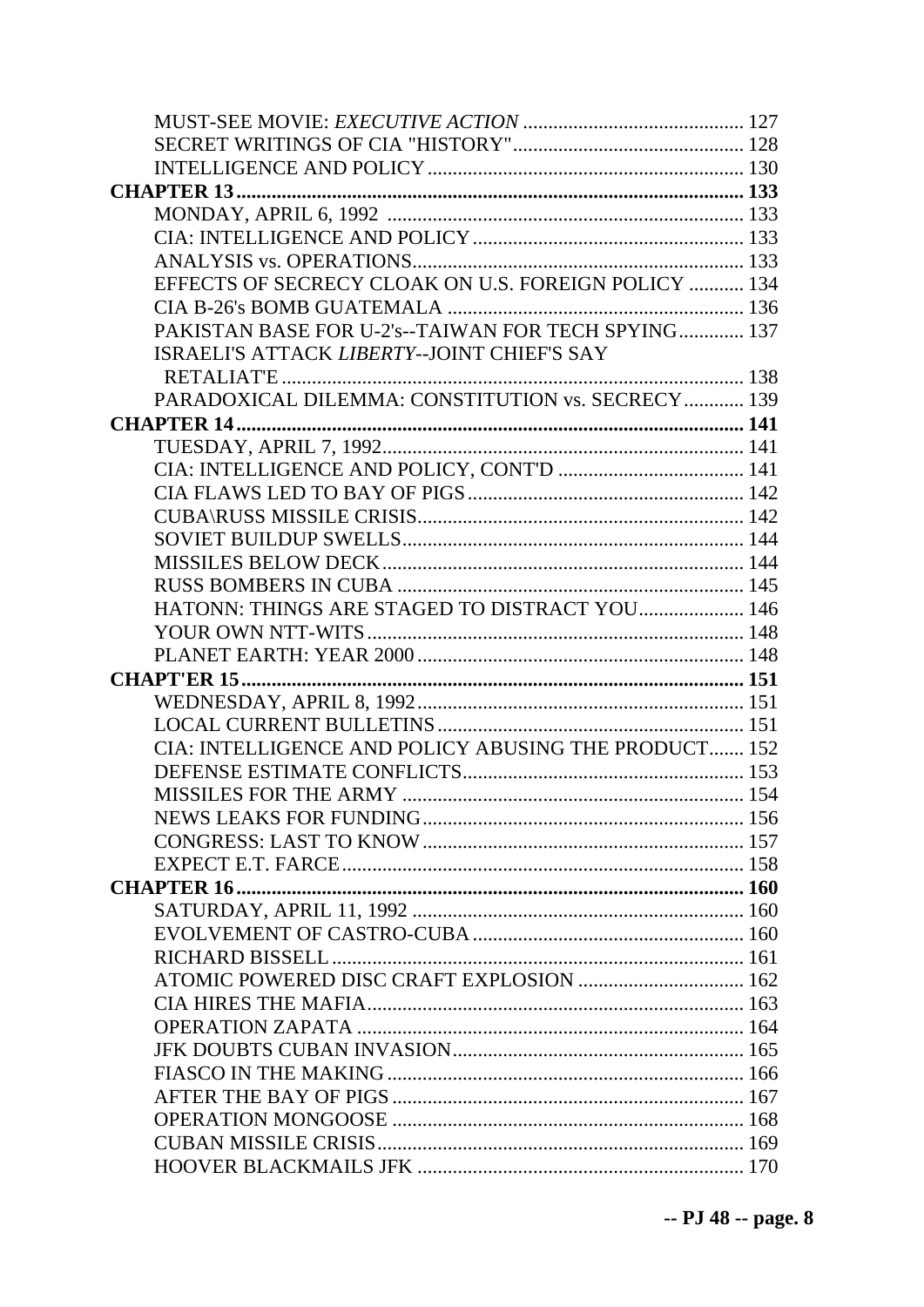MUST-SEE MOVIE: *EXECUTIVE ACTION* ............ 127
SECRET WRITINGS OF CIA "HISTORY" ............ 128
INTELLIGENCE AND POLICY ............ 130

**CHAPTER 13 ............ 133**

MONDAY, APRIL 6, 1992 ............ 133
CIA: INTELLIGENCE AND POLICY ............ 133
ANALYSIS vs. OPERATIONS ............ 133
EFFECTS OF SECRECY CLOAK ON U.S. FOREIGN POLICY ............ 134
CIA B-26's BOMB GUATEMALA ............ 136
PAKISTAN BASE FOR U-2's--TAIWAN FOR TECH SPYING ............ 137
ISRAELI'S ATTACK *LIBERTY*--JOINT CHIEF'S SAY RETALIAT'E ............ 138
PARADOXICAL DILEMMA: CONSTITUTION vs. SECRECY ............ 139

**CHAPTER 14 ............ 141**

TUESDAY, APRIL 7, 1992 ............ 141
CIA: INTELLIGENCE AND POLICY, CONT'D ............ 141
CIA FLAWS LED TO BAY OF PIGS ............ 142
CUBA\RUSS MISSILE CRISIS ............ 142
SOVIET BUILDUP SWELLS ............ 144
MISSILES BELOW DECK ............ 144
RUSS BOMBERS IN CUBA ............ 145
HATONN: THINGS ARE STAGED TO DISTRACT YOU ............ 146
YOUR OWN NTT-WITS ............ 148
PLANET EARTH: YEAR 2000 ............ 148

**CHAPT'ER 15 ............ 151**

WEDNESDAY, APRIL 8, 1992 ............ 151
LOCAL CURRENT BULLETINS ............ 151
CIA: INTELLIGENCE AND POLICY ABUSING THE PRODUCT ............ 152
DEFENSE ESTIMATE CONFLICTS ............ 153
MISSILES FOR THE ARMY ............ 154
NEWS LEAKS FOR FUNDING ............ 156
CONGRESS: LAST TO KNOW ............ 157
EXPECT E.T. FARCE ............ 158

**CHAPTER 16 ............ 160**

SATURDAY, APRIL 11, 1992 ............ 160
EVOLVEMENT OF CASTRO-CUBA ............ 160
RICHARD BISSELL ............ 161
ATOMIC POWERED DISC CRAFT EXPLOSION ............ 162
CIA HIRES THE MAFIA ............ 163
OPERATION ZAPATA ............ 164
JFK DOUBTS CUBAN INVASION ............ 165
FIASCO IN THE MAKING ............ 166
AFTER THE BAY OF PIGS ............ 167
OPERATION MONGOOSE ............ 168
CUBAN MISSILE CRISIS ............ 169
HOOVER BLACKMAILS JFK ............ 170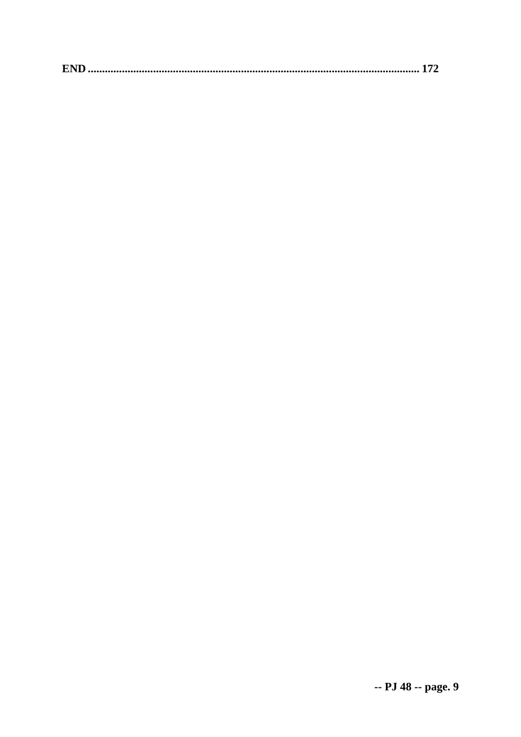**END .................................................................................................................... 172**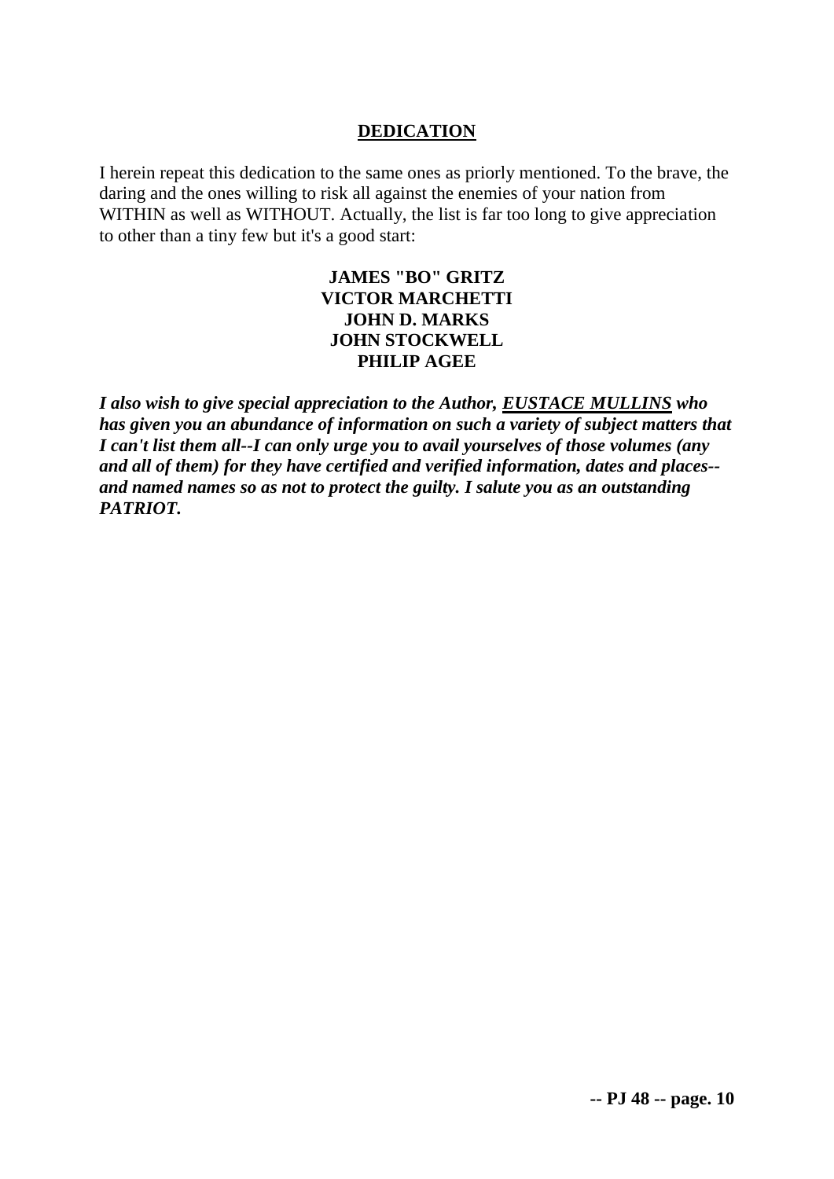## DEDICATION

I herein repeat this dedication to the same ones as priorly mentioned. To the brave, the daring and the ones willing to risk all against the enemies of your nation from WITHIN as well as WITHOUT. Actually, the list is far too long to give appreciation to other than a tiny few but it's a good start:

**JAMES "BO" GRITZ**
**VICTOR MARCHETTI**
**JOHN D. MARKS**
**JOHN STOCKWELL**
**PHILIP AGEE**

***I also wish to give special appreciation to the Author, <u>EUSTACE MULLINS</u> who has given you an abundance of information on such a variety of subject matters that I can't list them all--I can only urge you to avail yourselves of those volumes (any and all of them) for they have certified and verified information, dates and places--and named names so as not to protect the guilty. I salute you as an outstanding PATRIOT.***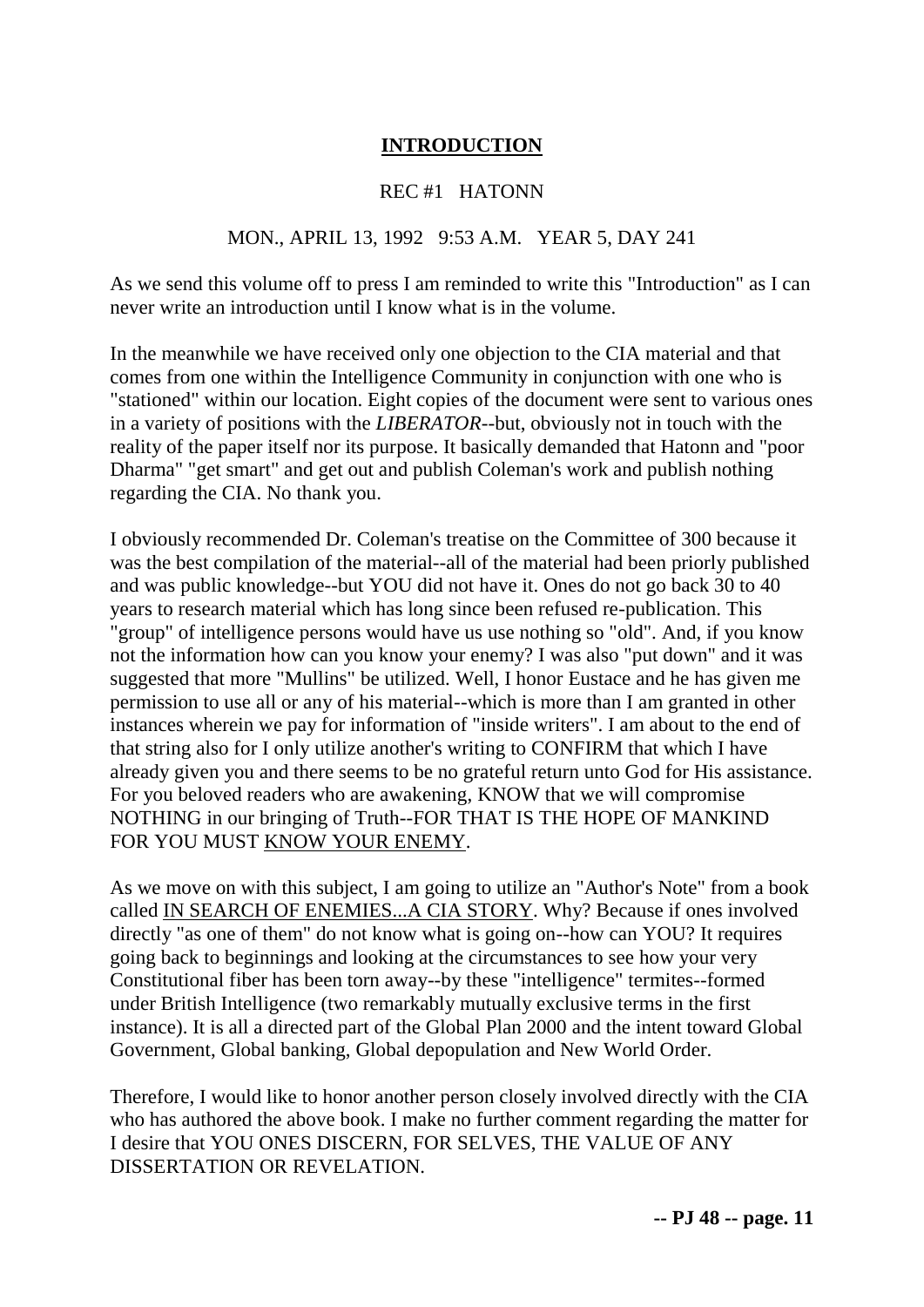## **INTRODUCTION**

REC #1 HATONN

MON., APRIL 13, 1992 9:53 A.M. YEAR 5, DAY 241

As we send this volume off to press I am reminded to write this "Introduction" as I can never write an introduction until I know what is in the volume.

In the meanwhile we have received only one objection to the CIA material and that comes from one within the Intelligence Community in conjunction with one who is "stationed" within our location. Eight copies of the document were sent to various ones in a variety of positions with the *LIBERATOR*--but, obviously not in touch with the reality of the paper itself nor its purpose. It basically demanded that Hatonn and "poor Dharma" "get smart" and get out and publish Coleman's work and publish nothing regarding the CIA. No thank you.

I obviously recommended Dr. Coleman's treatise on the Committee of 300 because it was the best compilation of the material--all of the material had been priorly published and was public knowledge--but YOU did not have it. Ones do not go back 30 to 40 years to research material which has long since been refused re-publication. This "group" of intelligence persons would have us use nothing so "old". And, if you know not the information how can you know your enemy? I was also "put down" and it was suggested that more "Mullins" be utilized. Well, I honor Eustace and he has given me permission to use all or any of his material--which is more than I am granted in other instances wherein we pay for information of "inside writers". I am about to the end of that string also for I only utilize another's writing to CONFIRM that which I have already given you and there seems to be no grateful return unto God for His assistance. For you beloved readers who are awakening, KNOW that we will compromise NOTHING in our bringing of Truth--FOR THAT IS THE HOPE OF MANKIND FOR YOU MUST KNOW YOUR ENEMY.

As we move on with this subject, I am going to utilize an "Author's Note" from a book called IN SEARCH OF ENEMIES...A CIA STORY. Why? Because if ones involved directly "as one of them" do not know what is going on--how can YOU? It requires going back to beginnings and looking at the circumstances to see how your very Constitutional fiber has been torn away--by these "intelligence" termites--formed under British Intelligence (two remarkably mutually exclusive terms in the first instance). It is all a directed part of the Global Plan 2000 and the intent toward Global Government, Global banking, Global depopulation and New World Order.

Therefore, I would like to honor another person closely involved directly with the CIA who has authored the above book. I make no further comment regarding the matter for I desire that YOU ONES DISCERN, FOR SELVES, THE VALUE OF ANY DISSERTATION OR REVELATION.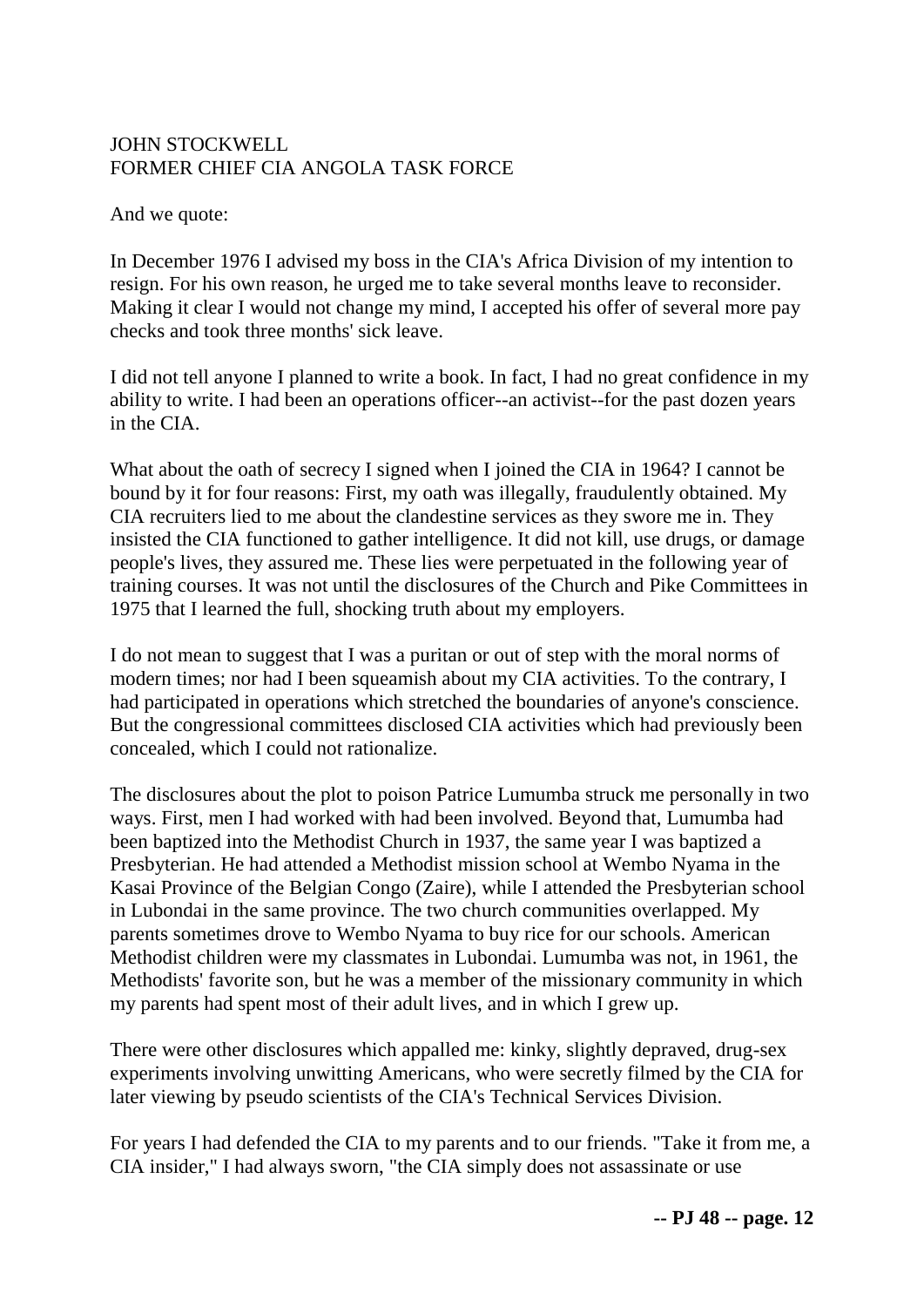JOHN STOCKWELL
FORMER CHIEF CIA ANGOLA TASK FORCE

And we quote:

In December 1976 I advised my boss in the CIA's Africa Division of my intention to resign. For his own reason, he urged me to take several months leave to reconsider. Making it clear I would not change my mind, I accepted his offer of several more pay checks and took three months' sick leave.

I did not tell anyone I planned to write a book. In fact, I had no great confidence in my ability to write. I had been an operations officer--an activist--for the past dozen years in the CIA.

What about the oath of secrecy I signed when I joined the CIA in 1964? I cannot be bound by it for four reasons: First, my oath was illegally, fraudulently obtained. My CIA recruiters lied to me about the clandestine services as they swore me in. They insisted the CIA functioned to gather intelligence. It did not kill, use drugs, or damage people's lives, they assured me. These lies were perpetuated in the following year of training courses. It was not until the disclosures of the Church and Pike Committees in 1975 that I learned the full, shocking truth about my employers.

I do not mean to suggest that I was a puritan or out of step with the moral norms of modern times; nor had I been squeamish about my CIA activities. To the contrary, I had participated in operations which stretched the boundaries of anyone's conscience. But the congressional committees disclosed CIA activities which had previously been concealed, which I could not rationalize.

The disclosures about the plot to poison Patrice Lumumba struck me personally in two ways. First, men I had worked with had been involved. Beyond that, Lumumba had been baptized into the Methodist Church in 1937, the same year I was baptized a Presbyterian. He had attended a Methodist mission school at Wembo Nyama in the Kasai Province of the Belgian Congo (Zaire), while I attended the Presbyterian school in Lubondai in the same province. The two church communities overlapped. My parents sometimes drove to Wembo Nyama to buy rice for our schools. American Methodist children were my classmates in Lubondai. Lumumba was not, in 1961, the Methodists' favorite son, but he was a member of the missionary community in which my parents had spent most of their adult lives, and in which I grew up.

There were other disclosures which appalled me: kinky, slightly depraved, drug-sex experiments involving unwitting Americans, who were secretly filmed by the CIA for later viewing by pseudo scientists of the CIA's Technical Services Division.

For years I had defended the CIA to my parents and to our friends. "Take it from me, a CIA insider," I had always sworn, "the CIA simply does not assassinate or use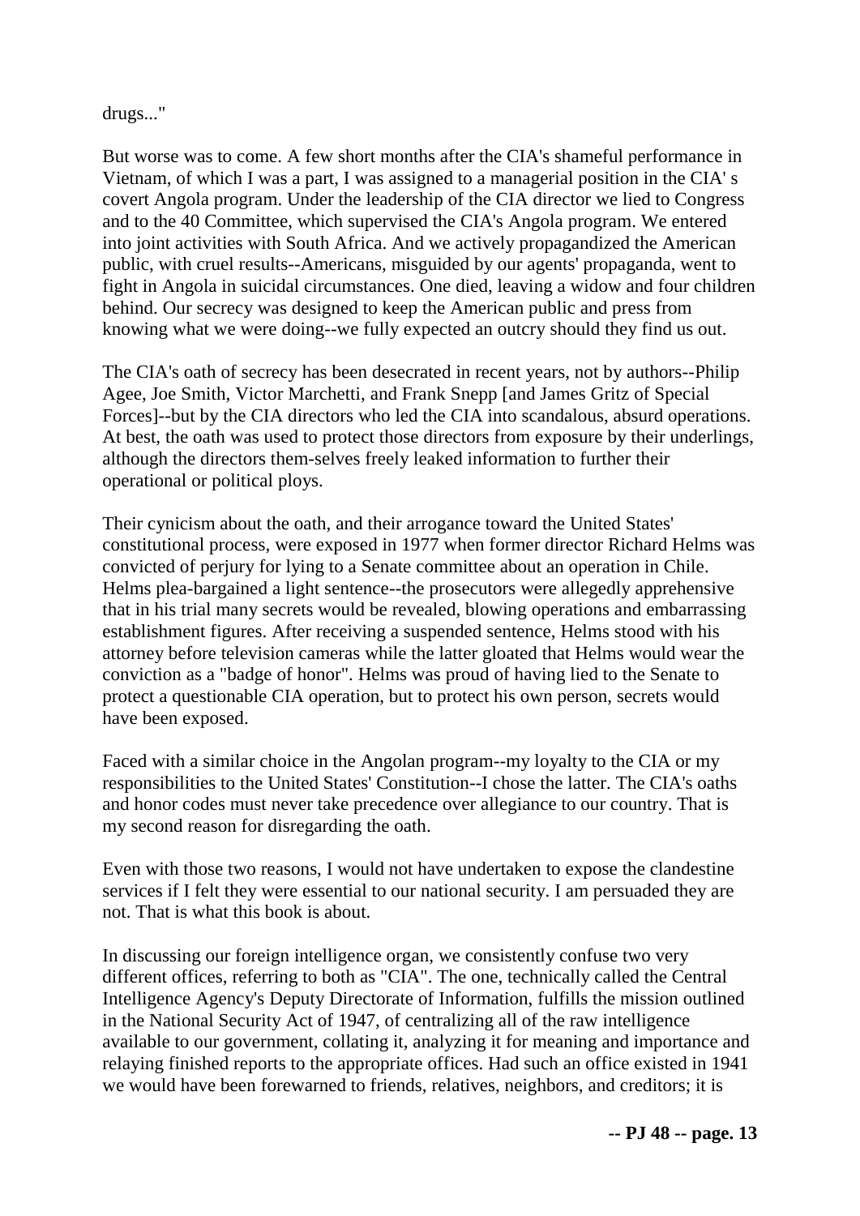drugs..."

But worse was to come. A few short months after the CIA's shameful performance in Vietnam, of which I was a part, I was assigned to a managerial position in the CIA' s covert Angola program. Under the leadership of the CIA director we lied to Congress and to the 40 Committee, which supervised the CIA's Angola program. We entered into joint activities with South Africa. And we actively propagandized the American public, with cruel results--Americans, misguided by our agents' propaganda, went to fight in Angola in suicidal circumstances. One died, leaving a widow and four children behind. Our secrecy was designed to keep the American public and press from knowing what we were doing--we fully expected an outcry should they find us out.

The CIA's oath of secrecy has been desecrated in recent years, not by authors--Philip Agee, Joe Smith, Victor Marchetti, and Frank Snepp [and James Gritz of Special Forces]--but by the CIA directors who led the CIA into scandalous, absurd operations. At best, the oath was used to protect those directors from exposure by their underlings, although the directors them-selves freely leaked information to further their operational or political ploys.

Their cynicism about the oath, and their arrogance toward the United States' constitutional process, were exposed in 1977 when former director Richard Helms was convicted of perjury for lying to a Senate committee about an operation in Chile. Helms plea-bargained a light sentence--the prosecutors were allegedly apprehensive that in his trial many secrets would be revealed, blowing operations and embarrassing establishment figures. After receiving a suspended sentence, Helms stood with his attorney before television cameras while the latter gloated that Helms would wear the conviction as a "badge of honor". Helms was proud of having lied to the Senate to protect a questionable CIA operation, but to protect his own person, secrets would have been exposed.

Faced with a similar choice in the Angolan program--my loyalty to the CIA or my responsibilities to the United States' Constitution--I chose the latter. The CIA's oaths and honor codes must never take precedence over allegiance to our country. That is my second reason for disregarding the oath.

Even with those two reasons, I would not have undertaken to expose the clandestine services if I felt they were essential to our national security. I am persuaded they are not. That is what this book is about.

In discussing our foreign intelligence organ, we consistently confuse two very different offices, referring to both as "CIA". The one, technically called the Central Intelligence Agency's Deputy Directorate of Information, fulfills the mission outlined in the National Security Act of 1947, of centralizing all of the raw intelligence available to our government, collating it, analyzing it for meaning and importance and relaying finished reports to the appropriate offices. Had such an office existed in 1941 we would have been forewarned to friends, relatives, neighbors, and creditors; it is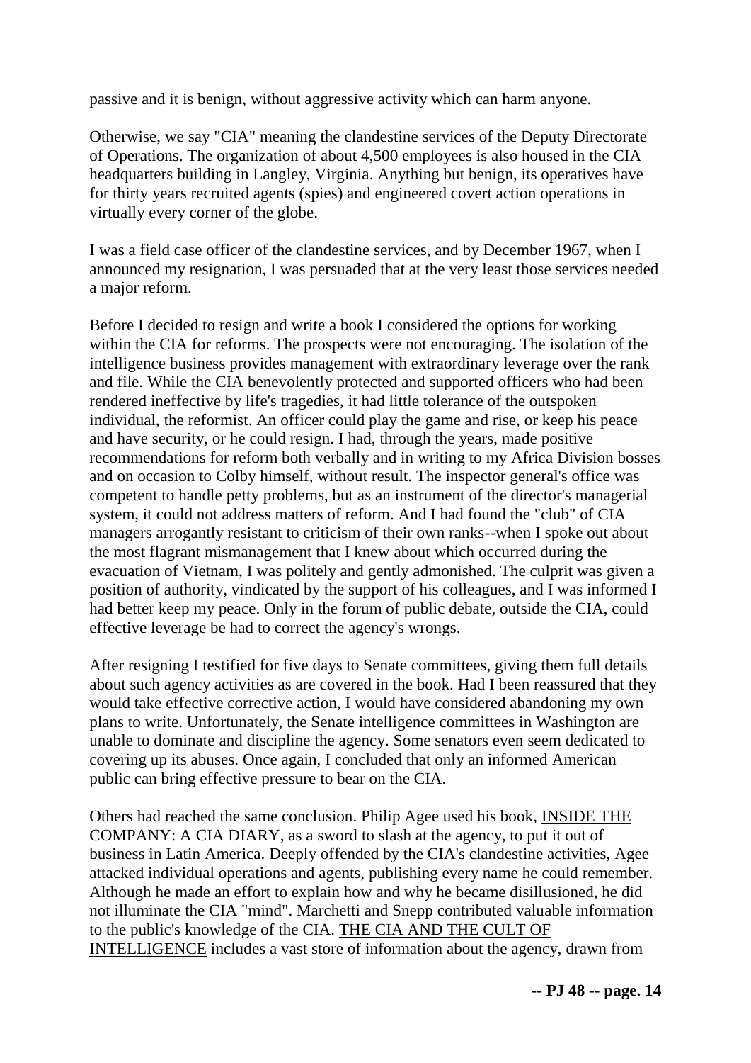passive and it is benign, without aggressive activity which can harm anyone.

Otherwise, we say "CIA" meaning the clandestine services of the Deputy Directorate of Operations. The organization of about 4,500 employees is also housed in the CIA headquarters building in Langley, Virginia. Anything but benign, its operatives have for thirty years recruited agents (spies) and engineered covert action operations in virtually every corner of the globe.

I was a field case officer of the clandestine services, and by December 1967, when I announced my resignation, I was persuaded that at the very least those services needed a major reform.

Before I decided to resign and write a book I considered the options for working within the CIA for reforms. The prospects were not encouraging. The isolation of the intelligence business provides management with extraordinary leverage over the rank and file. While the CIA benevolently protected and supported officers who had been rendered ineffective by life's tragedies, it had little tolerance of the outspoken individual, the reformist. An officer could play the game and rise, or keep his peace and have security, or he could resign. I had, through the years, made positive recommendations for reform both verbally and in writing to my Africa Division bosses and on occasion to Colby himself, without result. The inspector general's office was competent to handle petty problems, but as an instrument of the director's managerial system, it could not address matters of reform. And I had found the "club" of CIA managers arrogantly resistant to criticism of their own ranks--when I spoke out about the most flagrant mismanagement that I knew about which occurred during the evacuation of Vietnam, I was politely and gently admonished. The culprit was given a position of authority, vindicated by the support of his colleagues, and I was informed I had better keep my peace. Only in the forum of public debate, outside the CIA, could effective leverage be had to correct the agency's wrongs.

After resigning I testified for five days to Senate committees, giving them full details about such agency activities as are covered in the book. Had I been reassured that they would take effective corrective action, I would have considered abandoning my own plans to write. Unfortunately, the Senate intelligence committees in Washington are unable to dominate and discipline the agency. Some senators even seem dedicated to covering up its abuses. Once again, I concluded that only an informed American public can bring effective pressure to bear on the CIA.

Others had reached the same conclusion. Philip Agee used his book, INSIDE THE COMPANY: A CIA DIARY, as a sword to slash at the agency, to put it out of business in Latin America. Deeply offended by the CIA's clandestine activities, Agee attacked individual operations and agents, publishing every name he could remember. Although he made an effort to explain how and why he became disillusioned, he did not illuminate the CIA "mind". Marchetti and Snepp contributed valuable information to the public's knowledge of the CIA. THE CIA AND THE CULT OF INTELLIGENCE includes a vast store of information about the agency, drawn from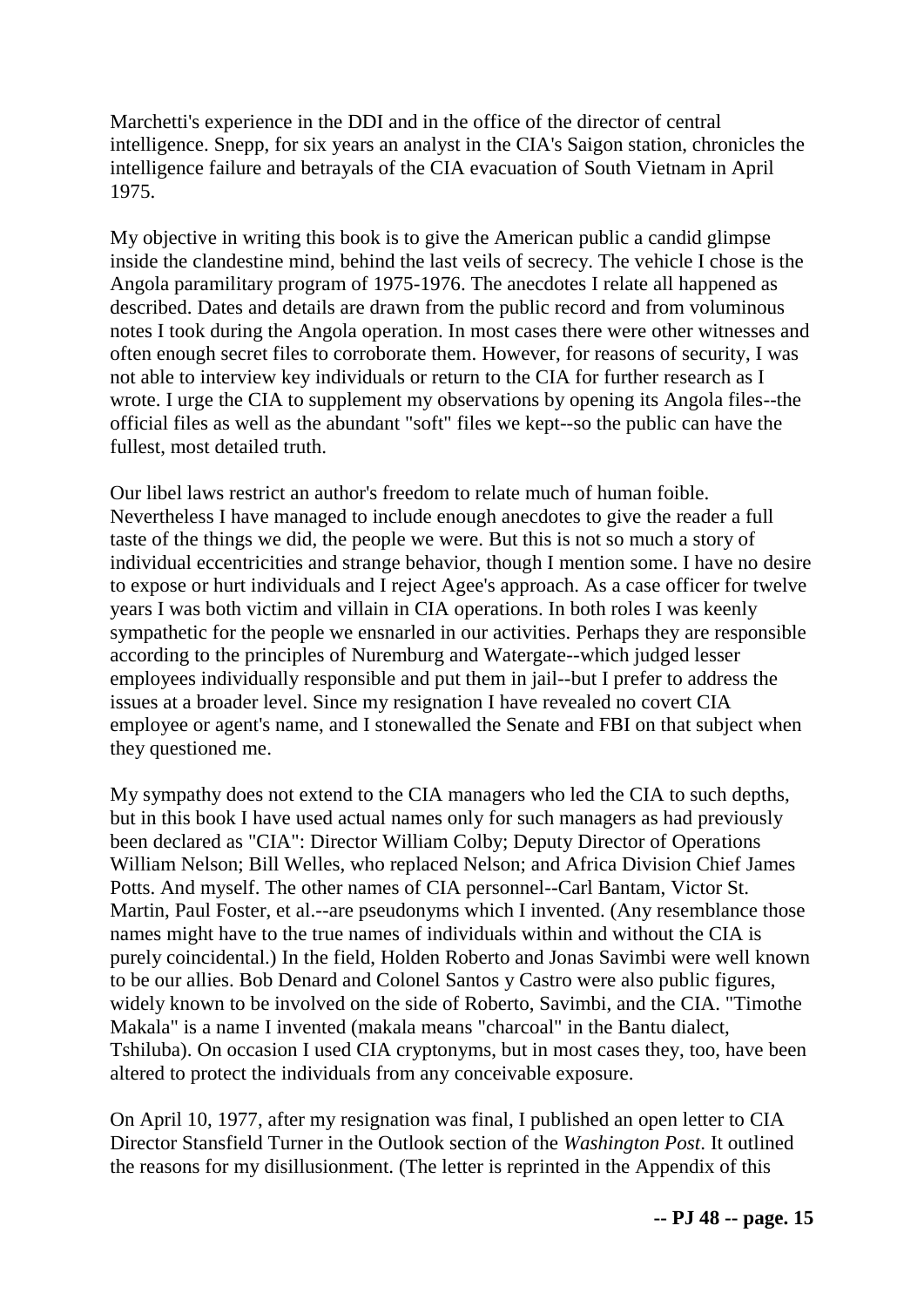Marchetti's experience in the DDI and in the office of the director of central intelligence. Snepp, for six years an analyst in the CIA's Saigon station, chronicles the intelligence failure and betrayals of the CIA evacuation of South Vietnam in April 1975.

My objective in writing this book is to give the American public a candid glimpse inside the clandestine mind, behind the last veils of secrecy. The vehicle I chose is the Angola paramilitary program of 1975-1976. The anecdotes I relate all happened as described. Dates and details are drawn from the public record and from voluminous notes I took during the Angola operation. In most cases there were other witnesses and often enough secret files to corroborate them. However, for reasons of security, I was not able to interview key individuals or return to the CIA for further research as I wrote. I urge the CIA to supplement my observations by opening its Angola files--the official files as well as the abundant "soft" files we kept--so the public can have the fullest, most detailed truth.

Our libel laws restrict an author's freedom to relate much of human foible. Nevertheless I have managed to include enough anecdotes to give the reader a full taste of the things we did, the people we were. But this is not so much a story of individual eccentricities and strange behavior, though I mention some. I have no desire to expose or hurt individuals and I reject Agee's approach. As a case officer for twelve years I was both victim and villain in CIA operations. In both roles I was keenly sympathetic for the people we ensnarled in our activities. Perhaps they are responsible according to the principles of Nuremburg and Watergate--which judged lesser employees individually responsible and put them in jail--but I prefer to address the issues at a broader level. Since my resignation I have revealed no covert CIA employee or agent's name, and I stonewalled the Senate and FBI on that subject when they questioned me.

My sympathy does not extend to the CIA managers who led the CIA to such depths, but in this book I have used actual names only for such managers as had previously been declared as "CIA": Director William Colby; Deputy Director of Operations William Nelson; Bill Welles, who replaced Nelson; and Africa Division Chief James Potts. And myself. The other names of CIA personnel--Carl Bantam, Victor St. Martin, Paul Foster, et al.--are pseudonyms which I invented. (Any resemblance those names might have to the true names of individuals within and without the CIA is purely coincidental.) In the field, Holden Roberto and Jonas Savimbi were well known to be our allies. Bob Denard and Colonel Santos y Castro were also public figures, widely known to be involved on the side of Roberto, Savimbi, and the CIA. "Timothe Makala" is a name I invented (makala means "charcoal" in the Bantu dialect, Tshiluba). On occasion I used CIA cryptonyms, but in most cases they, too, have been altered to protect the individuals from any conceivable exposure.

On April 10, 1977, after my resignation was final, I published an open letter to CIA Director Stansfield Turner in the Outlook section of the *Washington Post*. It outlined the reasons for my disillusionment. (The letter is reprinted in the Appendix of this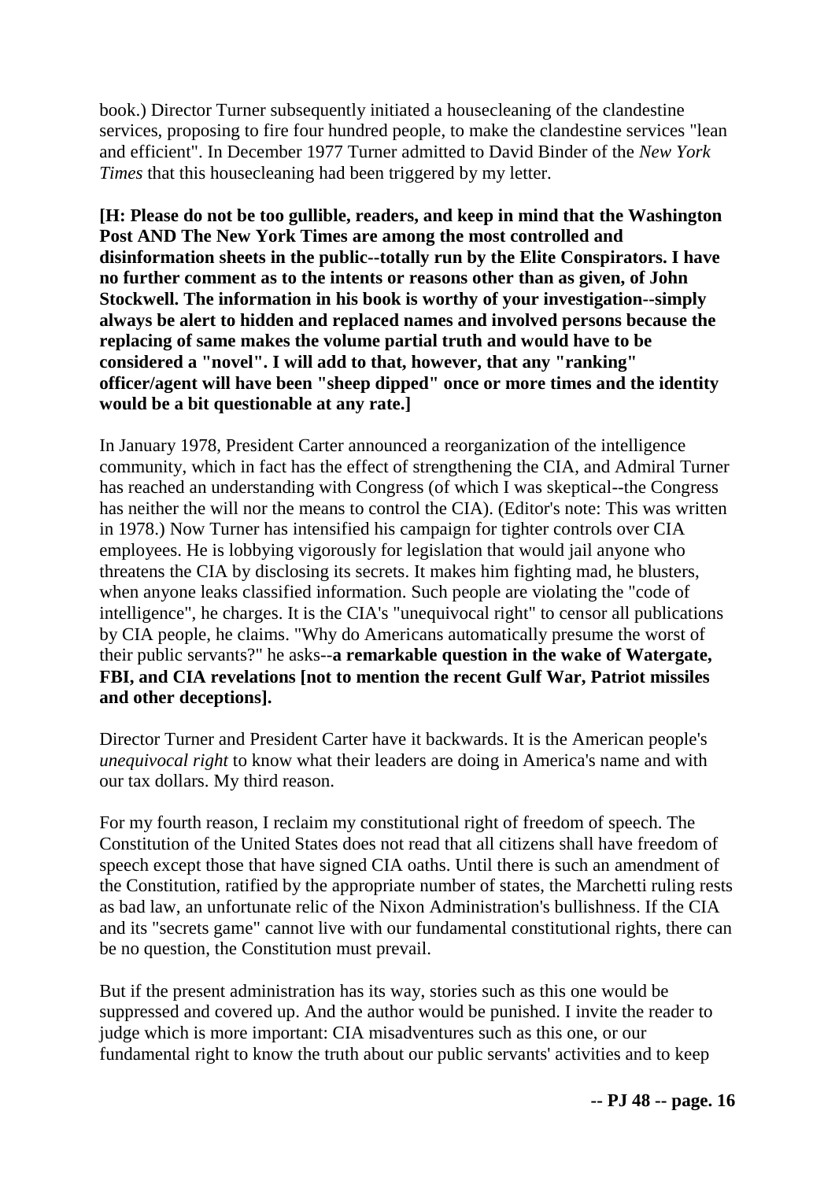book.) Director Turner subsequently initiated a housecleaning of the clandestine services, proposing to fire four hundred people, to make the clandestine services "lean and efficient". In December 1977 Turner admitted to David Binder of the *New York Times* that this housecleaning had been triggered by my letter.

**[H: Please do not be too gullible, readers, and keep in mind that the Washington Post AND The New York Times are among the most controlled and disinformation sheets in the public--totally run by the Elite Conspirators. I have no further comment as to the intents or reasons other than as given, of John Stockwell. The information in his book is worthy of your investigation--simply always be alert to hidden and replaced names and involved persons because the replacing of same makes the volume partial truth and would have to be considered a "novel". I will add to that, however, that any "ranking" officer/agent will have been "sheep dipped" once or more times and the identity would be a bit questionable at any rate.]**

In January 1978, President Carter announced a reorganization of the intelligence community, which in fact has the effect of strengthening the CIA, and Admiral Turner has reached an understanding with Congress (of which I was skeptical--the Congress has neither the will nor the means to control the CIA). (Editor's note: This was written in 1978.) Now Turner has intensified his campaign for tighter controls over CIA employees. He is lobbying vigorously for legislation that would jail anyone who threatens the CIA by disclosing its secrets. It makes him fighting mad, he blusters, when anyone leaks classified information. Such people are violating the "code of intelligence", he charges. It is the CIA's "unequivocal right" to censor all publications by CIA people, he claims. "Why do Americans automatically presume the worst of their public servants?" he asks--**a remarkable question in the wake of Watergate, FBI, and CIA revelations [not to mention the recent Gulf War, Patriot missiles and other deceptions].**

Director Turner and President Carter have it backwards. It is the American people's *unequivocal right* to know what their leaders are doing in America's name and with our tax dollars. My third reason.

For my fourth reason, I reclaim my constitutional right of freedom of speech. The Constitution of the United States does not read that all citizens shall have freedom of speech except those that have signed CIA oaths. Until there is such an amendment of the Constitution, ratified by the appropriate number of states, the Marchetti ruling rests as bad law, an unfortunate relic of the Nixon Administration's bullishness. If the CIA and its "secrets game" cannot live with our fundamental constitutional rights, there can be no question, the Constitution must prevail.

But if the present administration has its way, stories such as this one would be suppressed and covered up. And the author would be punished. I invite the reader to judge which is more important: CIA misadventures such as this one, or our fundamental right to know the truth about our public servants' activities and to keep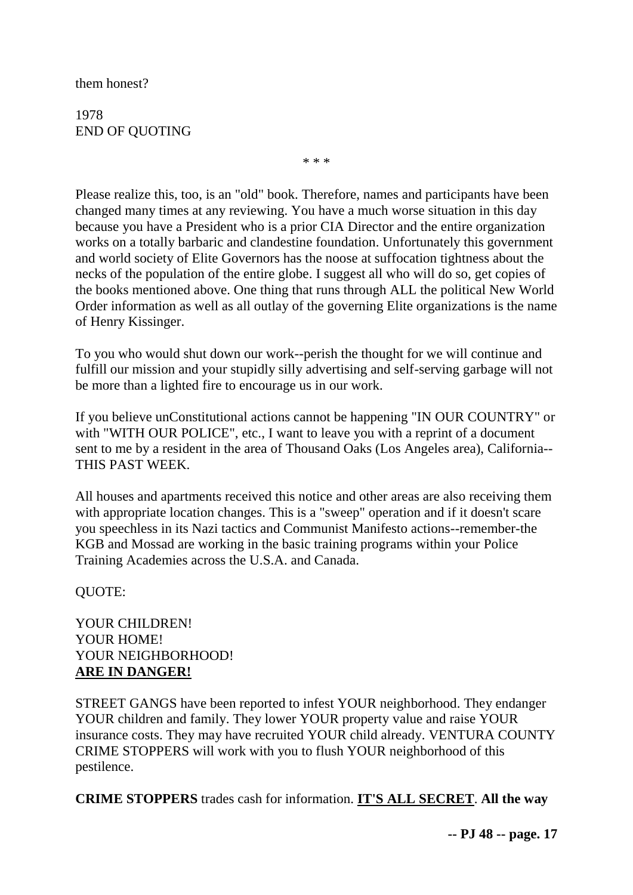them honest?

1978
END OF QUOTING

* * *

Please realize this, too, is an "old" book. Therefore, names and participants have been changed many times at any reviewing. You have a much worse situation in this day because you have a President who is a prior CIA Director and the entire organization works on a totally barbaric and clandestine foundation. Unfortunately this government and world society of Elite Governors has the noose at suffocation tightness about the necks of the population of the entire globe. I suggest all who will do so, get copies of the books mentioned above. One thing that runs through ALL the political New World Order information as well as all outlay of the governing Elite organizations is the name of Henry Kissinger.

To you who would shut down our work--perish the thought for we will continue and fulfill our mission and your stupidly silly advertising and self-serving garbage will not be more than a lighted fire to encourage us in our work.

If you believe unConstitutional actions cannot be happening "IN OUR COUNTRY" or with "WITH OUR POLICE", etc., I want to leave you with a reprint of a document sent to me by a resident in the area of Thousand Oaks (Los Angeles area), California--THIS PAST WEEK.

All houses and apartments received this notice and other areas are also receiving them with appropriate location changes. This is a "sweep" operation and if it doesn't scare you speechless in its Nazi tactics and Communist Manifesto actions--remember-the KGB and Mossad are working in the basic training programs within your Police Training Academies across the U.S.A. and Canada.

QUOTE:

YOUR CHILDREN!
YOUR HOME!
YOUR NEIGHBORHOOD!
**ARE IN DANGER!**

STREET GANGS have been reported to infest YOUR neighborhood. They endanger YOUR children and family. They lower YOUR property value and raise YOUR insurance costs. They may have recruited YOUR child already. VENTURA COUNTY CRIME STOPPERS will work with you to flush YOUR neighborhood of this pestilence.

**CRIME STOPPERS** trades cash for information. **IT'S ALL SECRET**. **All the way**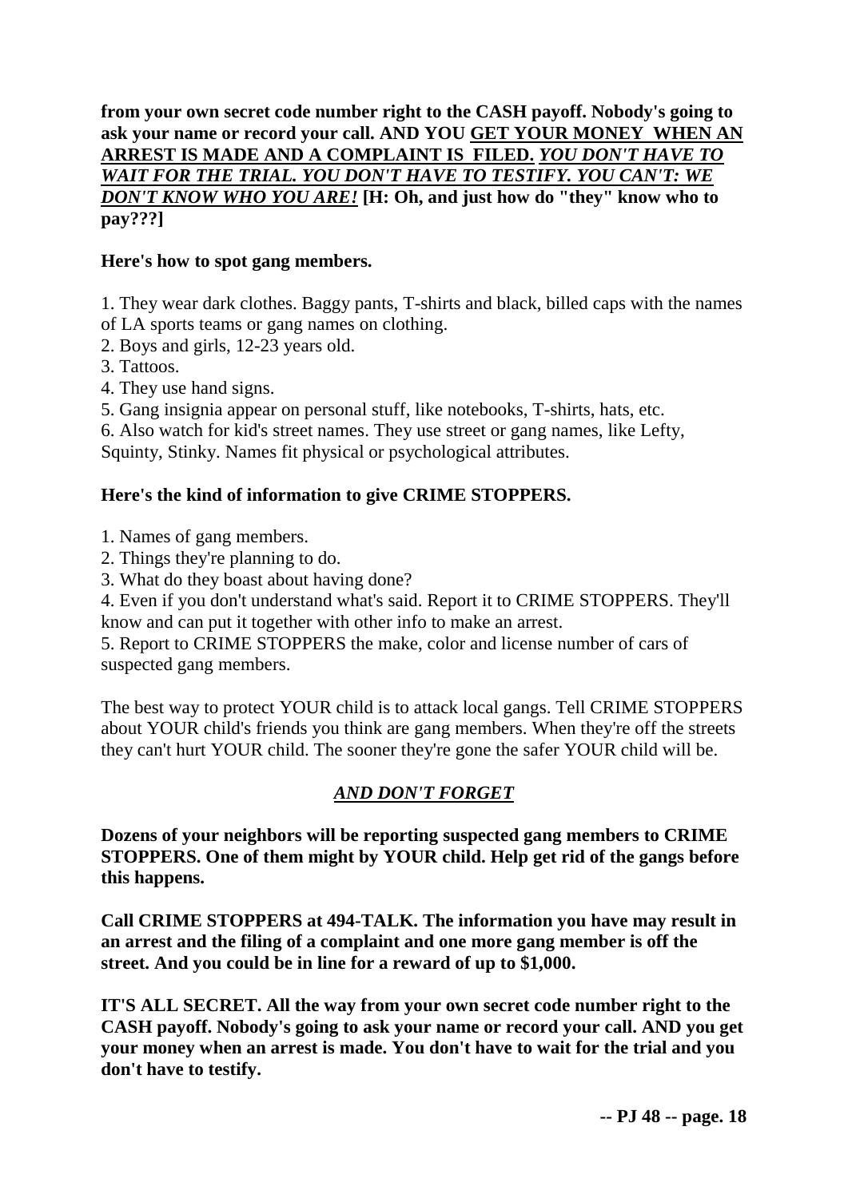**from your own secret code number right to the CASH payoff. Nobody's going to ask your name or record your call. AND YOU <u>GET YOUR MONEY WHEN AN ARREST IS MADE AND A COMPLAINT IS FILED.</u> *<u>YOU DON'T HAVE TO WAIT FOR THE TRIAL. YOU DON'T HAVE TO TESTIFY. YOU CAN'T: WE DON'T KNOW WHO YOU ARE!</u>* [H: Oh, and just how do "they" know who to pay???]**

**Here's how to spot gang members.**

1. They wear dark clothes. Baggy pants, T-shirts and black, billed caps with the names of LA sports teams or gang names on clothing.
2. Boys and girls, 12-23 years old.
3. Tattoos.
4. They use hand signs.
5. Gang insignia appear on personal stuff, like notebooks, T-shirts, hats, etc.
6. Also watch for kid's street names. They use street or gang names, like Lefty, Squinty, Stinky. Names fit physical or psychological attributes.

**Here's the kind of information to give CRIME STOPPERS.**

1. Names of gang members.
2. Things they're planning to do.
3. What do they boast about having done?
4. Even if you don't understand what's said. Report it to CRIME STOPPERS. They'll know and can put it together with other info to make an arrest.
5. Report to CRIME STOPPERS the make, color and license number of cars of suspected gang members.

The best way to protect YOUR child is to attack local gangs. Tell CRIME STOPPERS about YOUR child's friends you think are gang members. When they're off the streets they can't hurt YOUR child. The sooner they're gone the safer YOUR child will be.

*<u>AND DON'T FORGET</u>*

**Dozens of your neighbors will be reporting suspected gang members to CRIME STOPPERS. One of them might by YOUR child. Help get rid of the gangs before this happens.**

**Call CRIME STOPPERS at 494-TALK. The information you have may result in an arrest and the filing of a complaint and one more gang member is off the street. And you could be in line for a reward of up to $1,000.**

**IT'S ALL SECRET. All the way from your own secret code number right to the CASH payoff. Nobody's going to ask your name or record your call. AND you get your money when an arrest is made. You don't have to wait for the trial and you don't have to testify.**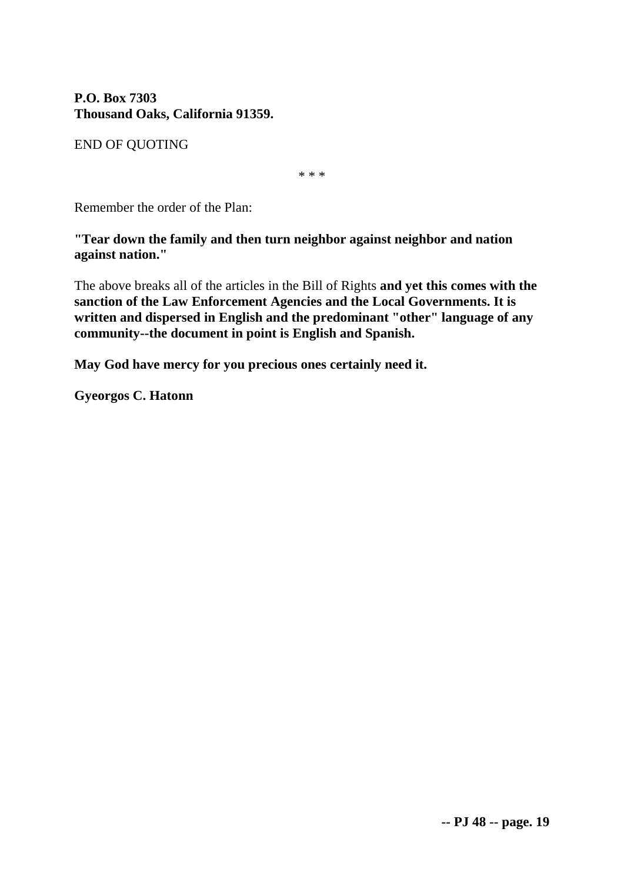**P.O. Box 7303**
**Thousand Oaks, California 91359.**

END OF QUOTING

* * *

Remember the order of the Plan:

**"Tear down the family and then turn neighbor against neighbor and nation against nation."**

The above breaks all of the articles in the Bill of Rights **and yet this comes with the sanction of the Law Enforcement Agencies and the Local Governments. It is written and dispersed in English and the predominant "other" language of any community--the document in point is English and Spanish.**

**May God have mercy for you precious ones certainly need it.**

**Gyeorgos C. Hatonn**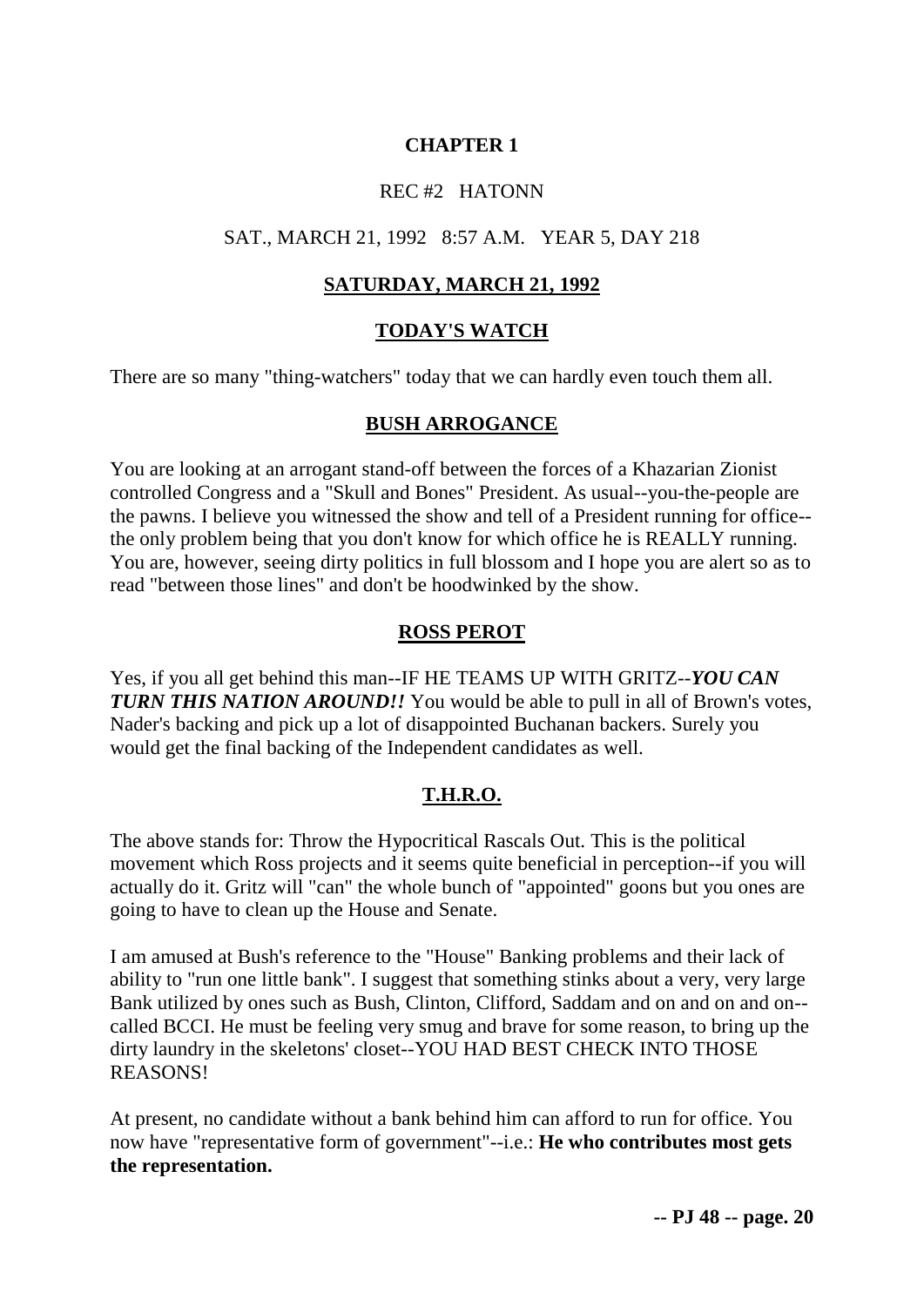# CHAPTER 1

REC #2 HATONN

SAT., MARCH 21, 1992 8:57 A.M. YEAR 5, DAY 218

## SATURDAY, MARCH 21, 1992

## TODAY'S WATCH

There are so many "thing-watchers" today that we can hardly even touch them all.

## BUSH ARROGANCE

You are looking at an arrogant stand-off between the forces of a Khazarian Zionist controlled Congress and a "Skull and Bones" President. As usual--you-the-people are the pawns. I believe you witnessed the show and tell of a President running for office--the only problem being that you don't know for which office he is REALLY running. You are, however, seeing dirty politics in full blossom and I hope you are alert so as to read "between those lines" and don't be hoodwinked by the show.

## ROSS PEROT

Yes, if you all get behind this man--IF HE TEAMS UP WITH GRITZ--***YOU CAN TURN THIS NATION AROUND!!*** You would be able to pull in all of Brown's votes, Nader's backing and pick up a lot of disappointed Buchanan backers. Surely you would get the final backing of the Independent candidates as well.

## T.H.R.O.

The above stands for: Throw the Hypocritical Rascals Out. This is the political movement which Ross projects and it seems quite beneficial in perception--if you will actually do it. Gritz will "can" the whole bunch of "appointed" goons but you ones are going to have to clean up the House and Senate.

I am amused at Bush's reference to the "House" Banking problems and their lack of ability to "run one little bank". I suggest that something stinks about a very, very large Bank utilized by ones such as Bush, Clinton, Clifford, Saddam and on and on and on--called BCCI. He must be feeling very smug and brave for some reason, to bring up the dirty laundry in the skeletons' closet--YOU HAD BEST CHECK INTO THOSE REASONS!

At present, no candidate without a bank behind him can afford to run for office. You now have "representative form of government"--i.e.: **He who contributes most gets the representation.**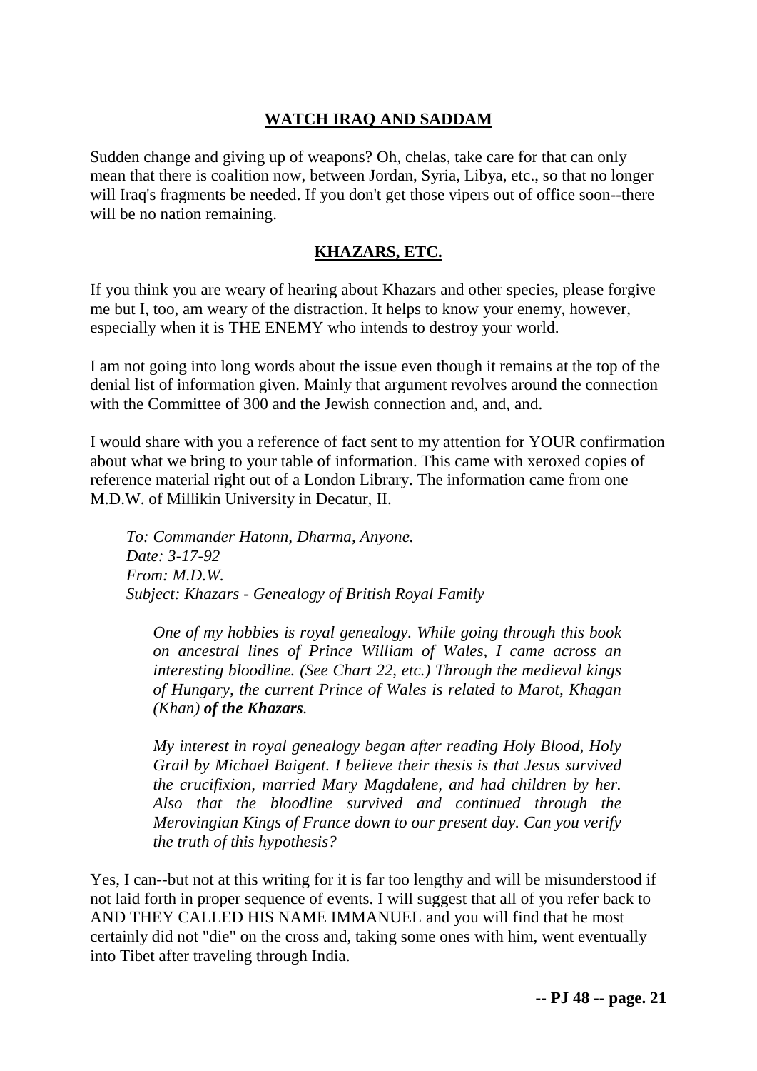## WATCH IRAQ AND SADDAM

Sudden change and giving up of weapons? Oh, chelas, take care for that can only mean that there is coalition now, between Jordan, Syria, Libya, etc., so that no longer will Iraq's fragments be needed. If you don't get those vipers out of office soon--there will be no nation remaining.

## KHAZARS, ETC.

If you think you are weary of hearing about Khazars and other species, please forgive me but I, too, am weary of the distraction. It helps to know your enemy, however, especially when it is THE ENEMY who intends to destroy your world.

I am not going into long words about the issue even though it remains at the top of the denial list of information given. Mainly that argument revolves around the connection with the Committee of 300 and the Jewish connection and, and, and.

I would share with you a reference of fact sent to my attention for YOUR confirmation about what we bring to your table of information. This came with xeroxed copies of reference material right out of a London Library. The information came from one M.D.W. of Millikin University in Decatur, II.

> *To: Commander Hatonn, Dharma, Anyone.*
> *Date: 3-17-92*
> *From: M.D.W.*
> *Subject: Khazars - Genealogy of British Royal Family*
>
> > *One of my hobbies is royal genealogy. While going through this book on ancestral lines of Prince William of Wales, I came across an interesting bloodline. (See Chart 22, etc.) Through the medieval kings of Hungary, the current Prince of Wales is related to Marot, Khagan (Khan)* ***of the Khazars****.*
> >
> > *My interest in royal genealogy began after reading Holy Blood, Holy Grail by Michael Baigent. I believe their thesis is that Jesus survived the crucifixion, married Mary Magdalene, and had children by her. Also that the bloodline survived and continued through the Merovingian Kings of France down to our present day. Can you verify the truth of this hypothesis?*

Yes, I can--but not at this writing for it is far too lengthy and will be misunderstood if not laid forth in proper sequence of events. I will suggest that all of you refer back to AND THEY CALLED HIS NAME IMMANUEL and you will find that he most certainly did not "die" on the cross and, taking some ones with him, went eventually into Tibet after traveling through India.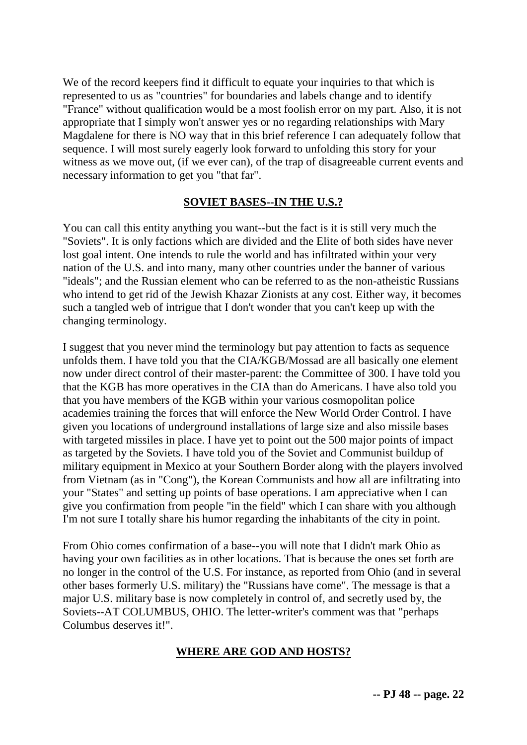We of the record keepers find it difficult to equate your inquiries to that which is represented to us as "countries" for boundaries and labels change and to identify "France" without qualification would be a most foolish error on my part. Also, it is not appropriate that I simply won't answer yes or no regarding relationships with Mary Magdalene for there is NO way that in this brief reference I can adequately follow that sequence. I will most surely eagerly look forward to unfolding this story for your witness as we move out, (if we ever can), of the trap of disagreeable current events and necessary information to get you "that far".

## SOVIET BASES--IN THE U.S.?

You can call this entity anything you want--but the fact is it is still very much the "Soviets". It is only factions which are divided and the Elite of both sides have never lost goal intent. One intends to rule the world and has infiltrated within your very nation of the U.S. and into many, many other countries under the banner of various "ideals"; and the Russian element who can be referred to as the non-atheistic Russians who intend to get rid of the Jewish Khazar Zionists at any cost. Either way, it becomes such a tangled web of intrigue that I don't wonder that you can't keep up with the changing terminology.

I suggest that you never mind the terminology but pay attention to facts as sequence unfolds them. I have told you that the CIA/KGB/Mossad are all basically one element now under direct control of their master-parent: the Committee of 300. I have told you that the KGB has more operatives in the CIA than do Americans. I have also told you that you have members of the KGB within your various cosmopolitan police academies training the forces that will enforce the New World Order Control. I have given you locations of underground installations of large size and also missile bases with targeted missiles in place. I have yet to point out the 500 major points of impact as targeted by the Soviets. I have told you of the Soviet and Communist buildup of military equipment in Mexico at your Southern Border along with the players involved from Vietnam (as in "Cong"), the Korean Communists and how all are infiltrating into your "States" and setting up points of base operations. I am appreciative when I can give you confirmation from people "in the field" which I can share with you although I'm not sure I totally share his humor regarding the inhabitants of the city in point.

From Ohio comes confirmation of a base--you will note that I didn't mark Ohio as having your own facilities as in other locations. That is because the ones set forth are no longer in the control of the U.S. For instance, as reported from Ohio (and in several other bases formerly U.S. military) the "Russians have come". The message is that a major U.S. military base is now completely in control of, and secretly used by, the Soviets--AT COLUMBUS, OHIO. The letter-writer's comment was that "perhaps Columbus deserves it!".

## WHERE ARE GOD AND HOSTS?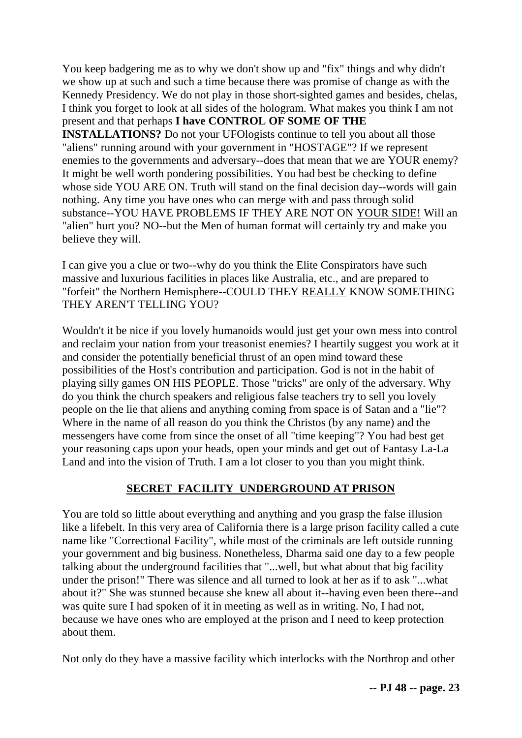You keep badgering me as to why we don't show up and "fix" things and why didn't we show up at such and such a time because there was promise of change as with the Kennedy Presidency. We do not play in those short-sighted games and besides, chelas, I think you forget to look at all sides of the hologram. What makes you think I am not present and that perhaps **I have CONTROL OF SOME OF THE INSTALLATIONS?** Do not your UFOlogists continue to tell you about all those "aliens" running around with your government in "HOSTAGE"? If we represent enemies to the governments and adversary--does that mean that we are YOUR enemy? It might be well worth pondering possibilities. You had best be checking to define whose side YOU ARE ON. Truth will stand on the final decision day--words will gain nothing. Any time you have ones who can merge with and pass through solid substance--YOU HAVE PROBLEMS IF THEY ARE NOT ON YOUR SIDE! Will an "alien" hurt you? NO--but the Men of human format will certainly try and make you believe they will.

I can give you a clue or two--why do you think the Elite Conspirators have such massive and luxurious facilities in places like Australia, etc., and are prepared to "forfeit" the Northern Hemisphere--COULD THEY REALLY KNOW SOMETHING THEY AREN'T TELLING YOU?

Wouldn't it be nice if you lovely humanoids would just get your own mess into control and reclaim your nation from your treasonist enemies? I heartily suggest you work at it and consider the potentially beneficial thrust of an open mind toward these possibilities of the Host's contribution and participation. God is not in the habit of playing silly games ON HIS PEOPLE. Those "tricks" are only of the adversary. Why do you think the church speakers and religious false teachers try to sell you lovely people on the lie that aliens and anything coming from space is of Satan and a "lie"? Where in the name of all reason do you think the Christos (by any name) and the messengers have come from since the onset of all "time keeping"? You had best get your reasoning caps upon your heads, open your minds and get out of Fantasy La-La Land and into the vision of Truth. I am a lot closer to you than you might think.

## SECRET FACILITY UNDERGROUND AT PRISON

You are told so little about everything and anything and you grasp the false illusion like a lifebelt. In this very area of California there is a large prison facility called a cute name like "Correctional Facility", while most of the criminals are left outside running your government and big business. Nonetheless, Dharma said one day to a few people talking about the underground facilities that "...well, but what about that big facility under the prison!" There was silence and all turned to look at her as if to ask "...what about it?" She was stunned because she knew all about it--having even been there--and was quite sure I had spoken of it in meeting as well as in writing. No, I had not, because we have ones who are employed at the prison and I need to keep protection about them.

Not only do they have a massive facility which interlocks with the Northrop and other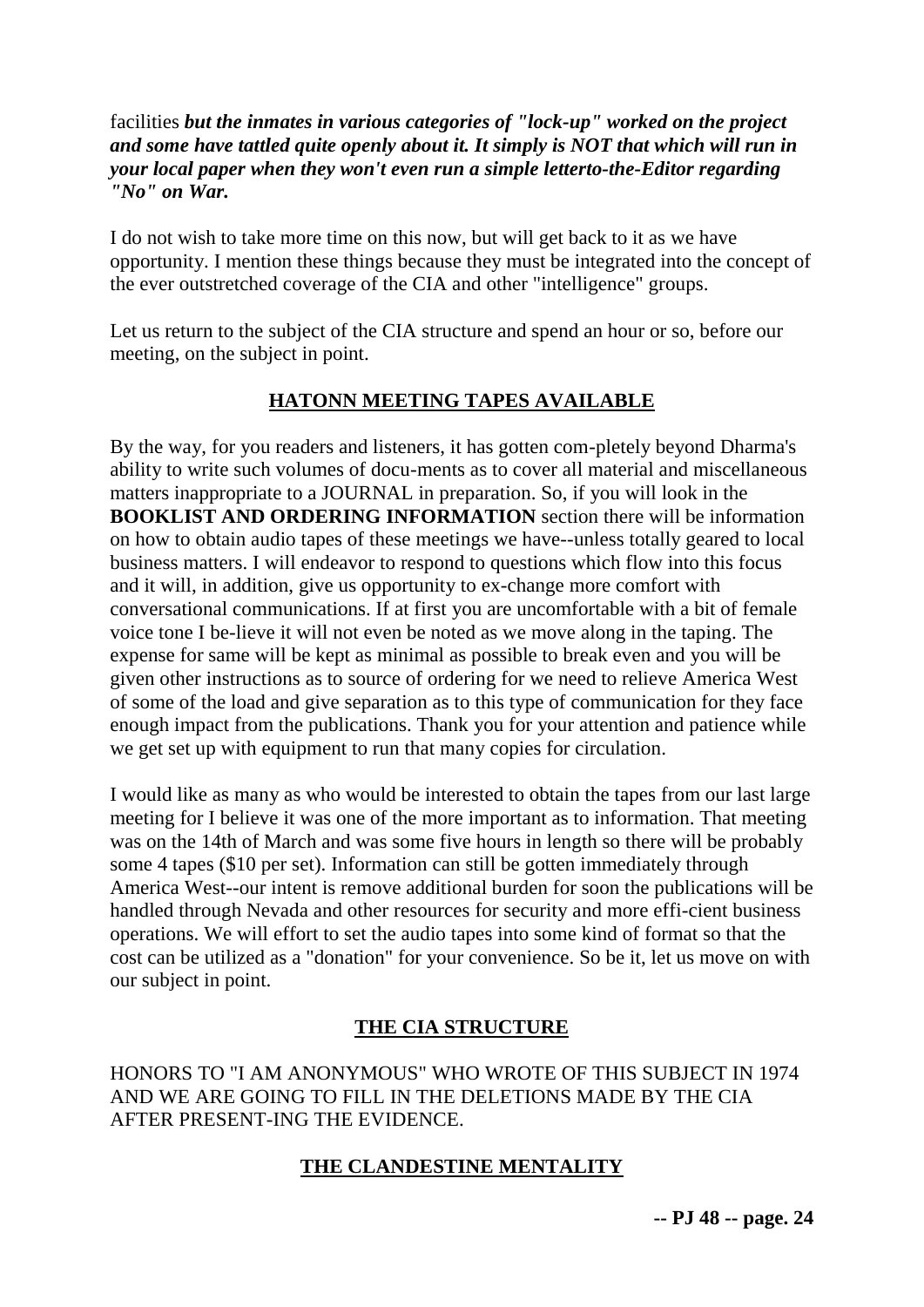facilities ***but the inmates in various categories of "lock-up" worked on the project and some have tattled quite openly about it. It simply is NOT that which will run in your local paper when they won't even run a simple letterto-the-Editor regarding "No" on War.***

I do not wish to take more time on this now, but will get back to it as we have opportunity. I mention these things because they must be integrated into the concept of the ever outstretched coverage of the CIA and other "intelligence" groups.

Let us return to the subject of the CIA structure and spend an hour or so, before our meeting, on the subject in point.

## HATONN MEETING TAPES AVAILABLE

By the way, for you readers and listeners, it has gotten com-pletely beyond Dharma's ability to write such volumes of docu-ments as to cover all material and miscellaneous matters inappropriate to a JOURNAL in preparation. So, if you will look in the **BOOKLIST AND ORDERING INFORMATION** section there will be information on how to obtain audio tapes of these meetings we have--unless totally geared to local business matters. I will endeavor to respond to questions which flow into this focus and it will, in addition, give us opportunity to ex-change more comfort with conversational communications. If at first you are uncomfortable with a bit of female voice tone I be-lieve it will not even be noted as we move along in the taping. The expense for same will be kept as minimal as possible to break even and you will be given other instructions as to source of ordering for we need to relieve America West of some of the load and give separation as to this type of communication for they face enough impact from the publications. Thank you for your attention and patience while we get set up with equipment to run that many copies for circulation.

I would like as many as who would be interested to obtain the tapes from our last large meeting for I believe it was one of the more important as to information. That meeting was on the 14th of March and was some five hours in length so there will be probably some 4 tapes ($10 per set). Information can still be gotten immediately through America West--our intent is remove additional burden for soon the publications will be handled through Nevada and other resources for security and more effi-cient business operations. We will effort to set the audio tapes into some kind of format so that the cost can be utilized as a "donation" for your convenience. So be it, let us move on with our subject in point.

## THE CIA STRUCTURE

HONORS TO "I AM ANONYMOUS" WHO WROTE OF THIS SUBJECT IN 1974 AND WE ARE GOING TO FILL IN THE DELETIONS MADE BY THE CIA AFTER PRESENT-ING THE EVIDENCE.

## THE CLANDESTINE MENTALITY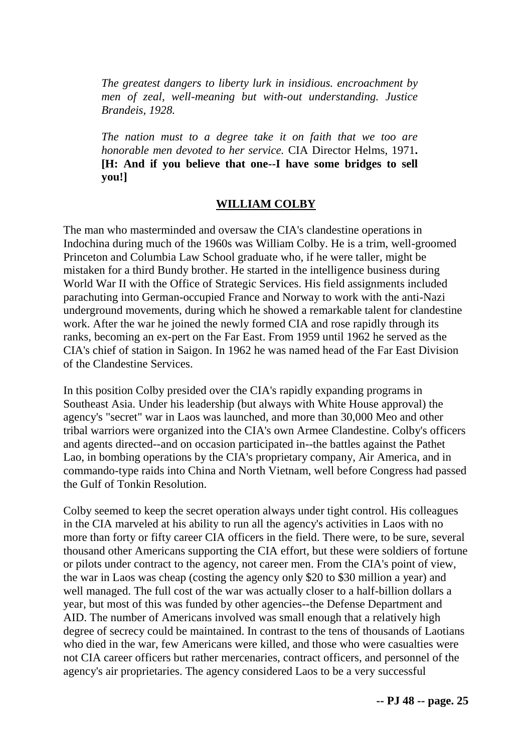*The greatest dangers to liberty lurk in insidious. encroachment by men of zeal, well-meaning but with-out understanding. Justice Brandeis, 1928.*

*The nation must to a degree take it on faith that we too are honorable men devoted to her service.* CIA Director Helms, 1971**.** **[H: And if you believe that one--I have some bridges to sell you!]**

## WILLIAM COLBY

The man who masterminded and oversaw the CIA's clandestine operations in Indochina during much of the 1960s was William Colby. He is a trim, well-groomed Princeton and Columbia Law School graduate who, if he were taller, might be mistaken for a third Bundy brother. He started in the intelligence business during World War II with the Office of Strategic Services. His field assignments included parachuting into German-occupied France and Norway to work with the anti-Nazi underground movements, during which he showed a remarkable talent for clandestine work. After the war he joined the newly formed CIA and rose rapidly through its ranks, becoming an ex-pert on the Far East. From 1959 until 1962 he served as the CIA's chief of station in Saigon. In 1962 he was named head of the Far East Division of the Clandestine Services.

In this position Colby presided over the CIA's rapidly expanding programs in Southeast Asia. Under his leadership (but always with White House approval) the agency's "secret" war in Laos was launched, and more than 30,000 Meo and other tribal warriors were organized into the CIA's own Armee Clandestine. Colby's officers and agents directed--and on occasion participated in--the battles against the Pathet Lao, in bombing operations by the CIA's proprietary company, Air America, and in commando-type raids into China and North Vietnam, well before Congress had passed the Gulf of Tonkin Resolution.

Colby seemed to keep the secret operation always under tight control. His colleagues in the CIA marveled at his ability to run all the agency's activities in Laos with no more than forty or fifty career CIA officers in the field. There were, to be sure, several thousand other Americans supporting the CIA effort, but these were soldiers of fortune or pilots under contract to the agency, not career men. From the CIA's point of view, the war in Laos was cheap (costing the agency only $20 to $30 million a year) and well managed. The full cost of the war was actually closer to a half-billion dollars a year, but most of this was funded by other agencies--the Defense Department and AID. The number of Americans involved was small enough that a relatively high degree of secrecy could be maintained. In contrast to the tens of thousands of Laotians who died in the war, few Americans were killed, and those who were casualties were not CIA career officers but rather mercenaries, contract officers, and personnel of the agency's air proprietaries. The agency considered Laos to be a very successful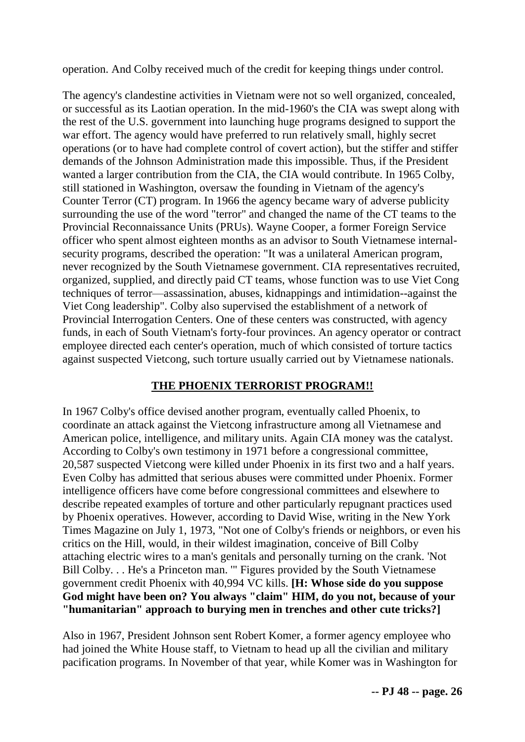operation. And Colby received much of the credit for keeping things under control.

The agency's clandestine activities in Vietnam were not so well organized, concealed, or successful as its Laotian operation. In the mid-1960's the CIA was swept along with the rest of the U.S. government into launching huge programs designed to support the war effort. The agency would have preferred to run relatively small, highly secret operations (or to have had complete control of covert action), but the stiffer and stiffer demands of the Johnson Administration made this impossible. Thus, if the President wanted a larger contribution from the CIA, the CIA would contribute. In 1965 Colby, still stationed in Washington, oversaw the founding in Vietnam of the agency's Counter Terror (CT) program. In 1966 the agency became wary of adverse publicity surrounding the use of the word "terror" and changed the name of the CT teams to the Provincial Reconnaissance Units (PRUs). Wayne Cooper, a former Foreign Service officer who spent almost eighteen months as an advisor to South Vietnamese internal-security programs, described the operation: "It was a unilateral American program, never recognized by the South Vietnamese government. CIA representatives recruited, organized, supplied, and directly paid CT teams, whose function was to use Viet Cong techniques of terror—assassination, abuses, kidnappings and intimidation--against the Viet Cong leadership". Colby also supervised the establishment of a network of Provincial Interrogation Centers. One of these centers was constructed, with agency funds, in each of South Vietnam's forty-four provinces. An agency operator or contract employee directed each center's operation, much of which consisted of torture tactics against suspected Vietcong, such torture usually carried out by Vietnamese nationals.

## THE PHOENIX TERRORIST PROGRAM!!

In 1967 Colby's office devised another program, eventually called Phoenix, to coordinate an attack against the Vietcong infrastructure among all Vietnamese and American police, intelligence, and military units. Again CIA money was the catalyst. According to Colby's own testimony in 1971 before a congressional committee, 20,587 suspected Vietcong were killed under Phoenix in its first two and a half years. Even Colby has admitted that serious abuses were committed under Phoenix. Former intelligence officers have come before congressional committees and elsewhere to describe repeated examples of torture and other particularly repugnant practices used by Phoenix operatives. However, according to David Wise, writing in the New York Times Magazine on July 1, 1973, "Not one of Colby's friends or neighbors, or even his critics on the Hill, would, in their wildest imagination, conceive of Bill Colby attaching electric wires to a man's genitals and personally turning on the crank. 'Not Bill Colby. . . He's a Princeton man. '" Figures provided by the South Vietnamese government credit Phoenix with 40,994 VC kills. **[H: Whose side do you suppose God might have been on? You always "claim" HIM, do you not, because of your "humanitarian" approach to burying men in trenches and other cute tricks?]**

Also in 1967, President Johnson sent Robert Komer, a former agency employee who had joined the White House staff, to Vietnam to head up all the civilian and military pacification programs. In November of that year, while Komer was in Washington for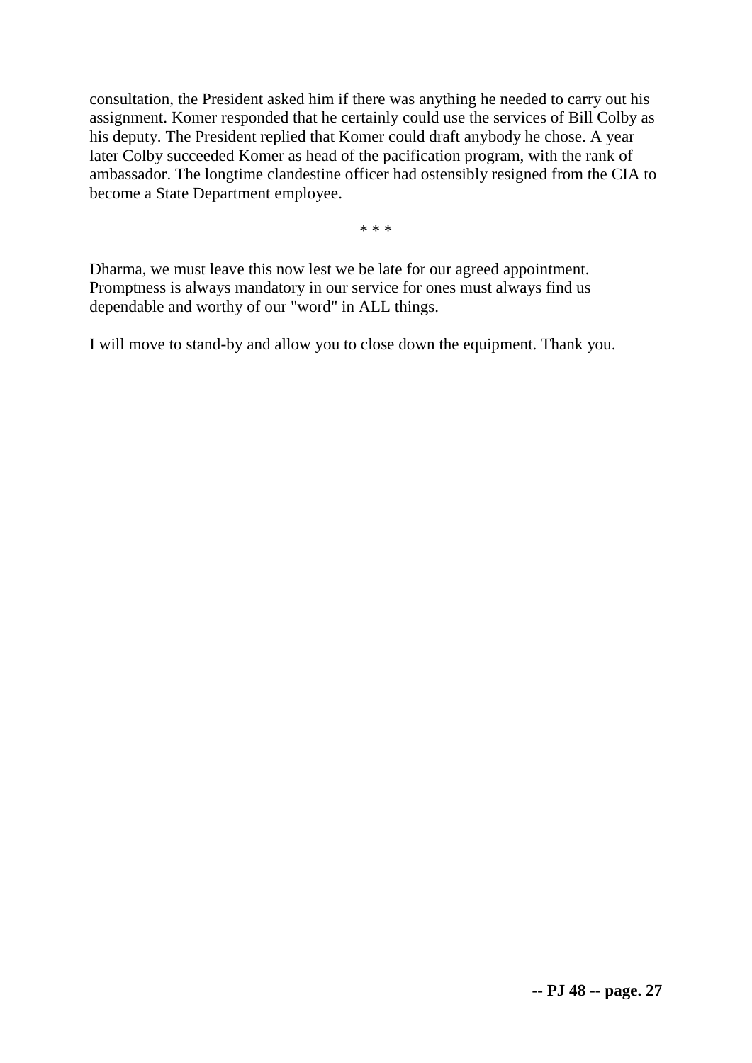consultation, the President asked him if there was anything he needed to carry out his assignment. Komer responded that he certainly could use the services of Bill Colby as his deputy. The President replied that Komer could draft anybody he chose. A year later Colby succeeded Komer as head of the pacification program, with the rank of ambassador. The longtime clandestine officer had ostensibly resigned from the CIA to become a State Department employee.

* * *

Dharma, we must leave this now lest we be late for our agreed appointment. Promptness is always mandatory in our service for ones must always find us dependable and worthy of our "word" in ALL things.

I will move to stand-by and allow you to close down the equipment. Thank you.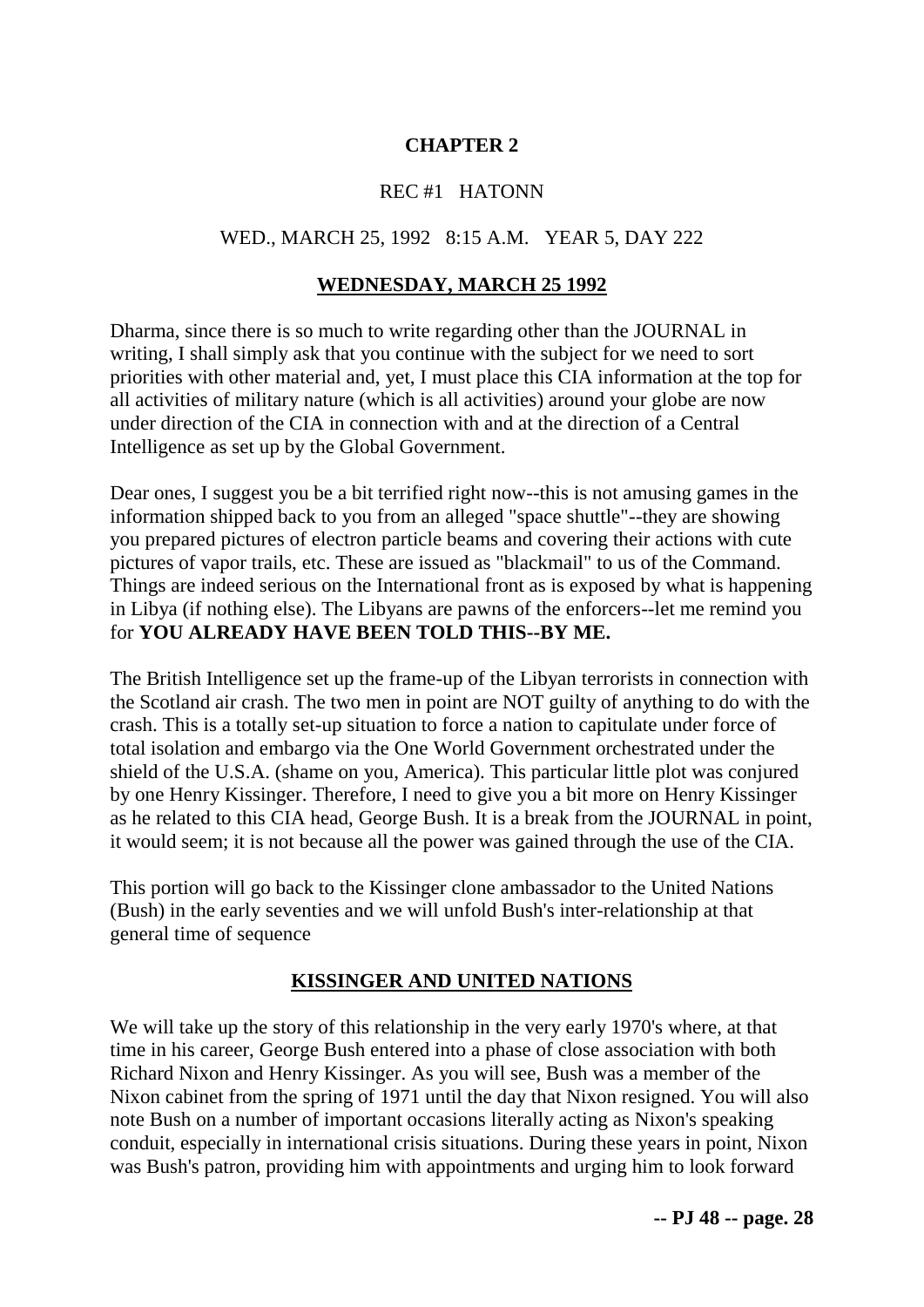# CHAPTER 2

REC #1 HATONN

WED., MARCH 25, 1992 8:15 A.M. YEAR 5, DAY 222

## WEDNESDAY, MARCH 25 1992

Dharma, since there is so much to write regarding other than the JOURNAL in writing, I shall simply ask that you continue with the subject for we need to sort priorities with other material and, yet, I must place this CIA information at the top for all activities of military nature (which is all activities) around your globe are now under direction of the CIA in connection with and at the direction of a Central Intelligence as set up by the Global Government.

Dear ones, I suggest you be a bit terrified right now--this is not amusing games in the information shipped back to you from an alleged "space shuttle"--they are showing you prepared pictures of electron particle beams and covering their actions with cute pictures of vapor trails, etc. These are issued as "blackmail" to us of the Command. Things are indeed serious on the International front as is exposed by what is happening in Libya (if nothing else). The Libyans are pawns of the enforcers--let me remind you for **YOU ALREADY HAVE BEEN TOLD THIS--BY ME.**

The British Intelligence set up the frame-up of the Libyan terrorists in connection with the Scotland air crash. The two men in point are NOT guilty of anything to do with the crash. This is a totally set-up situation to force a nation to capitulate under force of total isolation and embargo via the One World Government orchestrated under the shield of the U.S.A. (shame on you, America). This particular little plot was conjured by one Henry Kissinger. Therefore, I need to give you a bit more on Henry Kissinger as he related to this CIA head, George Bush. It is a break from the JOURNAL in point, it would seem; it is not because all the power was gained through the use of the CIA.

This portion will go back to the Kissinger clone ambassador to the United Nations (Bush) in the early seventies and we will unfold Bush's inter-relationship at that general time of sequence

## KISSINGER AND UNITED NATIONS

We will take up the story of this relationship in the very early 1970's where, at that time in his career, George Bush entered into a phase of close association with both Richard Nixon and Henry Kissinger. As you will see, Bush was a member of the Nixon cabinet from the spring of 1971 until the day that Nixon resigned. You will also note Bush on a number of important occasions literally acting as Nixon's speaking conduit, especially in international crisis situations. During these years in point, Nixon was Bush's patron, providing him with appointments and urging him to look forward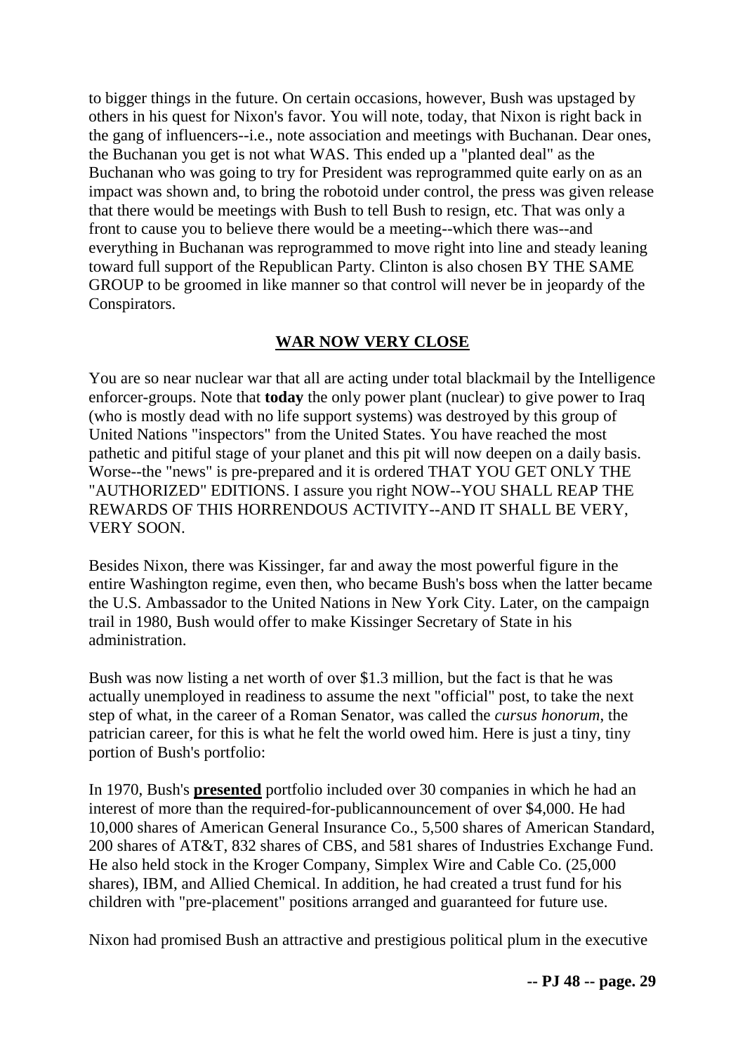to bigger things in the future. On certain occasions, however, Bush was upstaged by others in his quest for Nixon's favor. You will note, today, that Nixon is right back in the gang of influencers--i.e., note association and meetings with Buchanan. Dear ones, the Buchanan you get is not what WAS. This ended up a "planted deal" as the Buchanan who was going to try for President was reprogrammed quite early on as an impact was shown and, to bring the robotoid under control, the press was given release that there would be meetings with Bush to tell Bush to resign, etc. That was only a front to cause you to believe there would be a meeting--which there was--and everything in Buchanan was reprogrammed to move right into line and steady leaning toward full support of the Republican Party. Clinton is also chosen BY THE SAME GROUP to be groomed in like manner so that control will never be in jeopardy of the Conspirators.

## WAR NOW VERY CLOSE

You are so near nuclear war that all are acting under total blackmail by the Intelligence enforcer-groups. Note that **today** the only power plant (nuclear) to give power to Iraq (who is mostly dead with no life support systems) was destroyed by this group of United Nations "inspectors" from the United States. You have reached the most pathetic and pitiful stage of your planet and this pit will now deepen on a daily basis. Worse--the "news" is pre-prepared and it is ordered THAT YOU GET ONLY THE "AUTHORIZED" EDITIONS. I assure you right NOW--YOU SHALL REAP THE REWARDS OF THIS HORRENDOUS ACTIVITY--AND IT SHALL BE VERY, VERY SOON.

Besides Nixon, there was Kissinger, far and away the most powerful figure in the entire Washington regime, even then, who became Bush's boss when the latter became the U.S. Ambassador to the United Nations in New York City. Later, on the campaign trail in 1980, Bush would offer to make Kissinger Secretary of State in his administration.

Bush was now listing a net worth of over $1.3 million, but the fact is that he was actually unemployed in readiness to assume the next "official" post, to take the next step of what, in the career of a Roman Senator, was called the *cursus honorum*, the patrician career, for this is what he felt the world owed him. Here is just a tiny, tiny portion of Bush's portfolio:

In 1970, Bush's **presented** portfolio included over 30 companies in which he had an interest of more than the required-for-publicannouncement of over $4,000. He had 10,000 shares of American General Insurance Co., 5,500 shares of American Standard, 200 shares of AT&T, 832 shares of CBS, and 581 shares of Industries Exchange Fund. He also held stock in the Kroger Company, Simplex Wire and Cable Co. (25,000 shares), IBM, and Allied Chemical. In addition, he had created a trust fund for his children with "pre-placement" positions arranged and guaranteed for future use.

Nixon had promised Bush an attractive and prestigious political plum in the executive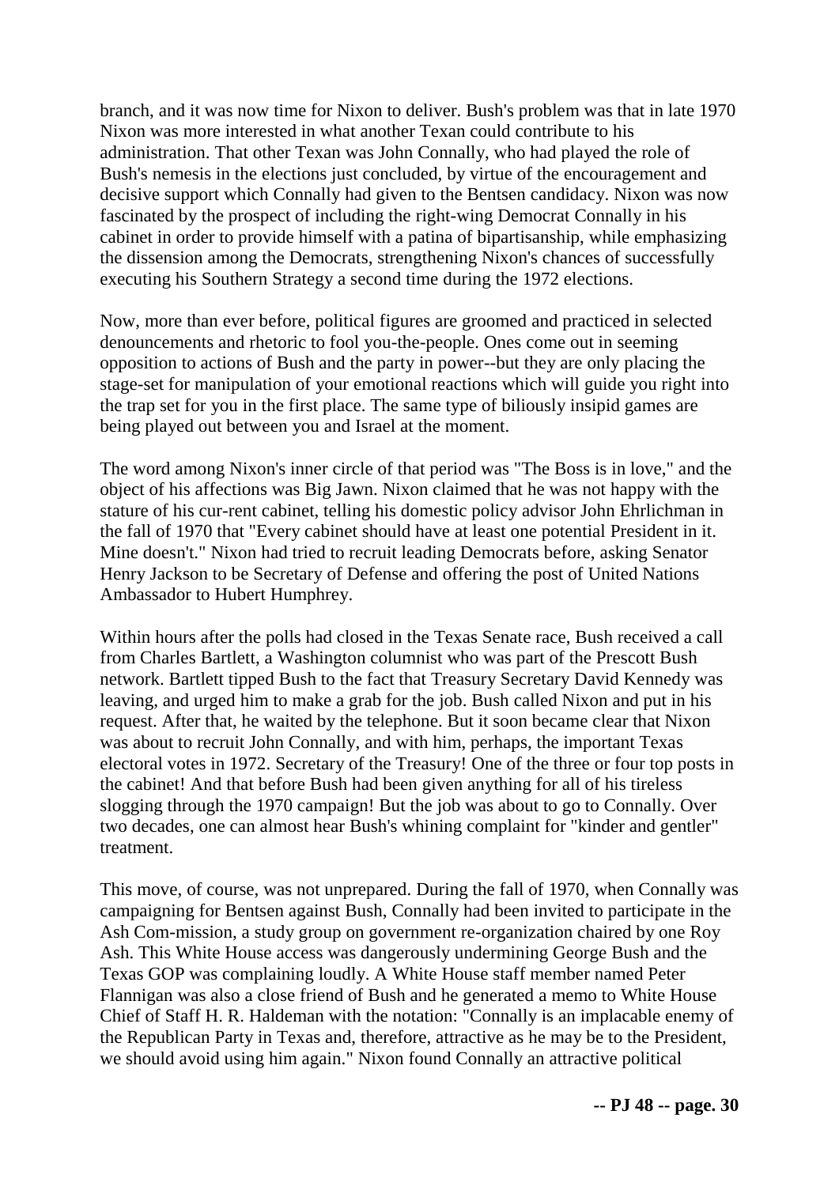branch, and it was now time for Nixon to deliver. Bush's problem was that in late 1970 Nixon was more interested in what another Texan could contribute to his administration. That other Texan was John Connally, who had played the role of Bush's nemesis in the elections just concluded, by virtue of the encouragement and decisive support which Connally had given to the Bentsen candidacy. Nixon was now fascinated by the prospect of including the right-wing Democrat Connally in his cabinet in order to provide himself with a patina of bipartisanship, while emphasizing the dissension among the Democrats, strengthening Nixon's chances of successfully executing his Southern Strategy a second time during the 1972 elections.

Now, more than ever before, political figures are groomed and practiced in selected denouncements and rhetoric to fool you-the-people. Ones come out in seeming opposition to actions of Bush and the party in power--but they are only placing the stage-set for manipulation of your emotional reactions which will guide you right into the trap set for you in the first place. The same type of biliously insipid games are being played out between you and Israel at the moment.

The word among Nixon's inner circle of that period was "The Boss is in love," and the object of his affections was Big Jawn. Nixon claimed that he was not happy with the stature of his cur-rent cabinet, telling his domestic policy advisor John Ehrlichman in the fall of 1970 that "Every cabinet should have at least one potential President in it. Mine doesn't." Nixon had tried to recruit leading Democrats before, asking Senator Henry Jackson to be Secretary of Defense and offering the post of United Nations Ambassador to Hubert Humphrey.

Within hours after the polls had closed in the Texas Senate race, Bush received a call from Charles Bartlett, a Washington columnist who was part of the Prescott Bush network. Bartlett tipped Bush to the fact that Treasury Secretary David Kennedy was leaving, and urged him to make a grab for the job. Bush called Nixon and put in his request. After that, he waited by the telephone. But it soon became clear that Nixon was about to recruit John Connally, and with him, perhaps, the important Texas electoral votes in 1972. Secretary of the Treasury! One of the three or four top posts in the cabinet! And that before Bush had been given anything for all of his tireless slogging through the 1970 campaign! But the job was about to go to Connally. Over two decades, one can almost hear Bush's whining complaint for "kinder and gentler" treatment.

This move, of course, was not unprepared. During the fall of 1970, when Connally was campaigning for Bentsen against Bush, Connally had been invited to participate in the Ash Com-mission, a study group on government re-organization chaired by one Roy Ash. This White House access was dangerously undermining George Bush and the Texas GOP was complaining loudly. A White House staff member named Peter Flannigan was also a close friend of Bush and he generated a memo to White House Chief of Staff H. R. Haldeman with the notation: "Connally is an implacable enemy of the Republican Party in Texas and, therefore, attractive as he may be to the President, we should avoid using him again." Nixon found Connally an attractive political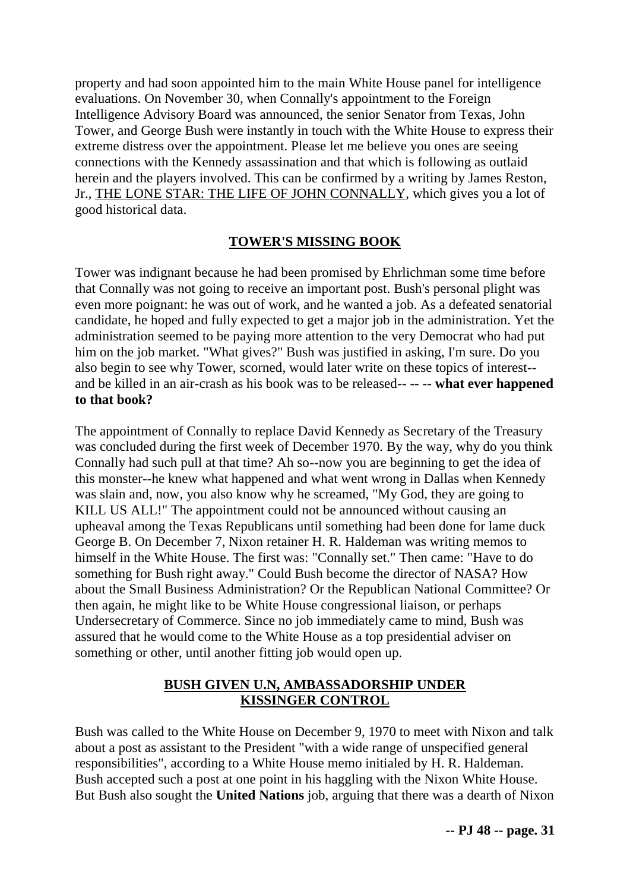property and had soon appointed him to the main White House panel for intelligence evaluations. On November 30, when Connally's appointment to the Foreign Intelligence Advisory Board was announced, the senior Senator from Texas, John Tower, and George Bush were instantly in touch with the White House to express their extreme distress over the appointment. Please let me believe you ones are seeing connections with the Kennedy assassination and that which is following as outlaid herein and the players involved. This can be confirmed by a writing by James Reston, Jr., THE LONE STAR: THE LIFE OF JOHN CONNALLY, which gives you a lot of good historical data.

## TOWER'S MISSING BOOK

Tower was indignant because he had been promised by Ehrlichman some time before that Connally was not going to receive an important post. Bush's personal plight was even more poignant: he was out of work, and he wanted a job. As a defeated senatorial candidate, he hoped and fully expected to get a major job in the administration. Yet the administration seemed to be paying more attention to the very Democrat who had put him on the job market. "What gives?" Bush was justified in asking, I'm sure. Do you also begin to see why Tower, scorned, would later write on these topics of interest--and be killed in an air-crash as his book was to be released-- -- -- **what ever happened to that book?**

The appointment of Connally to replace David Kennedy as Secretary of the Treasury was concluded during the first week of December 1970. By the way, why do you think Connally had such pull at that time? Ah so--now you are beginning to get the idea of this monster--he knew what happened and what went wrong in Dallas when Kennedy was slain and, now, you also know why he screamed, "My God, they are going to KILL US ALL!" The appointment could not be announced without causing an upheaval among the Texas Republicans until something had been done for lame duck George B. On December 7, Nixon retainer H. R. Haldeman was writing memos to himself in the White House. The first was: "Connally set." Then came: "Have to do something for Bush right away." Could Bush become the director of NASA? How about the Small Business Administration? Or the Republican National Committee? Or then again, he might like to be White House congressional liaison, or perhaps Undersecretary of Commerce. Since no job immediately came to mind, Bush was assured that he would come to the White House as a top presidential adviser on something or other, until another fitting job would open up.

## BUSH GIVEN U.N, AMBASSADORSHIP UNDER KISSINGER CONTROL

Bush was called to the White House on December 9, 1970 to meet with Nixon and talk about a post as assistant to the President "with a wide range of unspecified general responsibilities", according to a White House memo initialed by H. R. Haldeman. Bush accepted such a post at one point in his haggling with the Nixon White House. But Bush also sought the **United Nations** job, arguing that there was a dearth of Nixon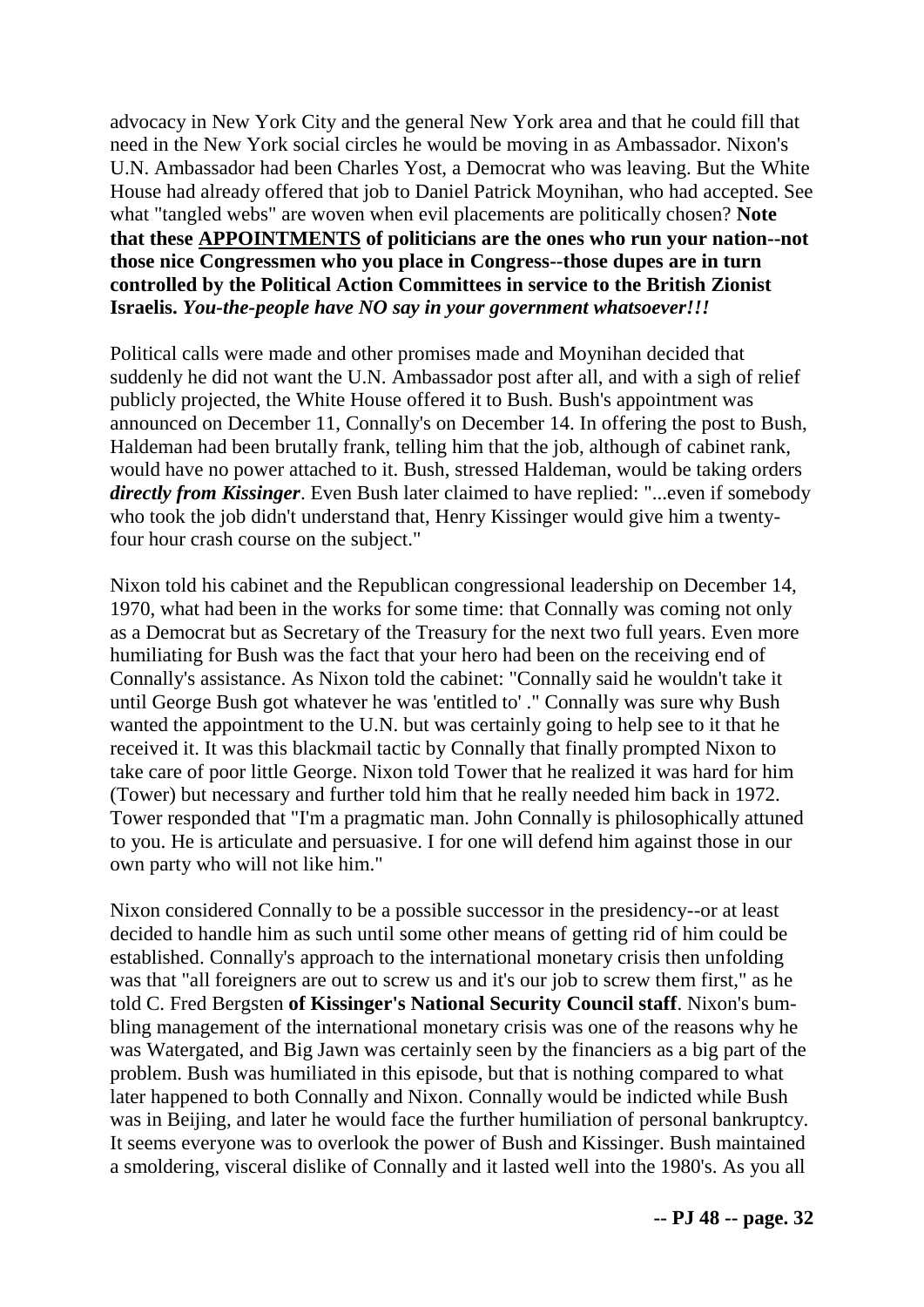advocacy in New York City and the general New York area and that he could fill that need in the New York social circles he would be moving in as Ambassador. Nixon's U.N. Ambassador had been Charles Yost, a Democrat who was leaving. But the White House had already offered that job to Daniel Patrick Moynihan, who had accepted. See what "tangled webs" are woven when evil placements are politically chosen? **Note that these <u>APPOINTMENTS</u> of politicians are the ones who run your nation--not those nice Congressmen who you place in Congress--those dupes are in turn controlled by the Political Action Committees in service to the British Zionist Israelis. *You-the-people have NO say in your government whatsoever!!!***

Political calls were made and other promises made and Moynihan decided that suddenly he did not want the U.N. Ambassador post after all, and with a sigh of relief publicly projected, the White House offered it to Bush. Bush's appointment was announced on December 11, Connally's on December 14. In offering the post to Bush, Haldeman had been brutally frank, telling him that the job, although of cabinet rank, would have no power attached to it. Bush, stressed Haldeman, would be taking orders ***directly from Kissinger***. Even Bush later claimed to have replied: "...even if somebody who took the job didn't understand that, Henry Kissinger would give him a twenty-four hour crash course on the subject."

Nixon told his cabinet and the Republican congressional leadership on December 14, 1970, what had been in the works for some time: that Connally was coming not only as a Democrat but as Secretary of the Treasury for the next two full years. Even more humiliating for Bush was the fact that your hero had been on the receiving end of Connally's assistance. As Nixon told the cabinet: "Connally said he wouldn't take it until George Bush got whatever he was 'entitled to' ." Connally was sure why Bush wanted the appointment to the U.N. but was certainly going to help see to it that he received it. It was this blackmail tactic by Connally that finally prompted Nixon to take care of poor little George. Nixon told Tower that he realized it was hard for him (Tower) but necessary and further told him that he really needed him back in 1972. Tower responded that "I'm a pragmatic man. John Connally is philosophically attuned to you. He is articulate and persuasive. I for one will defend him against those in our own party who will not like him."

Nixon considered Connally to be a possible successor in the presidency--or at least decided to handle him as such until some other means of getting rid of him could be established. Connally's approach to the international monetary crisis then unfolding was that "all foreigners are out to screw us and it's our job to screw them first," as he told C. Fred Bergsten **of Kissinger's National Security Council staff**. Nixon's bumbling management of the international monetary crisis was one of the reasons why he was Watergated, and Big Jawn was certainly seen by the financiers as a big part of the problem. Bush was humiliated in this episode, but that is nothing compared to what later happened to both Connally and Nixon. Connally would be indicted while Bush was in Beijing, and later he would face the further humiliation of personal bankruptcy. It seems everyone was to overlook the power of Bush and Kissinger. Bush maintained a smoldering, visceral dislike of Connally and it lasted well into the 1980's. As you all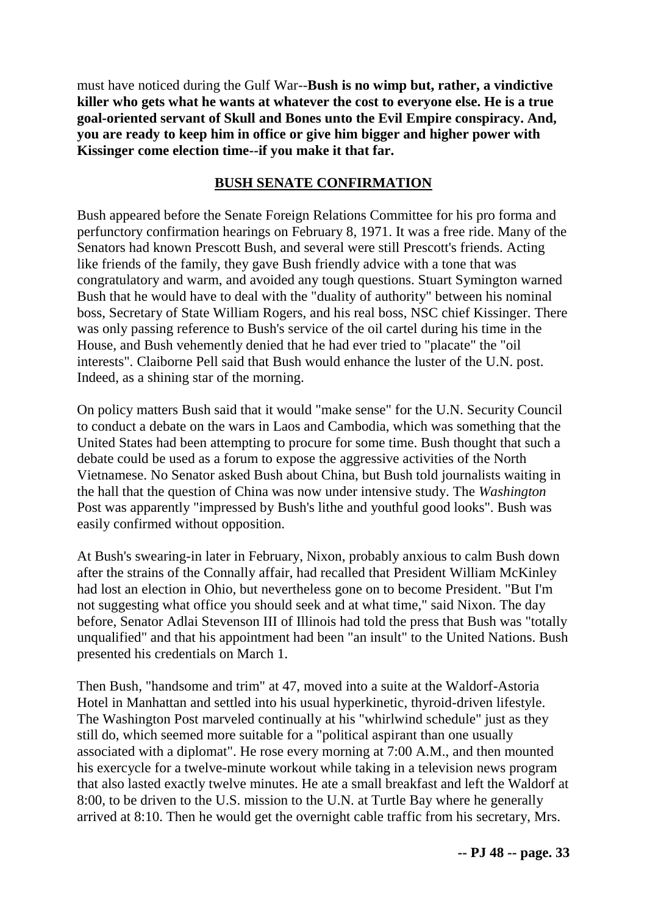must have noticed during the Gulf War--**Bush is no wimp but, rather, a vindictive killer who gets what he wants at whatever the cost to everyone else. He is a true goal-oriented servant of Skull and Bones unto the Evil Empire conspiracy. And, you are ready to keep him in office or give him bigger and higher power with Kissinger come election time--if you make it that far.**

## BUSH SENATE CONFIRMATION

Bush appeared before the Senate Foreign Relations Committee for his pro forma and perfunctory confirmation hearings on February 8, 1971. It was a free ride. Many of the Senators had known Prescott Bush, and several were still Prescott's friends. Acting like friends of the family, they gave Bush friendly advice with a tone that was congratulatory and warm, and avoided any tough questions. Stuart Symington warned Bush that he would have to deal with the "duality of authority" between his nominal boss, Secretary of State William Rogers, and his real boss, NSC chief Kissinger. There was only passing reference to Bush's service of the oil cartel during his time in the House, and Bush vehemently denied that he had ever tried to "placate" the "oil interests". Claiborne Pell said that Bush would enhance the luster of the U.N. post. Indeed, as a shining star of the morning.

On policy matters Bush said that it would "make sense" for the U.N. Security Council to conduct a debate on the wars in Laos and Cambodia, which was something that the United States had been attempting to procure for some time. Bush thought that such a debate could be used as a forum to expose the aggressive activities of the North Vietnamese. No Senator asked Bush about China, but Bush told journalists waiting in the hall that the question of China was now under intensive study. The *Washington* Post was apparently "impressed by Bush's lithe and youthful good looks". Bush was easily confirmed without opposition.

At Bush's swearing-in later in February, Nixon, probably anxious to calm Bush down after the strains of the Connally affair, had recalled that President William McKinley had lost an election in Ohio, but nevertheless gone on to become President. "But I'm not suggesting what office you should seek and at what time," said Nixon. The day before, Senator Adlai Stevenson III of Illinois had told the press that Bush was "totally unqualified" and that his appointment had been "an insult" to the United Nations. Bush presented his credentials on March 1.

Then Bush, "handsome and trim" at 47, moved into a suite at the Waldorf-Astoria Hotel in Manhattan and settled into his usual hyperkinetic, thyroid-driven lifestyle. The Washington Post marveled continually at his "whirlwind schedule" just as they still do, which seemed more suitable for a "political aspirant than one usually associated with a diplomat". He rose every morning at 7:00 A.M., and then mounted his exercycle for a twelve-minute workout while taking in a television news program that also lasted exactly twelve minutes. He ate a small breakfast and left the Waldorf at 8:00, to be driven to the U.S. mission to the U.N. at Turtle Bay where he generally arrived at 8:10. Then he would get the overnight cable traffic from his secretary, Mrs.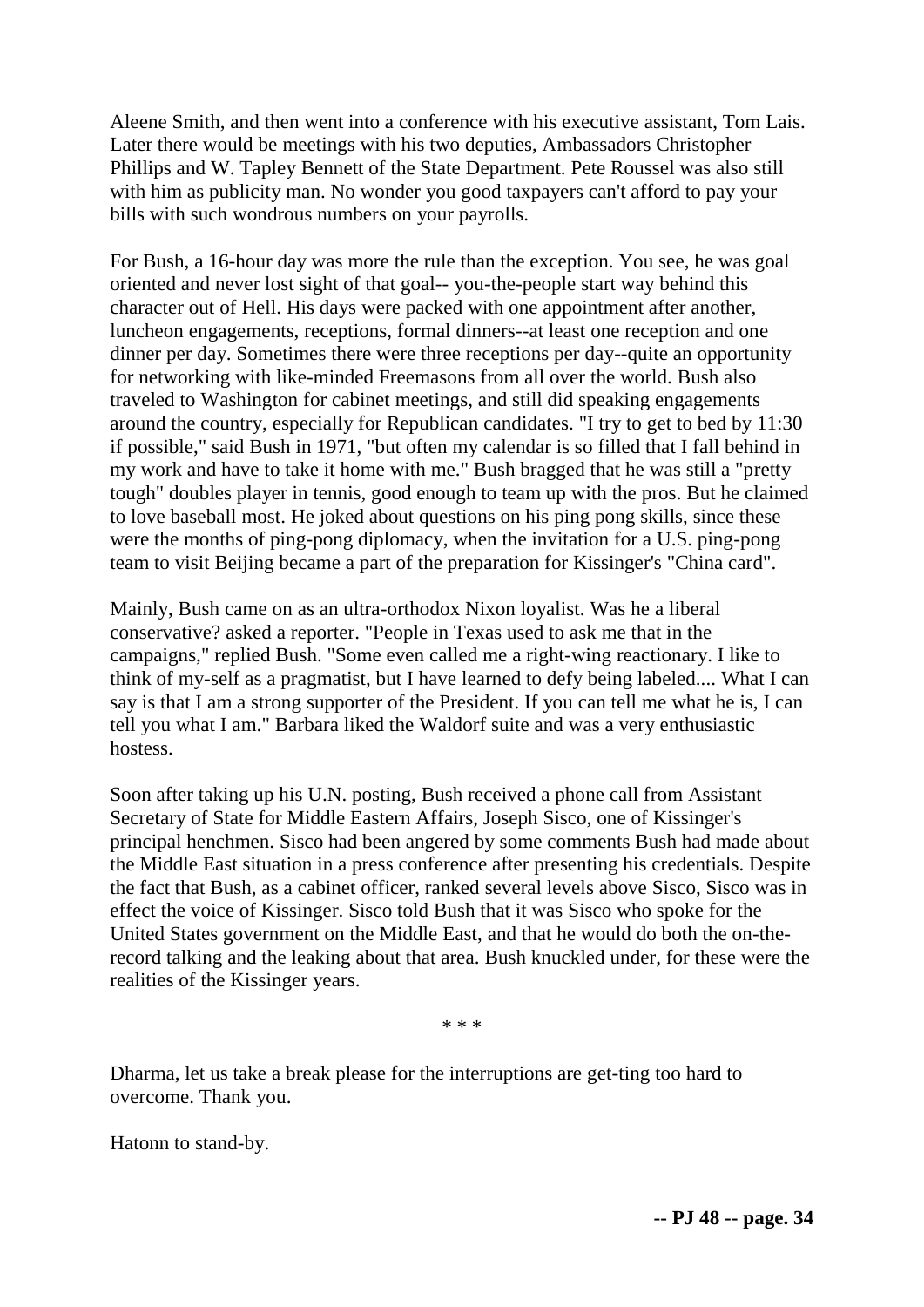Aleene Smith, and then went into a conference with his executive assistant, Tom Lais. Later there would be meetings with his two deputies, Ambassadors Christopher Phillips and W. Tapley Bennett of the State Department. Pete Roussel was also still with him as publicity man. No wonder you good taxpayers can't afford to pay your bills with such wondrous numbers on your payrolls.

For Bush, a 16-hour day was more the rule than the exception. You see, he was goal oriented and never lost sight of that goal-- you-the-people start way behind this character out of Hell. His days were packed with one appointment after another, luncheon engagements, receptions, formal dinners--at least one reception and one dinner per day. Sometimes there were three receptions per day--quite an opportunity for networking with like-minded Freemasons from all over the world. Bush also traveled to Washington for cabinet meetings, and still did speaking engagements around the country, especially for Republican candidates. "I try to get to bed by 11:30 if possible," said Bush in 1971, "but often my calendar is so filled that I fall behind in my work and have to take it home with me." Bush bragged that he was still a "pretty tough" doubles player in tennis, good enough to team up with the pros. But he claimed to love baseball most. He joked about questions on his ping pong skills, since these were the months of ping-pong diplomacy, when the invitation for a U.S. ping-pong team to visit Beijing became a part of the preparation for Kissinger's "China card".

Mainly, Bush came on as an ultra-orthodox Nixon loyalist. Was he a liberal conservative? asked a reporter. "People in Texas used to ask me that in the campaigns," replied Bush. "Some even called me a right-wing reactionary. I like to think of my-self as a pragmatist, but I have learned to defy being labeled.... What I can say is that I am a strong supporter of the President. If you can tell me what he is, I can tell you what I am." Barbara liked the Waldorf suite and was a very enthusiastic hostess.

Soon after taking up his U.N. posting, Bush received a phone call from Assistant Secretary of State for Middle Eastern Affairs, Joseph Sisco, one of Kissinger's principal henchmen. Sisco had been angered by some comments Bush had made about the Middle East situation in a press conference after presenting his credentials. Despite the fact that Bush, as a cabinet officer, ranked several levels above Sisco, Sisco was in effect the voice of Kissinger. Sisco told Bush that it was Sisco who spoke for the United States government on the Middle East, and that he would do both the on-the-record talking and the leaking about that area. Bush knuckled under, for these were the realities of the Kissinger years.

\* \* \*

Dharma, let us take a break please for the interruptions are get-ting too hard to overcome. Thank you.

Hatonn to stand-by.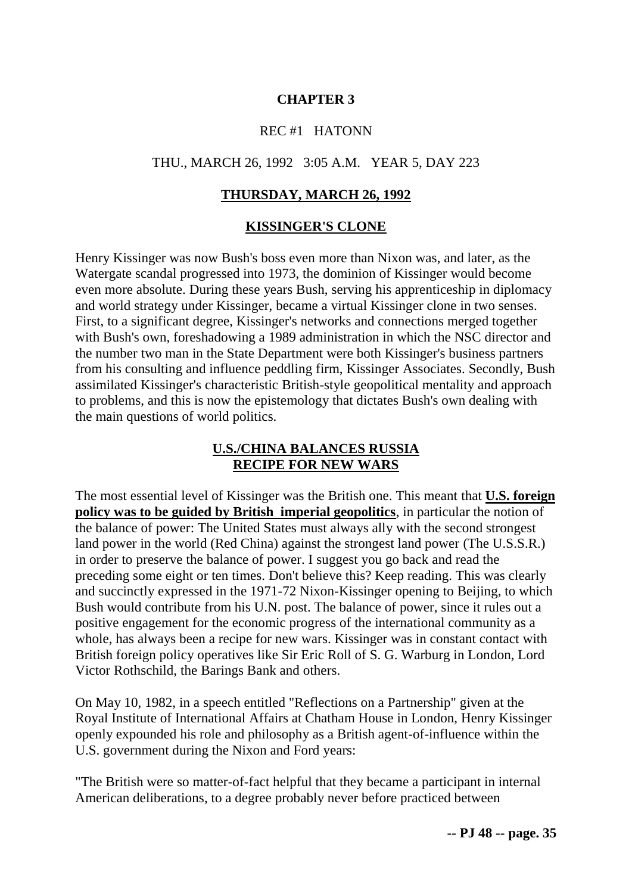## CHAPTER 3

REC #1 HATONN

THU., MARCH 26, 1992 3:05 A.M. YEAR 5, DAY 223

### THURSDAY, MARCH 26, 1992

### KISSINGER'S CLONE

Henry Kissinger was now Bush's boss even more than Nixon was, and later, as the Watergate scandal progressed into 1973, the dominion of Kissinger would become even more absolute. During these years Bush, serving his apprenticeship in diplomacy and world strategy under Kissinger, became a virtual Kissinger clone in two senses. First, to a significant degree, Kissinger's networks and connections merged together with Bush's own, foreshadowing a 1989 administration in which the NSC director and the number two man in the State Department were both Kissinger's business partners from his consulting and influence peddling firm, Kissinger Associates. Secondly, Bush assimilated Kissinger's characteristic British-style geopolitical mentality and approach to problems, and this is now the epistemology that dictates Bush's own dealing with the main questions of world politics.

### U.S./CHINA BALANCES RUSSIA RECIPE FOR NEW WARS

The most essential level of Kissinger was the British one. This meant that **U.S. foreign policy was to be guided by British imperial geopolitics**, in particular the notion of the balance of power: The United States must always ally with the second strongest land power in the world (Red China) against the strongest land power (The U.S.S.R.) in order to preserve the balance of power. I suggest you go back and read the preceding some eight or ten times. Don't believe this? Keep reading. This was clearly and succinctly expressed in the 1971-72 Nixon-Kissinger opening to Beijing, to which Bush would contribute from his U.N. post. The balance of power, since it rules out a positive engagement for the economic progress of the international community as a whole, has always been a recipe for new wars. Kissinger was in constant contact with British foreign policy operatives like Sir Eric Roll of S. G. Warburg in London, Lord Victor Rothschild, the Barings Bank and others.

On May 10, 1982, in a speech entitled "Reflections on a Partnership" given at the Royal Institute of International Affairs at Chatham House in London, Henry Kissinger openly expounded his role and philosophy as a British agent-of-influence within the U.S. government during the Nixon and Ford years:

"The British were so matter-of-fact helpful that they became a participant in internal American deliberations, to a degree probably never before practiced between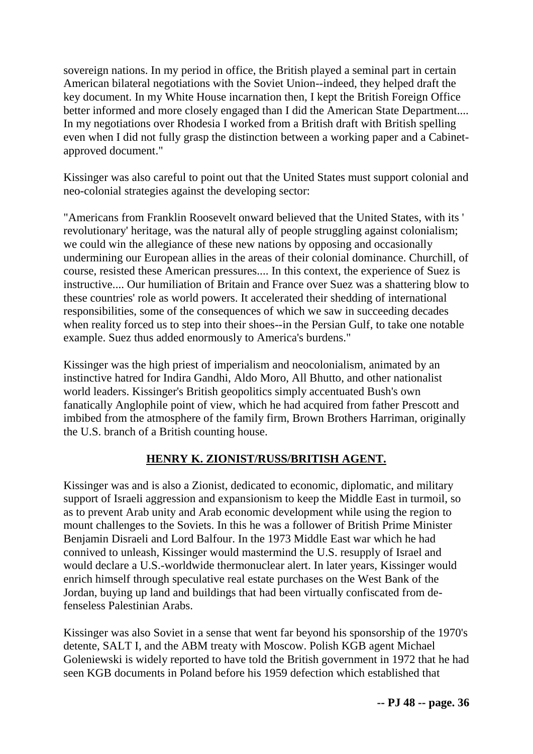sovereign nations. In my period in office, the British played a seminal part in certain American bilateral negotiations with the Soviet Union--indeed, they helped draft the key document. In my White House incarnation then, I kept the British Foreign Office better informed and more closely engaged than I did the American State Department.... In my negotiations over Rhodesia I worked from a British draft with British spelling even when I did not fully grasp the distinction between a working paper and a Cabinet-approved document."

Kissinger was also careful to point out that the United States must support colonial and neo-colonial strategies against the developing sector:

"Americans from Franklin Roosevelt onward believed that the United States, with its ' revolutionary' heritage, was the natural ally of people struggling against colonialism; we could win the allegiance of these new nations by opposing and occasionally undermining our European allies in the areas of their colonial dominance. Churchill, of course, resisted these American pressures.... In this context, the experience of Suez is instructive.... Our humiliation of Britain and France over Suez was a shattering blow to these countries' role as world powers. It accelerated their shedding of international responsibilities, some of the consequences of which we saw in succeeding decades when reality forced us to step into their shoes--in the Persian Gulf, to take one notable example. Suez thus added enormously to America's burdens."

Kissinger was the high priest of imperialism and neocolonialism, animated by an instinctive hatred for Indira Gandhi, Aldo Moro, All Bhutto, and other nationalist world leaders. Kissinger's British geopolitics simply accentuated Bush's own fanatically Anglophile point of view, which he had acquired from father Prescott and imbibed from the atmosphere of the family firm, Brown Brothers Harriman, originally the U.S. branch of a British counting house.

## HENRY K. ZIONIST/RUSS/BRITISH AGENT.

Kissinger was and is also a Zionist, dedicated to economic, diplomatic, and military support of Israeli aggression and expansionism to keep the Middle East in turmoil, so as to prevent Arab unity and Arab economic development while using the region to mount challenges to the Soviets. In this he was a follower of British Prime Minister Benjamin Disraeli and Lord Balfour. In the 1973 Middle East war which he had connived to unleash, Kissinger would mastermind the U.S. resupply of Israel and would declare a U.S.-worldwide thermonuclear alert. In later years, Kissinger would enrich himself through speculative real estate purchases on the West Bank of the Jordan, buying up land and buildings that had been virtually confiscated from defenseless Palestinian Arabs.

Kissinger was also Soviet in a sense that went far beyond his sponsorship of the 1970's detente, SALT I, and the ABM treaty with Moscow. Polish KGB agent Michael Goleniewski is widely reported to have told the British government in 1972 that he had seen KGB documents in Poland before his 1959 defection which established that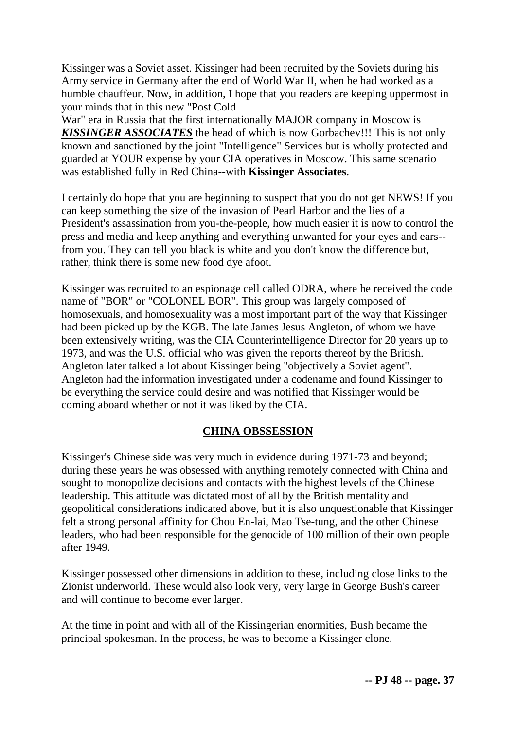Kissinger was a Soviet asset. Kissinger had been recruited by the Soviets during his Army service in Germany after the end of World War II, when he had worked as a humble chauffeur. Now, in addition, I hope that you readers are keeping uppermost in your minds that in this new "Post Cold War" era in Russia that the first internationally MAJOR company in Moscow is ***KISSINGER ASSOCIATES*** the head of which is now Gorbachev!!! This is not only known and sanctioned by the joint "Intelligence" Services but is wholly protected and guarded at YOUR expense by your CIA operatives in Moscow. This same scenario was established fully in Red China--with **Kissinger Associates**.

I certainly do hope that you are beginning to suspect that you do not get NEWS! If you can keep something the size of the invasion of Pearl Harbor and the lies of a President's assassination from you-the-people, how much easier it is now to control the press and media and keep anything and everything unwanted for your eyes and ears--from you. They can tell you black is white and you don't know the difference but, rather, think there is some new food dye afoot.

Kissinger was recruited to an espionage cell called ODRA, where he received the code name of "BOR" or "COLONEL BOR". This group was largely composed of homosexuals, and homosexuality was a most important part of the way that Kissinger had been picked up by the KGB. The late James Jesus Angleton, of whom we have been extensively writing, was the CIA Counterintelligence Director for 20 years up to 1973, and was the U.S. official who was given the reports thereof by the British. Angleton later talked a lot about Kissinger being "objectively a Soviet agent". Angleton had the information investigated under a codename and found Kissinger to be everything the service could desire and was notified that Kissinger would be coming aboard whether or not it was liked by the CIA.

## CHINA OBSSESSION

Kissinger's Chinese side was very much in evidence during 1971-73 and beyond; during these years he was obsessed with anything remotely connected with China and sought to monopolize decisions and contacts with the highest levels of the Chinese leadership. This attitude was dictated most of all by the British mentality and geopolitical considerations indicated above, but it is also unquestionable that Kissinger felt a strong personal affinity for Chou En-lai, Mao Tse-tung, and the other Chinese leaders, who had been responsible for the genocide of 100 million of their own people after 1949.

Kissinger possessed other dimensions in addition to these, including close links to the Zionist underworld. These would also look very, very large in George Bush's career and will continue to become ever larger.

At the time in point and with all of the Kissingerian enormities, Bush became the principal spokesman. In the process, he was to become a Kissinger clone.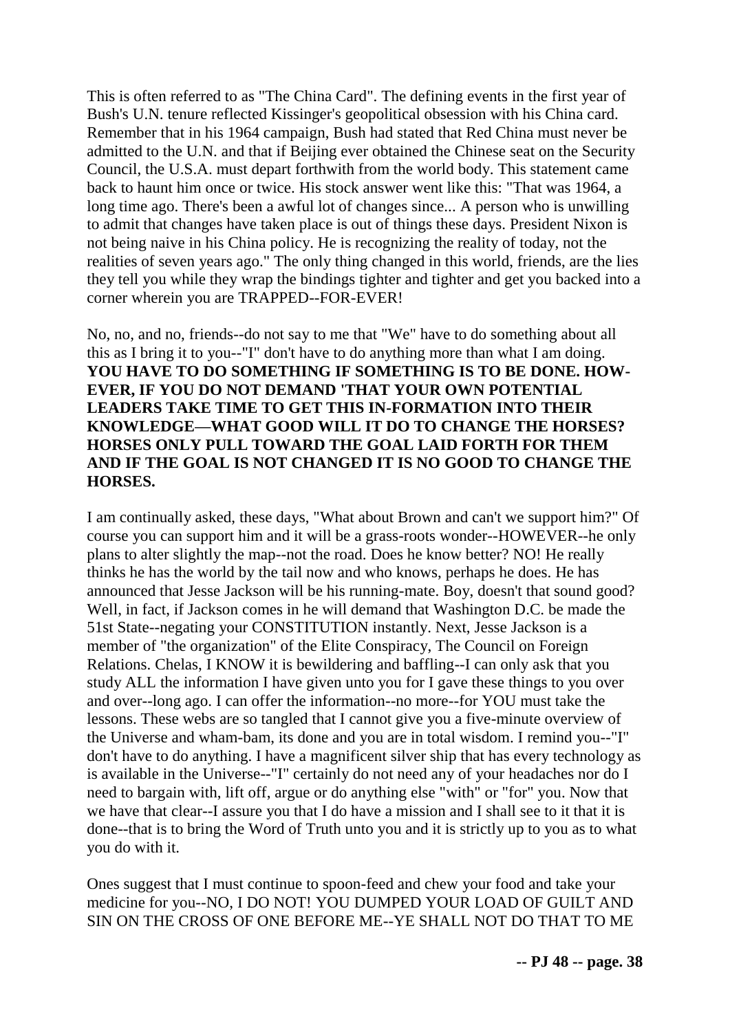This is often referred to as "The China Card". The defining events in the first year of Bush's U.N. tenure reflected Kissinger's geopolitical obsession with his China card. Remember that in his 1964 campaign, Bush had stated that Red China must never be admitted to the U.N. and that if Beijing ever obtained the Chinese seat on the Security Council, the U.S.A. must depart forthwith from the world body. This statement came back to haunt him once or twice. His stock answer went like this: "That was 1964, a long time ago. There's been a awful lot of changes since... A person who is unwilling to admit that changes have taken place is out of things these days. President Nixon is not being naive in his China policy. He is recognizing the reality of today, not the realities of seven years ago." The only thing changed in this world, friends, are the lies they tell you while they wrap the bindings tighter and tighter and get you backed into a corner wherein you are TRAPPED--FOR-EVER!

No, no, and no, friends--do not say to me that "We" have to do something about all this as I bring it to you--"I" don't have to do anything more than what I am doing. **YOU HAVE TO DO SOMETHING IF SOMETHING IS TO BE DONE. HOW-EVER, IF YOU DO NOT DEMAND 'THAT YOUR OWN POTENTIAL LEADERS TAKE TIME TO GET THIS IN-FORMATION INTO THEIR KNOWLEDGE—WHAT GOOD WILL IT DO TO CHANGE THE HORSES? HORSES ONLY PULL TOWARD THE GOAL LAID FORTH FOR THEM AND IF THE GOAL IS NOT CHANGED IT IS NO GOOD TO CHANGE THE HORSES.**

I am continually asked, these days, "What about Brown and can't we support him?" Of course you can support him and it will be a grass-roots wonder--HOWEVER--he only plans to alter slightly the map--not the road. Does he know better? NO! He really thinks he has the world by the tail now and who knows, perhaps he does. He has announced that Jesse Jackson will be his running-mate. Boy, doesn't that sound good? Well, in fact, if Jackson comes in he will demand that Washington D.C. be made the 51st State--negating your CONSTITUTION instantly. Next, Jesse Jackson is a member of "the organization" of the Elite Conspiracy, The Council on Foreign Relations. Chelas, I KNOW it is bewildering and baffling--I can only ask that you study ALL the information I have given unto you for I gave these things to you over and over--long ago. I can offer the information--no more--for YOU must take the lessons. These webs are so tangled that I cannot give you a five-minute overview of the Universe and wham-bam, its done and you are in total wisdom. I remind you--"I" don't have to do anything. I have a magnificent silver ship that has every technology as is available in the Universe--"I" certainly do not need any of your headaches nor do I need to bargain with, lift off, argue or do anything else "with" or "for" you. Now that we have that clear--I assure you that I do have a mission and I shall see to it that it is done--that is to bring the Word of Truth unto you and it is strictly up to you as to what you do with it.

Ones suggest that I must continue to spoon-feed and chew your food and take your medicine for you--NO, I DO NOT! YOU DUMPED YOUR LOAD OF GUILT AND SIN ON THE CROSS OF ONE BEFORE ME--YE SHALL NOT DO THAT TO ME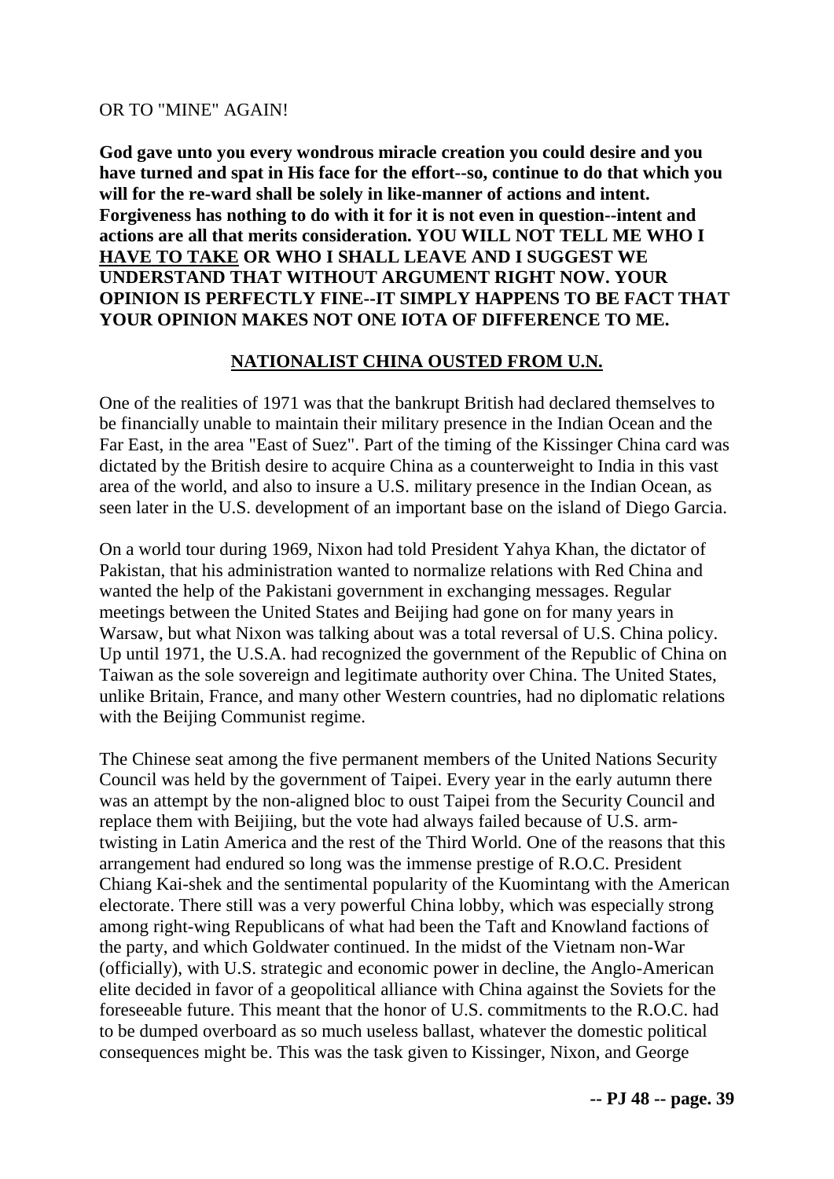OR TO "MINE" AGAIN!

**God gave unto you every wondrous miracle creation you could desire and you have turned and spat in His face for the effort--so, continue to do that which you will for the re-ward shall be solely in like-manner of actions and intent. Forgiveness has nothing to do with it for it is not even in question--intent and actions are all that merits consideration. YOU WILL NOT TELL ME WHO I <u>HAVE TO TAKE</u> OR WHO I SHALL LEAVE AND I SUGGEST WE UNDERSTAND THAT WITHOUT ARGUMENT RIGHT NOW. YOUR OPINION IS PERFECTLY FINE--IT SIMPLY HAPPENS TO BE FACT THAT YOUR OPINION MAKES NOT ONE IOTA OF DIFFERENCE TO ME.**

## NATIONALIST CHINA OUSTED FROM U.N.

One of the realities of 1971 was that the bankrupt British had declared themselves to be financially unable to maintain their military presence in the Indian Ocean and the Far East, in the area "East of Suez". Part of the timing of the Kissinger China card was dictated by the British desire to acquire China as a counterweight to India in this vast area of the world, and also to insure a U.S. military presence in the Indian Ocean, as seen later in the U.S. development of an important base on the island of Diego Garcia.

On a world tour during 1969, Nixon had told President Yahya Khan, the dictator of Pakistan, that his administration wanted to normalize relations with Red China and wanted the help of the Pakistani government in exchanging messages. Regular meetings between the United States and Beijing had gone on for many years in Warsaw, but what Nixon was talking about was a total reversal of U.S. China policy. Up until 1971, the U.S.A. had recognized the government of the Republic of China on Taiwan as the sole sovereign and legitimate authority over China. The United States, unlike Britain, France, and many other Western countries, had no diplomatic relations with the Beijing Communist regime.

The Chinese seat among the five permanent members of the United Nations Security Council was held by the government of Taipei. Every year in the early autumn there was an attempt by the non-aligned bloc to oust Taipei from the Security Council and replace them with Beijiing, but the vote had always failed because of U.S. arm-twisting in Latin America and the rest of the Third World. One of the reasons that this arrangement had endured so long was the immense prestige of R.O.C. President Chiang Kai-shek and the sentimental popularity of the Kuomintang with the American electorate. There still was a very powerful China lobby, which was especially strong among right-wing Republicans of what had been the Taft and Knowland factions of the party, and which Goldwater continued. In the midst of the Vietnam non-War (officially), with U.S. strategic and economic power in decline, the Anglo-American elite decided in favor of a geopolitical alliance with China against the Soviets for the foreseeable future. This meant that the honor of U.S. commitments to the R.O.C. had to be dumped overboard as so much useless ballast, whatever the domestic political consequences might be. This was the task given to Kissinger, Nixon, and George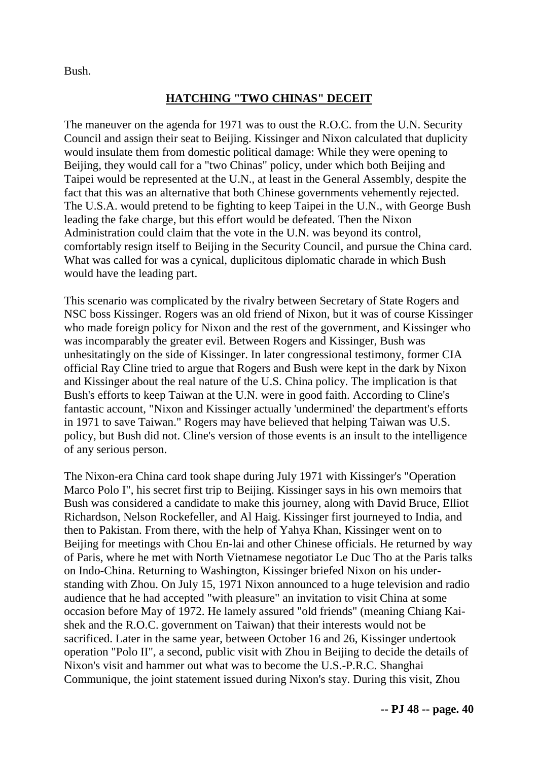Bush.

## HATCHING "TWO CHINAS" DECEIT

The maneuver on the agenda for 1971 was to oust the R.O.C. from the U.N. Security Council and assign their seat to Beijing. Kissinger and Nixon calculated that duplicity would insulate them from domestic political damage: While they were opening to Beijing, they would call for a "two Chinas" policy, under which both Beijing and Taipei would be represented at the U.N., at least in the General Assembly, despite the fact that this was an alternative that both Chinese governments vehemently rejected. The U.S.A. would pretend to be fighting to keep Taipei in the U.N., with George Bush leading the fake charge, but this effort would be defeated. Then the Nixon Administration could claim that the vote in the U.N. was beyond its control, comfortably resign itself to Beijing in the Security Council, and pursue the China card. What was called for was a cynical, duplicitous diplomatic charade in which Bush would have the leading part.

This scenario was complicated by the rivalry between Secretary of State Rogers and NSC boss Kissinger. Rogers was an old friend of Nixon, but it was of course Kissinger who made foreign policy for Nixon and the rest of the government, and Kissinger who was incomparably the greater evil. Between Rogers and Kissinger, Bush was unhesitatingly on the side of Kissinger. In later congressional testimony, former CIA official Ray Cline tried to argue that Rogers and Bush were kept in the dark by Nixon and Kissinger about the real nature of the U.S. China policy. The implication is that Bush's efforts to keep Taiwan at the U.N. were in good faith. According to Cline's fantastic account, "Nixon and Kissinger actually 'undermined' the department's efforts in 1971 to save Taiwan." Rogers may have believed that helping Taiwan was U.S. policy, but Bush did not. Cline's version of those events is an insult to the intelligence of any serious person.

The Nixon-era China card took shape during July 1971 with Kissinger's "Operation Marco Polo I", his secret first trip to Beijing. Kissinger says in his own memoirs that Bush was considered a candidate to make this journey, along with David Bruce, Elliot Richardson, Nelson Rockefeller, and Al Haig. Kissinger first journeyed to India, and then to Pakistan. From there, with the help of Yahya Khan, Kissinger went on to Beijing for meetings with Chou En-lai and other Chinese officials. He returned by way of Paris, where he met with North Vietnamese negotiator Le Duc Tho at the Paris talks on Indo-China. Returning to Washington, Kissinger briefed Nixon on his understanding with Zhou. On July 15, 1971 Nixon announced to a huge television and radio audience that he had accepted "with pleasure" an invitation to visit China at some occasion before May of 1972. He lamely assured "old friends" (meaning Chiang Kai-shek and the R.O.C. government on Taiwan) that their interests would not be sacrificed. Later in the same year, between October 16 and 26, Kissinger undertook operation "Polo II", a second, public visit with Zhou in Beijing to decide the details of Nixon's visit and hammer out what was to become the U.S.-P.R.C. Shanghai Communique, the joint statement issued during Nixon's stay. During this visit, Zhou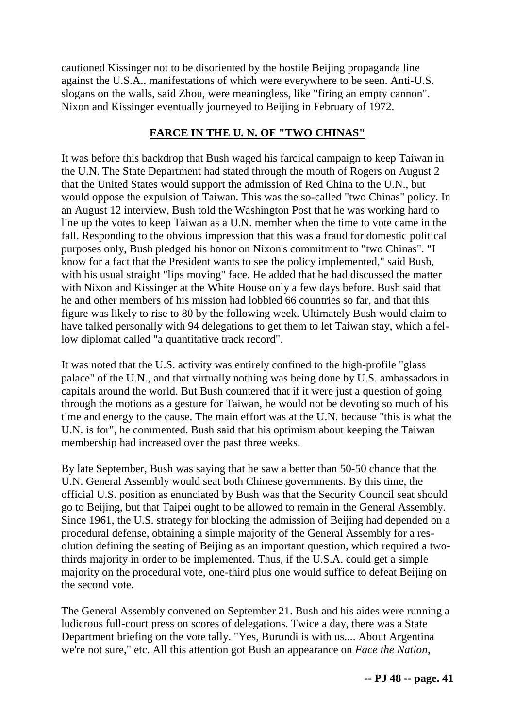cautioned Kissinger not to be disoriented by the hostile Beijing propaganda line against the U.S.A., manifestations of which were everywhere to be seen. Anti-U.S. slogans on the walls, said Zhou, were meaningless, like "firing an empty cannon". Nixon and Kissinger eventually journeyed to Beijing in February of 1972.

## **FARCE IN THE U. N. OF "TWO CHINAS"**

It was before this backdrop that Bush waged his farcical campaign to keep Taiwan in the U.N. The State Department had stated through the mouth of Rogers on August 2 that the United States would support the admission of Red China to the U.N., but would oppose the expulsion of Taiwan. This was the so-called "two Chinas" policy. In an August 12 interview, Bush told the Washington Post that he was working hard to line up the votes to keep Taiwan as a U.N. member when the time to vote came in the fall. Responding to the obvious impression that this was a fraud for domestic political purposes only, Bush pledged his honor on Nixon's commitment to "two Chinas". "I know for a fact that the President wants to see the policy implemented," said Bush, with his usual straight "lips moving" face. He added that he had discussed the matter with Nixon and Kissinger at the White House only a few days before. Bush said that he and other members of his mission had lobbied 66 countries so far, and that this figure was likely to rise to 80 by the following week. Ultimately Bush would claim to have talked personally with 94 delegations to get them to let Taiwan stay, which a fellow diplomat called "a quantitative track record".

It was noted that the U.S. activity was entirely confined to the high-profile "glass palace" of the U.N., and that virtually nothing was being done by U.S. ambassadors in capitals around the world. But Bush countered that if it were just a question of going through the motions as a gesture for Taiwan, he would not be devoting so much of his time and energy to the cause. The main effort was at the U.N. because "this is what the U.N. is for", he commented. Bush said that his optimism about keeping the Taiwan membership had increased over the past three weeks.

By late September, Bush was saying that he saw a better than 50-50 chance that the U.N. General Assembly would seat both Chinese governments. By this time, the official U.S. position as enunciated by Bush was that the Security Council seat should go to Beijing, but that Taipei ought to be allowed to remain in the General Assembly. Since 1961, the U.S. strategy for blocking the admission of Beijing had depended on a procedural defense, obtaining a simple majority of the General Assembly for a resolution defining the seating of Beijing as an important question, which required a two-thirds majority in order to be implemented. Thus, if the U.S.A. could get a simple majority on the procedural vote, one-third plus one would suffice to defeat Beijing on the second vote.

The General Assembly convened on September 21. Bush and his aides were running a ludicrous full-court press on scores of delegations. Twice a day, there was a State Department briefing on the vote tally. "Yes, Burundi is with us.... About Argentina we're not sure," etc. All this attention got Bush an appearance on *Face the Nation*,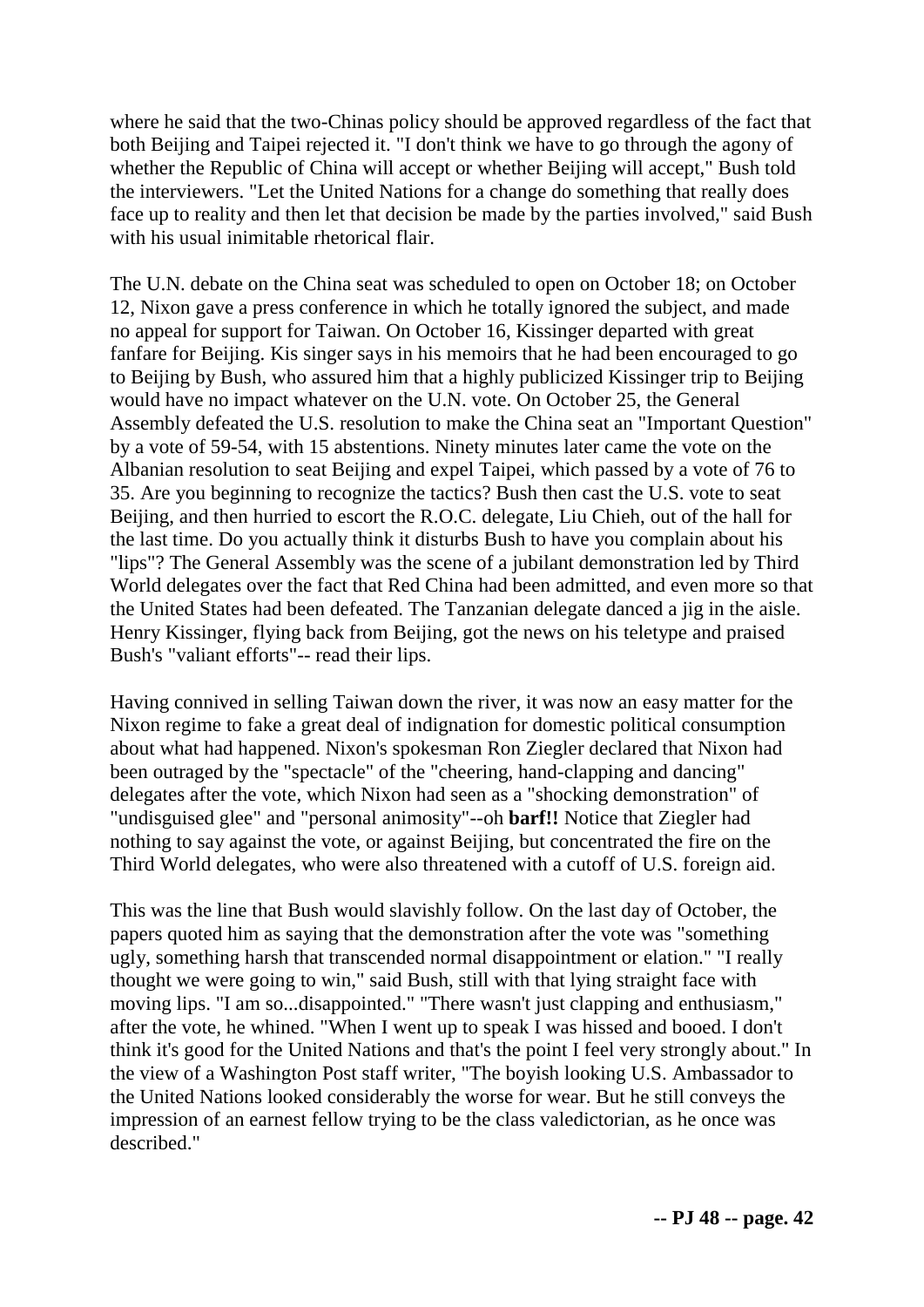where he said that the two-Chinas policy should be approved regardless of the fact that both Beijing and Taipei rejected it. "I don't think we have to go through the agony of whether the Republic of China will accept or whether Beijing will accept," Bush told the interviewers. "Let the United Nations for a change do something that really does face up to reality and then let that decision be made by the parties involved," said Bush with his usual inimitable rhetorical flair.

The U.N. debate on the China seat was scheduled to open on October 18; on October 12, Nixon gave a press conference in which he totally ignored the subject, and made no appeal for support for Taiwan. On October 16, Kissinger departed with great fanfare for Beijing. Kis singer says in his memoirs that he had been encouraged to go to Beijing by Bush, who assured him that a highly publicized Kissinger trip to Beijing would have no impact whatever on the U.N. vote. On October 25, the General Assembly defeated the U.S. resolution to make the China seat an "Important Question" by a vote of 59-54, with 15 abstentions. Ninety minutes later came the vote on the Albanian resolution to seat Beijing and expel Taipei, which passed by a vote of 76 to 35. Are you beginning to recognize the tactics? Bush then cast the U.S. vote to seat Beijing, and then hurried to escort the R.O.C. delegate, Liu Chieh, out of the hall for the last time. Do you actually think it disturbs Bush to have you complain about his "lips"? The General Assembly was the scene of a jubilant demonstration led by Third World delegates over the fact that Red China had been admitted, and even more so that the United States had been defeated. The Tanzanian delegate danced a jig in the aisle. Henry Kissinger, flying back from Beijing, got the news on his teletype and praised Bush's "valiant efforts"-- read their lips.

Having connived in selling Taiwan down the river, it was now an easy matter for the Nixon regime to fake a great deal of indignation for domestic political consumption about what had happened. Nixon's spokesman Ron Ziegler declared that Nixon had been outraged by the "spectacle" of the "cheering, hand-clapping and dancing" delegates after the vote, which Nixon had seen as a "shocking demonstration" of "undisguised glee" and "personal animosity"--oh **barf!!** Notice that Ziegler had nothing to say against the vote, or against Beijing, but concentrated the fire on the Third World delegates, who were also threatened with a cutoff of U.S. foreign aid.

This was the line that Bush would slavishly follow. On the last day of October, the papers quoted him as saying that the demonstration after the vote was "something ugly, something harsh that transcended normal disappointment or elation." "I really thought we were going to win," said Bush, still with that lying straight face with moving lips. "I am so...disappointed." "There wasn't just clapping and enthusiasm," after the vote, he whined. "When I went up to speak I was hissed and booed. I don't think it's good for the United Nations and that's the point I feel very strongly about." In the view of a Washington Post staff writer, "The boyish looking U.S. Ambassador to the United Nations looked considerably the worse for wear. But he still conveys the impression of an earnest fellow trying to be the class valedictorian, as he once was described."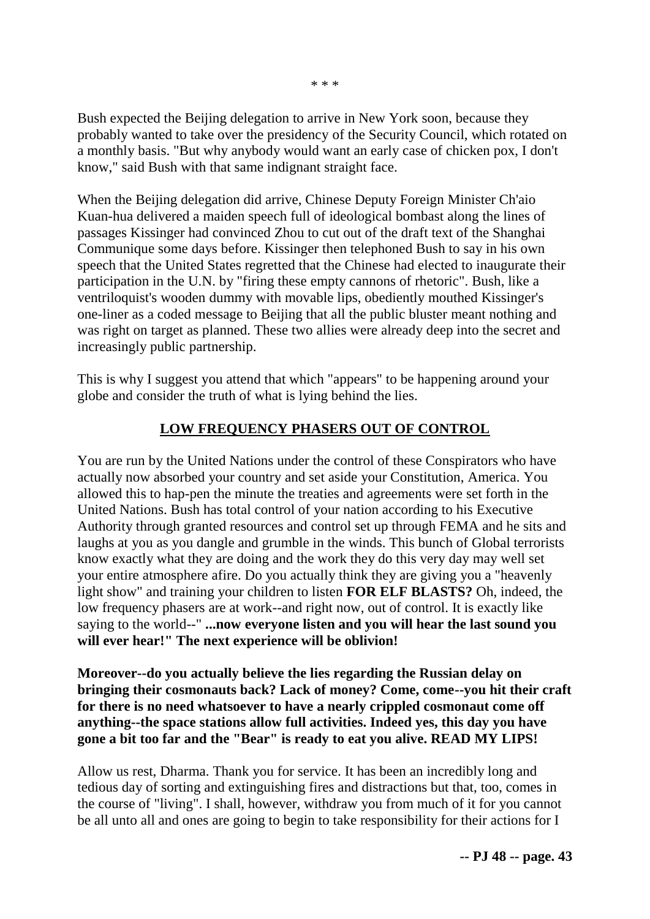\* \* \*

Bush expected the Beijing delegation to arrive in New York soon, because they probably wanted to take over the presidency of the Security Council, which rotated on a monthly basis. "But why anybody would want an early case of chicken pox, I don't know," said Bush with that same indignant straight face.

When the Beijing delegation did arrive, Chinese Deputy Foreign Minister Ch'aio Kuan-hua delivered a maiden speech full of ideological bombast along the lines of passages Kissinger had convinced Zhou to cut out of the draft text of the Shanghai Communique some days before. Kissinger then telephoned Bush to say in his own speech that the United States regretted that the Chinese had elected to inaugurate their participation in the U.N. by "firing these empty cannons of rhetoric". Bush, like a ventriloquist's wooden dummy with movable lips, obediently mouthed Kissinger's one-liner as a coded message to Beijing that all the public bluster meant nothing and was right on target as planned. These two allies were already deep into the secret and increasingly public partnership.

This is why I suggest you attend that which "appears" to be happening around your globe and consider the truth of what is lying behind the lies.

## LOW FREQUENCY PHASERS OUT OF CONTROL

You are run by the United Nations under the control of these Conspirators who have actually now absorbed your country and set aside your Constitution, America. You allowed this to hap-pen the minute the treaties and agreements were set forth in the United Nations. Bush has total control of your nation according to his Executive Authority through granted resources and control set up through FEMA and he sits and laughs at you as you dangle and grumble in the winds. This bunch of Global terrorists know exactly what they are doing and the work they do this very day may well set your entire atmosphere afire. Do you actually think they are giving you a "heavenly light show" and training your children to listen **FOR ELF BLASTS?** Oh, indeed, the low frequency phasers are at work--and right now, out of control. It is exactly like saying to the world--" **...now everyone listen and you will hear the last sound you will ever hear!" The next experience will be oblivion!**

**Moreover--do you actually believe the lies regarding the Russian delay on bringing their cosmonauts back? Lack of money? Come, come--you hit their craft for there is no need whatsoever to have a nearly crippled cosmonaut come off anything--the space stations allow full activities. Indeed yes, this day you have gone a bit too far and the "Bear" is ready to eat you alive. READ MY LIPS!**

Allow us rest, Dharma. Thank you for service. It has been an incredibly long and tedious day of sorting and extinguishing fires and distractions but that, too, comes in the course of "living". I shall, however, withdraw you from much of it for you cannot be all unto all and ones are going to begin to take responsibility for their actions for I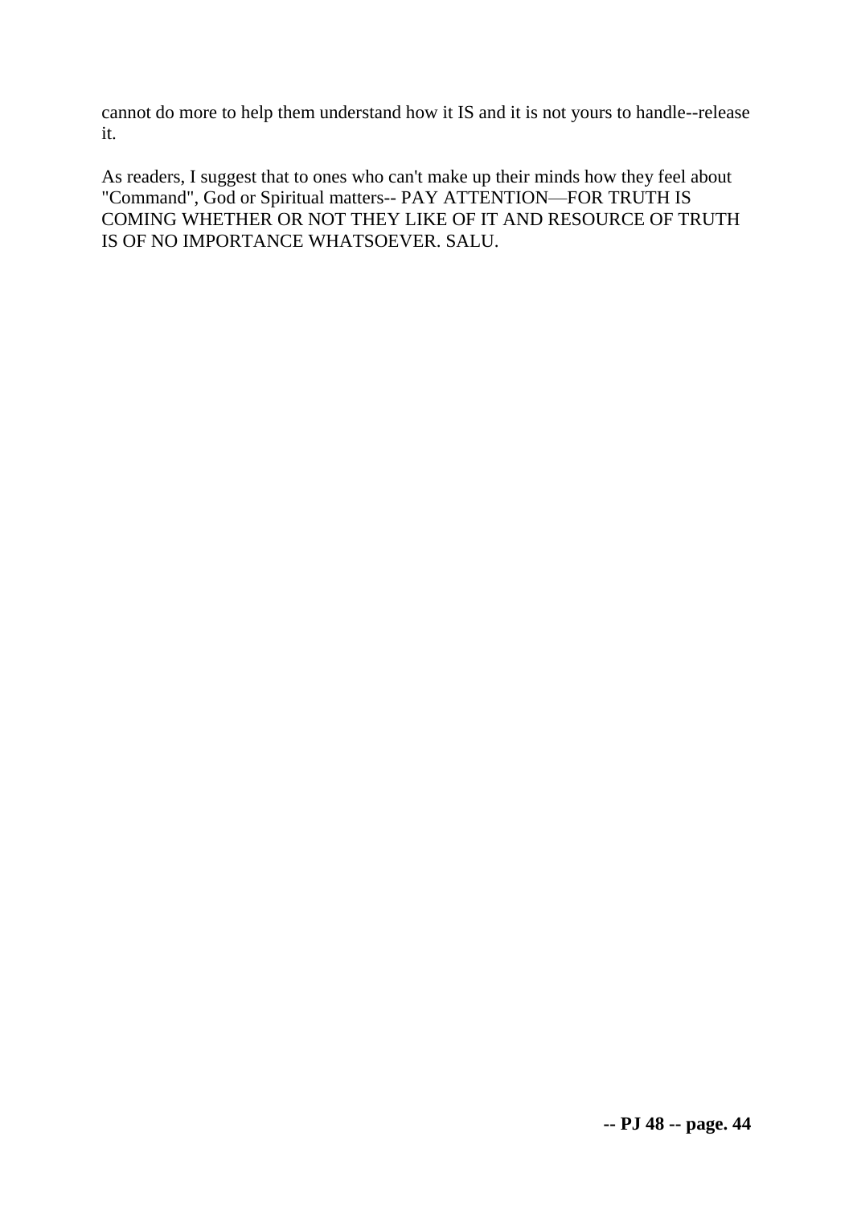cannot do more to help them understand how it IS and it is not yours to handle--release it.

As readers, I suggest that to ones who can't make up their minds how they feel about "Command", God or Spiritual matters-- PAY ATTENTION—FOR TRUTH IS COMING WHETHER OR NOT THEY LIKE OF IT AND RESOURCE OF TRUTH IS OF NO IMPORTANCE WHATSOEVER. SALU.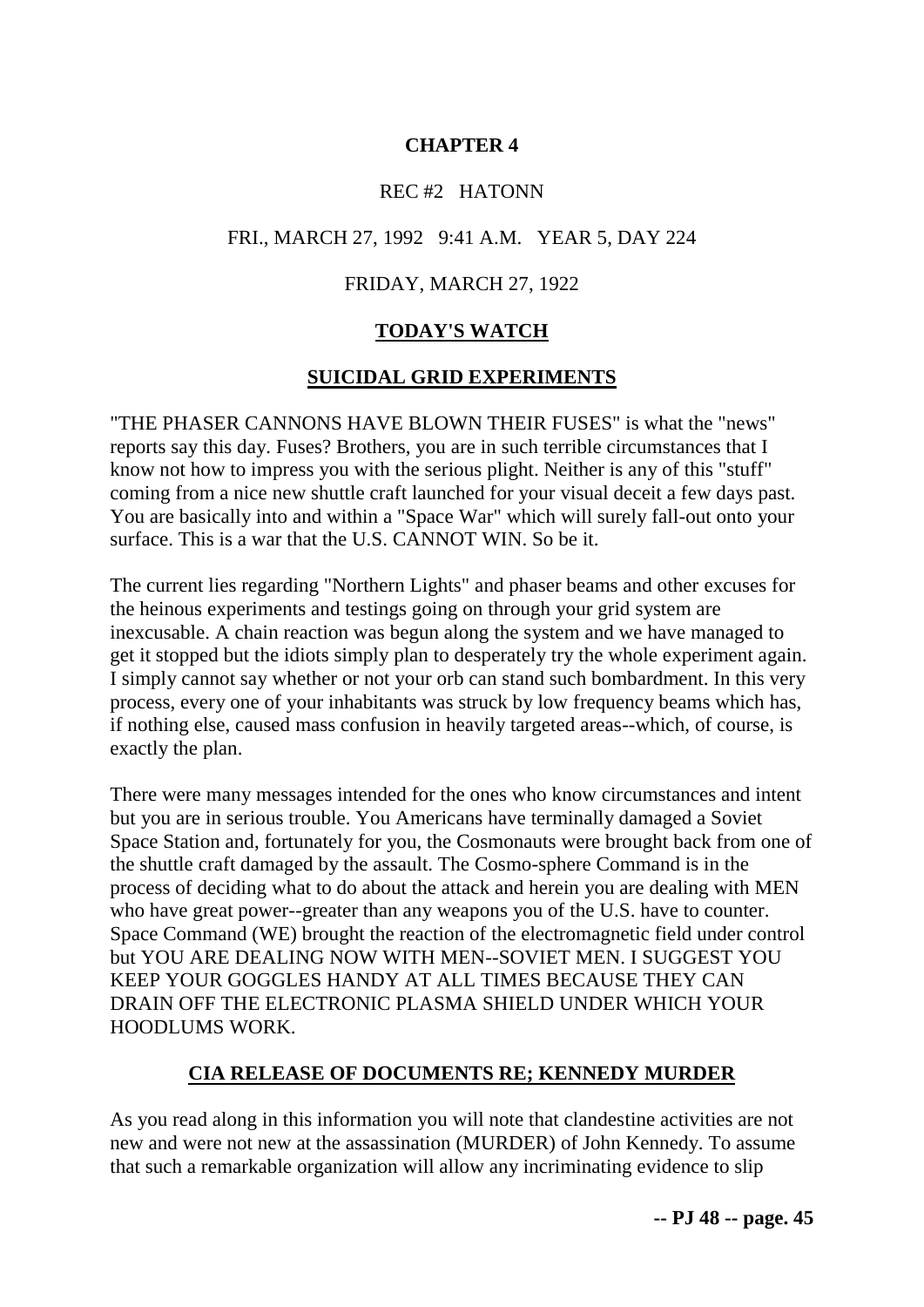# CHAPTER 4

REC #2 HATONN

FRI., MARCH 27, 1992 9:41 A.M. YEAR 5, DAY 224

FRIDAY, MARCH 27, 1922

## TODAY'S WATCH

## SUICIDAL GRID EXPERIMENTS

"THE PHASER CANNONS HAVE BLOWN THEIR FUSES" is what the "news" reports say this day. Fuses? Brothers, you are in such terrible circumstances that I know not how to impress you with the serious plight. Neither is any of this "stuff" coming from a nice new shuttle craft launched for your visual deceit a few days past. You are basically into and within a "Space War" which will surely fall-out onto your surface. This is a war that the U.S. CANNOT WIN. So be it.

The current lies regarding "Northern Lights" and phaser beams and other excuses for the heinous experiments and testings going on through your grid system are inexcusable. A chain reaction was begun along the system and we have managed to get it stopped but the idiots simply plan to desperately try the whole experiment again. I simply cannot say whether or not your orb can stand such bombardment. In this very process, every one of your inhabitants was struck by low frequency beams which has, if nothing else, caused mass confusion in heavily targeted areas--which, of course, is exactly the plan.

There were many messages intended for the ones who know circumstances and intent but you are in serious trouble. You Americans have terminally damaged a Soviet Space Station and, fortunately for you, the Cosmonauts were brought back from one of the shuttle craft damaged by the assault. The Cosmo-sphere Command is in the process of deciding what to do about the attack and herein you are dealing with MEN who have great power--greater than any weapons you of the U.S. have to counter. Space Command (WE) brought the reaction of the electromagnetic field under control but YOU ARE DEALING NOW WITH MEN--SOVIET MEN. I SUGGEST YOU KEEP YOUR GOGGLES HANDY AT ALL TIMES BECAUSE THEY CAN DRAIN OFF THE ELECTRONIC PLASMA SHIELD UNDER WHICH YOUR HOODLUMS WORK.

## CIA RELEASE OF DOCUMENTS RE; KENNEDY MURDER

As you read along in this information you will note that clandestine activities are not new and were not new at the assassination (MURDER) of John Kennedy. To assume that such a remarkable organization will allow any incriminating evidence to slip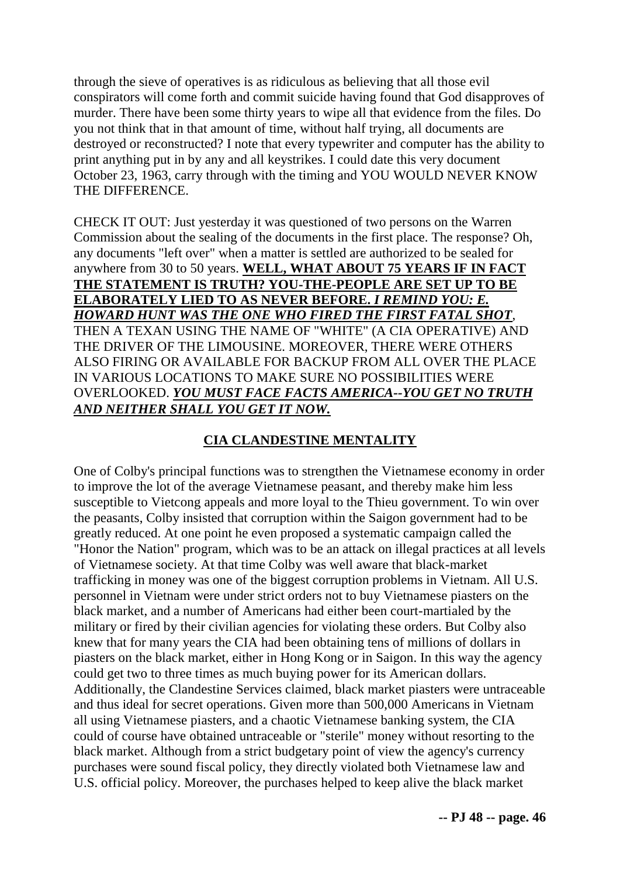through the sieve of operatives is as ridiculous as believing that all those evil conspirators will come forth and commit suicide having found that God disapproves of murder. There have been some thirty years to wipe all that evidence from the files. Do you not think that in that amount of time, without half trying, all documents are destroyed or reconstructed? I note that every typewriter and computer has the ability to print anything put in by any and all keystrikes. I could date this very document October 23, 1963, carry through with the timing and YOU WOULD NEVER KNOW THE DIFFERENCE.

CHECK IT OUT: Just yesterday it was questioned of two persons on the Warren Commission about the sealing of the documents in the first place. The response? Oh, any documents "left over" when a matter is settled are authorized to be sealed for anywhere from 30 to 50 years. **WELL, WHAT ABOUT 75 YEARS IF IN FACT THE STATEMENT IS TRUTH? YOU-THE-PEOPLE ARE SET UP TO BE ELABORATELY LIED TO AS NEVER BEFORE. *I REMIND YOU: E. HOWARD HUNT WAS THE ONE WHO FIRED THE FIRST FATAL SHOT***, THEN A TEXAN USING THE NAME OF "WHITE" (A CIA OPERATIVE) AND THE DRIVER OF THE LIMOUSINE. MOREOVER, THERE WERE OTHERS ALSO FIRING OR AVAILABLE FOR BACKUP FROM ALL OVER THE PLACE IN VARIOUS LOCATIONS TO MAKE SURE NO POSSIBILITIES WERE OVERLOOKED. ***YOU MUST FACE FACTS AMERICA--YOU GET NO TRUTH AND NEITHER SHALL YOU GET IT NOW.***

## CIA CLANDESTINE MENTALITY

One of Colby's principal functions was to strengthen the Vietnamese economy in order to improve the lot of the average Vietnamese peasant, and thereby make him less susceptible to Vietcong appeals and more loyal to the Thieu government. To win over the peasants, Colby insisted that corruption within the Saigon government had to be greatly reduced. At one point he even proposed a systematic campaign called the "Honor the Nation" program, which was to be an attack on illegal practices at all levels of Vietnamese society. At that time Colby was well aware that black-market trafficking in money was one of the biggest corruption problems in Vietnam. All U.S. personnel in Vietnam were under strict orders not to buy Vietnamese piasters on the black market, and a number of Americans had either been court-martialed by the military or fired by their civilian agencies for violating these orders. But Colby also knew that for many years the CIA had been obtaining tens of millions of dollars in piasters on the black market, either in Hong Kong or in Saigon. In this way the agency could get two to three times as much buying power for its American dollars. Additionally, the Clandestine Services claimed, black market piasters were untraceable and thus ideal for secret operations. Given more than 500,000 Americans in Vietnam all using Vietnamese piasters, and a chaotic Vietnamese banking system, the CIA could of course have obtained untraceable or "sterile" money without resorting to the black market. Although from a strict budgetary point of view the agency's currency purchases were sound fiscal policy, they directly violated both Vietnamese law and U.S. official policy. Moreover, the purchases helped to keep alive the black market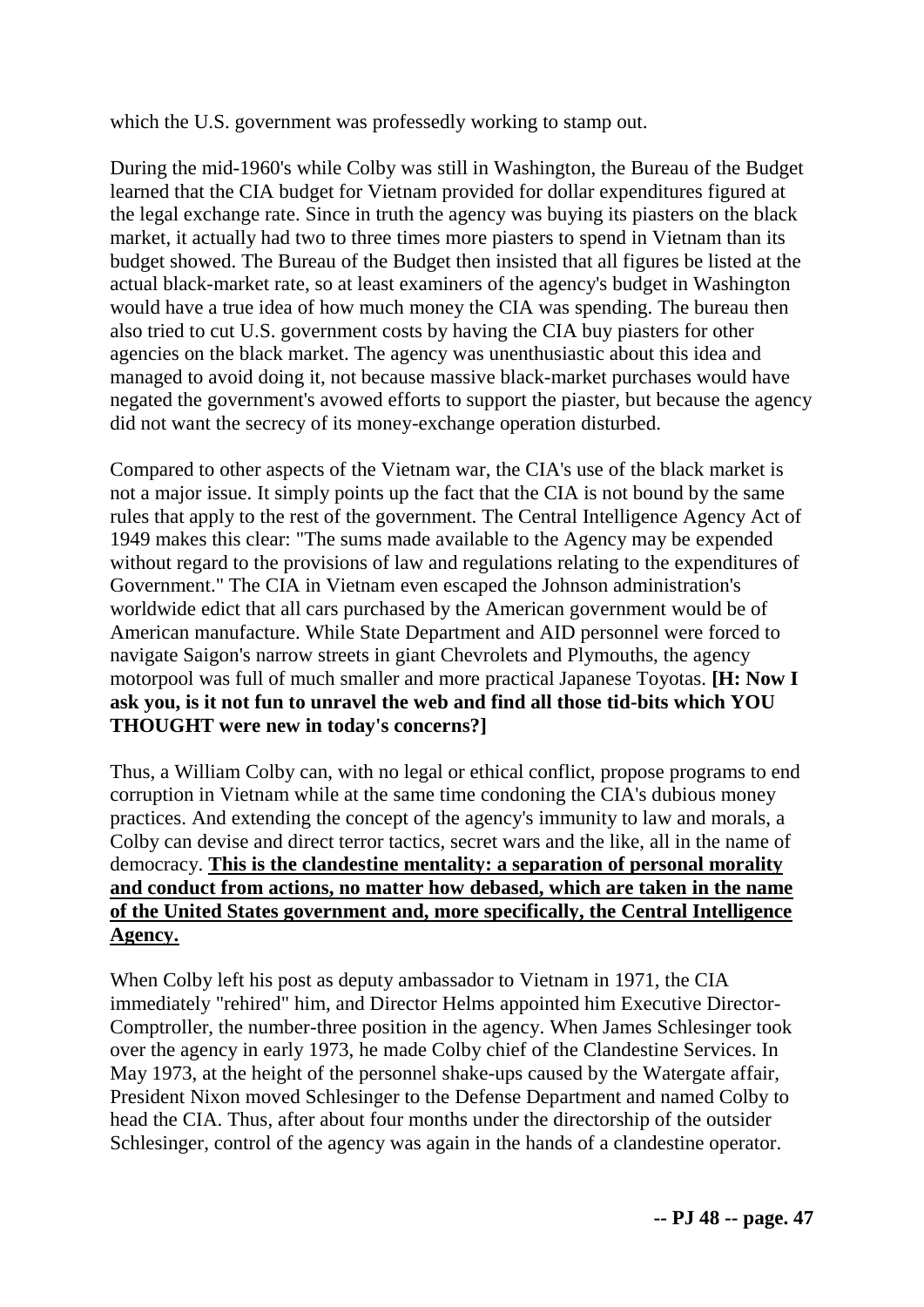which the U.S. government was professedly working to stamp out.

During the mid-1960's while Colby was still in Washington, the Bureau of the Budget learned that the CIA budget for Vietnam provided for dollar expenditures figured at the legal exchange rate. Since in truth the agency was buying its piasters on the black market, it actually had two to three times more piasters to spend in Vietnam than its budget showed. The Bureau of the Budget then insisted that all figures be listed at the actual black-market rate, so at least examiners of the agency's budget in Washington would have a true idea of how much money the CIA was spending. The bureau then also tried to cut U.S. government costs by having the CIA buy piasters for other agencies on the black market. The agency was unenthusiastic about this idea and managed to avoid doing it, not because massive black-market purchases would have negated the government's avowed efforts to support the piaster, but because the agency did not want the secrecy of its money-exchange operation disturbed.

Compared to other aspects of the Vietnam war, the CIA's use of the black market is not a major issue. It simply points up the fact that the CIA is not bound by the same rules that apply to the rest of the government. The Central Intelligence Agency Act of 1949 makes this clear: "The sums made available to the Agency may be expended without regard to the provisions of law and regulations relating to the expenditures of Government." The CIA in Vietnam even escaped the Johnson administration's worldwide edict that all cars purchased by the American government would be of American manufacture. While State Department and AID personnel were forced to navigate Saigon's narrow streets in giant Chevrolets and Plymouths, the agency motorpool was full of much smaller and more practical Japanese Toyotas. **[H: Now I ask you, is it not fun to unravel the web and find all those tid-bits which YOU THOUGHT were new in today's concerns?]**

Thus, a William Colby can, with no legal or ethical conflict, propose programs to end corruption in Vietnam while at the same time condoning the CIA's dubious money practices. And extending the concept of the agency's immunity to law and morals, a Colby can devise and direct terror tactics, secret wars and the like, all in the name of democracy. **<u>This is the clandestine mentality: a separation of personal morality and conduct from actions, no matter how debased, which are taken in the name of the United States government and, more specifically, the Central Intelligence Agency.</u>**

When Colby left his post as deputy ambassador to Vietnam in 1971, the CIA immediately "rehired" him, and Director Helms appointed him Executive Director-Comptroller, the number-three position in the agency. When James Schlesinger took over the agency in early 1973, he made Colby chief of the Clandestine Services. In May 1973, at the height of the personnel shake-ups caused by the Watergate affair, President Nixon moved Schlesinger to the Defense Department and named Colby to head the CIA. Thus, after about four months under the directorship of the outsider Schlesinger, control of the agency was again in the hands of a clandestine operator.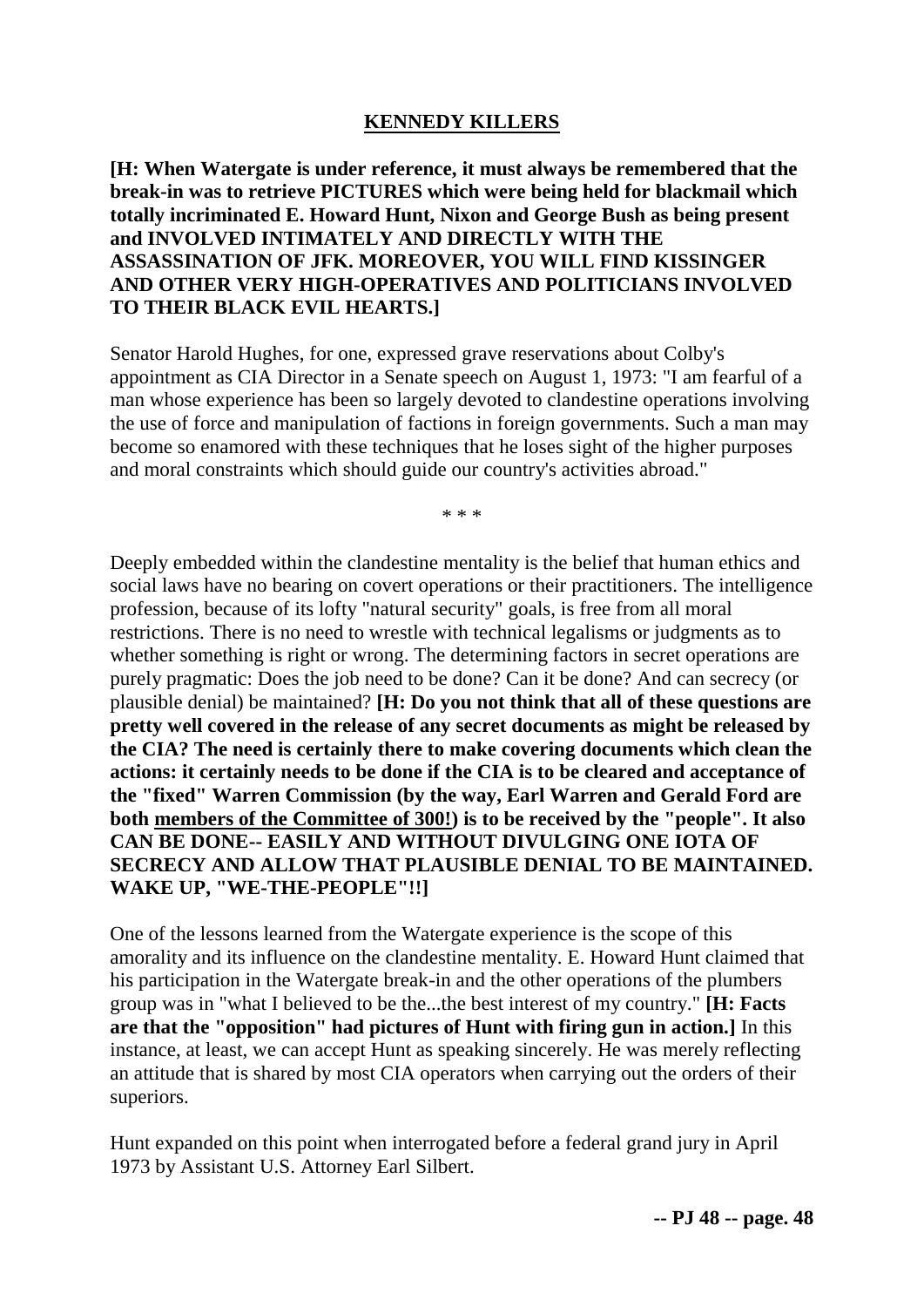## **KENNEDY KILLERS**

**[H: When Watergate is under reference, it must always be remembered that the break-in was to retrieve PICTURES which were being held for blackmail which totally incriminated E. Howard Hunt, Nixon and George Bush as being present and INVOLVED INTIMATELY AND DIRECTLY WITH THE ASSASSINATION OF JFK. MOREOVER, YOU WILL FIND KISSINGER AND OTHER VERY HIGH-OPERATIVES AND POLITICIANS INVOLVED TO THEIR BLACK EVIL HEARTS.]**

Senator Harold Hughes, for one, expressed grave reservations about Colby's appointment as CIA Director in a Senate speech on August 1, 1973: "I am fearful of a man whose experience has been so largely devoted to clandestine operations involving the use of force and manipulation of factions in foreign governments. Such a man may become so enamored with these techniques that he loses sight of the higher purposes and moral constraints which should guide our country's activities abroad."

* * *

Deeply embedded within the clandestine mentality is the belief that human ethics and social laws have no bearing on covert operations or their practitioners. The intelligence profession, because of its lofty "natural security" goals, is free from all moral restrictions. There is no need to wrestle with technical legalisms or judgments as to whether something is right or wrong. The determining factors in secret operations are purely pragmatic: Does the job need to be done? Can it be done? And can secrecy (or plausible denial) be maintained? **[H: Do you not think that all of these questions are pretty well covered in the release of any secret documents as might be released by the CIA? The need is certainly there to make covering documents which clean the actions: it certainly needs to be done if the CIA is to be cleared and acceptance of the "fixed" Warren Commission (by the way, Earl Warren and Gerald Ford are both <u>members of the Committee of 300!</u>) is to be received by the "people". It also CAN BE DONE-- EASILY AND WITHOUT DIVULGING ONE IOTA OF SECRECY AND ALLOW THAT PLAUSIBLE DENIAL TO BE MAINTAINED. WAKE UP, "WE-THE-PEOPLE"!!]**

One of the lessons learned from the Watergate experience is the scope of this amorality and its influence on the clandestine mentality. E. Howard Hunt claimed that his participation in the Watergate break-in and the other operations of the plumbers group was in "what I believed to be the...the best interest of my country." **[H: Facts are that the "opposition" had pictures of Hunt with firing gun in action.]** In this instance, at least, we can accept Hunt as speaking sincerely. He was merely reflecting an attitude that is shared by most CIA operators when carrying out the orders of their superiors.

Hunt expanded on this point when interrogated before a federal grand jury in April 1973 by Assistant U.S. Attorney Earl Silbert.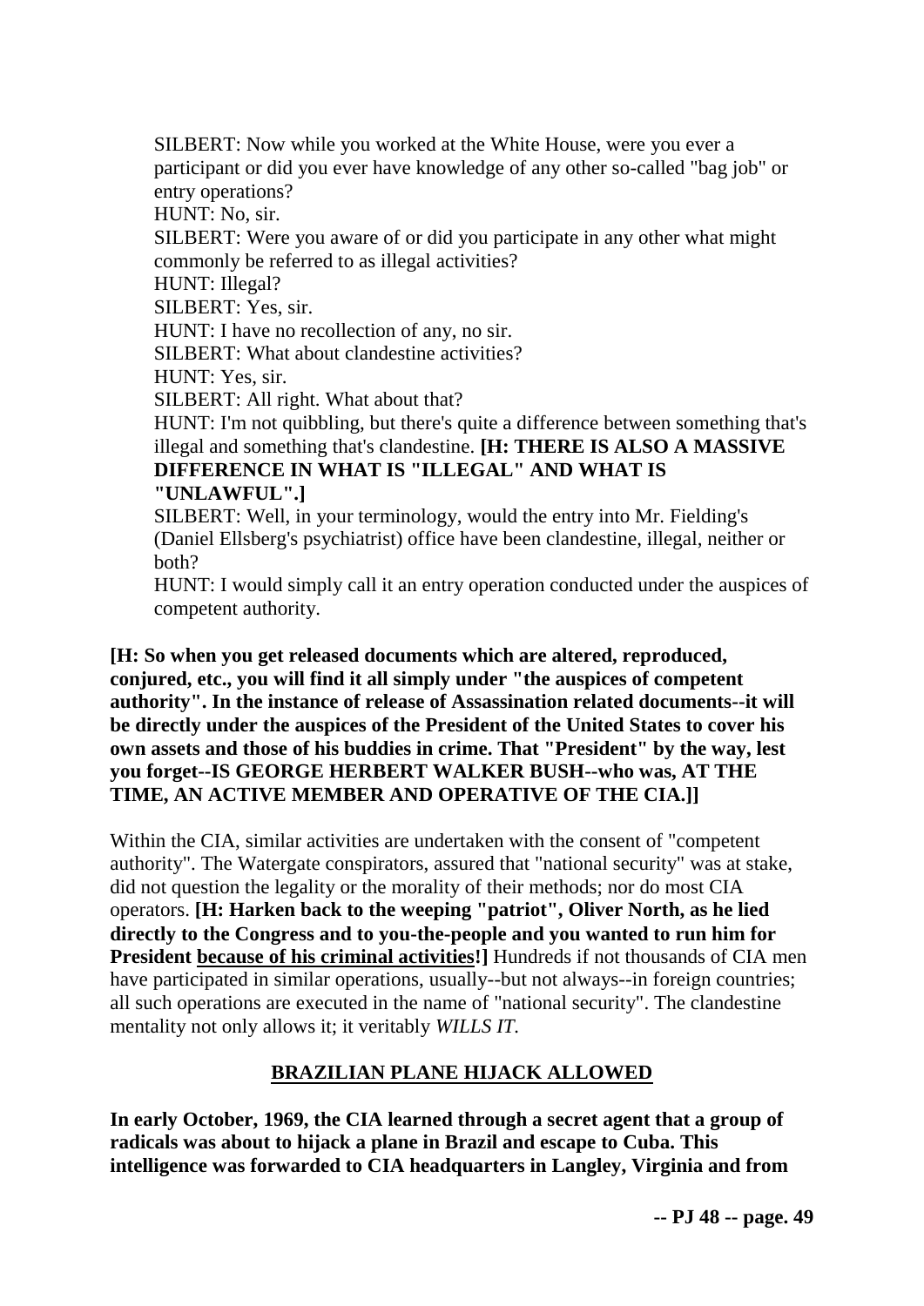SILBERT: Now while you worked at the White House, were you ever a participant or did you ever have knowledge of any other so-called "bag job" or entry operations?

HUNT: No, sir.

SILBERT: Were you aware of or did you participate in any other what might commonly be referred to as illegal activities?

HUNT: Illegal?

SILBERT: Yes, sir.

HUNT: I have no recollection of any, no sir.

SILBERT: What about clandestine activities?

HUNT: Yes, sir.

SILBERT: All right. What about that?

HUNT: I'm not quibbling, but there's quite a difference between something that's illegal and something that's clandestine. **[H: THERE IS ALSO A MASSIVE DIFFERENCE IN WHAT IS "ILLEGAL" AND WHAT IS "UNLAWFUL".]**

SILBERT: Well, in your terminology, would the entry into Mr. Fielding's (Daniel Ellsberg's psychiatrist) office have been clandestine, illegal, neither or both?

HUNT: I would simply call it an entry operation conducted under the auspices of competent authority.

**[H: So when you get released documents which are altered, reproduced, conjured, etc., you will find it all simply under "the auspices of competent authority". In the instance of release of Assassination related documents--it will be directly under the auspices of the President of the United States to cover his own assets and those of his buddies in crime. That "President" by the way, lest you forget--IS GEORGE HERBERT WALKER BUSH--who was, AT THE TIME, AN ACTIVE MEMBER AND OPERATIVE OF THE CIA.]]**

Within the CIA, similar activities are undertaken with the consent of "competent authority". The Watergate conspirators, assured that "national security" was at stake, did not question the legality or the morality of their methods; nor do most CIA operators. **[H: Harken back to the weeping "patriot", Oliver North, as he lied directly to the Congress and to you-the-people and you wanted to run him for President <u>because of his criminal activities</u>!]** Hundreds if not thousands of CIA men have participated in similar operations, usually--but not always--in foreign countries; all such operations are executed in the name of "national security". The clandestine mentality not only allows it; it veritably *WILLS IT*.

## <u>BRAZILIAN PLANE HIJACK ALLOWED</u>

**In early October, 1969, the CIA learned through a secret agent that a group of radicals was about to hijack a plane in Brazil and escape to Cuba. This intelligence was forwarded to CIA headquarters in Langley, Virginia and from**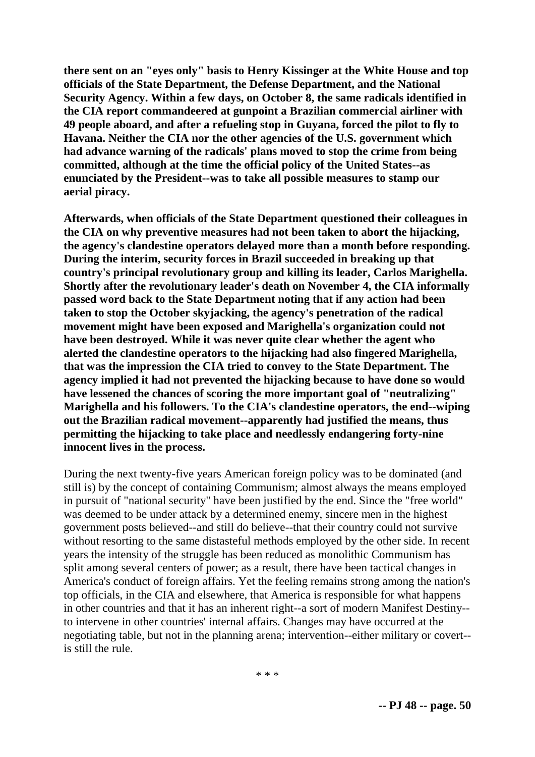**there sent on an "eyes only" basis to Henry Kissinger at the White House and top officials of the State Department, the Defense Department, and the National Security Agency. Within a few days, on October 8, the same radicals identified in the CIA report commandeered at gunpoint a Brazilian commercial airliner with 49 people aboard, and after a refueling stop in Guyana, forced the pilot to fly to Havana. Neither the CIA nor the other agencies of the U.S. government which had advance warning of the radicals' plans moved to stop the crime from being committed, although at the time the official policy of the United States--as enunciated by the President--was to take all possible measures to stamp our aerial piracy.**

**Afterwards, when officials of the State Department questioned their colleagues in the CIA on why preventive measures had not been taken to abort the hijacking, the agency's clandestine operators delayed more than a month before responding. During the interim, security forces in Brazil succeeded in breaking up that country's principal revolutionary group and killing its leader, Carlos Marighella. Shortly after the revolutionary leader's death on November 4, the CIA informally passed word back to the State Department noting that if any action had been taken to stop the October skyjacking, the agency's penetration of the radical movement might have been exposed and Marighella's organization could not have been destroyed. While it was never quite clear whether the agent who alerted the clandestine operators to the hijacking had also fingered Marighella, that was the impression the CIA tried to convey to the State Department. The agency implied it had not prevented the hijacking because to have done so would have lessened the chances of scoring the more important goal of "neutralizing" Marighella and his followers. To the CIA's clandestine operators, the end--wiping out the Brazilian radical movement--apparently had justified the means, thus permitting the hijacking to take place and needlessly endangering forty-nine innocent lives in the process.**

During the next twenty-five years American foreign policy was to be dominated (and still is) by the concept of containing Communism; almost always the means employed in pursuit of "national security" have been justified by the end. Since the "free world" was deemed to be under attack by a determined enemy, sincere men in the highest government posts believed--and still do believe--that their country could not survive without resorting to the same distasteful methods employed by the other side. In recent years the intensity of the struggle has been reduced as monolithic Communism has split among several centers of power; as a result, there have been tactical changes in America's conduct of foreign affairs. Yet the feeling remains strong among the nation's top officials, in the CIA and elsewhere, that America is responsible for what happens in other countries and that it has an inherent right--a sort of modern Manifest Destiny--to intervene in other countries' internal affairs. Changes may have occurred at the negotiating table, but not in the planning arena; intervention--either military or covert--is still the rule.

* * *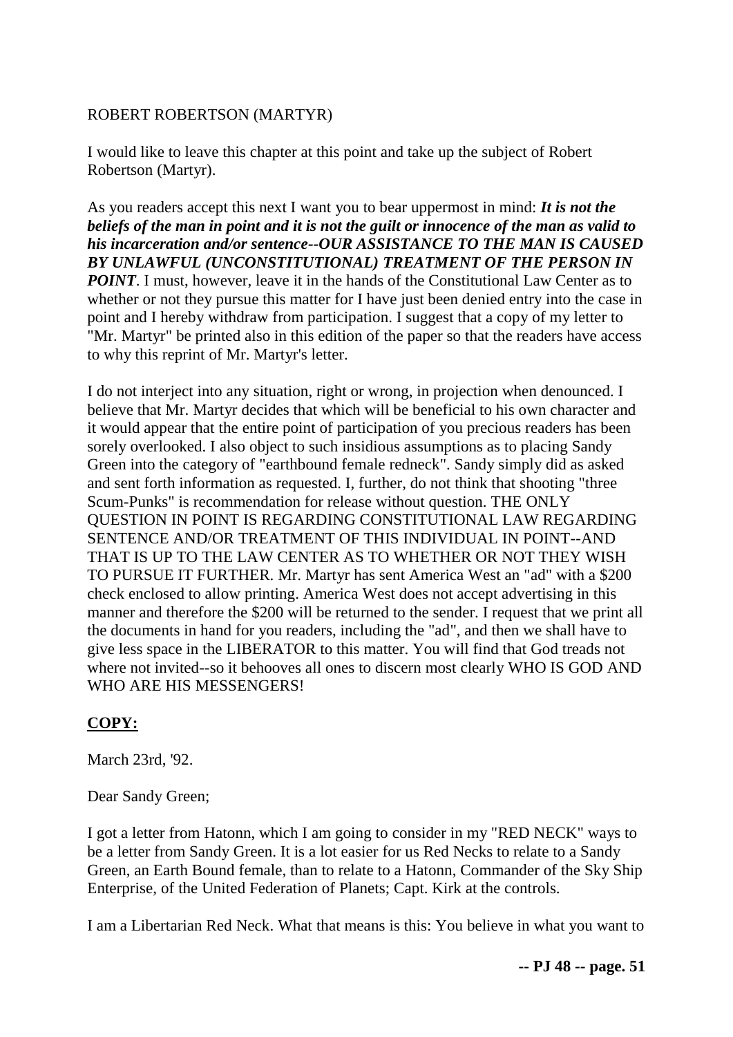ROBERT ROBERTSON (MARTYR)

I would like to leave this chapter at this point and take up the subject of Robert Robertson (Martyr).

As you readers accept this next I want you to bear uppermost in mind: ***It is not the beliefs of the man in point and it is not the guilt or innocence of the man as valid to his incarceration and/or sentence--OUR ASSISTANCE TO THE MAN IS CAUSED BY UNLAWFUL (UNCONSTITUTIONAL) TREATMENT OF THE PERSON IN POINT***. I must, however, leave it in the hands of the Constitutional Law Center as to whether or not they pursue this matter for I have just been denied entry into the case in point and I hereby withdraw from participation. I suggest that a copy of my letter to "Mr. Martyr" be printed also in this edition of the paper so that the readers have access to why this reprint of Mr. Martyr's letter.

I do not interject into any situation, right or wrong, in projection when denounced. I believe that Mr. Martyr decides that which will be beneficial to his own character and it would appear that the entire point of participation of you precious readers has been sorely overlooked. I also object to such insidious assumptions as to placing Sandy Green into the category of "earthbound female redneck". Sandy simply did as asked and sent forth information as requested. I, further, do not think that shooting "three Scum-Punks" is recommendation for release without question. THE ONLY QUESTION IN POINT IS REGARDING CONSTITUTIONAL LAW REGARDING SENTENCE AND/OR TREATMENT OF THIS INDIVIDUAL IN POINT--AND THAT IS UP TO THE LAW CENTER AS TO WHETHER OR NOT THEY WISH TO PURSUE IT FURTHER. Mr. Martyr has sent America West an "ad" with a $200 check enclosed to allow printing. America West does not accept advertising in this manner and therefore the $200 will be returned to the sender. I request that we print all the documents in hand for you readers, including the "ad", and then we shall have to give less space in the LIBERATOR to this matter. You will find that God treads not where not invited--so it behooves all ones to discern most clearly WHO IS GOD AND WHO ARE HIS MESSENGERS!

**COPY:**

March 23rd, '92.

Dear Sandy Green;

I got a letter from Hatonn, which I am going to consider in my "RED NECK" ways to be a letter from Sandy Green. It is a lot easier for us Red Necks to relate to a Sandy Green, an Earth Bound female, than to relate to a Hatonn, Commander of the Sky Ship Enterprise, of the United Federation of Planets; Capt. Kirk at the controls.

I am a Libertarian Red Neck. What that means is this: You believe in what you want to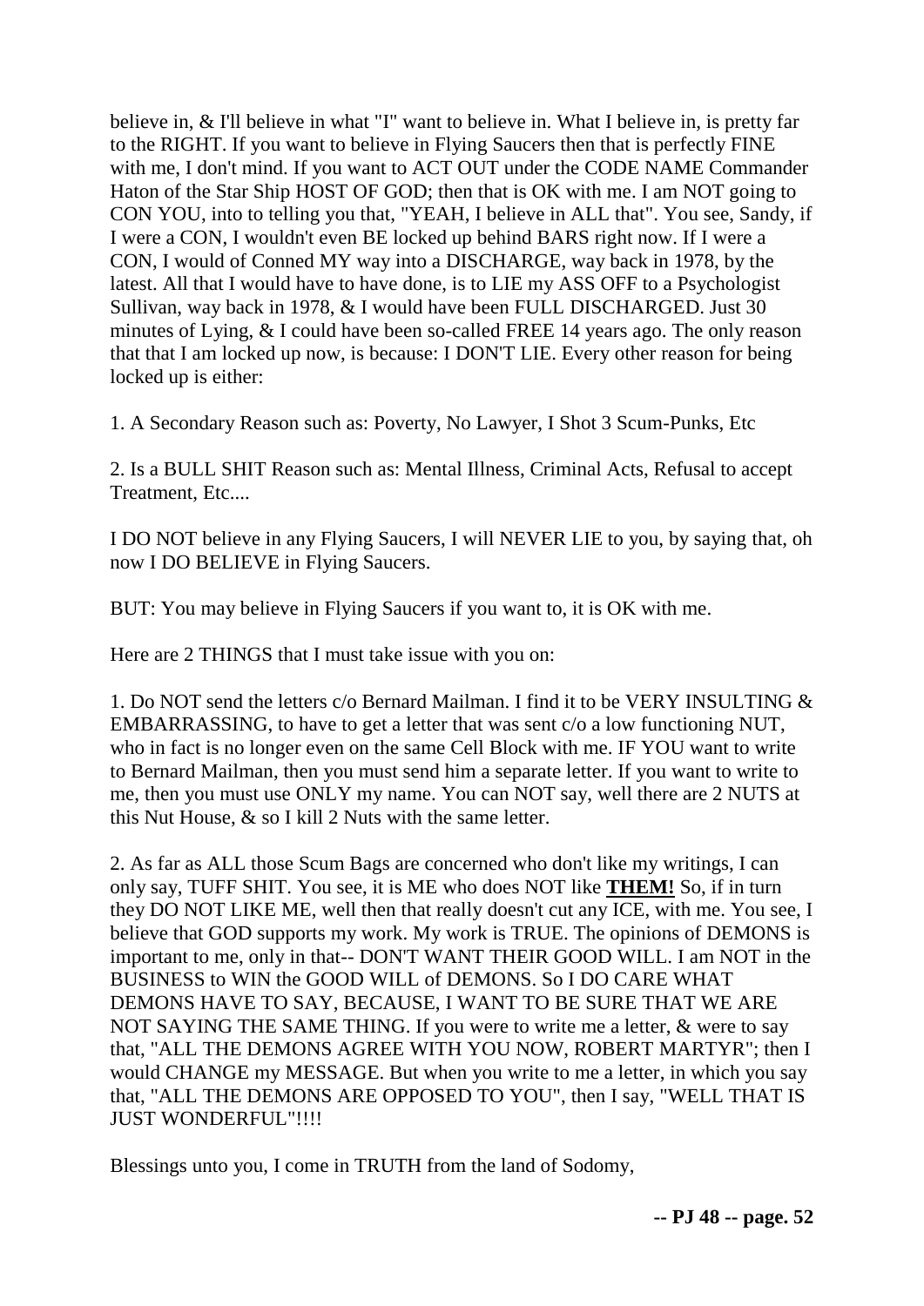believe in, & I'll believe in what "I" want to believe in. What I believe in, is pretty far to the RIGHT. If you want to believe in Flying Saucers then that is perfectly FINE with me, I don't mind. If you want to ACT OUT under the CODE NAME Commander Haton of the Star Ship HOST OF GOD; then that is OK with me. I am NOT going to CON YOU, into to telling you that, "YEAH, I believe in ALL that". You see, Sandy, if I were a CON, I wouldn't even BE locked up behind BARS right now. If I were a CON, I would of Conned MY way into a DISCHARGE, way back in 1978, by the latest. All that I would have to have done, is to LIE my ASS OFF to a Psychologist Sullivan, way back in 1978, & I would have been FULL DISCHARGED. Just 30 minutes of Lying, & I could have been so-called FREE 14 years ago. The only reason that that I am locked up now, is because: I DON'T LIE. Every other reason for being locked up is either:

1. A Secondary Reason such as: Poverty, No Lawyer, I Shot 3 Scum-Punks, Etc

2. Is a BULL SHIT Reason such as: Mental Illness, Criminal Acts, Refusal to accept Treatment, Etc....

I DO NOT believe in any Flying Saucers, I will NEVER LIE to you, by saying that, oh now I DO BELIEVE in Flying Saucers.

BUT: You may believe in Flying Saucers if you want to, it is OK with me.

Here are 2 THINGS that I must take issue with you on:

1. Do NOT send the letters c/o Bernard Mailman. I find it to be VERY INSULTING & EMBARRASSING, to have to get a letter that was sent c/o a low functioning NUT, who in fact is no longer even on the same Cell Block with me. IF YOU want to write to Bernard Mailman, then you must send him a separate letter. If you want to write to me, then you must use ONLY my name. You can NOT say, well there are 2 NUTS at this Nut House, & so I kill 2 Nuts with the same letter.

2. As far as ALL those Scum Bags are concerned who don't like my writings, I can only say, TUFF SHIT. You see, it is ME who does NOT like **THEM!** So, if in turn they DO NOT LIKE ME, well then that really doesn't cut any ICE, with me. You see, I believe that GOD supports my work. My work is TRUE. The opinions of DEMONS is important to me, only in that-- DON'T WANT THEIR GOOD WILL. I am NOT in the BUSINESS to WIN the GOOD WILL of DEMONS. So I DO CARE WHAT DEMONS HAVE TO SAY, BECAUSE, I WANT TO BE SURE THAT WE ARE NOT SAYING THE SAME THING. If you were to write me a letter, & were to say that, "ALL THE DEMONS AGREE WITH YOU NOW, ROBERT MARTYR"; then I would CHANGE my MESSAGE. But when you write to me a letter, in which you say that, "ALL THE DEMONS ARE OPPOSED TO YOU", then I say, "WELL THAT IS JUST WONDERFUL"!!!!

Blessings unto you, I come in TRUTH from the land of Sodomy,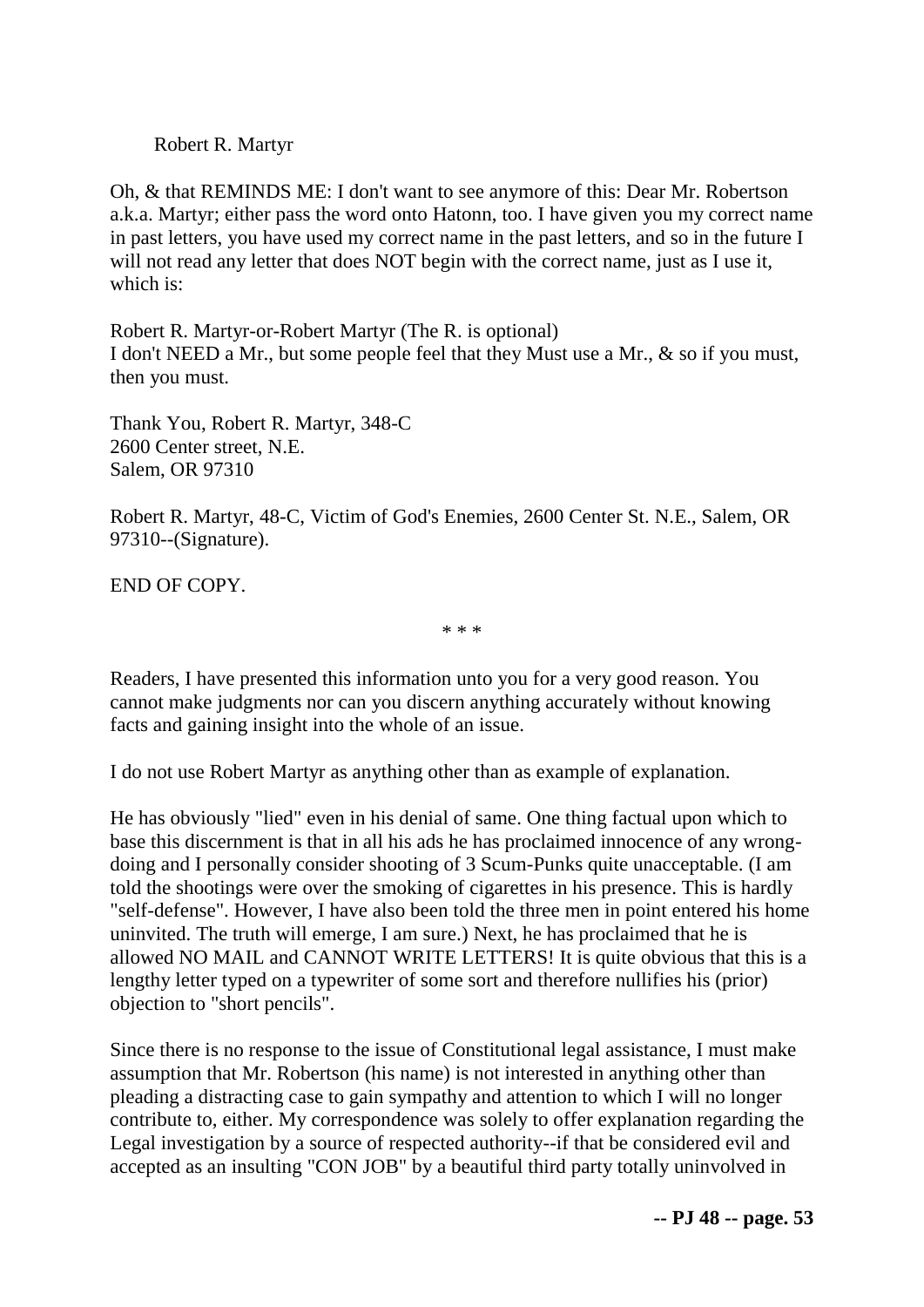Robert R. Martyr

Oh, & that REMINDS ME: I don't want to see anymore of this: Dear Mr. Robertson a.k.a. Martyr; either pass the word onto Hatonn, too. I have given you my correct name in past letters, you have used my correct name in the past letters, and so in the future I will not read any letter that does NOT begin with the correct name, just as I use it, which is:

Robert R. Martyr-or-Robert Martyr (The R. is optional)
I don't NEED a Mr., but some people feel that they Must use a Mr., & so if you must, then you must.

Thank You, Robert R. Martyr, 348-C
2600 Center street, N.E.
Salem, OR 97310

Robert R. Martyr, 48-C, Victim of God's Enemies, 2600 Center St. N.E., Salem, OR 97310--(Signature).

END OF COPY.

* * *

Readers, I have presented this information unto you for a very good reason. You cannot make judgments nor can you discern anything accurately without knowing facts and gaining insight into the whole of an issue.

I do not use Robert Martyr as anything other than as example of explanation.

He has obviously "lied" even in his denial of same. One thing factual upon which to base this discernment is that in all his ads he has proclaimed innocence of any wrong-doing and I personally consider shooting of 3 Scum-Punks quite unacceptable. (I am told the shootings were over the smoking of cigarettes in his presence. This is hardly "self-defense". However, I have also been told the three men in point entered his home uninvited. The truth will emerge, I am sure.) Next, he has proclaimed that he is allowed NO MAIL and CANNOT WRITE LETTERS! It is quite obvious that this is a lengthy letter typed on a typewriter of some sort and therefore nullifies his (prior) objection to "short pencils".

Since there is no response to the issue of Constitutional legal assistance, I must make assumption that Mr. Robertson (his name) is not interested in anything other than pleading a distracting case to gain sympathy and attention to which I will no longer contribute to, either. My correspondence was solely to offer explanation regarding the Legal investigation by a source of respected authority--if that be considered evil and accepted as an insulting "CON JOB" by a beautiful third party totally uninvolved in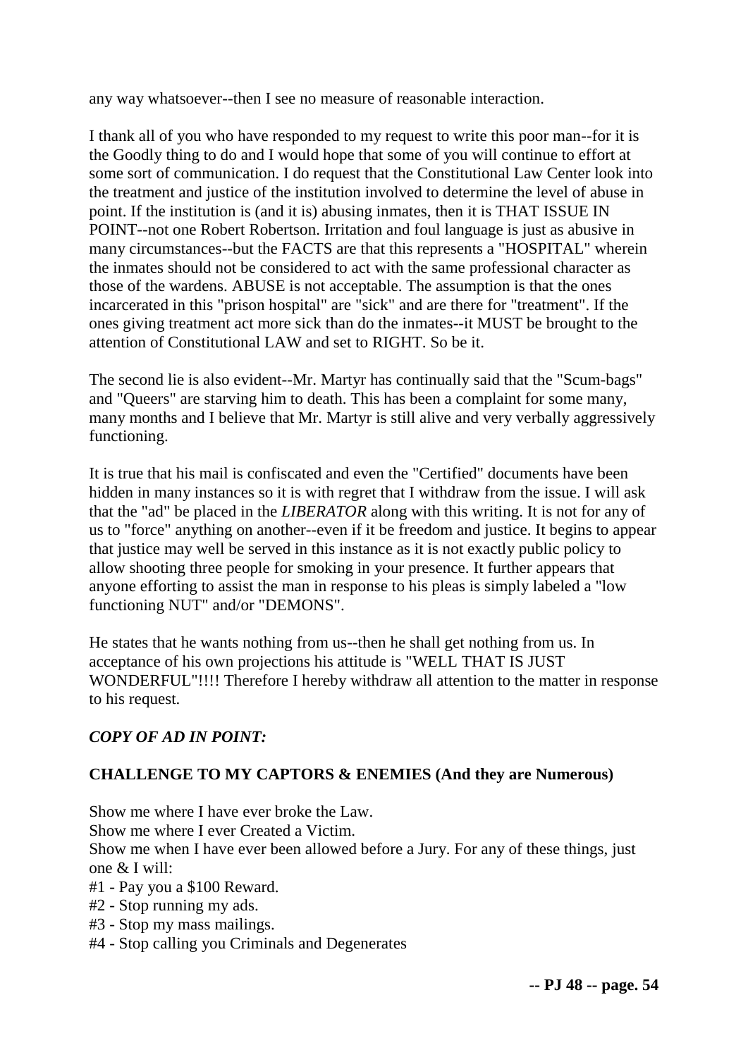any way whatsoever--then I see no measure of reasonable interaction.

I thank all of you who have responded to my request to write this poor man--for it is the Goodly thing to do and I would hope that some of you will continue to effort at some sort of communication. I do request that the Constitutional Law Center look into the treatment and justice of the institution involved to determine the level of abuse in point. If the institution is (and it is) abusing inmates, then it is THAT ISSUE IN POINT--not one Robert Robertson. Irritation and foul language is just as abusive in many circumstances--but the FACTS are that this represents a "HOSPITAL" wherein the inmates should not be considered to act with the same professional character as those of the wardens. ABUSE is not acceptable. The assumption is that the ones incarcerated in this "prison hospital" are "sick" and are there for "treatment". If the ones giving treatment act more sick than do the inmates--it MUST be brought to the attention of Constitutional LAW and set to RIGHT. So be it.

The second lie is also evident--Mr. Martyr has continually said that the "Scum-bags" and "Queers" are starving him to death. This has been a complaint for some many, many months and I believe that Mr. Martyr is still alive and very verbally aggressively functioning.

It is true that his mail is confiscated and even the "Certified" documents have been hidden in many instances so it is with regret that I withdraw from the issue. I will ask that the "ad" be placed in the *LIBERATOR* along with this writing. It is not for any of us to "force" anything on another--even if it be freedom and justice. It begins to appear that justice may well be served in this instance as it is not exactly public policy to allow shooting three people for smoking in your presence. It further appears that anyone efforting to assist the man in response to his pleas is simply labeled a "low functioning NUT" and/or "DEMONS".

He states that he wants nothing from us--then he shall get nothing from us. In acceptance of his own projections his attitude is "WELL THAT IS JUST WONDERFUL"!!!! Therefore I hereby withdraw all attention to the matter in response to his request.

***COPY OF AD IN POINT:***

**CHALLENGE TO MY CAPTORS & ENEMIES (And they are Numerous)**

Show me where I have ever broke the Law.
Show me where I ever Created a Victim.
Show me when I have ever been allowed before a Jury. For any of these things, just one & I will:
#1 - Pay you a $100 Reward.
#2 - Stop running my ads.
#3 - Stop my mass mailings.
#4 - Stop calling you Criminals and Degenerates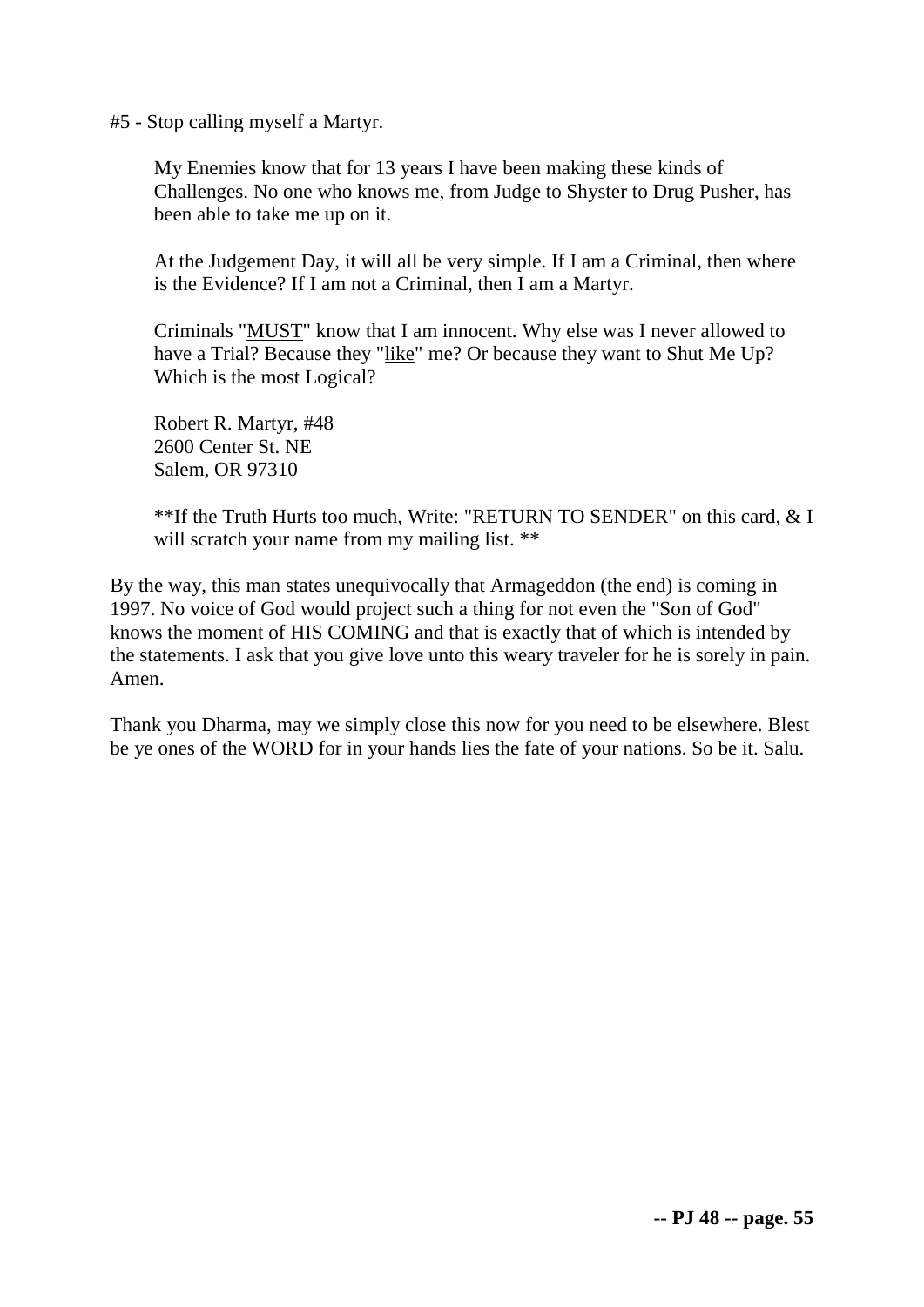#5 - Stop calling myself a Martyr.

> My Enemies know that for 13 years I have been making these kinds of Challenges. No one who knows me, from Judge to Shyster to Drug Pusher, has been able to take me up on it.
>
> At the Judgement Day, it will all be very simple. If I am a Criminal, then where is the Evidence? If I am not a Criminal, then I am a Martyr.
>
> Criminals "<u>MUST</u>" know that I am innocent. Why else was I never allowed to have a Trial? Because they "<u>like</u>" me? Or because they want to Shut Me Up? Which is the most Logical?
>
> Robert R. Martyr, #48
> 2600 Center St. NE
> Salem, OR 97310
>
> **If the Truth Hurts too much, Write: "RETURN TO SENDER" on this card, & I will scratch your name from my mailing list. **

By the way, this man states unequivocally that Armageddon (the end) is coming in 1997. No voice of God would project such a thing for not even the "Son of God" knows the moment of HIS COMING and that is exactly that of which is intended by the statements. I ask that you give love unto this weary traveler for he is sorely in pain. Amen.

Thank you Dharma, may we simply close this now for you need to be elsewhere. Blest be ye ones of the WORD for in your hands lies the fate of your nations. So be it. Salu.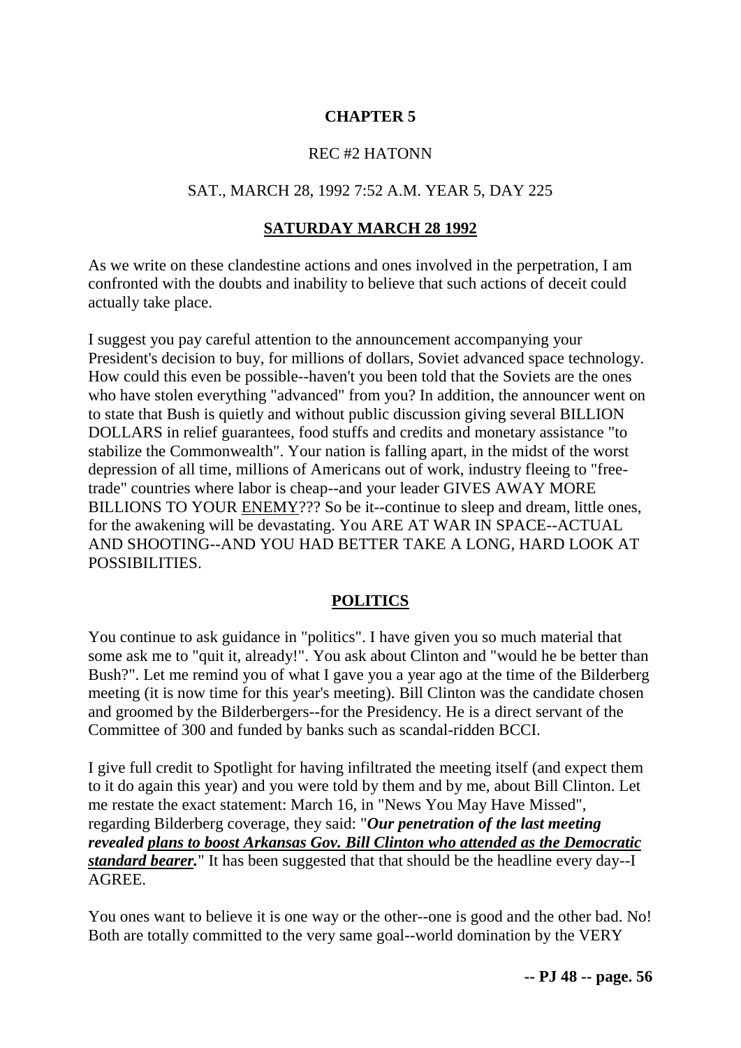**CHAPTER 5**

REC #2 HATONN

SAT., MARCH 28, 1992 7:52 A.M. YEAR 5, DAY 225

**SATURDAY MARCH 28 1992**

As we write on these clandestine actions and ones involved in the perpetration, I am confronted with the doubts and inability to believe that such actions of deceit could actually take place.

I suggest you pay careful attention to the announcement accompanying your President's decision to buy, for millions of dollars, Soviet advanced space technology. How could this even be possible--haven't you been told that the Soviets are the ones who have stolen everything "advanced" from you? In addition, the announcer went on to state that Bush is quietly and without public discussion giving several BILLION DOLLARS in relief guarantees, food stuffs and credits and monetary assistance "to stabilize the Commonwealth". Your nation is falling apart, in the midst of the worst depression of all time, millions of Americans out of work, industry fleeing to "free-trade" countries where labor is cheap--and your leader GIVES AWAY MORE BILLIONS TO YOUR ENEMY??? So be it--continue to sleep and dream, little ones, for the awakening will be devastating. You ARE AT WAR IN SPACE--ACTUAL AND SHOOTING--AND YOU HAD BETTER TAKE A LONG, HARD LOOK AT POSSIBILITIES.

**POLITICS**

You continue to ask guidance in "politics". I have given you so much material that some ask me to "quit it, already!". You ask about Clinton and "would he be better than Bush?". Let me remind you of what I gave you a year ago at the time of the Bilderberg meeting (it is now time for this year's meeting). Bill Clinton was the candidate chosen and groomed by the Bilderbergers--for the Presidency. He is a direct servant of the Committee of 300 and funded by banks such as scandal-ridden BCCI.

I give full credit to Spotlight for having infiltrated the meeting itself (and expect them to it do again this year) and you were told by them and by me, about Bill Clinton. Let me restate the exact statement: March 16, in "News You May Have Missed", regarding Bilderberg coverage, they said: "***Our penetration of the last meeting revealed plans to boost Arkansas Gov. Bill Clinton who attended as the Democratic standard bearer.***" It has been suggested that that should be the headline every day--I AGREE.

You ones want to believe it is one way or the other--one is good and the other bad. No! Both are totally committed to the very same goal--world domination by the VERY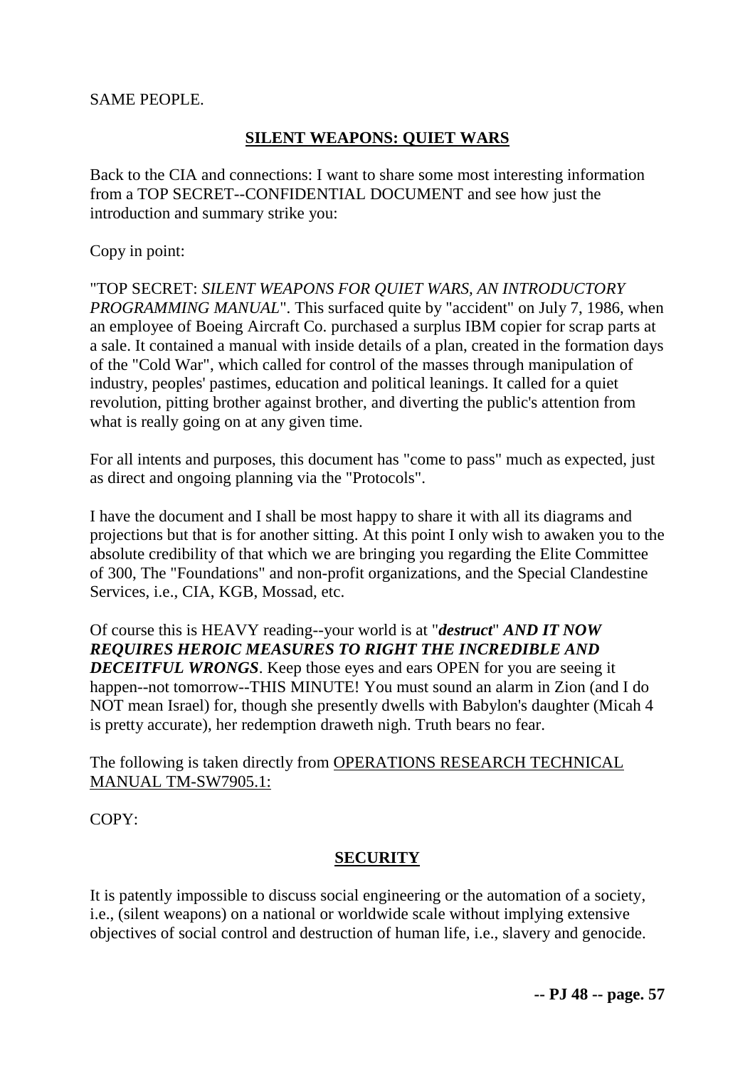SAME PEOPLE.

## SILENT WEAPONS: QUIET WARS

Back to the CIA and connections: I want to share some most interesting information from a TOP SECRET--CONFIDENTIAL DOCUMENT and see how just the introduction and summary strike you:

Copy in point:

"TOP SECRET: *SILENT WEAPONS FOR QUIET WARS, AN INTRODUCTORY PROGRAMMING MANUAL*". This surfaced quite by "accident" on July 7, 1986, when an employee of Boeing Aircraft Co. purchased a surplus IBM copier for scrap parts at a sale. It contained a manual with inside details of a plan, created in the formation days of the "Cold War", which called for control of the masses through manipulation of industry, peoples' pastimes, education and political leanings. It called for a quiet revolution, pitting brother against brother, and diverting the public's attention from what is really going on at any given time.

For all intents and purposes, this document has "come to pass" much as expected, just as direct and ongoing planning via the "Protocols".

I have the document and I shall be most happy to share it with all its diagrams and projections but that is for another sitting. At this point I only wish to awaken you to the absolute credibility of that which we are bringing you regarding the Elite Committee of 300, The "Foundations" and non-profit organizations, and the Special Clandestine Services, i.e., CIA, KGB, Mossad, etc.

Of course this is HEAVY reading--your world is at "***destruct***" ***AND IT NOW REQUIRES HEROIC MEASURES TO RIGHT THE INCREDIBLE AND DECEITFUL WRONGS***. Keep those eyes and ears OPEN for you are seeing it happen--not tomorrow--THIS MINUTE! You must sound an alarm in Zion (and I do NOT mean Israel) for, though she presently dwells with Babylon's daughter (Micah 4 is pretty accurate), her redemption draweth nigh. Truth bears no fear.

The following is taken directly from OPERATIONS RESEARCH TECHNICAL MANUAL TM-SW7905.1:

COPY:

### SECURITY

It is patently impossible to discuss social engineering or the automation of a society, i.e., (silent weapons) on a national or worldwide scale without implying extensive objectives of social control and destruction of human life, i.e., slavery and genocide.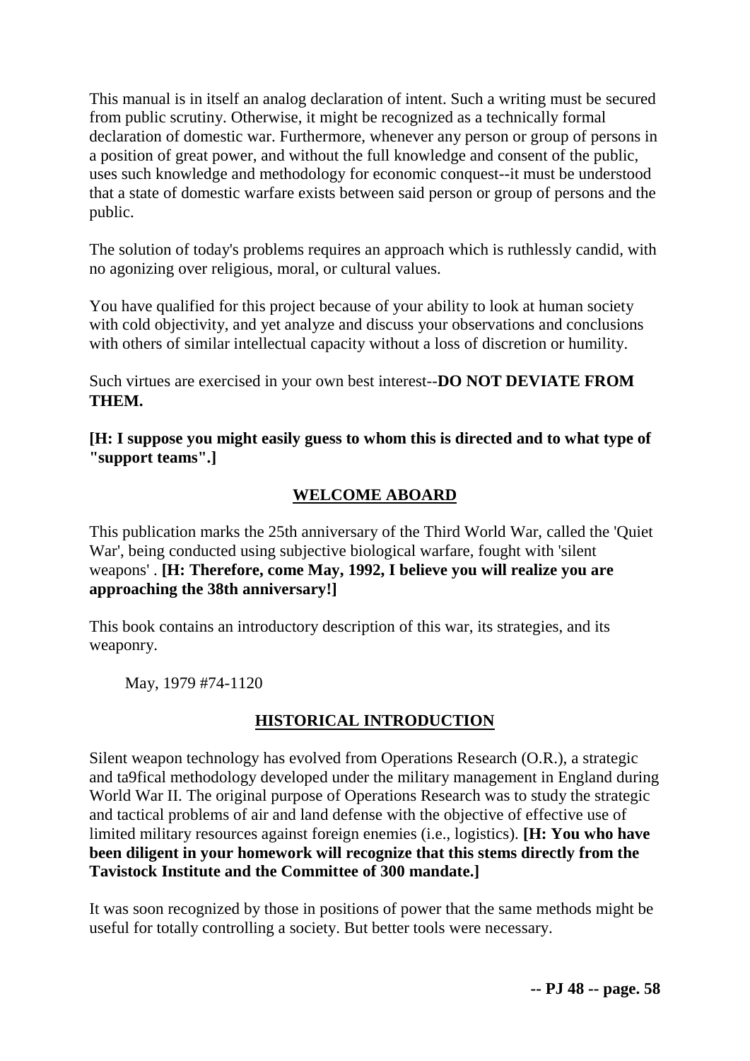This manual is in itself an analog declaration of intent. Such a writing must be secured from public scrutiny. Otherwise, it might be recognized as a technically formal declaration of domestic war. Furthermore, whenever any person or group of persons in a position of great power, and without the full knowledge and consent of the public, uses such knowledge and methodology for economic conquest--it must be understood that a state of domestic warfare exists between said person or group of persons and the public.

The solution of today's problems requires an approach which is ruthlessly candid, with no agonizing over religious, moral, or cultural values.

You have qualified for this project because of your ability to look at human society with cold objectivity, and yet analyze and discuss your observations and conclusions with others of similar intellectual capacity without a loss of discretion or humility.

Such virtues are exercised in your own best interest--**DO NOT DEVIATE FROM THEM.**

**[H: I suppose you might easily guess to whom this is directed and to what type of "support teams".]**

## WELCOME ABOARD

This publication marks the 25th anniversary of the Third World War, called the 'Quiet War', being conducted using subjective biological warfare, fought with 'silent weapons' . **[H: Therefore, come May, 1992, I believe you will realize you are approaching the 38th anniversary!]**

This book contains an introductory description of this war, its strategies, and its weaponry.

May, 1979 #74-1120

## HISTORICAL INTRODUCTION

Silent weapon technology has evolved from Operations Research (O.R.), a strategic and ta9fical methodology developed under the military management in England during World War II. The original purpose of Operations Research was to study the strategic and tactical problems of air and land defense with the objective of effective use of limited military resources against foreign enemies (i.e., logistics). **[H: You who have been diligent in your homework will recognize that this stems directly from the Tavistock Institute and the Committee of 300 mandate.]**

It was soon recognized by those in positions of power that the same methods might be useful for totally controlling a society. But better tools were necessary.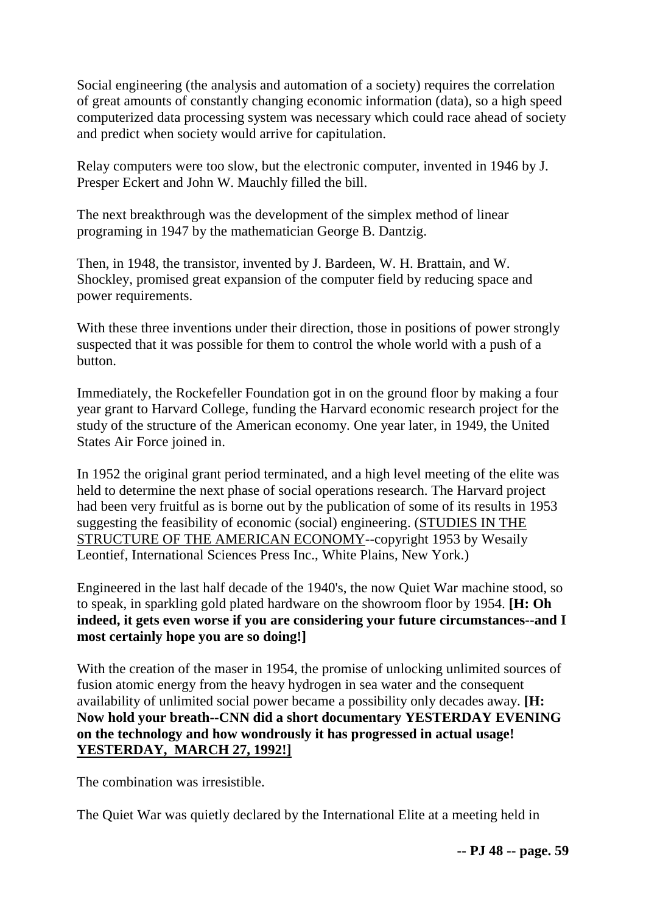Social engineering (the analysis and automation of a society) requires the correlation of great amounts of constantly changing economic information (data), so a high speed computerized data processing system was necessary which could race ahead of society and predict when society would arrive for capitulation.

Relay computers were too slow, but the electronic computer, invented in 1946 by J. Presper Eckert and John W. Mauchly filled the bill.

The next breakthrough was the development of the simplex method of linear programing in 1947 by the mathematician George B. Dantzig.

Then, in 1948, the transistor, invented by J. Bardeen, W. H. Brattain, and W. Shockley, promised great expansion of the computer field by reducing space and power requirements.

With these three inventions under their direction, those in positions of power strongly suspected that it was possible for them to control the whole world with a push of a button.

Immediately, the Rockefeller Foundation got in on the ground floor by making a four year grant to Harvard College, funding the Harvard economic research project for the study of the structure of the American economy. One year later, in 1949, the United States Air Force joined in.

In 1952 the original grant period terminated, and a high level meeting of the elite was held to determine the next phase of social operations research. The Harvard project had been very fruitful as is borne out by the publication of some of its results in 1953 suggesting the feasibility of economic (social) engineering. (STUDIES IN THE STRUCTURE OF THE AMERICAN ECONOMY--copyright 1953 by Wesaily Leontief, International Sciences Press Inc., White Plains, New York.)

Engineered in the last half decade of the 1940's, the now Quiet War machine stood, so to speak, in sparkling gold plated hardware on the showroom floor by 1954. **[H: Oh indeed, it gets even worse if you are considering your future circumstances--and I most certainly hope you are so doing!]**

With the creation of the maser in 1954, the promise of unlocking unlimited sources of fusion atomic energy from the heavy hydrogen in sea water and the consequent availability of unlimited social power became a possibility only decades away. **[H: Now hold your breath--CNN did a short documentary YESTERDAY EVENING on the technology and how wondrously it has progressed in actual usage! YESTERDAY, MARCH 27, 1992!]**

The combination was irresistible.

The Quiet War was quietly declared by the International Elite at a meeting held in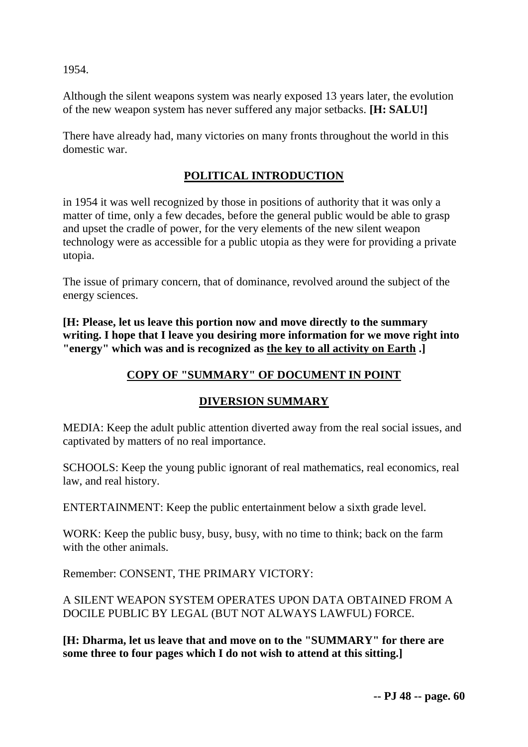1954.

Although the silent weapons system was nearly exposed 13 years later, the evolution of the new weapon system has never suffered any major setbacks. **[H: SALU!]**

There have already had, many victories on many fronts throughout the world in this domestic war.

## <u>POLITICAL INTRODUCTION</u>

in 1954 it was well recognized by those in positions of authority that it was only a matter of time, only a few decades, before the general public would be able to grasp and upset the cradle of power, for the very elements of the new silent weapon technology were as accessible for a public utopia as they were for providing a private utopia.

The issue of primary concern, that of dominance, revolved around the subject of the energy sciences.

**[H: Please, let us leave this portion now and move directly to the summary writing. I hope that I leave you desiring more information for we move right into "energy" which was and is recognized as <u>the key to all activity on Earth</u> .]**

## <u>COPY OF "SUMMARY" OF DOCUMENT IN POINT</u>

## <u>DIVERSION SUMMARY</u>

MEDIA: Keep the adult public attention diverted away from the real social issues, and captivated by matters of no real importance.

SCHOOLS: Keep the young public ignorant of real mathematics, real economics, real law, and real history.

ENTERTAINMENT: Keep the public entertainment below a sixth grade level.

WORK: Keep the public busy, busy, busy, with no time to think; back on the farm with the other animals.

Remember: CONSENT, THE PRIMARY VICTORY:

A SILENT WEAPON SYSTEM OPERATES UPON DATA OBTAINED FROM A DOCILE PUBLIC BY LEGAL (BUT NOT ALWAYS LAWFUL) FORCE.

**[H: Dharma, let us leave that and move on to the "SUMMARY" for there are some three to four pages which I do not wish to attend at this sitting.]**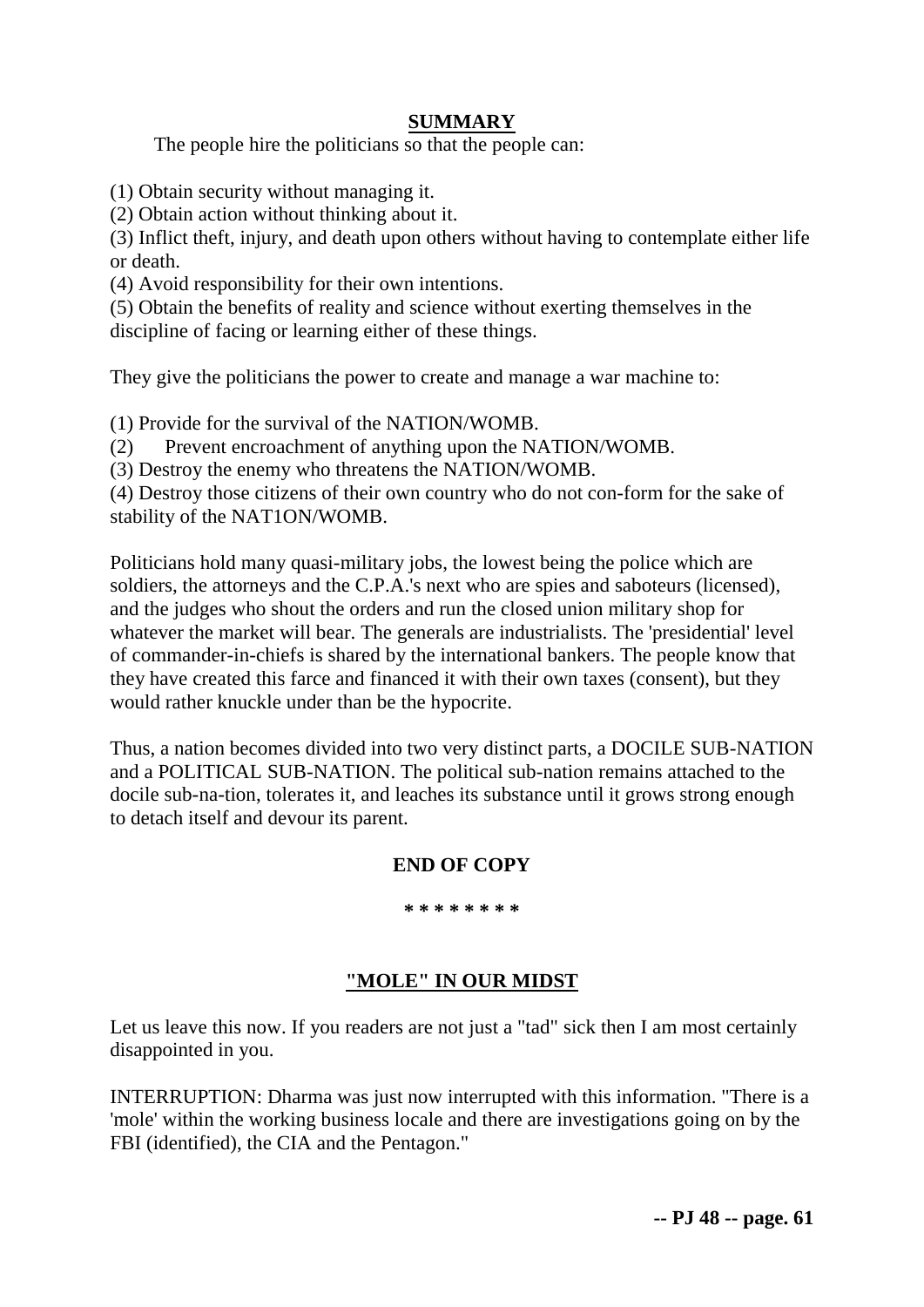## SUMMARY

The people hire the politicians so that the people can:

(1) Obtain security without managing it.
(2) Obtain action without thinking about it.
(3) Inflict theft, injury, and death upon others without having to contemplate either life or death.
(4) Avoid responsibility for their own intentions.
(5) Obtain the benefits of reality and science without exerting themselves in the discipline of facing or learning either of these things.

They give the politicians the power to create and manage a war machine to:

(1) Provide for the survival of the NATION/WOMB.
(2) Prevent encroachment of anything upon the NATION/WOMB.
(3) Destroy the enemy who threatens the NATION/WOMB.
(4) Destroy those citizens of their own country who do not con-form for the sake of stability of the NAT1ON/WOMB.

Politicians hold many quasi-military jobs, the lowest being the police which are soldiers, the attorneys and the C.P.A.'s next who are spies and saboteurs (licensed), and the judges who shout the orders and run the closed union military shop for whatever the market will bear. The generals are industrialists. The 'presidential' level of commander-in-chiefs is shared by the international bankers. The people know that they have created this farce and financed it with their own taxes (consent), but they would rather knuckle under than be the hypocrite.

Thus, a nation becomes divided into two very distinct parts, a DOCILE SUB-NATION and a POLITICAL SUB-NATION. The political sub-nation remains attached to the docile sub-na-tion, tolerates it, and leaches its substance until it grows strong enough to detach itself and devour its parent.

**END OF COPY**

**\* \* \* \* \* \* \* \***

## "MOLE" IN OUR MIDST

Let us leave this now. If you readers are not just a "tad" sick then I am most certainly disappointed in you.

INTERRUPTION: Dharma was just now interrupted with this information. "There is a 'mole' within the working business locale and there are investigations going on by the FBI (identified), the CIA and the Pentagon."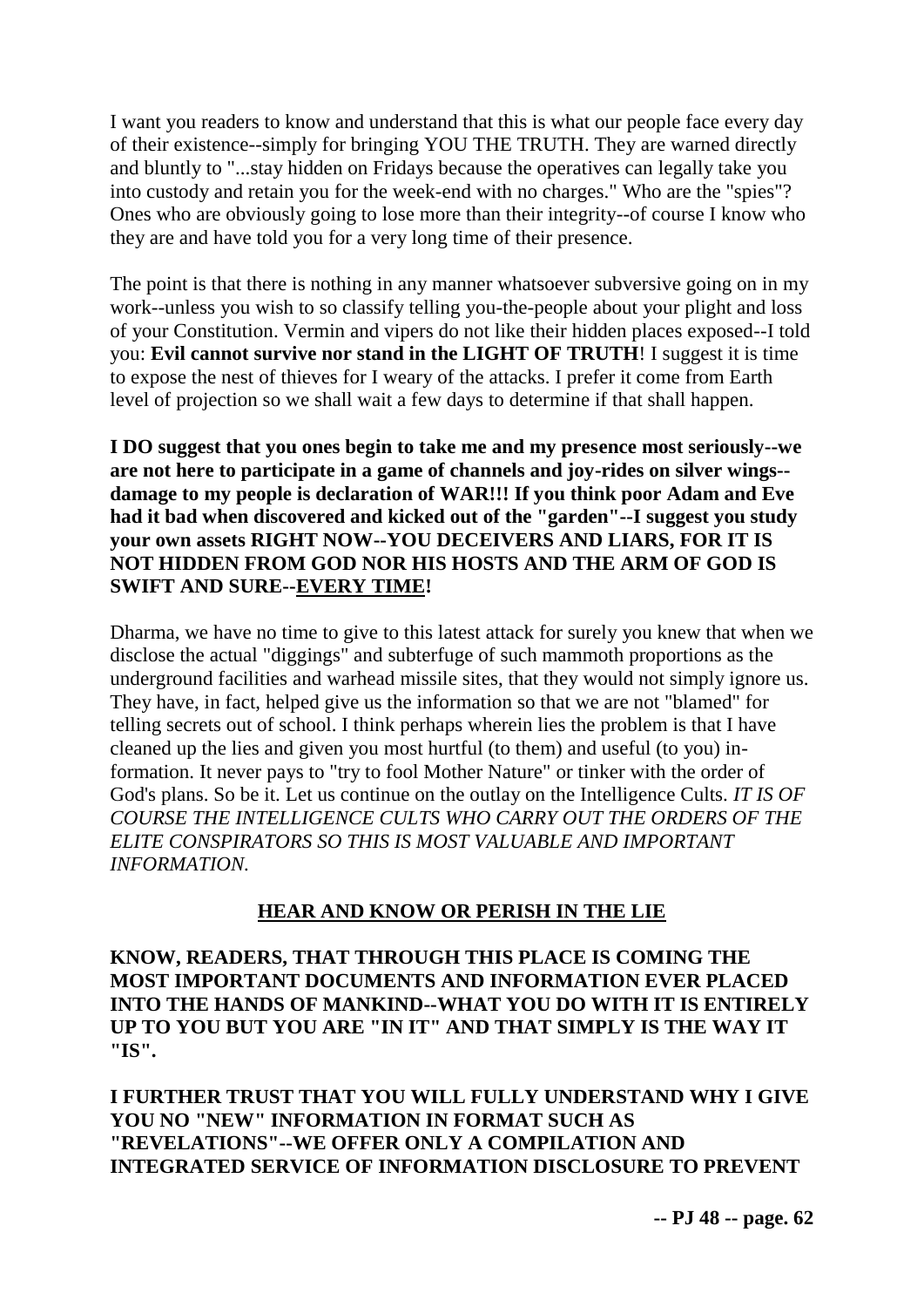I want you readers to know and understand that this is what our people face every day of their existence--simply for bringing YOU THE TRUTH. They are warned directly and bluntly to "...stay hidden on Fridays because the operatives can legally take you into custody and retain you for the week-end with no charges." Who are the "spies"? Ones who are obviously going to lose more than their integrity--of course I know who they are and have told you for a very long time of their presence.

The point is that there is nothing in any manner whatsoever subversive going on in my work--unless you wish to so classify telling you-the-people about your plight and loss of your Constitution. Vermin and vipers do not like their hidden places exposed--I told you: **Evil cannot survive nor stand in the LIGHT OF TRUTH**! I suggest it is time to expose the nest of thieves for I weary of the attacks. I prefer it come from Earth level of projection so we shall wait a few days to determine if that shall happen.

**I DO suggest that you ones begin to take me and my presence most seriously--we are not here to participate in a game of channels and joy-rides on silver wings--damage to my people is declaration of WAR!!! If you think poor Adam and Eve had it bad when discovered and kicked out of the "garden"--I suggest you study your own assets RIGHT NOW--YOU DECEIVERS AND LIARS, FOR IT IS NOT HIDDEN FROM GOD NOR HIS HOSTS AND THE ARM OF GOD IS SWIFT AND SURE--<u>EVERY TIME</u>!**

Dharma, we have no time to give to this latest attack for surely you knew that when we disclose the actual "diggings" and subterfuge of such mammoth proportions as the underground facilities and warhead missile sites, that they would not simply ignore us. They have, in fact, helped give us the information so that we are not "blamed" for telling secrets out of school. I think perhaps wherein lies the problem is that I have cleaned up the lies and given you most hurtful (to them) and useful (to you) information. It never pays to "try to fool Mother Nature" or tinker with the order of God's plans. So be it. Let us continue on the outlay on the Intelligence Cults. *IT IS OF COURSE THE INTELLIGENCE CULTS WHO CARRY OUT THE ORDERS OF THE ELITE CONSPIRATORS SO THIS IS MOST VALUABLE AND IMPORTANT INFORMATION.*

## <u>HEAR AND KNOW OR PERISH IN THE LIE</u>

**KNOW, READERS, THAT THROUGH THIS PLACE IS COMING THE MOST IMPORTANT DOCUMENTS AND INFORMATION EVER PLACED INTO THE HANDS OF MANKIND--WHAT YOU DO WITH IT IS ENTIRELY UP TO YOU BUT YOU ARE "IN IT" AND THAT SIMPLY IS THE WAY IT "IS".**

**I FURTHER TRUST THAT YOU WILL FULLY UNDERSTAND WHY I GIVE YOU NO "NEW" INFORMATION IN FORMAT SUCH AS "REVELATIONS"--WE OFFER ONLY A COMPILATION AND INTEGRATED SERVICE OF INFORMATION DISCLOSURE TO PREVENT**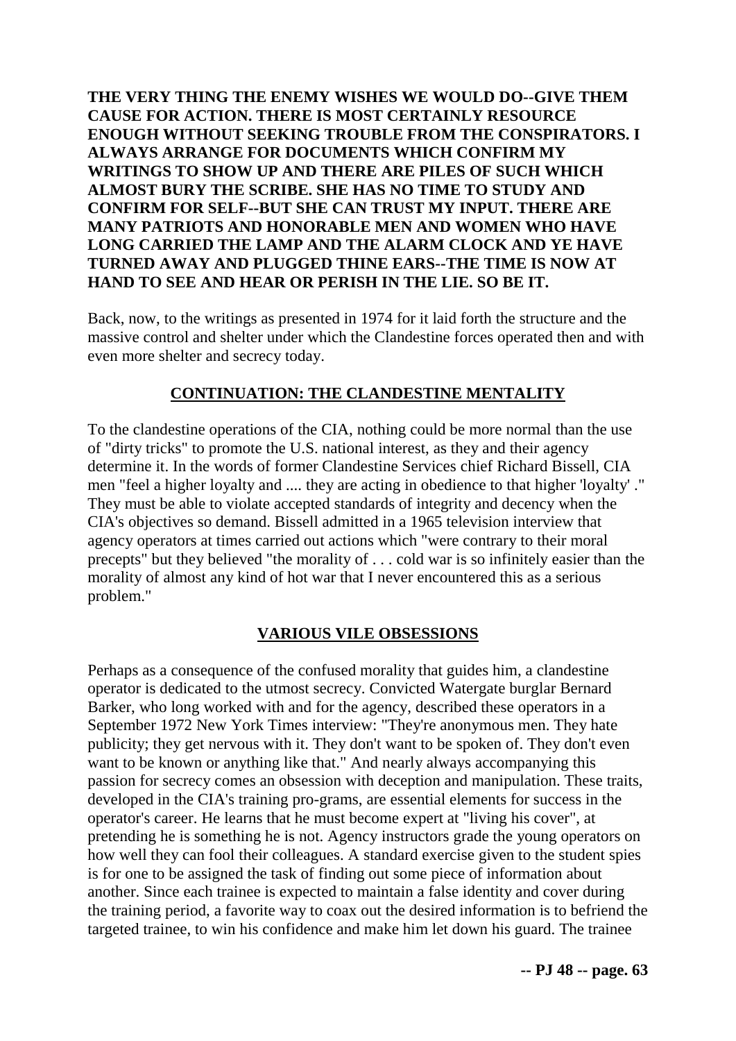**THE VERY THING THE ENEMY WISHES WE WOULD DO--GIVE THEM CAUSE FOR ACTION. THERE IS MOST CERTAINLY RESOURCE ENOUGH WITHOUT SEEKING TROUBLE FROM THE CONSPIRATORS. I ALWAYS ARRANGE FOR DOCUMENTS WHICH CONFIRM MY WRITINGS TO SHOW UP AND THERE ARE PILES OF SUCH WHICH ALMOST BURY THE SCRIBE. SHE HAS NO TIME TO STUDY AND CONFIRM FOR SELF--BUT SHE CAN TRUST MY INPUT. THERE ARE MANY PATRIOTS AND HONORABLE MEN AND WOMEN WHO HAVE LONG CARRIED THE LAMP AND THE ALARM CLOCK AND YE HAVE TURNED AWAY AND PLUGGED THINE EARS--THE TIME IS NOW AT HAND TO SEE AND HEAR OR PERISH IN THE LIE. SO BE IT.**

Back, now, to the writings as presented in 1974 for it laid forth the structure and the massive control and shelter under which the Clandestine forces operated then and with even more shelter and secrecy today.

## CONTINUATION: THE CLANDESTINE MENTALITY

To the clandestine operations of the CIA, nothing could be more normal than the use of "dirty tricks" to promote the U.S. national interest, as they and their agency determine it. In the words of former Clandestine Services chief Richard Bissell, CIA men "feel a higher loyalty and .... they are acting in obedience to that higher 'loyalty' ." They must be able to violate accepted standards of integrity and decency when the CIA's objectives so demand. Bissell admitted in a 1965 television interview that agency operators at times carried out actions which "were contrary to their moral precepts" but they believed "the morality of . . . cold war is so infinitely easier than the morality of almost any kind of hot war that I never encountered this as a serious problem."

## VARIOUS VILE OBSESSIONS

Perhaps as a consequence of the confused morality that guides him, a clandestine operator is dedicated to the utmost secrecy. Convicted Watergate burglar Bernard Barker, who long worked with and for the agency, described these operators in a September 1972 New York Times interview: "They're anonymous men. They hate publicity; they get nervous with it. They don't want to be spoken of. They don't even want to be known or anything like that." And nearly always accompanying this passion for secrecy comes an obsession with deception and manipulation. These traits, developed in the CIA's training pro-grams, are essential elements for success in the operator's career. He learns that he must become expert at "living his cover", at pretending he is something he is not. Agency instructors grade the young operators on how well they can fool their colleagues. A standard exercise given to the student spies is for one to be assigned the task of finding out some piece of information about another. Since each trainee is expected to maintain a false identity and cover during the training period, a favorite way to coax out the desired information is to befriend the targeted trainee, to win his confidence and make him let down his guard. The trainee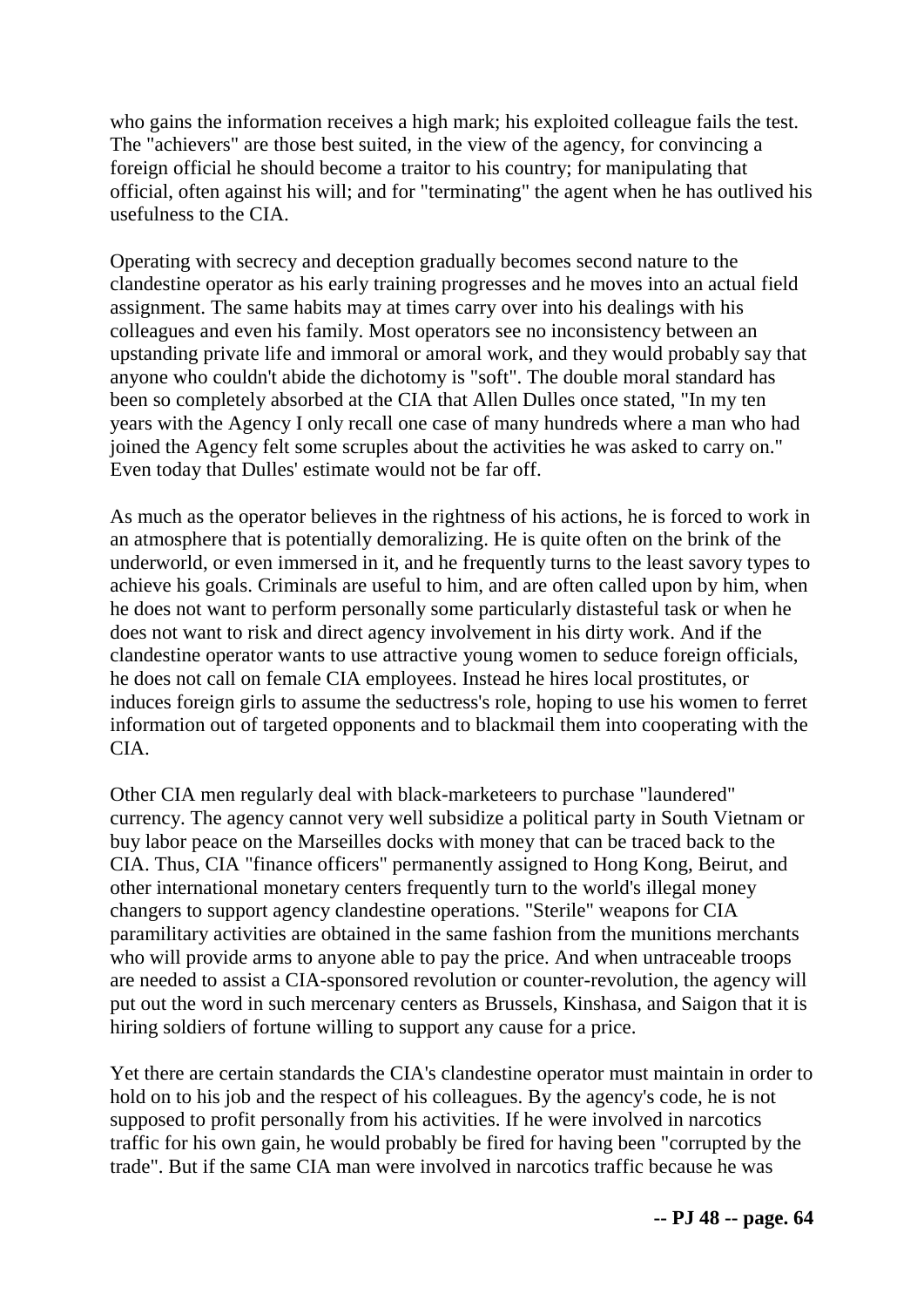who gains the information receives a high mark; his exploited colleague fails the test. The "achievers" are those best suited, in the view of the agency, for convincing a foreign official he should become a traitor to his country; for manipulating that official, often against his will; and for "terminating" the agent when he has outlived his usefulness to the CIA.

Operating with secrecy and deception gradually becomes second nature to the clandestine operator as his early training progresses and he moves into an actual field assignment. The same habits may at times carry over into his dealings with his colleagues and even his family. Most operators see no inconsistency between an upstanding private life and immoral or amoral work, and they would probably say that anyone who couldn't abide the dichotomy is "soft". The double moral standard has been so completely absorbed at the CIA that Allen Dulles once stated, "In my ten years with the Agency I only recall one case of many hundreds where a man who had joined the Agency felt some scruples about the activities he was asked to carry on." Even today that Dulles' estimate would not be far off.

As much as the operator believes in the rightness of his actions, he is forced to work in an atmosphere that is potentially demoralizing. He is quite often on the brink of the underworld, or even immersed in it, and he frequently turns to the least savory types to achieve his goals. Criminals are useful to him, and are often called upon by him, when he does not want to perform personally some particularly distasteful task or when he does not want to risk and direct agency involvement in his dirty work. And if the clandestine operator wants to use attractive young women to seduce foreign officials, he does not call on female CIA employees. Instead he hires local prostitutes, or induces foreign girls to assume the seductress's role, hoping to use his women to ferret information out of targeted opponents and to blackmail them into cooperating with the CIA.

Other CIA men regularly deal with black-marketeers to purchase "laundered" currency. The agency cannot very well subsidize a political party in South Vietnam or buy labor peace on the Marseilles docks with money that can be traced back to the CIA. Thus, CIA "finance officers" permanently assigned to Hong Kong, Beirut, and other international monetary centers frequently turn to the world's illegal money changers to support agency clandestine operations. "Sterile" weapons for CIA paramilitary activities are obtained in the same fashion from the munitions merchants who will provide arms to anyone able to pay the price. And when untraceable troops are needed to assist a CIA-sponsored revolution or counter-revolution, the agency will put out the word in such mercenary centers as Brussels, Kinshasa, and Saigon that it is hiring soldiers of fortune willing to support any cause for a price.

Yet there are certain standards the CIA's clandestine operator must maintain in order to hold on to his job and the respect of his colleagues. By the agency's code, he is not supposed to profit personally from his activities. If he were involved in narcotics traffic for his own gain, he would probably be fired for having been "corrupted by the trade". But if the same CIA man were involved in narcotics traffic because he was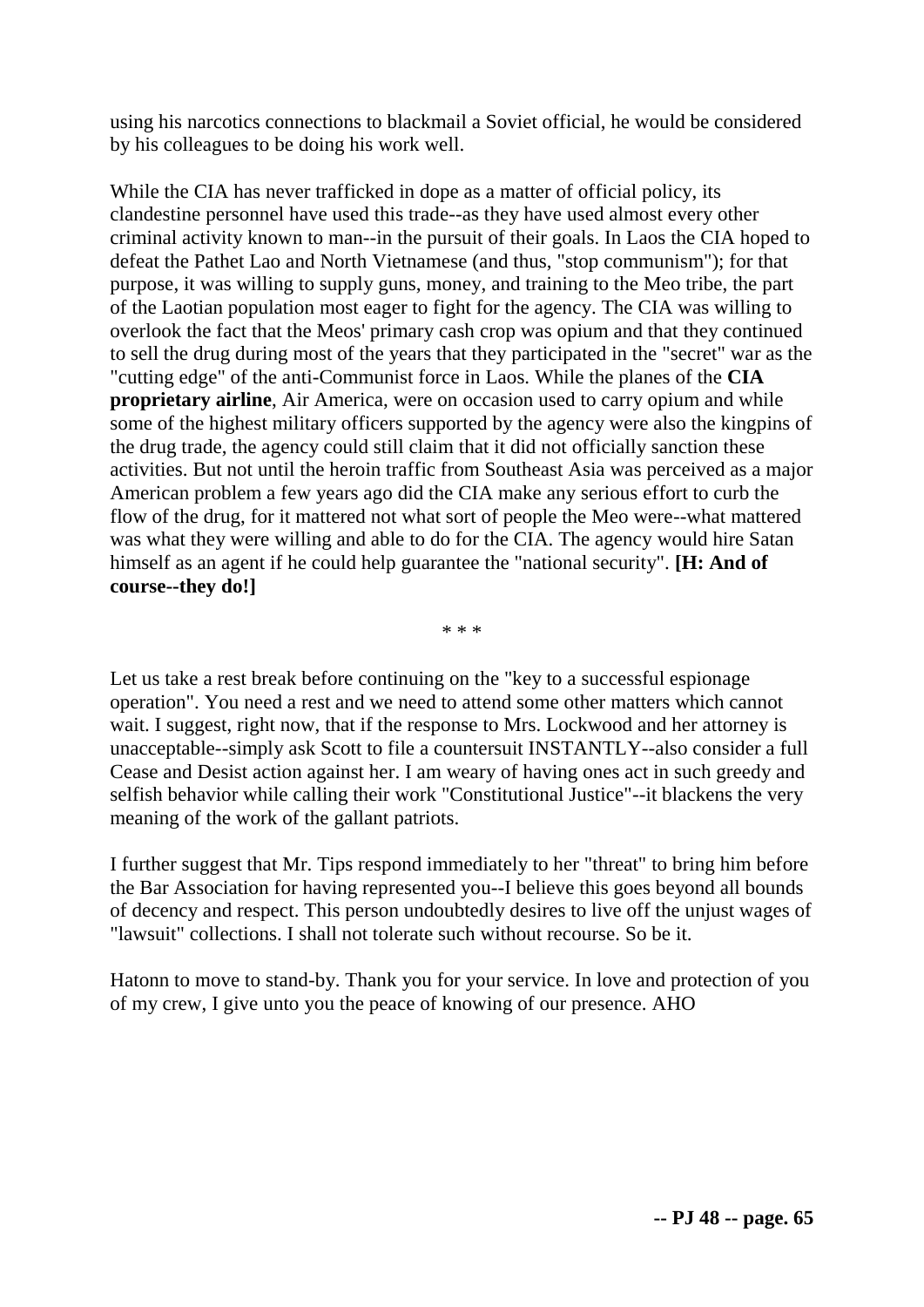using his narcotics connections to blackmail a Soviet official, he would be considered by his colleagues to be doing his work well.

While the CIA has never trafficked in dope as a matter of official policy, its clandestine personnel have used this trade--as they have used almost every other criminal activity known to man--in the pursuit of their goals. In Laos the CIA hoped to defeat the Pathet Lao and North Vietnamese (and thus, "stop communism"); for that purpose, it was willing to supply guns, money, and training to the Meo tribe, the part of the Laotian population most eager to fight for the agency. The CIA was willing to overlook the fact that the Meos' primary cash crop was opium and that they continued to sell the drug during most of the years that they participated in the "secret" war as the "cutting edge" of the anti-Communist force in Laos. While the planes of the **CIA proprietary airline**, Air America, were on occasion used to carry opium and while some of the highest military officers supported by the agency were also the kingpins of the drug trade, the agency could still claim that it did not officially sanction these activities. But not until the heroin traffic from Southeast Asia was perceived as a major American problem a few years ago did the CIA make any serious effort to curb the flow of the drug, for it mattered not what sort of people the Meo were--what mattered was what they were willing and able to do for the CIA. The agency would hire Satan himself as an agent if he could help guarantee the "national security". **[H: And of course--they do!]**

\* \* \*

Let us take a rest break before continuing on the "key to a successful espionage operation". You need a rest and we need to attend some other matters which cannot wait. I suggest, right now, that if the response to Mrs. Lockwood and her attorney is unacceptable--simply ask Scott to file a countersuit INSTANTLY--also consider a full Cease and Desist action against her. I am weary of having ones act in such greedy and selfish behavior while calling their work "Constitutional Justice"--it blackens the very meaning of the work of the gallant patriots.

I further suggest that Mr. Tips respond immediately to her "threat" to bring him before the Bar Association for having represented you--I believe this goes beyond all bounds of decency and respect. This person undoubtedly desires to live off the unjust wages of "lawsuit" collections. I shall not tolerate such without recourse. So be it.

Hatonn to move to stand-by. Thank you for your service. In love and protection of you of my crew, I give unto you the peace of knowing of our presence. AHO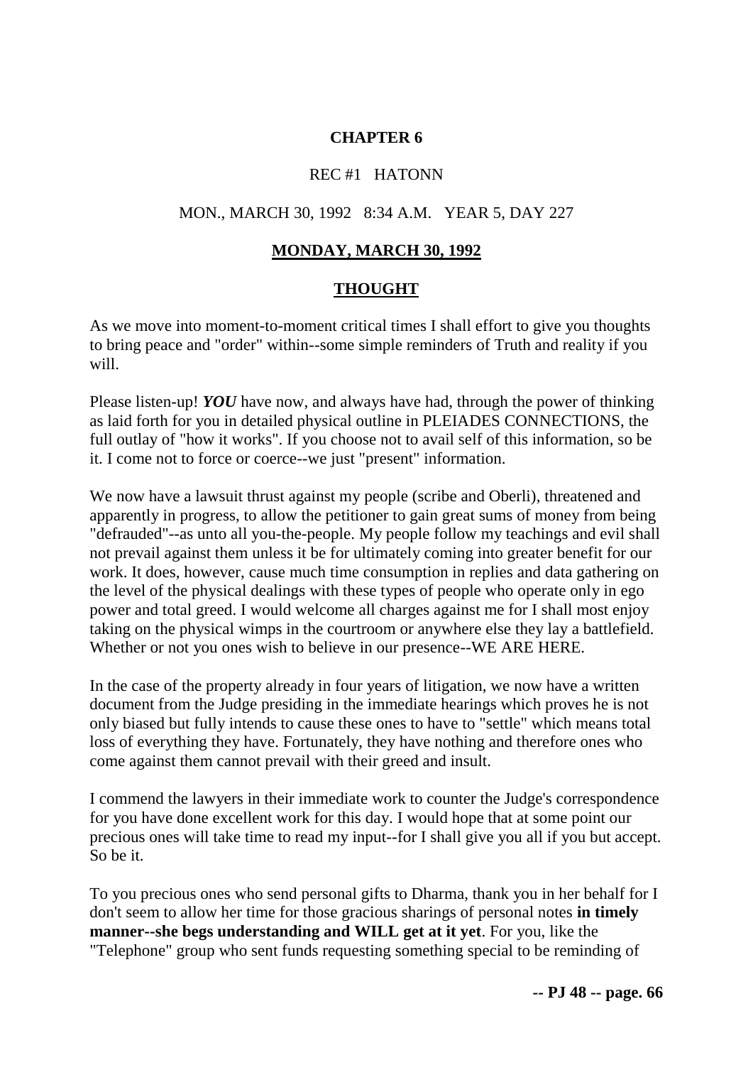# CHAPTER 6

REC #1 HATONN

MON., MARCH 30, 1992 8:34 A.M. YEAR 5, DAY 227

## MONDAY, MARCH 30, 1992

## THOUGHT

As we move into moment-to-moment critical times I shall effort to give you thoughts to bring peace and "order" within--some simple reminders of Truth and reality if you will.

Please listen-up! ***YOU*** have now, and always have had, through the power of thinking as laid forth for you in detailed physical outline in PLEIADES CONNECTIONS, the full outlay of "how it works". If you choose not to avail self of this information, so be it. I come not to force or coerce--we just "present" information.

We now have a lawsuit thrust against my people (scribe and Oberli), threatened and apparently in progress, to allow the petitioner to gain great sums of money from being "defrauded"--as unto all you-the-people. My people follow my teachings and evil shall not prevail against them unless it be for ultimately coming into greater benefit for our work. It does, however, cause much time consumption in replies and data gathering on the level of the physical dealings with these types of people who operate only in ego power and total greed. I would welcome all charges against me for I shall most enjoy taking on the physical wimps in the courtroom or anywhere else they lay a battlefield. Whether or not you ones wish to believe in our presence--WE ARE HERE.

In the case of the property already in four years of litigation, we now have a written document from the Judge presiding in the immediate hearings which proves he is not only biased but fully intends to cause these ones to have to "settle" which means total loss of everything they have. Fortunately, they have nothing and therefore ones who come against them cannot prevail with their greed and insult.

I commend the lawyers in their immediate work to counter the Judge's correspondence for you have done excellent work for this day. I would hope that at some point our precious ones will take time to read my input--for I shall give you all if you but accept. So be it.

To you precious ones who send personal gifts to Dharma, thank you in her behalf for I don't seem to allow her time for those gracious sharings of personal notes **in timely manner--she begs understanding and WILL get at it yet**. For you, like the "Telephone" group who sent funds requesting something special to be reminding of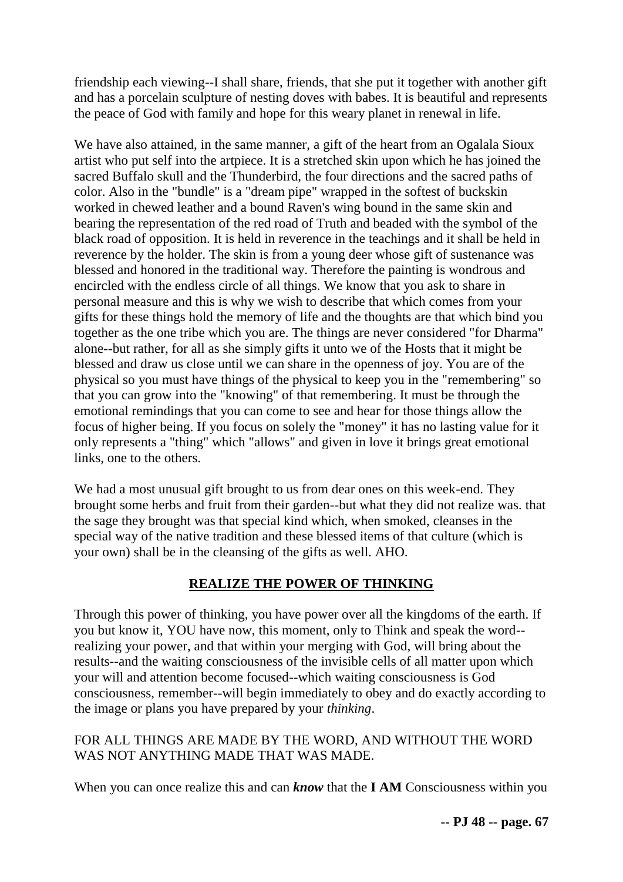friendship each viewing--I shall share, friends, that she put it together with another gift and has a porcelain sculpture of nesting doves with babes. It is beautiful and represents the peace of God with family and hope for this weary planet in renewal in life.

We have also attained, in the same manner, a gift of the heart from an Ogalala Sioux artist who put self into the artpiece. It is a stretched skin upon which he has joined the sacred Buffalo skull and the Thunderbird, the four directions and the sacred paths of color. Also in the "bundle" is a "dream pipe" wrapped in the softest of buckskin worked in chewed leather and a bound Raven's wing bound in the same skin and bearing the representation of the red road of Truth and beaded with the symbol of the black road of opposition. It is held in reverence in the teachings and it shall be held in reverence by the holder. The skin is from a young deer whose gift of sustenance was blessed and honored in the traditional way. Therefore the painting is wondrous and encircled with the endless circle of all things. We know that you ask to share in personal measure and this is why we wish to describe that which comes from your gifts for these things hold the memory of life and the thoughts are that which bind you together as the one tribe which you are. The things are never considered "for Dharma" alone--but rather, for all as she simply gifts it unto we of the Hosts that it might be blessed and draw us close until we can share in the openness of joy. You are of the physical so you must have things of the physical to keep you in the "remembering" so that you can grow into the "knowing" of that remembering. It must be through the emotional remindings that you can come to see and hear for those things allow the focus of higher being. If you focus on solely the "money" it has no lasting value for it only represents a "thing" which "allows" and given in love it brings great emotional links, one to the others.

We had a most unusual gift brought to us from dear ones on this week-end. They brought some herbs and fruit from their garden--but what they did not realize was. that the sage they brought was that special kind which, when smoked, cleanses in the special way of the native tradition and these blessed items of that culture (which is your own) shall be in the cleansing of the gifts as well. AHO.

## **REALIZE THE POWER OF THINKING**

Through this power of thinking, you have power over all the kingdoms of the earth. If you but know it, YOU have now, this moment, only to Think and speak the word--realizing your power, and that within your merging with God, will bring about the results--and the waiting consciousness of the invisible cells of all matter upon which your will and attention become focused--which waiting consciousness is God consciousness, remember--will begin immediately to obey and do exactly according to the image or plans you have prepared by your *thinking*.

FOR ALL THINGS ARE MADE BY THE WORD, AND WITHOUT THE WORD WAS NOT ANYTHING MADE THAT WAS MADE.

When you can once realize this and can ***know*** that the **I AM** Consciousness within you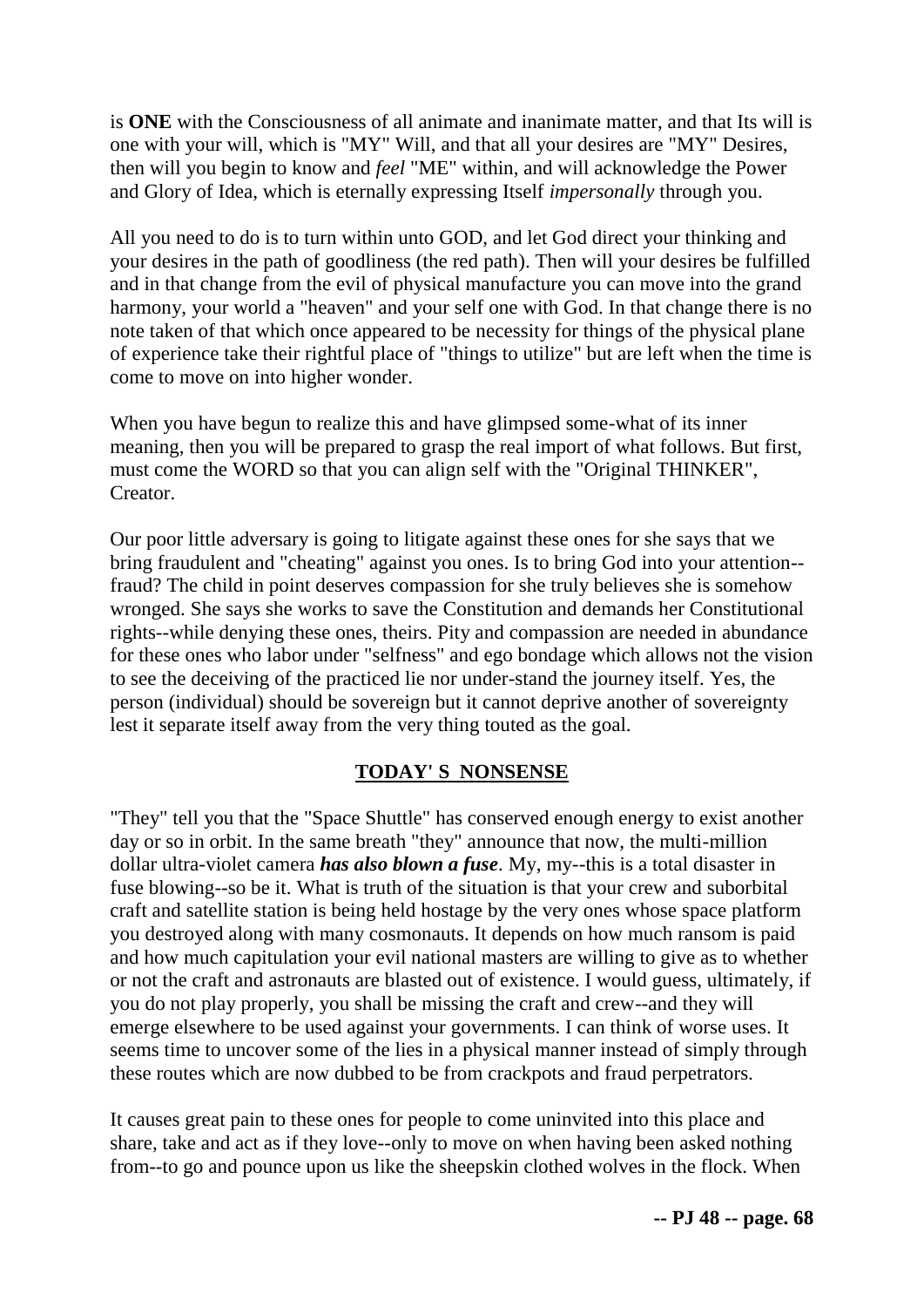is **ONE** with the Consciousness of all animate and inanimate matter, and that Its will is one with your will, which is "MY" Will, and that all your desires are "MY" Desires, then will you begin to know and *feel* "ME" within, and will acknowledge the Power and Glory of Idea, which is eternally expressing Itself *impersonally* through you.

All you need to do is to turn within unto GOD, and let God direct your thinking and your desires in the path of goodliness (the red path). Then will your desires be fulfilled and in that change from the evil of physical manufacture you can move into the grand harmony, your world a "heaven" and your self one with God. In that change there is no note taken of that which once appeared to be necessity for things of the physical plane of experience take their rightful place of "things to utilize" but are left when the time is come to move on into higher wonder.

When you have begun to realize this and have glimpsed some-what of its inner meaning, then you will be prepared to grasp the real import of what follows. But first, must come the WORD so that you can align self with the "Original THINKER", Creator.

Our poor little adversary is going to litigate against these ones for she says that we bring fraudulent and "cheating" against you ones. Is to bring God into your attention--fraud? The child in point deserves compassion for she truly believes she is somehow wronged. She says she works to save the Constitution and demands her Constitutional rights--while denying these ones, theirs. Pity and compassion are needed in abundance for these ones who labor under "selfness" and ego bondage which allows not the vision to see the deceiving of the practiced lie nor under-stand the journey itself. Yes, the person (individual) should be sovereign but it cannot deprive another of sovereignty lest it separate itself away from the very thing touted as the goal.

## TODAY' S NONSENSE

"They" tell you that the "Space Shuttle" has conserved enough energy to exist another day or so in orbit. In the same breath "they" announce that now, the multi-million dollar ultra-violet camera ***has also blown a fuse***. My, my--this is a total disaster in fuse blowing--so be it. What is truth of the situation is that your crew and suborbital craft and satellite station is being held hostage by the very ones whose space platform you destroyed along with many cosmonauts. It depends on how much ransom is paid and how much capitulation your evil national masters are willing to give as to whether or not the craft and astronauts are blasted out of existence. I would guess, ultimately, if you do not play properly, you shall be missing the craft and crew--and they will emerge elsewhere to be used against your governments. I can think of worse uses. It seems time to uncover some of the lies in a physical manner instead of simply through these routes which are now dubbed to be from crackpots and fraud perpetrators.

It causes great pain to these ones for people to come uninvited into this place and share, take and act as if they love--only to move on when having been asked nothing from--to go and pounce upon us like the sheepskin clothed wolves in the flock. When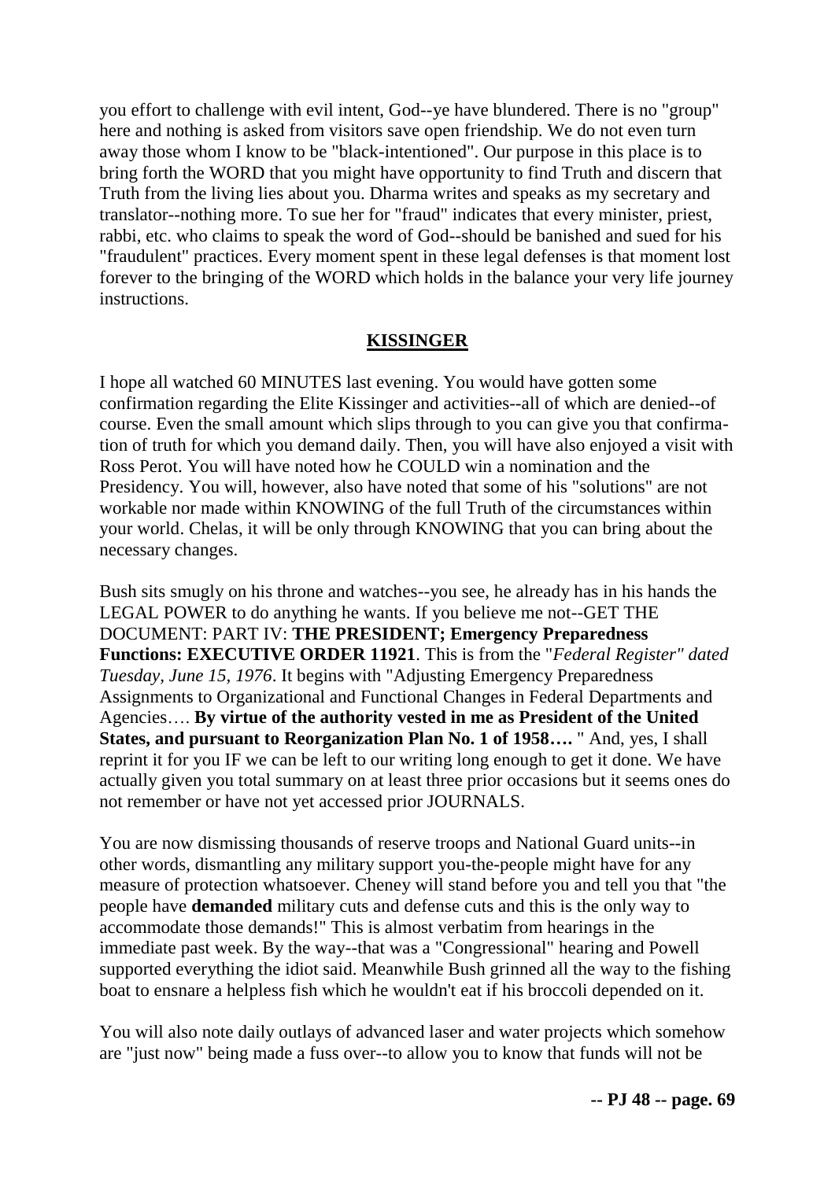you effort to challenge with evil intent, God--ye have blundered. There is no "group" here and nothing is asked from visitors save open friendship. We do not even turn away those whom I know to be "black-intentioned". Our purpose in this place is to bring forth the WORD that you might have opportunity to find Truth and discern that Truth from the living lies about you. Dharma writes and speaks as my secretary and translator--nothing more. To sue her for "fraud" indicates that every minister, priest, rabbi, etc. who claims to speak the word of God--should be banished and sued for his "fraudulent" practices. Every moment spent in these legal defenses is that moment lost forever to the bringing of the WORD which holds in the balance your very life journey instructions.

## KISSINGER

I hope all watched 60 MINUTES last evening. You would have gotten some confirmation regarding the Elite Kissinger and activities--all of which are denied--of course. Even the small amount which slips through to you can give you that confirmation of truth for which you demand daily. Then, you will have also enjoyed a visit with Ross Perot. You will have noted how he COULD win a nomination and the Presidency. You will, however, also have noted that some of his "solutions" are not workable nor made within KNOWING of the full Truth of the circumstances within your world. Chelas, it will be only through KNOWING that you can bring about the necessary changes.

Bush sits smugly on his throne and watches--you see, he already has in his hands the LEGAL POWER to do anything he wants. If you believe me not--GET THE DOCUMENT: PART IV: **THE PRESIDENT; Emergency Preparedness Functions: EXECUTIVE ORDER 11921**. This is from the "*Federal Register" dated Tuesday, June 15, 1976*. It begins with "Adjusting Emergency Preparedness Assignments to Organizational and Functional Changes in Federal Departments and Agencies…. **By virtue of the authority vested in me as President of the United States, and pursuant to Reorganization Plan No. 1 of 1958….** " And, yes, I shall reprint it for you IF we can be left to our writing long enough to get it done. We have actually given you total summary on at least three prior occasions but it seems ones do not remember or have not yet accessed prior JOURNALS.

You are now dismissing thousands of reserve troops and National Guard units--in other words, dismantling any military support you-the-people might have for any measure of protection whatsoever. Cheney will stand before you and tell you that "the people have **demanded** military cuts and defense cuts and this is the only way to accommodate those demands!" This is almost verbatim from hearings in the immediate past week. By the way--that was a "Congressional" hearing and Powell supported everything the idiot said. Meanwhile Bush grinned all the way to the fishing boat to ensnare a helpless fish which he wouldn't eat if his broccoli depended on it.

You will also note daily outlays of advanced laser and water projects which somehow are "just now" being made a fuss over--to allow you to know that funds will not be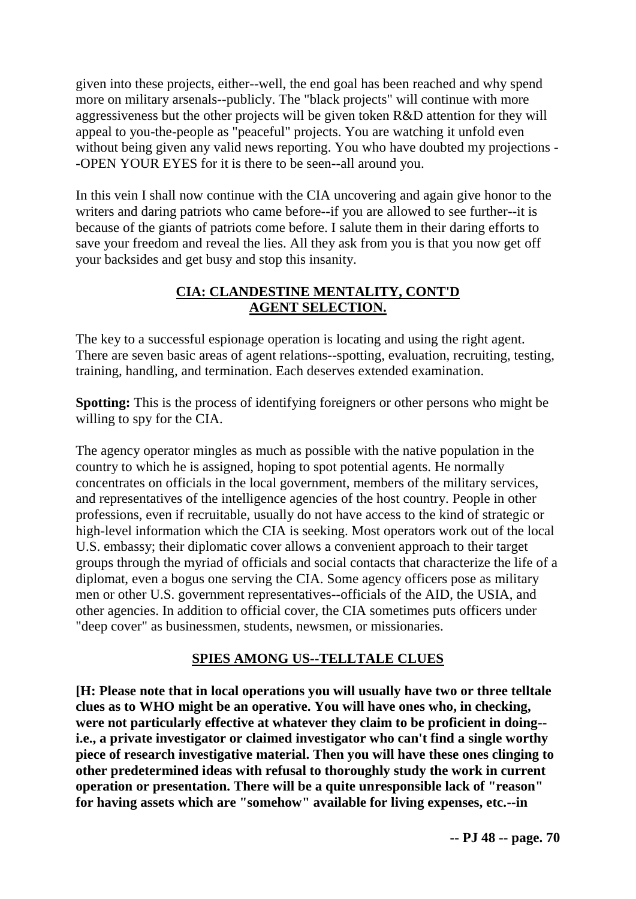given into these projects, either--well, the end goal has been reached and why spend more on military arsenals--publicly. The "black projects" will continue with more aggressiveness but the other projects will be given token R&D attention for they will appeal to you-the-people as "peaceful" projects. You are watching it unfold even without being given any valid news reporting. You who have doubted my projections --OPEN YOUR EYES for it is there to be seen--all around you.

In this vein I shall now continue with the CIA uncovering and again give honor to the writers and daring patriots who came before--if you are allowed to see further--it is because of the giants of patriots come before. I salute them in their daring efforts to save your freedom and reveal the lies. All they ask from you is that you now get off your backsides and get busy and stop this insanity.

## CIA: CLANDESTINE MENTALITY, CONT'D
## AGENT SELECTION.

The key to a successful espionage operation is locating and using the right agent. There are seven basic areas of agent relations--spotting, evaluation, recruiting, testing, training, handling, and termination. Each deserves extended examination.

**Spotting:** This is the process of identifying foreigners or other persons who might be willing to spy for the CIA.

The agency operator mingles as much as possible with the native population in the country to which he is assigned, hoping to spot potential agents. He normally concentrates on officials in the local government, members of the military services, and representatives of the intelligence agencies of the host country. People in other professions, even if recruitable, usually do not have access to the kind of strategic or high-level information which the CIA is seeking. Most operators work out of the local U.S. embassy; their diplomatic cover allows a convenient approach to their target groups through the myriad of officials and social contacts that characterize the life of a diplomat, even a bogus one serving the CIA. Some agency officers pose as military men or other U.S. government representatives--officials of the AID, the USIA, and other agencies. In addition to official cover, the CIA sometimes puts officers under "deep cover" as businessmen, students, newsmen, or missionaries.

## SPIES AMONG US--TELLTALE CLUES

**[H: Please note that in local operations you will usually have two or three telltale clues as to WHO might be an operative. You will have ones who, in checking, were not particularly effective at whatever they claim to be proficient in doing--i.e., a private investigator or claimed investigator who can't find a single worthy piece of research investigative material. Then you will have these ones clinging to other predetermined ideas with refusal to thoroughly study the work in current operation or presentation. There will be a quite unresponsible lack of "reason" for having assets which are "somehow" available for living expenses, etc.--in**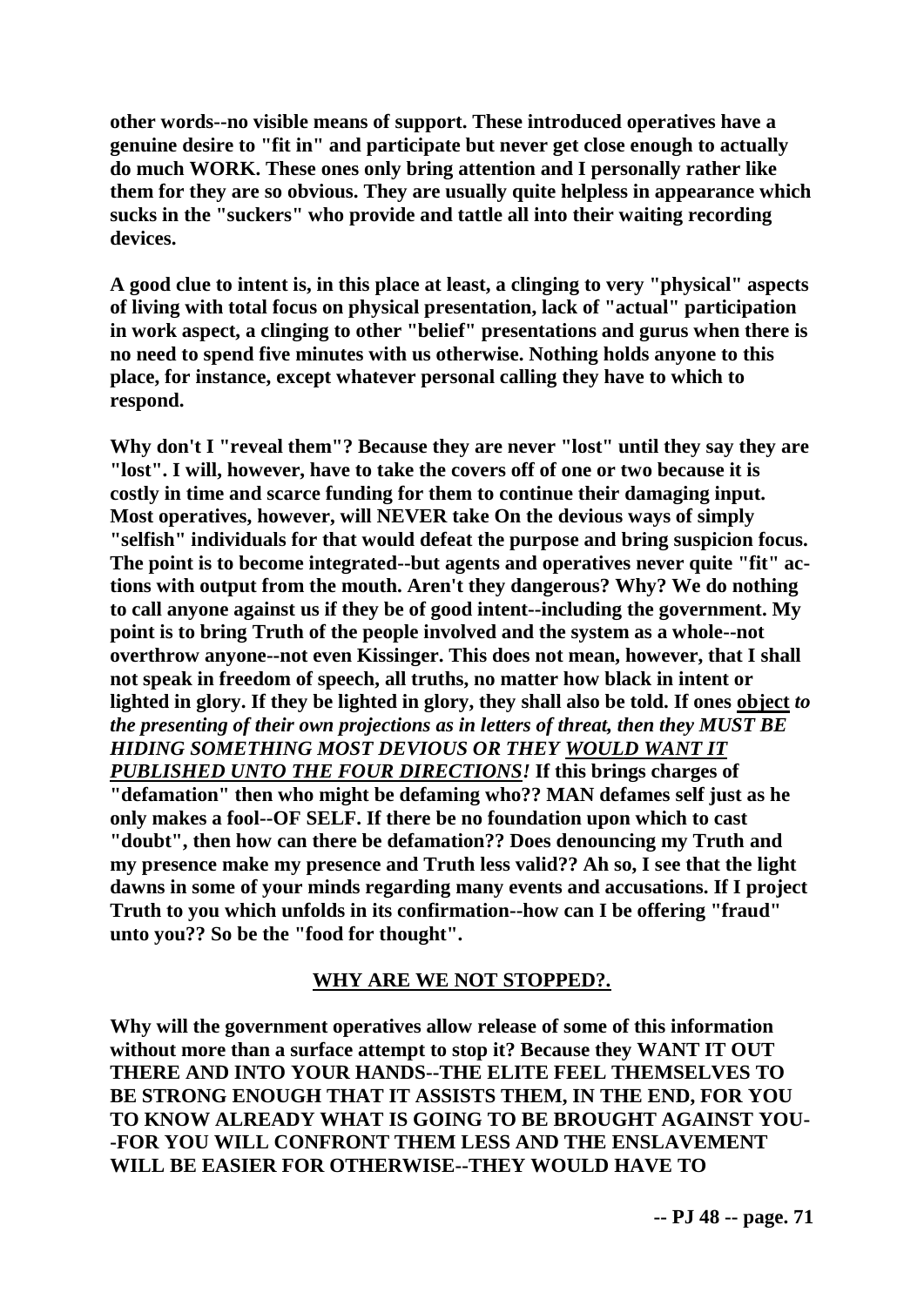**other words--no visible means of support. These introduced operatives have a genuine desire to "fit in" and participate but never get close enough to actually do much WORK. These ones only bring attention and I personally rather like them for they are so obvious. They are usually quite helpless in appearance which sucks in the "suckers" who provide and tattle all into their waiting recording devices.**

**A good clue to intent is, in this place at least, a clinging to very "physical" aspects of living with total focus on physical presentation, lack of "actual" participation in work aspect, a clinging to other "belief" presentations and gurus when there is no need to spend five minutes with us otherwise. Nothing holds anyone to this place, for instance, except whatever personal calling they have to which to respond.**

**Why don't I "reveal them"? Because they are never "lost" until they say they are "lost". I will, however, have to take the covers off of one or two because it is costly in time and scarce funding for them to continue their damaging input. Most operatives, however, will NEVER take On the devious ways of simply "selfish" individuals for that would defeat the purpose and bring suspicion focus. The point is to become integrated--but agents and operatives never quite "fit" actions with output from the mouth. Aren't they dangerous? Why? We do nothing to call anyone against us if they be of good intent--including the government. My point is to bring Truth of the people involved and the system as a whole--not overthrow anyone--not even Kissinger. This does not mean, however, that I shall not speak in freedom of speech, all truths, no matter how black in intent or lighted in glory. If they be lighted in glory, they shall also be told. If ones <u>object</u>** ***to the presenting of their own projections as in letters of threat, then they MUST BE HIDING SOMETHING MOST DEVIOUS OR THEY <u>WOULD WANT IT PUBLISHED UNTO THE FOUR DIRECTIONS</u>!*** **If this brings charges of "defamation" then who might be defaming who?? MAN defames self just as he only makes a fool--OF SELF. If there be no foundation upon which to cast "doubt", then how can there be defamation?? Does denouncing my Truth and my presence make my presence and Truth less valid?? Ah so, I see that the light dawns in some of your minds regarding many events and accusations. If I project Truth to you which unfolds in its confirmation--how can I be offering "fraud" unto you?? So be the "food for thought".**

## <u>WHY ARE WE NOT STOPPED?.</u>

**Why will the government operatives allow release of some of this information without more than a surface attempt to stop it? Because they WANT IT OUT THERE AND INTO YOUR HANDS--THE ELITE FEEL THEMSELVES TO BE STRONG ENOUGH THAT IT ASSISTS THEM, IN THE END, FOR YOU TO KNOW ALREADY WHAT IS GOING TO BE BROUGHT AGAINST YOU--FOR YOU WILL CONFRONT THEM LESS AND THE ENSLAVEMENT WILL BE EASIER FOR OTHERWISE--THEY WOULD HAVE TO**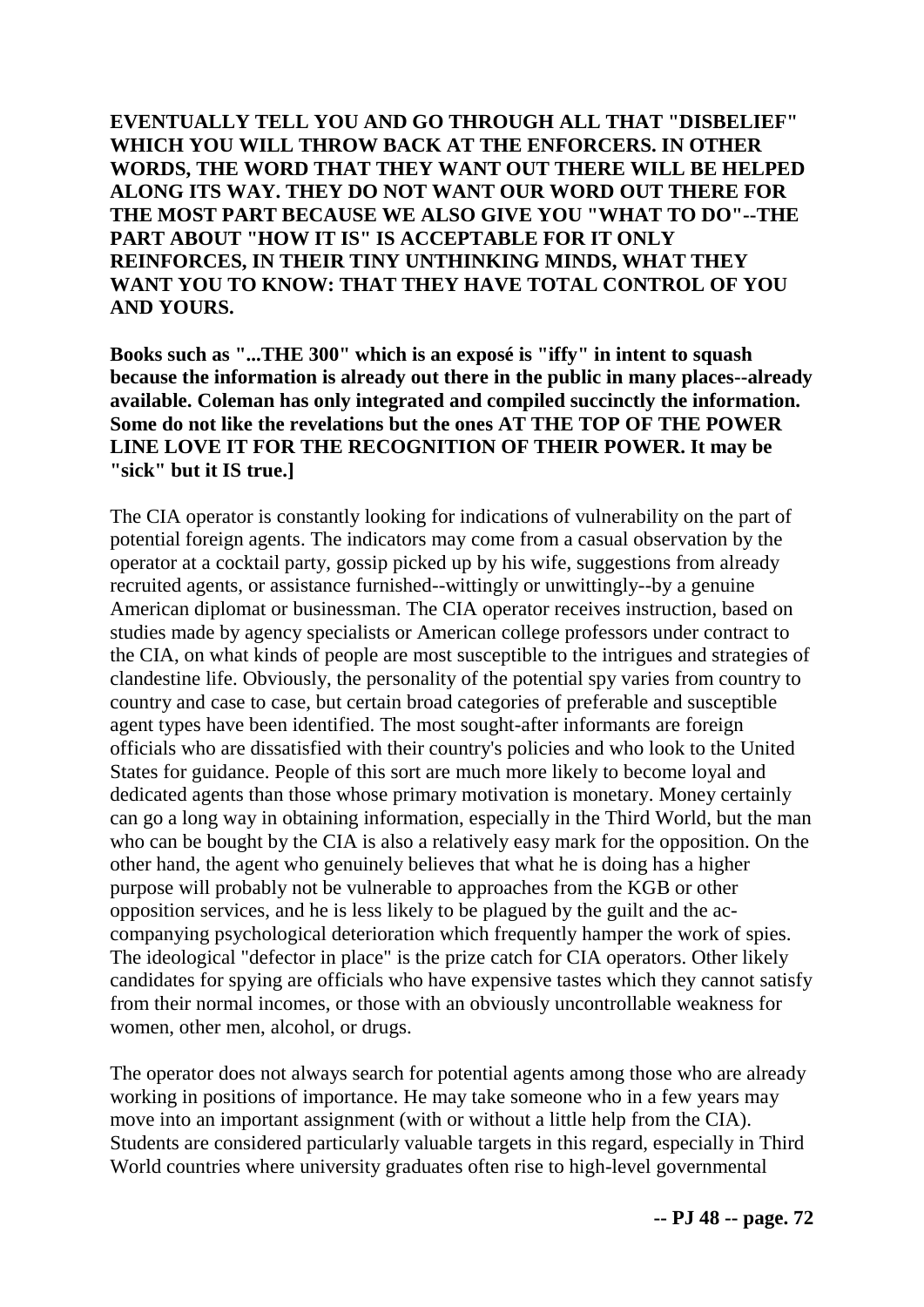**EVENTUALLY TELL YOU AND GO THROUGH ALL THAT "DISBELIEF" WHICH YOU WILL THROW BACK AT THE ENFORCERS. IN OTHER WORDS, THE WORD THAT THEY WANT OUT THERE WILL BE HELPED ALONG ITS WAY. THEY DO NOT WANT OUR WORD OUT THERE FOR THE MOST PART BECAUSE WE ALSO GIVE YOU "WHAT TO DO"--THE PART ABOUT "HOW IT IS" IS ACCEPTABLE FOR IT ONLY REINFORCES, IN THEIR TINY UNTHINKING MINDS, WHAT THEY WANT YOU TO KNOW: THAT THEY HAVE TOTAL CONTROL OF YOU AND YOURS.**

**Books such as "...THE 300" which is an exposé is "iffy" in intent to squash because the information is already out there in the public in many places--already available. Coleman has only integrated and compiled succinctly the information. Some do not like the revelations but the ones AT THE TOP OF THE POWER LINE LOVE IT FOR THE RECOGNITION OF THEIR POWER. It may be "sick" but it IS true.]**

The CIA operator is constantly looking for indications of vulnerability on the part of potential foreign agents. The indicators may come from a casual observation by the operator at a cocktail party, gossip picked up by his wife, suggestions from already recruited agents, or assistance furnished--wittingly or unwittingly--by a genuine American diplomat or businessman. The CIA operator receives instruction, based on studies made by agency specialists or American college professors under contract to the CIA, on what kinds of people are most susceptible to the intrigues and strategies of clandestine life. Obviously, the personality of the potential spy varies from country to country and case to case, but certain broad categories of preferable and susceptible agent types have been identified. The most sought-after informants are foreign officials who are dissatisfied with their country's policies and who look to the United States for guidance. People of this sort are much more likely to become loyal and dedicated agents than those whose primary motivation is monetary. Money certainly can go a long way in obtaining information, especially in the Third World, but the man who can be bought by the CIA is also a relatively easy mark for the opposition. On the other hand, the agent who genuinely believes that what he is doing has a higher purpose will probably not be vulnerable to approaches from the KGB or other opposition services, and he is less likely to be plagued by the guilt and the accompanying psychological deterioration which frequently hamper the work of spies. The ideological "defector in place" is the prize catch for CIA operators. Other likely candidates for spying are officials who have expensive tastes which they cannot satisfy from their normal incomes, or those with an obviously uncontrollable weakness for women, other men, alcohol, or drugs.

The operator does not always search for potential agents among those who are already working in positions of importance. He may take someone who in a few years may move into an important assignment (with or without a little help from the CIA). Students are considered particularly valuable targets in this regard, especially in Third World countries where university graduates often rise to high-level governmental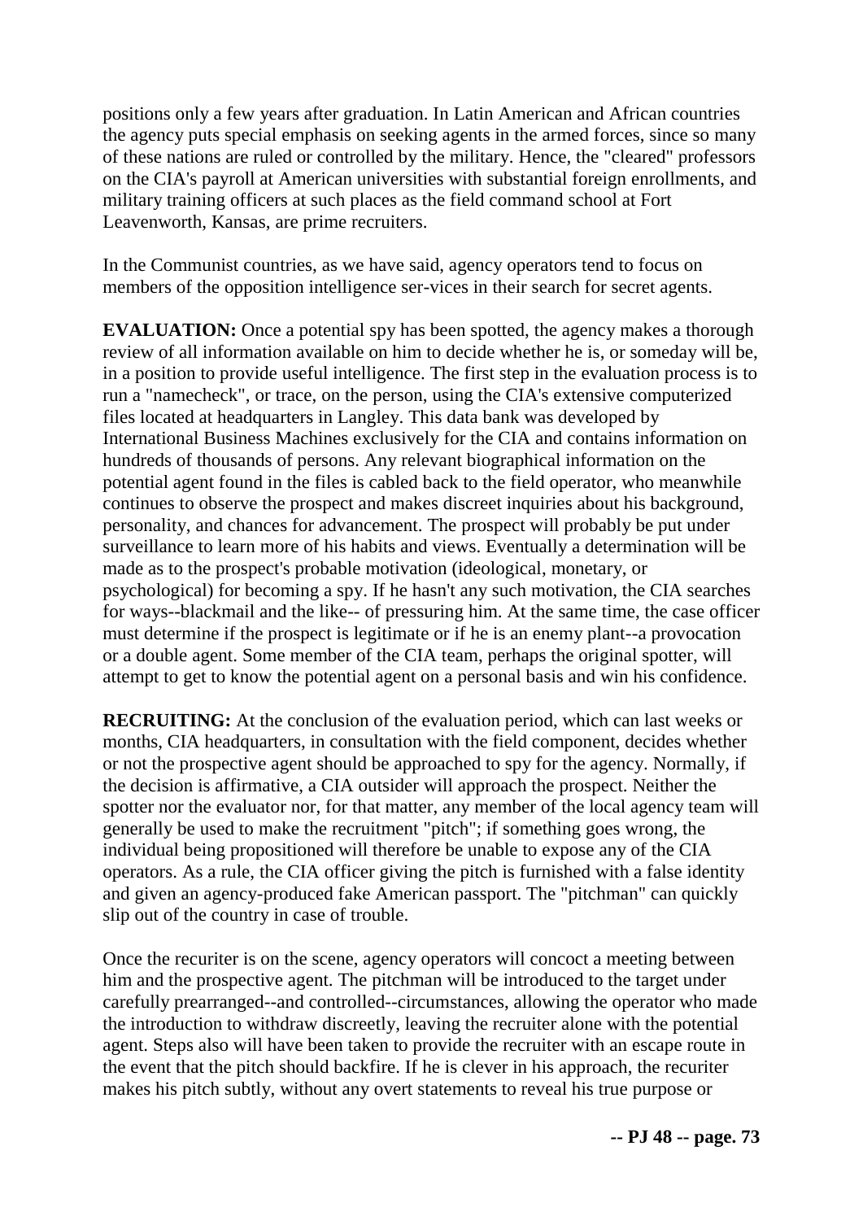positions only a few years after graduation. In Latin American and African countries the agency puts special emphasis on seeking agents in the armed forces, since so many of these nations are ruled or controlled by the military. Hence, the "cleared" professors on the CIA's payroll at American universities with substantial foreign enrollments, and military training officers at such places as the field command school at Fort Leavenworth, Kansas, are prime recruiters.

In the Communist countries, as we have said, agency operators tend to focus on members of the opposition intelligence ser-vices in their search for secret agents.

**EVALUATION:** Once a potential spy has been spotted, the agency makes a thorough review of all information available on him to decide whether he is, or someday will be, in a position to provide useful intelligence. The first step in the evaluation process is to run a "namecheck", or trace, on the person, using the CIA's extensive computerized files located at headquarters in Langley. This data bank was developed by International Business Machines exclusively for the CIA and contains information on hundreds of thousands of persons. Any relevant biographical information on the potential agent found in the files is cabled back to the field operator, who meanwhile continues to observe the prospect and makes discreet inquiries about his background, personality, and chances for advancement. The prospect will probably be put under surveillance to learn more of his habits and views. Eventually a determination will be made as to the prospect's probable motivation (ideological, monetary, or psychological) for becoming a spy. If he hasn't any such motivation, the CIA searches for ways--blackmail and the like-- of pressuring him. At the same time, the case officer must determine if the prospect is legitimate or if he is an enemy plant--a provocation or a double agent. Some member of the CIA team, perhaps the original spotter, will attempt to get to know the potential agent on a personal basis and win his confidence.

**RECRUITING:** At the conclusion of the evaluation period, which can last weeks or months, CIA headquarters, in consultation with the field component, decides whether or not the prospective agent should be approached to spy for the agency. Normally, if the decision is affirmative, a CIA outsider will approach the prospect. Neither the spotter nor the evaluator nor, for that matter, any member of the local agency team will generally be used to make the recruitment "pitch"; if something goes wrong, the individual being propositioned will therefore be unable to expose any of the CIA operators. As a rule, the CIA officer giving the pitch is furnished with a false identity and given an agency-produced fake American passport. The "pitchman" can quickly slip out of the country in case of trouble.

Once the recuriter is on the scene, agency operators will concoct a meeting between him and the prospective agent. The pitchman will be introduced to the target under carefully prearranged--and controlled--circumstances, allowing the operator who made the introduction to withdraw discreetly, leaving the recruiter alone with the potential agent. Steps also will have been taken to provide the recruiter with an escape route in the event that the pitch should backfire. If he is clever in his approach, the recuriter makes his pitch subtly, without any overt statements to reveal his true purpose or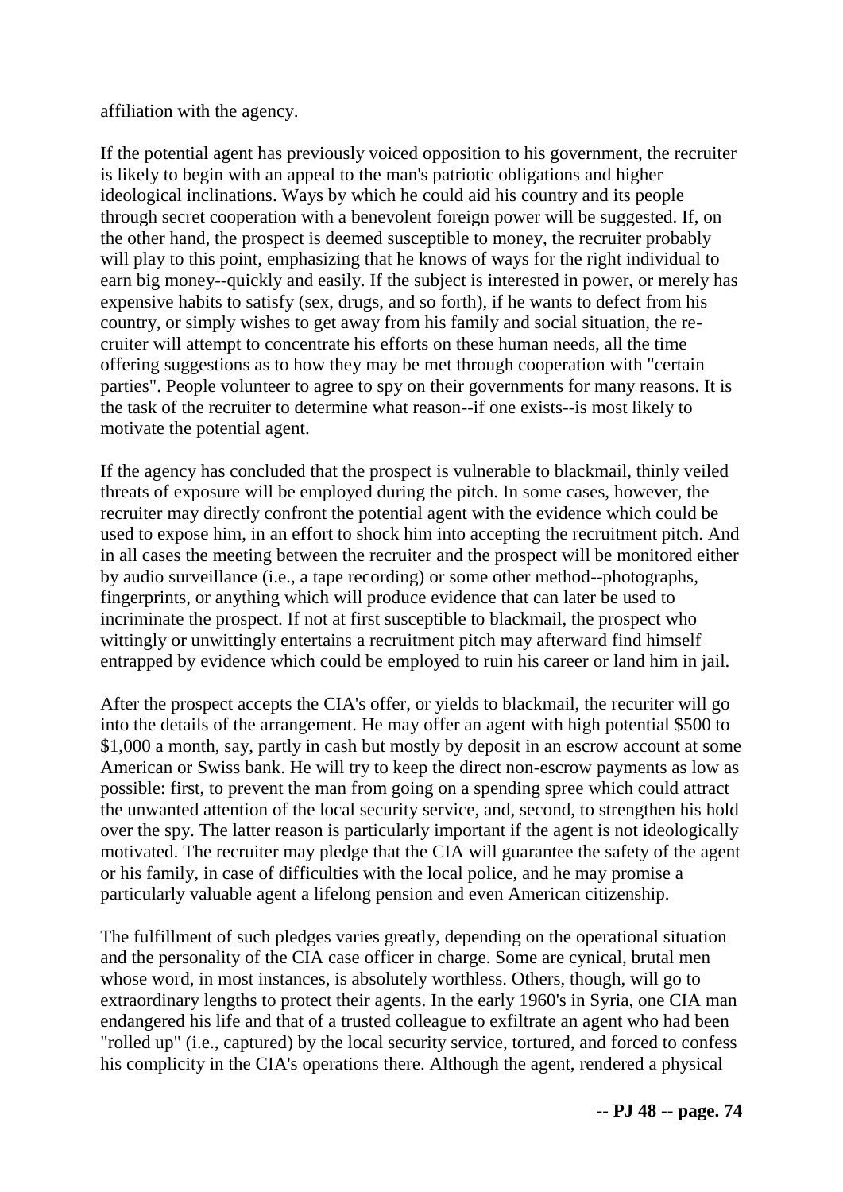affiliation with the agency.

If the potential agent has previously voiced opposition to his government, the recruiter is likely to begin with an appeal to the man's patriotic obligations and higher ideological inclinations. Ways by which he could aid his country and its people through secret cooperation with a benevolent foreign power will be suggested. If, on the other hand, the prospect is deemed susceptible to money, the recruiter probably will play to this point, emphasizing that he knows of ways for the right individual to earn big money--quickly and easily. If the subject is interested in power, or merely has expensive habits to satisfy (sex, drugs, and so forth), if he wants to defect from his country, or simply wishes to get away from his family and social situation, the recruiter will attempt to concentrate his efforts on these human needs, all the time offering suggestions as to how they may be met through cooperation with "certain parties". People volunteer to agree to spy on their governments for many reasons. It is the task of the recruiter to determine what reason--if one exists--is most likely to motivate the potential agent.

If the agency has concluded that the prospect is vulnerable to blackmail, thinly veiled threats of exposure will be employed during the pitch. In some cases, however, the recruiter may directly confront the potential agent with the evidence which could be used to expose him, in an effort to shock him into accepting the recruitment pitch. And in all cases the meeting between the recruiter and the prospect will be monitored either by audio surveillance (i.e., a tape recording) or some other method--photographs, fingerprints, or anything which will produce evidence that can later be used to incriminate the prospect. If not at first susceptible to blackmail, the prospect who wittingly or unwittingly entertains a recruitment pitch may afterward find himself entrapped by evidence which could be employed to ruin his career or land him in jail.

After the prospect accepts the CIA's offer, or yields to blackmail, the recuriter will go into the details of the arrangement. He may offer an agent with high potential \$500 to \$1,000 a month, say, partly in cash but mostly by deposit in an escrow account at some American or Swiss bank. He will try to keep the direct non-escrow payments as low as possible: first, to prevent the man from going on a spending spree which could attract the unwanted attention of the local security service, and, second, to strengthen his hold over the spy. The latter reason is particularly important if the agent is not ideologically motivated. The recruiter may pledge that the CIA will guarantee the safety of the agent or his family, in case of difficulties with the local police, and he may promise a particularly valuable agent a lifelong pension and even American citizenship.

The fulfillment of such pledges varies greatly, depending on the operational situation and the personality of the CIA case officer in charge. Some are cynical, brutal men whose word, in most instances, is absolutely worthless. Others, though, will go to extraordinary lengths to protect their agents. In the early 1960's in Syria, one CIA man endangered his life and that of a trusted colleague to exfiltrate an agent who had been "rolled up" (i.e., captured) by the local security service, tortured, and forced to confess his complicity in the CIA's operations there. Although the agent, rendered a physical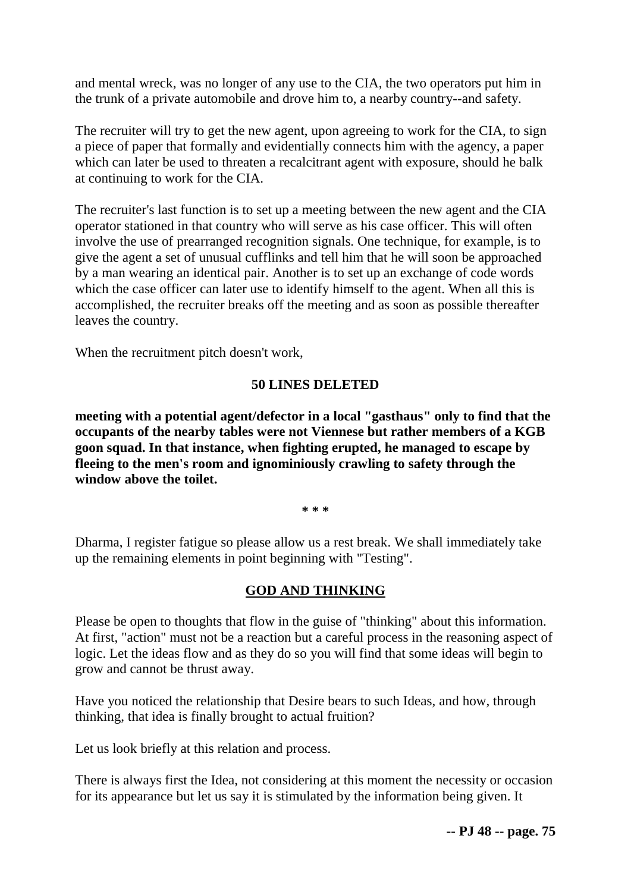and mental wreck, was no longer of any use to the CIA, the two operators put him in the trunk of a private automobile and drove him to, a nearby country--and safety.

The recruiter will try to get the new agent, upon agreeing to work for the CIA, to sign a piece of paper that formally and evidentially connects him with the agency, a paper which can later be used to threaten a recalcitrant agent with exposure, should he balk at continuing to work for the CIA.

The recruiter's last function is to set up a meeting between the new agent and the CIA operator stationed in that country who will serve as his case officer. This will often involve the use of prearranged recognition signals. One technique, for example, is to give the agent a set of unusual cufflinks and tell him that he will soon be approached by a man wearing an identical pair. Another is to set up an exchange of code words which the case officer can later use to identify himself to the agent. When all this is accomplished, the recruiter breaks off the meeting and as soon as possible thereafter leaves the country.

When the recruitment pitch doesn't work,

**50 LINES DELETED**

**meeting with a potential agent/defector in a local "gasthaus" only to find that the occupants of the nearby tables were not Viennese but rather members of a KGB goon squad. In that instance, when fighting erupted, he managed to escape by fleeing to the men's room and ignominiously crawling to safety through the window above the toilet.**

**\* \* \***

Dharma, I register fatigue so please allow us a rest break. We shall immediately take up the remaining elements in point beginning with "Testing".

## GOD AND THINKING

Please be open to thoughts that flow in the guise of "thinking" about this information. At first, "action" must not be a reaction but a careful process in the reasoning aspect of logic. Let the ideas flow and as they do so you will find that some ideas will begin to grow and cannot be thrust away.

Have you noticed the relationship that Desire bears to such Ideas, and how, through thinking, that idea is finally brought to actual fruition?

Let us look briefly at this relation and process.

There is always first the Idea, not considering at this moment the necessity or occasion for its appearance but let us say it is stimulated by the information being given. It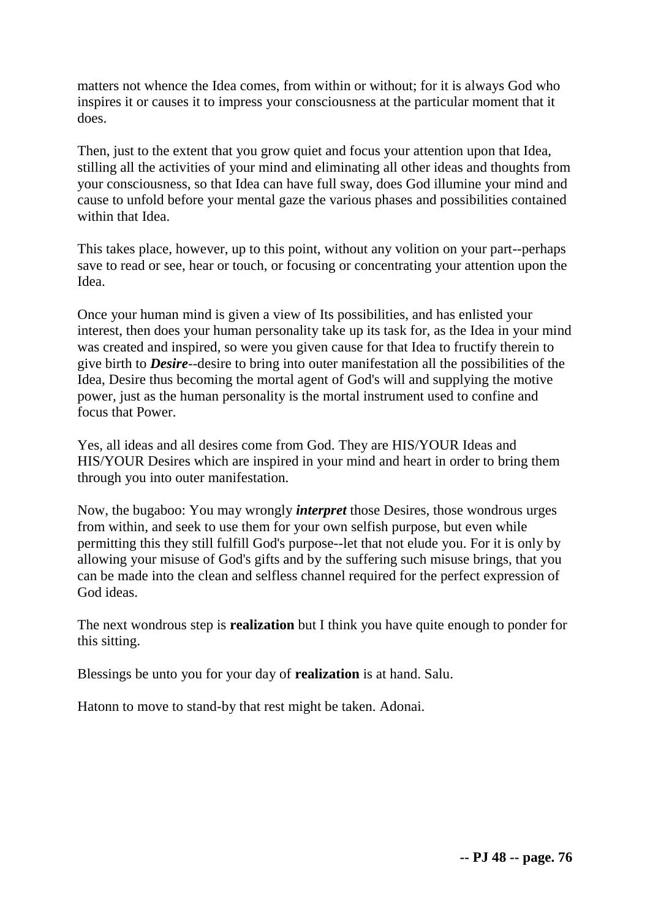matters not whence the Idea comes, from within or without; for it is always God who inspires it or causes it to impress your consciousness at the particular moment that it does.

Then, just to the extent that you grow quiet and focus your attention upon that Idea, stilling all the activities of your mind and eliminating all other ideas and thoughts from your consciousness, so that Idea can have full sway, does God illumine your mind and cause to unfold before your mental gaze the various phases and possibilities contained within that Idea.

This takes place, however, up to this point, without any volition on your part--perhaps save to read or see, hear or touch, or focusing or concentrating your attention upon the Idea.

Once your human mind is given a view of Its possibilities, and has enlisted your interest, then does your human personality take up its task for, as the Idea in your mind was created and inspired, so were you given cause for that Idea to fructify therein to give birth to ***Desire***--desire to bring into outer manifestation all the possibilities of the Idea, Desire thus becoming the mortal agent of God's will and supplying the motive power, just as the human personality is the mortal instrument used to confine and focus that Power.

Yes, all ideas and all desires come from God. They are HIS/YOUR Ideas and HIS/YOUR Desires which are inspired in your mind and heart in order to bring them through you into outer manifestation.

Now, the bugaboo: You may wrongly ***interpret*** those Desires, those wondrous urges from within, and seek to use them for your own selfish purpose, but even while permitting this they still fulfill God's purpose--let that not elude you. For it is only by allowing your misuse of God's gifts and by the suffering such misuse brings, that you can be made into the clean and selfless channel required for the perfect expression of God ideas.

The next wondrous step is **realization** but I think you have quite enough to ponder for this sitting.

Blessings be unto you for your day of **realization** is at hand. Salu.

Hatonn to move to stand-by that rest might be taken. Adonai.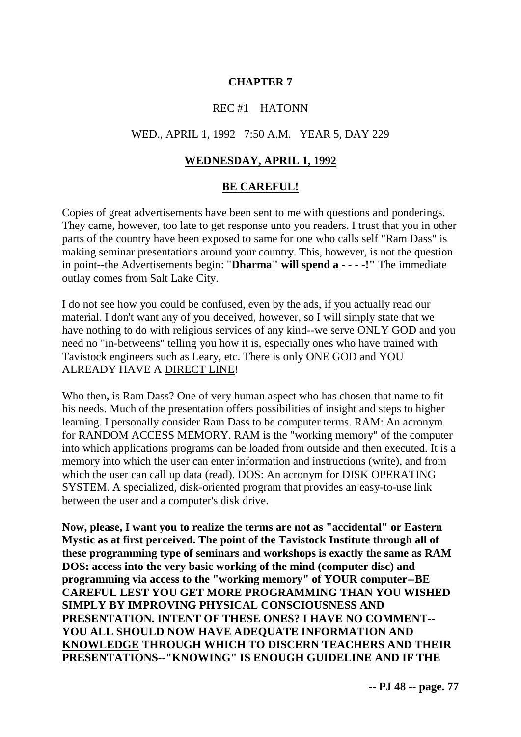## CHAPTER 7

REC #1 HATONN

WED., APRIL 1, 1992 7:50 A.M. YEAR 5, DAY 229

### WEDNESDAY, APRIL 1, 1992

### BE CAREFUL!

Copies of great advertisements have been sent to me with questions and ponderings. They came, however, too late to get response unto you readers. I trust that you in other parts of the country have been exposed to same for one who calls self "Ram Dass" is making seminar presentations around your country. This, however, is not the question in point--the Advertisements begin: "**Dharma" will spend a - - - -!"** The immediate outlay comes from Salt Lake City.

I do not see how you could be confused, even by the ads, if you actually read our material. I don't want any of you deceived, however, so I will simply state that we have nothing to do with religious services of any kind--we serve ONLY GOD and you need no "in-betweens" telling you how it is, especially ones who have trained with Tavistock engineers such as Leary, etc. There is only ONE GOD and YOU ALREADY HAVE A <u>DIRECT LINE</u>!

Who then, is Ram Dass? One of very human aspect who has chosen that name to fit his needs. Much of the presentation offers possibilities of insight and steps to higher learning. I personally consider Ram Dass to be computer terms. RAM: An acronym for RANDOM ACCESS MEMORY. RAM is the "working memory" of the computer into which applications programs can be loaded from outside and then executed. It is a memory into which the user can enter information and instructions (write), and from which the user can call up data (read). DOS: An acronym for DISK OPERATING SYSTEM. A specialized, disk-oriented program that provides an easy-to-use link between the user and a computer's disk drive.

**Now, please, I want you to realize the terms are not as "accidental" or Eastern Mystic as at first perceived. The point of the Tavistock Institute through all of these programming type of seminars and workshops is exactly the same as RAM DOS: access into the very basic working of the mind (computer disc) and programming via access to the "working memory" of YOUR computer--BE CAREFUL LEST YOU GET MORE PROGRAMMING THAN YOU WISHED SIMPLY BY IMPROVING PHYSICAL CONSCIOUSNESS AND PRESENTATION. INTENT OF THESE ONES? I HAVE NO COMMENT--YOU ALL SHOULD NOW HAVE ADEQUATE INFORMATION AND <u>KNOWLEDGE</u> THROUGH WHICH TO DISCERN TEACHERS AND THEIR PRESENTATIONS--"KNOWING" IS ENOUGH GUIDELINE AND IF THE**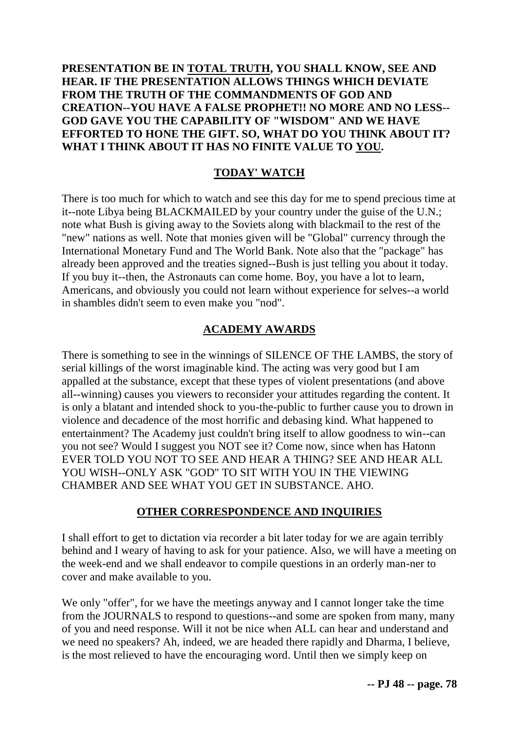**PRESENTATION BE IN <u>TOTAL TRUTH</u>, YOU SHALL KNOW, SEE AND HEAR. IF THE PRESENTATION ALLOWS THINGS WHICH DEVIATE FROM THE TRUTH OF THE COMMANDMENTS OF GOD AND CREATION--YOU HAVE A FALSE PROPHET!! NO MORE AND NO LESS--GOD GAVE YOU THE CAPABILITY OF "WISDOM" AND WE HAVE EFFORTED TO HONE THE GIFT. SO, WHAT DO YOU THINK ABOUT IT? WHAT I THINK ABOUT IT HAS NO FINITE VALUE TO <u>YOU</u>.**

## TODAY' WATCH

There is too much for which to watch and see this day for me to spend precious time at it--note Libya being BLACKMAILED by your country under the guise of the U.N.; note what Bush is giving away to the Soviets along with blackmail to the rest of the "new" nations as well. Note that monies given will be "Global" currency through the International Monetary Fund and The World Bank. Note also that the "package" has already been approved and the treaties signed--Bush is just telling you about it today. If you buy it--then, the Astronauts can come home. Boy, you have a lot to learn, Americans, and obviously you could not learn without experience for selves--a world in shambles didn't seem to even make you "nod".

## ACADEMY AWARDS

There is something to see in the winnings of SILENCE OF THE LAMBS, the story of serial killings of the worst imaginable kind. The acting was very good but I am appalled at the substance, except that these types of violent presentations (and above all--winning) causes you viewers to reconsider your attitudes regarding the content. It is only a blatant and intended shock to you-the-public to further cause you to drown in violence and decadence of the most horrific and debasing kind. What happened to entertainment? The Academy just couldn't bring itself to allow goodness to win--can you not see? Would I suggest you NOT see it? Come now, since when has Hatonn EVER TOLD YOU NOT TO SEE AND HEAR A THING? SEE AND HEAR ALL YOU WISH--ONLY ASK "GOD" TO SIT WITH YOU IN THE VIEWING CHAMBER AND SEE WHAT YOU GET IN SUBSTANCE. AHO.

## OTHER CORRESPONDENCE AND INQUIRIES

I shall effort to get to dictation via recorder a bit later today for we are again terribly behind and I weary of having to ask for your patience. Also, we will have a meeting on the week-end and we shall endeavor to compile questions in an orderly man-ner to cover and make available to you.

We only "offer", for we have the meetings anyway and I cannot longer take the time from the JOURNALS to respond to questions--and some are spoken from many, many of you and need response. Will it not be nice when ALL can hear and understand and we need no speakers? Ah, indeed, we are headed there rapidly and Dharma, I believe, is the most relieved to have the encouraging word. Until then we simply keep on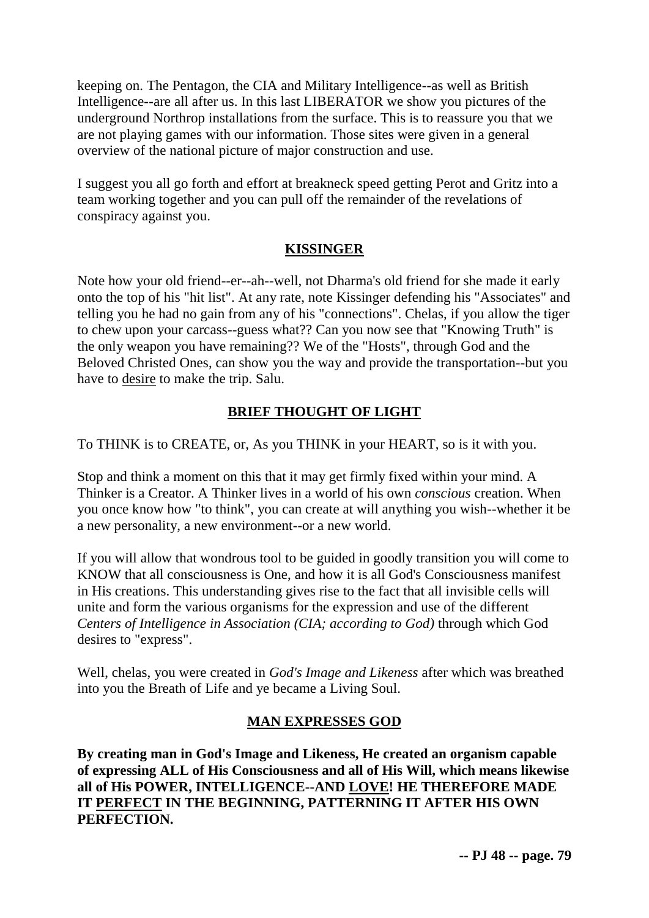keeping on. The Pentagon, the CIA and Military Intelligence--as well as British Intelligence--are all after us. In this last LIBERATOR we show you pictures of the underground Northrop installations from the surface. This is to reassure you that we are not playing games with our information. Those sites were given in a general overview of the national picture of major construction and use.

I suggest you all go forth and effort at breakneck speed getting Perot and Gritz into a team working together and you can pull off the remainder of the revelations of conspiracy against you.

## **KISSINGER**

Note how your old friend--er--ah--well, not Dharma's old friend for she made it early onto the top of his "hit list". At any rate, note Kissinger defending his "Associates" and telling you he had no gain from any of his "connections". Chelas, if you allow the tiger to chew upon your carcass--guess what?? Can you now see that "Knowing Truth" is the only weapon you have remaining?? We of the "Hosts", through God and the Beloved Christed Ones, can show you the way and provide the transportation--but you have to desire to make the trip. Salu.

## **BRIEF THOUGHT OF LIGHT**

To THINK is to CREATE, or, As you THINK in your HEART, so is it with you.

Stop and think a moment on this that it may get firmly fixed within your mind. A Thinker is a Creator. A Thinker lives in a world of his own *conscious* creation. When you once know how "to think", you can create at will anything you wish--whether it be a new personality, a new environment--or a new world.

If you will allow that wondrous tool to be guided in goodly transition you will come to KNOW that all consciousness is One, and how it is all God's Consciousness manifest in His creations. This understanding gives rise to the fact that all invisible cells will unite and form the various organisms for the expression and use of the different *Centers of Intelligence in Association (CIA; according to God)* through which God desires to "express".

Well, chelas, you were created in *God's Image and Likeness* after which was breathed into you the Breath of Life and ye became a Living Soul.

## **MAN EXPRESSES GOD**

**By creating man in God's Image and Likeness, He created an organism capable of expressing ALL of His Consciousness and all of His Will, which means likewise all of His POWER, INTELLIGENCE--AND LOVE! HE THEREFORE MADE IT PERFECT IN THE BEGINNING, PATTERNING IT AFTER HIS OWN PERFECTION.**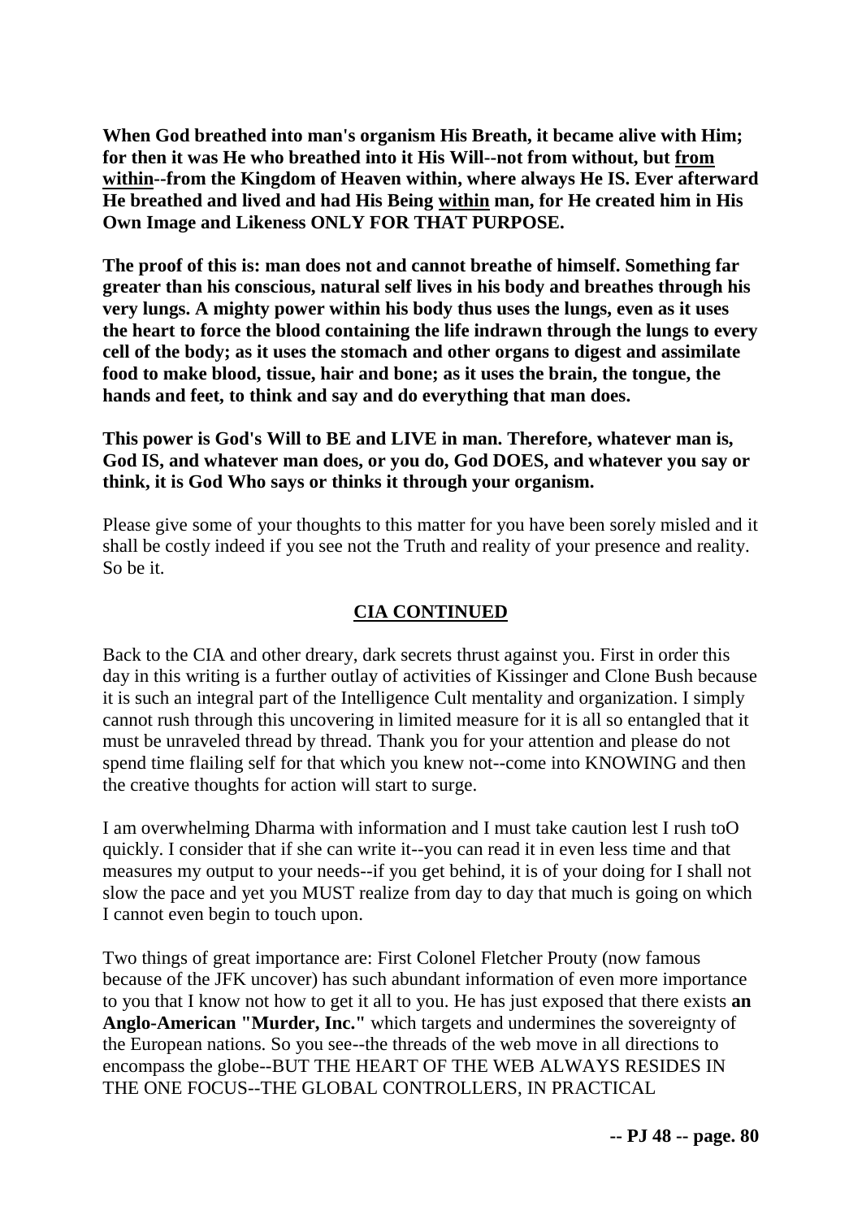**When God breathed into man's organism His Breath, it became alive with Him; for then it was He who breathed into it His Will--not from without, but <u>from within</u>--from the Kingdom of Heaven within, where always He IS. Ever afterward He breathed and lived and had His Being <u>within</u> man, for He created him in His Own Image and Likeness ONLY FOR THAT PURPOSE.**

**The proof of this is: man does not and cannot breathe of himself. Something far greater than his conscious, natural self lives in his body and breathes through his very lungs. A mighty power within his body thus uses the lungs, even as it uses the heart to force the blood containing the life indrawn through the lungs to every cell of the body; as it uses the stomach and other organs to digest and assimilate food to make blood, tissue, hair and bone; as it uses the brain, the tongue, the hands and feet, to think and say and do everything that man does.**

**This power is God's Will to BE and LIVE in man. Therefore, whatever man is, God IS, and whatever man does, or you do, God DOES, and whatever you say or think, it is God Who says or thinks it through your organism.**

Please give some of your thoughts to this matter for you have been sorely misled and it shall be costly indeed if you see not the Truth and reality of your presence and reality. So be it.

## <u>CIA CONTINUED</u>

Back to the CIA and other dreary, dark secrets thrust against you. First in order this day in this writing is a further outlay of activities of Kissinger and Clone Bush because it is such an integral part of the Intelligence Cult mentality and organization. I simply cannot rush through this uncovering in limited measure for it is all so entangled that it must be unraveled thread by thread. Thank you for your attention and please do not spend time flailing self for that which you knew not--come into KNOWING and then the creative thoughts for action will start to surge.

I am overwhelming Dharma with information and I must take caution lest I rush toO quickly. I consider that if she can write it--you can read it in even less time and that measures my output to your needs--if you get behind, it is of your doing for I shall not slow the pace and yet you MUST realize from day to day that much is going on which I cannot even begin to touch upon.

Two things of great importance are: First Colonel Fletcher Prouty (now famous because of the JFK uncover) has such abundant information of even more importance to you that I know not how to get it all to you. He has just exposed that there exists **an Anglo-American "Murder, Inc."** which targets and undermines the sovereignty of the European nations. So you see--the threads of the web move in all directions to encompass the globe--BUT THE HEART OF THE WEB ALWAYS RESIDES IN THE ONE FOCUS--THE GLOBAL CONTROLLERS, IN PRACTICAL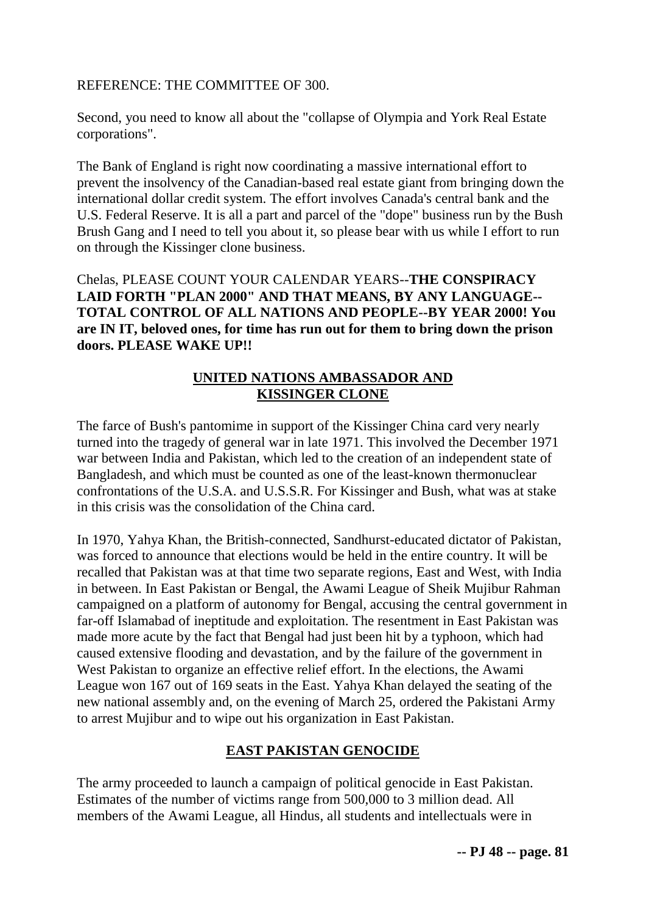REFERENCE: THE COMMITTEE OF 300.

Second, you need to know all about the "collapse of Olympia and York Real Estate corporations".

The Bank of England is right now coordinating a massive international effort to prevent the insolvency of the Canadian-based real estate giant from bringing down the international dollar credit system. The effort involves Canada's central bank and the U.S. Federal Reserve. It is all a part and parcel of the "dope" business run by the Bush Brush Gang and I need to tell you about it, so please bear with us while I effort to run on through the Kissinger clone business.

Chelas, PLEASE COUNT YOUR CALENDAR YEARS--**THE CONSPIRACY LAID FORTH "PLAN 2000" AND THAT MEANS, BY ANY LANGUAGE--TOTAL CONTROL OF ALL NATIONS AND PEOPLE--BY YEAR 2000! You are IN IT, beloved ones, for time has run out for them to bring down the prison doors. PLEASE WAKE UP!!**

## UNITED NATIONS AMBASSADOR AND KISSINGER CLONE

The farce of Bush's pantomime in support of the Kissinger China card very nearly turned into the tragedy of general war in late 1971. This involved the December 1971 war between India and Pakistan, which led to the creation of an independent state of Bangladesh, and which must be counted as one of the least-known thermonuclear confrontations of the U.S.A. and U.S.S.R. For Kissinger and Bush, what was at stake in this crisis was the consolidation of the China card.

In 1970, Yahya Khan, the British-connected, Sandhurst-educated dictator of Pakistan, was forced to announce that elections would be held in the entire country. It will be recalled that Pakistan was at that time two separate regions, East and West, with India in between. In East Pakistan or Bengal, the Awami League of Sheik Mujibur Rahman campaigned on a platform of autonomy for Bengal, accusing the central government in far-off Islamabad of ineptitude and exploitation. The resentment in East Pakistan was made more acute by the fact that Bengal had just been hit by a typhoon, which had caused extensive flooding and devastation, and by the failure of the government in West Pakistan to organize an effective relief effort. In the elections, the Awami League won 167 out of 169 seats in the East. Yahya Khan delayed the seating of the new national assembly and, on the evening of March 25, ordered the Pakistani Army to arrest Mujibur and to wipe out his organization in East Pakistan.

## EAST PAKISTAN GENOCIDE

The army proceeded to launch a campaign of political genocide in East Pakistan. Estimates of the number of victims range from 500,000 to 3 million dead. All members of the Awami League, all Hindus, all students and intellectuals were in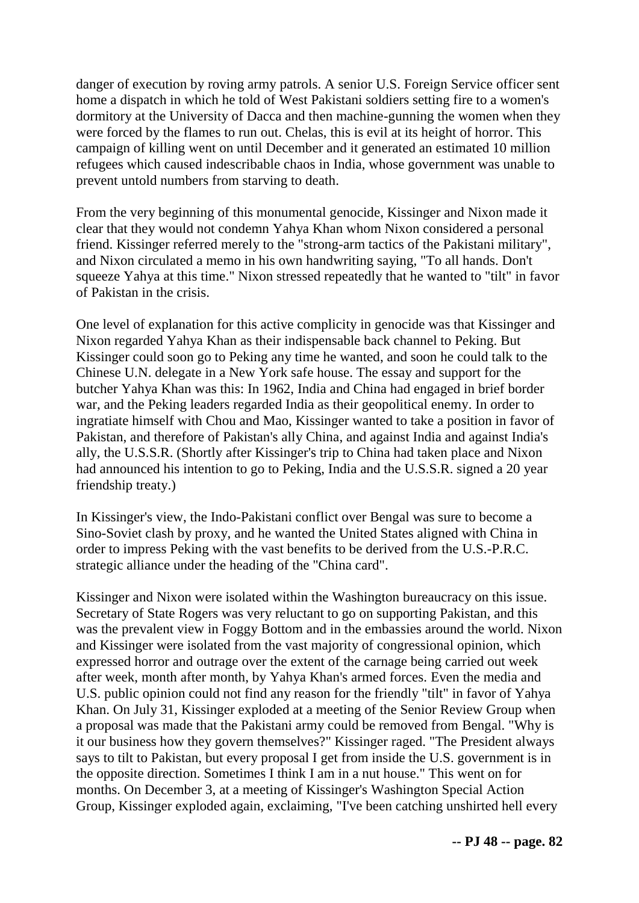danger of execution by roving army patrols. A senior U.S. Foreign Service officer sent home a dispatch in which he told of West Pakistani soldiers setting fire to a women's dormitory at the University of Dacca and then machine-gunning the women when they were forced by the flames to run out. Chelas, this is evil at its height of horror. This campaign of killing went on until December and it generated an estimated 10 million refugees which caused indescribable chaos in India, whose government was unable to prevent untold numbers from starving to death.

From the very beginning of this monumental genocide, Kissinger and Nixon made it clear that they would not condemn Yahya Khan whom Nixon considered a personal friend. Kissinger referred merely to the "strong-arm tactics of the Pakistani military", and Nixon circulated a memo in his own handwriting saying, "To all hands. Don't squeeze Yahya at this time." Nixon stressed repeatedly that he wanted to "tilt" in favor of Pakistan in the crisis.

One level of explanation for this active complicity in genocide was that Kissinger and Nixon regarded Yahya Khan as their indispensable back channel to Peking. But Kissinger could soon go to Peking any time he wanted, and soon he could talk to the Chinese U.N. delegate in a New York safe house. The essay and support for the butcher Yahya Khan was this: In 1962, India and China had engaged in brief border war, and the Peking leaders regarded India as their geopolitical enemy. In order to ingratiate himself with Chou and Mao, Kissinger wanted to take a position in favor of Pakistan, and therefore of Pakistan's ally China, and against India and against India's ally, the U.S.S.R. (Shortly after Kissinger's trip to China had taken place and Nixon had announced his intention to go to Peking, India and the U.S.S.R. signed a 20 year friendship treaty.)

In Kissinger's view, the Indo-Pakistani conflict over Bengal was sure to become a Sino-Soviet clash by proxy, and he wanted the United States aligned with China in order to impress Peking with the vast benefits to be derived from the U.S.-P.R.C. strategic alliance under the heading of the "China card".

Kissinger and Nixon were isolated within the Washington bureaucracy on this issue. Secretary of State Rogers was very reluctant to go on supporting Pakistan, and this was the prevalent view in Foggy Bottom and in the embassies around the world. Nixon and Kissinger were isolated from the vast majority of congressional opinion, which expressed horror and outrage over the extent of the carnage being carried out week after week, month after month, by Yahya Khan's armed forces. Even the media and U.S. public opinion could not find any reason for the friendly "tilt" in favor of Yahya Khan. On July 31, Kissinger exploded at a meeting of the Senior Review Group when a proposal was made that the Pakistani army could be removed from Bengal. "Why is it our business how they govern themselves?" Kissinger raged. "The President always says to tilt to Pakistan, but every proposal I get from inside the U.S. government is in the opposite direction. Sometimes I think I am in a nut house." This went on for months. On December 3, at a meeting of Kissinger's Washington Special Action Group, Kissinger exploded again, exclaiming, "I've been catching unshirted hell every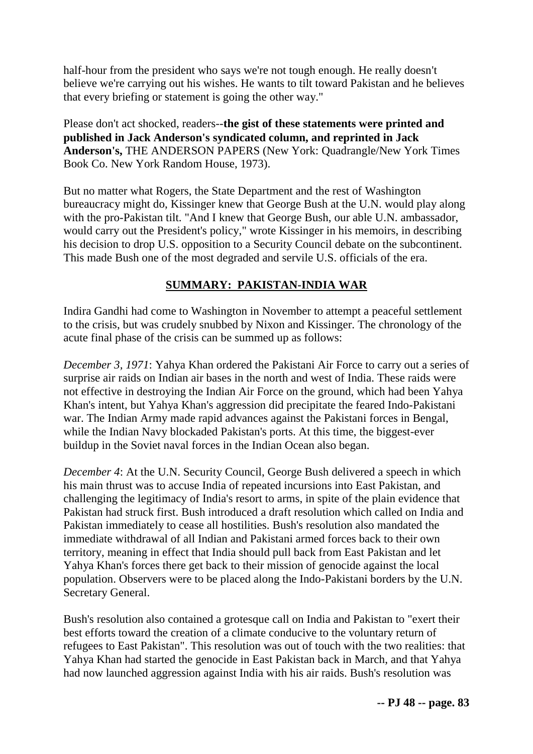half-hour from the president who says we're not tough enough. He really doesn't believe we're carrying out his wishes. He wants to tilt toward Pakistan and he believes that every briefing or statement is going the other way."

Please don't act shocked, readers--**the gist of these statements were printed and published in Jack Anderson's syndicated column, and reprinted in Jack Anderson's,** THE ANDERSON PAPERS (New York: Quadrangle/New York Times Book Co. New York Random House, 1973).

But no matter what Rogers, the State Department and the rest of Washington bureaucracy might do, Kissinger knew that George Bush at the U.N. would play along with the pro-Pakistan tilt. "And I knew that George Bush, our able U.N. ambassador, would carry out the President's policy," wrote Kissinger in his memoirs, in describing his decision to drop U.S. opposition to a Security Council debate on the subcontinent. This made Bush one of the most degraded and servile U.S. officials of the era.

## SUMMARY: PAKISTAN-INDIA WAR

Indira Gandhi had come to Washington in November to attempt a peaceful settlement to the crisis, but was crudely snubbed by Nixon and Kissinger. The chronology of the acute final phase of the crisis can be summed up as follows:

*December 3, 1971*: Yahya Khan ordered the Pakistani Air Force to carry out a series of surprise air raids on Indian air bases in the north and west of India. These raids were not effective in destroying the Indian Air Force on the ground, which had been Yahya Khan's intent, but Yahya Khan's aggression did precipitate the feared Indo-Pakistani war. The Indian Army made rapid advances against the Pakistani forces in Bengal, while the Indian Navy blockaded Pakistan's ports. At this time, the biggest-ever buildup in the Soviet naval forces in the Indian Ocean also began.

*December 4*: At the U.N. Security Council, George Bush delivered a speech in which his main thrust was to accuse India of repeated incursions into East Pakistan, and challenging the legitimacy of India's resort to arms, in spite of the plain evidence that Pakistan had struck first. Bush introduced a draft resolution which called on India and Pakistan immediately to cease all hostilities. Bush's resolution also mandated the immediate withdrawal of all Indian and Pakistani armed forces back to their own territory, meaning in effect that India should pull back from East Pakistan and let Yahya Khan's forces there get back to their mission of genocide against the local population. Observers were to be placed along the Indo-Pakistani borders by the U.N. Secretary General.

Bush's resolution also contained a grotesque call on India and Pakistan to "exert their best efforts toward the creation of a climate conducive to the voluntary return of refugees to East Pakistan". This resolution was out of touch with the two realities: that Yahya Khan had started the genocide in East Pakistan back in March, and that Yahya had now launched aggression against India with his air raids. Bush's resolution was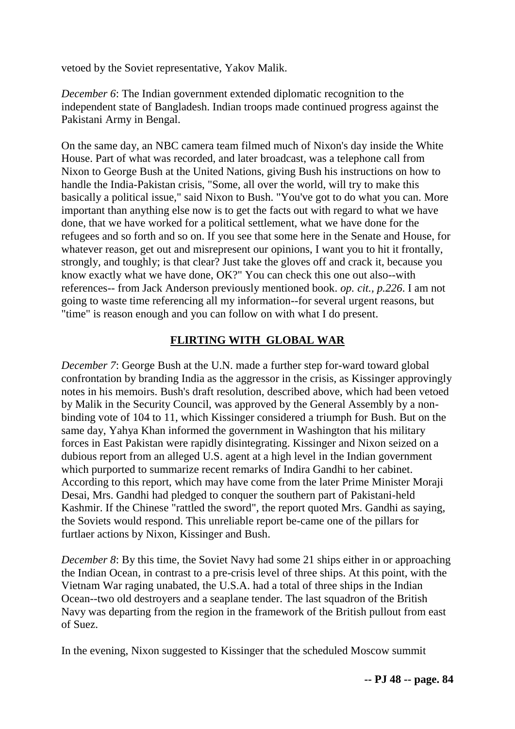vetoed by the Soviet representative, Yakov Malik.

*December 6*: The Indian government extended diplomatic recognition to the independent state of Bangladesh. Indian troops made continued progress against the Pakistani Army in Bengal.

On the same day, an NBC camera team filmed much of Nixon's day inside the White House. Part of what was recorded, and later broadcast, was a telephone call from Nixon to George Bush at the United Nations, giving Bush his instructions on how to handle the India-Pakistan crisis, "Some, all over the world, will try to make this basically a political issue," said Nixon to Bush. "You've got to do what you can. More important than anything else now is to get the facts out with regard to what we have done, that we have worked for a political settlement, what we have done for the refugees and so forth and so on. If you see that some here in the Senate and House, for whatever reason, get out and misrepresent our opinions, I want you to hit it frontally, strongly, and toughly; is that clear? Just take the gloves off and crack it, because you know exactly what we have done, OK?" You can check this one out also--with references-- from Jack Anderson previously mentioned book. *op. cit., p.226*. I am not going to waste time referencing all my information--for several urgent reasons, but "time" is reason enough and you can follow on with what I do present.

## FLIRTING WITH GLOBAL WAR

*December 7*: George Bush at the U.N. made a further step for-ward toward global confrontation by branding India as the aggressor in the crisis, as Kissinger approvingly notes in his memoirs. Bush's draft resolution, described above, which had been vetoed by Malik in the Security Council, was approved by the General Assembly by a non-binding vote of 104 to 11, which Kissinger considered a triumph for Bush. But on the same day, Yahya Khan informed the government in Washington that his military forces in East Pakistan were rapidly disintegrating. Kissinger and Nixon seized on a dubious report from an alleged U.S. agent at a high level in the Indian government which purported to summarize recent remarks of Indira Gandhi to her cabinet. According to this report, which may have come from the later Prime Minister Moraji Desai, Mrs. Gandhi had pledged to conquer the southern part of Pakistani-held Kashmir. If the Chinese "rattled the sword", the report quoted Mrs. Gandhi as saying, the Soviets would respond. This unreliable report be-came one of the pillars for furtlaer actions by Nixon, Kissinger and Bush.

*December 8*: By this time, the Soviet Navy had some 21 ships either in or approaching the Indian Ocean, in contrast to a pre-crisis level of three ships. At this point, with the Vietnam War raging unabated, the U.S.A. had a total of three ships in the Indian Ocean--two old destroyers and a seaplane tender. The last squadron of the British Navy was departing from the region in the framework of the British pullout from east of Suez.

In the evening, Nixon suggested to Kissinger that the scheduled Moscow summit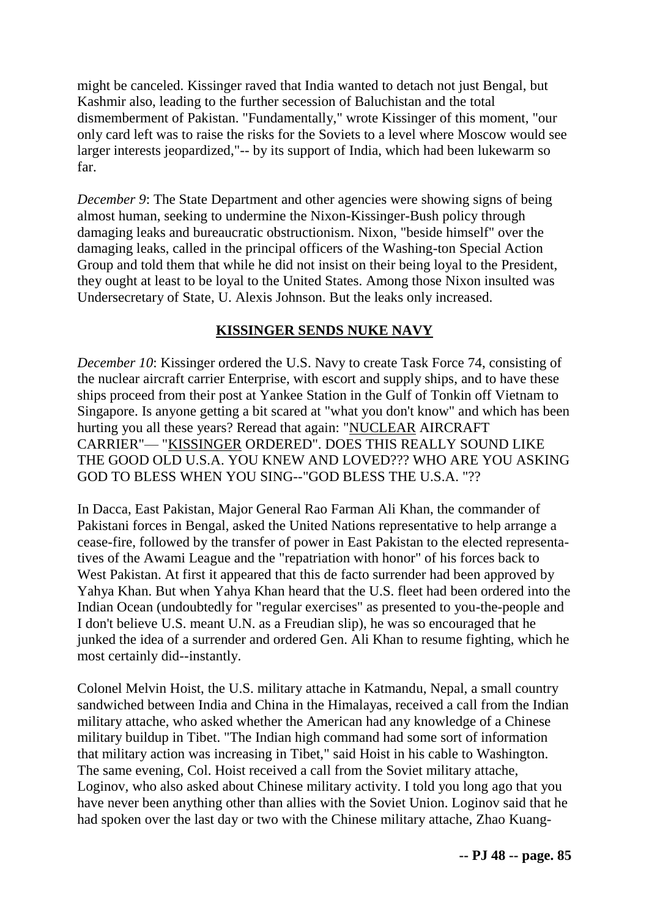might be canceled. Kissinger raved that India wanted to detach not just Bengal, but Kashmir also, leading to the further secession of Baluchistan and the total dismemberment of Pakistan. "Fundamentally," wrote Kissinger of this moment, "our only card left was to raise the risks for the Soviets to a level where Moscow would see larger interests jeopardized,"-- by its support of India, which had been lukewarm so far.

*December 9*: The State Department and other agencies were showing signs of being almost human, seeking to undermine the Nixon-Kissinger-Bush policy through damaging leaks and bureaucratic obstructionism. Nixon, "beside himself" over the damaging leaks, called in the principal officers of the Washing-ton Special Action Group and told them that while he did not insist on their being loyal to the President, they ought at least to be loyal to the United States. Among those Nixon insulted was Undersecretary of State, U. Alexis Johnson. But the leaks only increased.

## KISSINGER SENDS NUKE NAVY

*December 10*: Kissinger ordered the U.S. Navy to create Task Force 74, consisting of the nuclear aircraft carrier Enterprise, with escort and supply ships, and to have these ships proceed from their post at Yankee Station in the Gulf of Tonkin off Vietnam to Singapore. Is anyone getting a bit scared at "what you don't know" and which has been hurting you all these years? Reread that again: "NUCLEAR AIRCRAFT CARRIER"— "KISSINGER ORDERED". DOES THIS REALLY SOUND LIKE THE GOOD OLD U.S.A. YOU KNEW AND LOVED??? WHO ARE YOU ASKING GOD TO BLESS WHEN YOU SING--"GOD BLESS THE U.S.A. "??

In Dacca, East Pakistan, Major General Rao Farman Ali Khan, the commander of Pakistani forces in Bengal, asked the United Nations representative to help arrange a cease-fire, followed by the transfer of power in East Pakistan to the elected representa-tives of the Awami League and the "repatriation with honor" of his forces back to West Pakistan. At first it appeared that this de facto surrender had been approved by Yahya Khan. But when Yahya Khan heard that the U.S. fleet had been ordered into the Indian Ocean (undoubtedly for "regular exercises" as presented to you-the-people and I don't believe U.S. meant U.N. as a Freudian slip), he was so encouraged that he junked the idea of a surrender and ordered Gen. Ali Khan to resume fighting, which he most certainly did--instantly.

Colonel Melvin Hoist, the U.S. military attache in Katmandu, Nepal, a small country sandwiched between India and China in the Himalayas, received a call from the Indian military attache, who asked whether the American had any knowledge of a Chinese military buildup in Tibet. "The Indian high command had some sort of information that military action was increasing in Tibet," said Hoist in his cable to Washington. The same evening, Col. Hoist received a call from the Soviet military attache, Loginov, who also asked about Chinese military activity. I told you long ago that you have never been anything other than allies with the Soviet Union. Loginov said that he had spoken over the last day or two with the Chinese military attache, Zhao Kuang-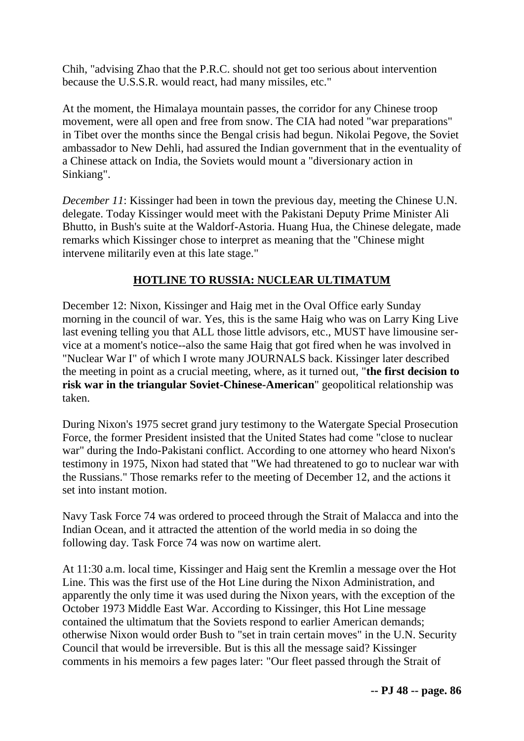Chih, "advising Zhao that the P.R.C. should not get too serious about intervention because the U.S.S.R. would react, had many missiles, etc."

At the moment, the Himalaya mountain passes, the corridor for any Chinese troop movement, were all open and free from snow. The CIA had noted "war preparations" in Tibet over the months since the Bengal crisis had begun. Nikolai Pegove, the Soviet ambassador to New Dehli, had assured the Indian government that in the eventuality of a Chinese attack on India, the Soviets would mount a "diversionary action in Sinkiang".

*December 11*: Kissinger had been in town the previous day, meeting the Chinese U.N. delegate. Today Kissinger would meet with the Pakistani Deputy Prime Minister Ali Bhutto, in Bush's suite at the Waldorf-Astoria. Huang Hua, the Chinese delegate, made remarks which Kissinger chose to interpret as meaning that the "Chinese might intervene militarily even at this late stage."

## HOTLINE TO RUSSIA: NUCLEAR ULTIMATUM

December 12: Nixon, Kissinger and Haig met in the Oval Office early Sunday morning in the council of war. Yes, this is the same Haig who was on Larry King Live last evening telling you that ALL those little advisors, etc., MUST have limousine service at a moment's notice--also the same Haig that got fired when he was involved in "Nuclear War I" of which I wrote many JOURNALS back. Kissinger later described the meeting in point as a crucial meeting, where, as it turned out, "**the first decision to risk war in the triangular Soviet-Chinese-American**" geopolitical relationship was taken.

During Nixon's 1975 secret grand jury testimony to the Watergate Special Prosecution Force, the former President insisted that the United States had come "close to nuclear war" during the Indo-Pakistani conflict. According to one attorney who heard Nixon's testimony in 1975, Nixon had stated that "We had threatened to go to nuclear war with the Russians." Those remarks refer to the meeting of December 12, and the actions it set into instant motion.

Navy Task Force 74 was ordered to proceed through the Strait of Malacca and into the Indian Ocean, and it attracted the attention of the world media in so doing the following day. Task Force 74 was now on wartime alert.

At 11:30 a.m. local time, Kissinger and Haig sent the Kremlin a message over the Hot Line. This was the first use of the Hot Line during the Nixon Administration, and apparently the only time it was used during the Nixon years, with the exception of the October 1973 Middle East War. According to Kissinger, this Hot Line message contained the ultimatum that the Soviets respond to earlier American demands; otherwise Nixon would order Bush to "set in train certain moves" in the U.N. Security Council that would be irreversible. But is this all the message said? Kissinger comments in his memoirs a few pages later: "Our fleet passed through the Strait of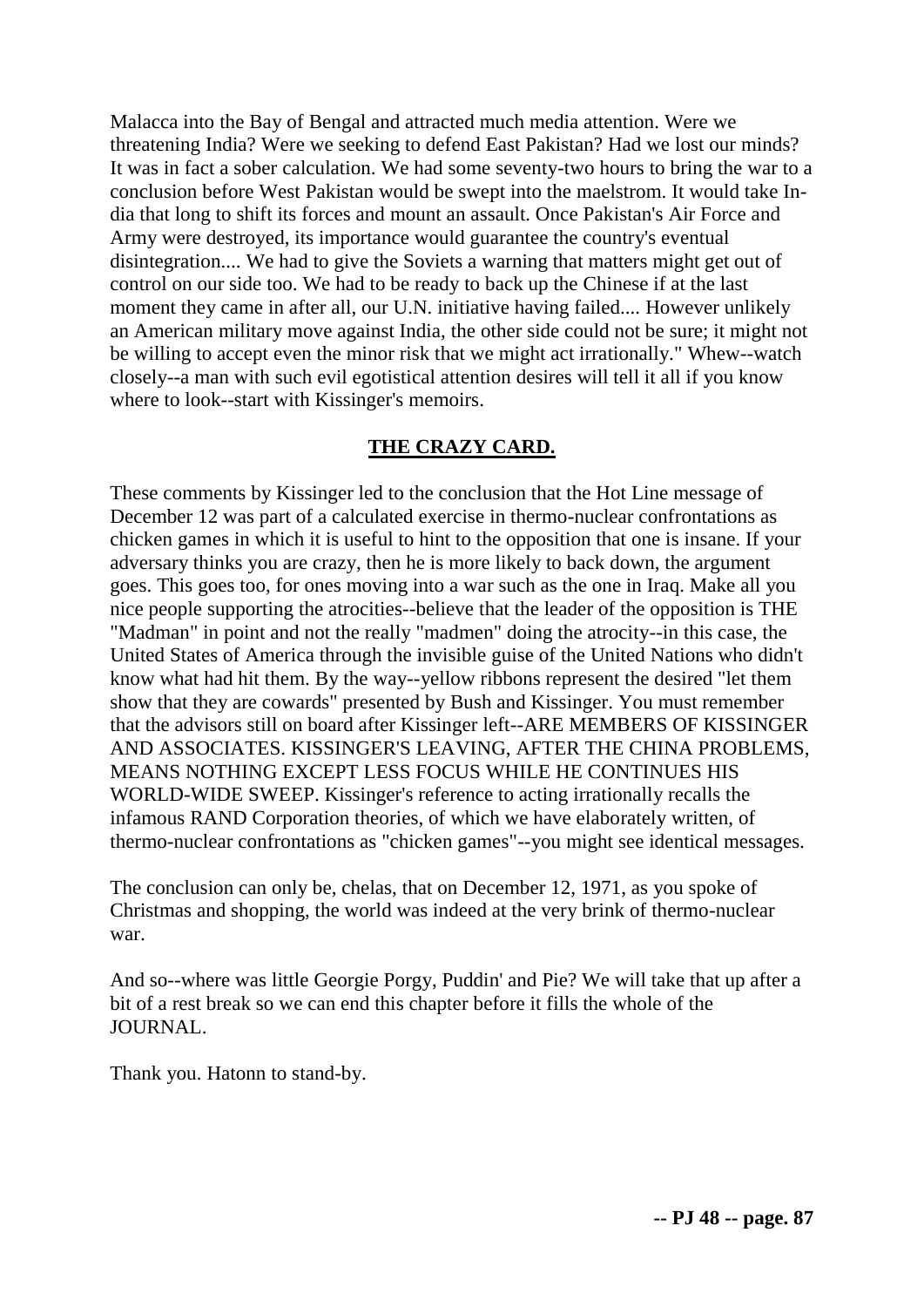Malacca into the Bay of Bengal and attracted much media attention. Were we threatening India? Were we seeking to defend East Pakistan? Had we lost our minds? It was in fact a sober calculation. We had some seventy-two hours to bring the war to a conclusion before West Pakistan would be swept into the maelstrom. It would take India that long to shift its forces and mount an assault. Once Pakistan's Air Force and Army were destroyed, its importance would guarantee the country's eventual disintegration.... We had to give the Soviets a warning that matters might get out of control on our side too. We had to be ready to back up the Chinese if at the last moment they came in after all, our U.N. initiative having failed.... However unlikely an American military move against India, the other side could not be sure; it might not be willing to accept even the minor risk that we might act irrationally." Whew--watch closely--a man with such evil egotistical attention desires will tell it all if you know where to look--start with Kissinger's memoirs.

## THE CRAZY CARD.

These comments by Kissinger led to the conclusion that the Hot Line message of December 12 was part of a calculated exercise in thermo-nuclear confrontations as chicken games in which it is useful to hint to the opposition that one is insane. If your adversary thinks you are crazy, then he is more likely to back down, the argument goes. This goes too, for ones moving into a war such as the one in Iraq. Make all you nice people supporting the atrocities--believe that the leader of the opposition is THE "Madman" in point and not the really "madmen" doing the atrocity--in this case, the United States of America through the invisible guise of the United Nations who didn't know what had hit them. By the way--yellow ribbons represent the desired "let them show that they are cowards" presented by Bush and Kissinger. You must remember that the advisors still on board after Kissinger left--ARE MEMBERS OF KISSINGER AND ASSOCIATES. KISSINGER'S LEAVING, AFTER THE CHINA PROBLEMS, MEANS NOTHING EXCEPT LESS FOCUS WHILE HE CONTINUES HIS WORLD-WIDE SWEEP. Kissinger's reference to acting irrationally recalls the infamous RAND Corporation theories, of which we have elaborately written, of thermo-nuclear confrontations as "chicken games"--you might see identical messages.

The conclusion can only be, chelas, that on December 12, 1971, as you spoke of Christmas and shopping, the world was indeed at the very brink of thermo-nuclear war.

And so--where was little Georgie Porgy, Puddin' and Pie? We will take that up after a bit of a rest break so we can end this chapter before it fills the whole of the JOURNAL.

Thank you. Hatonn to stand-by.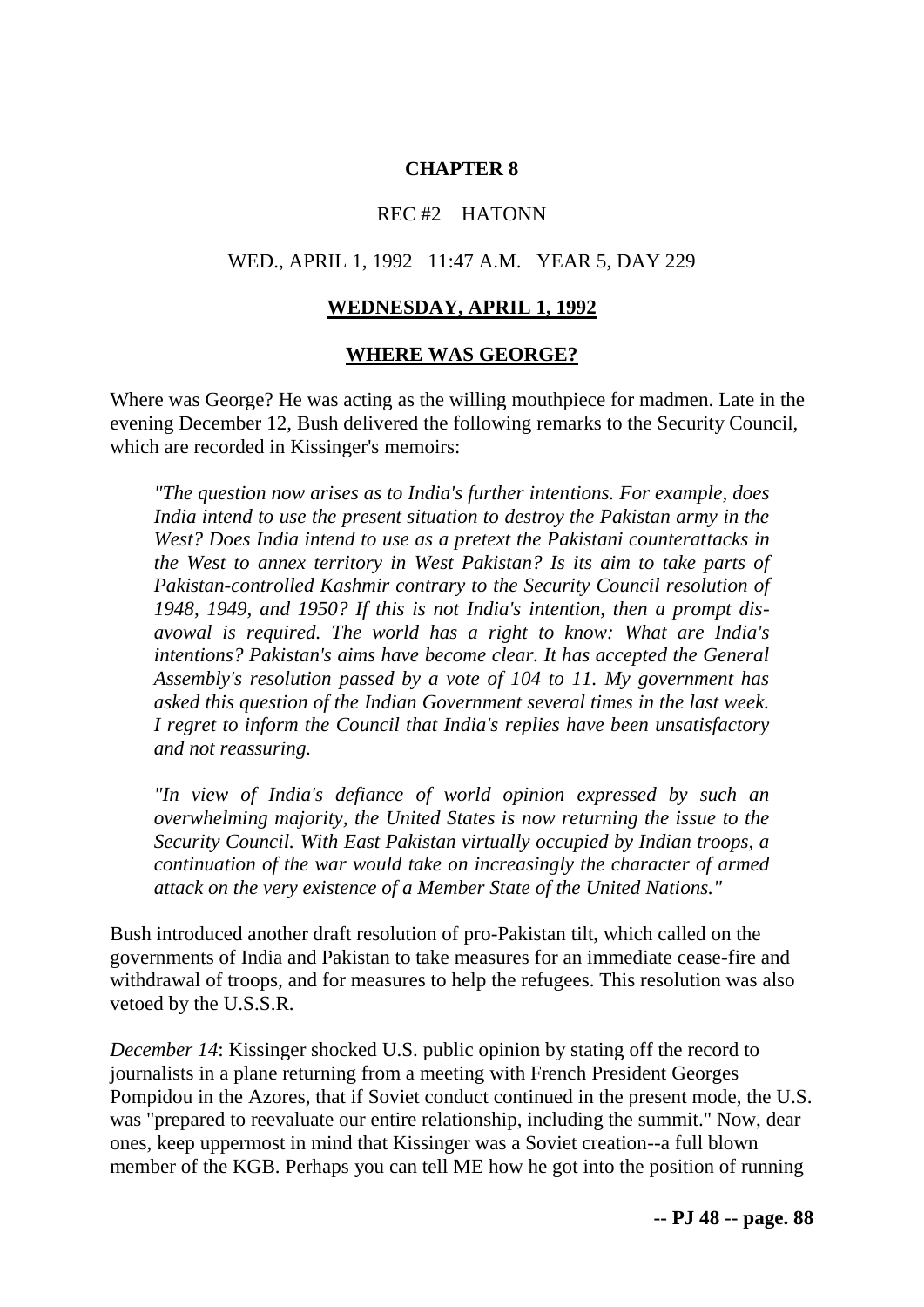# CHAPTER 8

REC #2 HATONN

WED., APRIL 1, 1992 11:47 A.M. YEAR 5, DAY 229

## WEDNESDAY, APRIL 1, 1992

## WHERE WAS GEORGE?

Where was George? He was acting as the willing mouthpiece for madmen. Late in the evening December 12, Bush delivered the following remarks to the Security Council, which are recorded in Kissinger's memoirs:

> *"The question now arises as to India's further intentions. For example, does India intend to use the present situation to destroy the Pakistan army in the West? Does India intend to use as a pretext the Pakistani counterattacks in the West to annex territory in West Pakistan? Is its aim to take parts of Pakistan-controlled Kashmir contrary to the Security Council resolution of 1948, 1949, and 1950? If this is not India's intention, then a prompt disavowal is required. The world has a right to know: What are India's intentions? Pakistan's aims have become clear. It has accepted the General Assembly's resolution passed by a vote of 104 to 11. My government has asked this question of the Indian Government several times in the last week. I regret to inform the Council that India's replies have been unsatisfactory and not reassuring.*
>
> *"In view of India's defiance of world opinion expressed by such an overwhelming majority, the United States is now returning the issue to the Security Council. With East Pakistan virtually occupied by Indian troops, a continuation of the war would take on increasingly the character of armed attack on the very existence of a Member State of the United Nations."*

Bush introduced another draft resolution of pro-Pakistan tilt, which called on the governments of India and Pakistan to take measures for an immediate cease-fire and withdrawal of troops, and for measures to help the refugees. This resolution was also vetoed by the U.S.S.R.

*December 14*: Kissinger shocked U.S. public opinion by stating off the record to journalists in a plane returning from a meeting with French President Georges Pompidou in the Azores, that if Soviet conduct continued in the present mode, the U.S. was "prepared to reevaluate our entire relationship, including the summit." Now, dear ones, keep uppermost in mind that Kissinger was a Soviet creation--a full blown member of the KGB. Perhaps you can tell ME how he got into the position of running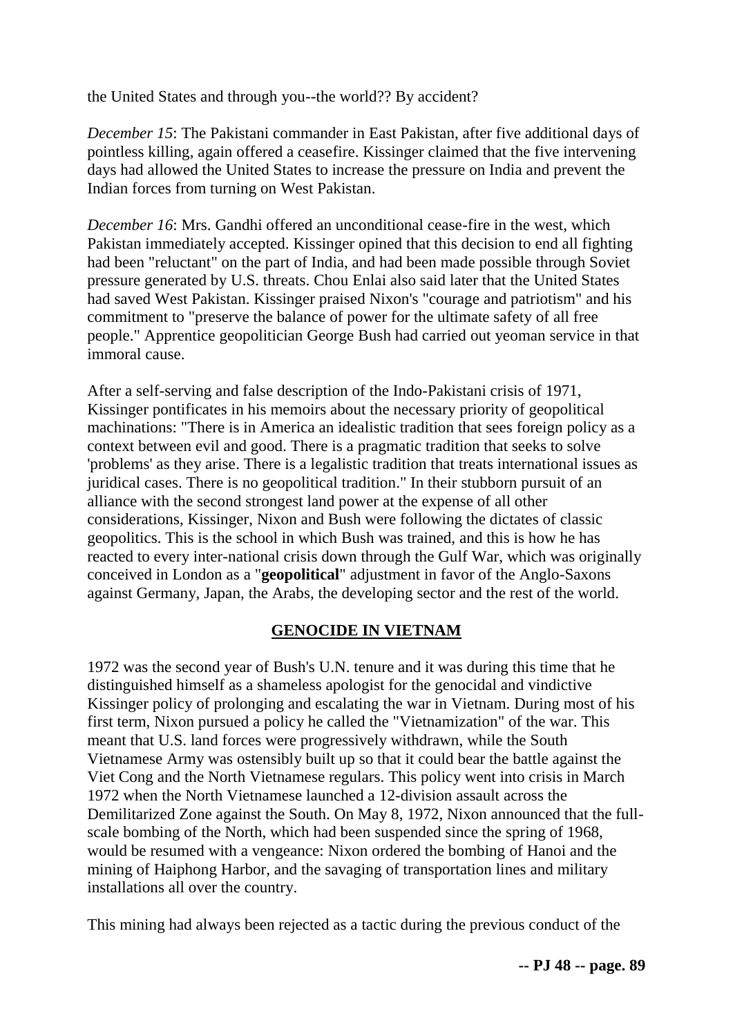the United States and through you--the world?? By accident?

*December 15*: The Pakistani commander in East Pakistan, after five additional days of pointless killing, again offered a ceasefire. Kissinger claimed that the five intervening days had allowed the United States to increase the pressure on India and prevent the Indian forces from turning on West Pakistan.

*December 16*: Mrs. Gandhi offered an unconditional cease-fire in the west, which Pakistan immediately accepted. Kissinger opined that this decision to end all fighting had been "reluctant" on the part of India, and had been made possible through Soviet pressure generated by U.S. threats. Chou Enlai also said later that the United States had saved West Pakistan. Kissinger praised Nixon's "courage and patriotism" and his commitment to "preserve the balance of power for the ultimate safety of all free people." Apprentice geopolitician George Bush had carried out yeoman service in that immoral cause.

After a self-serving and false description of the Indo-Pakistani crisis of 1971, Kissinger pontificates in his memoirs about the necessary priority of geopolitical machinations: "There is in America an idealistic tradition that sees foreign policy as a context between evil and good. There is a pragmatic tradition that seeks to solve 'problems' as they arise. There is a legalistic tradition that treats international issues as juridical cases. There is no geopolitical tradition." In their stubborn pursuit of an alliance with the second strongest land power at the expense of all other considerations, Kissinger, Nixon and Bush were following the dictates of classic geopolitics. This is the school in which Bush was trained, and this is how he has reacted to every inter-national crisis down through the Gulf War, which was originally conceived in London as a "**geopolitical**" adjustment in favor of the Anglo-Saxons against Germany, Japan, the Arabs, the developing sector and the rest of the world.

## GENOCIDE IN VIETNAM

1972 was the second year of Bush's U.N. tenure and it was during this time that he distinguished himself as a shameless apologist for the genocidal and vindictive Kissinger policy of prolonging and escalating the war in Vietnam. During most of his first term, Nixon pursued a policy he called the "Vietnamization" of the war. This meant that U.S. land forces were progressively withdrawn, while the South Vietnamese Army was ostensibly built up so that it could bear the battle against the Viet Cong and the North Vietnamese regulars. This policy went into crisis in March 1972 when the North Vietnamese launched a 12-division assault across the Demilitarized Zone against the South. On May 8, 1972, Nixon announced that the full-scale bombing of the North, which had been suspended since the spring of 1968, would be resumed with a vengeance: Nixon ordered the bombing of Hanoi and the mining of Haiphong Harbor, and the savaging of transportation lines and military installations all over the country.

This mining had always been rejected as a tactic during the previous conduct of the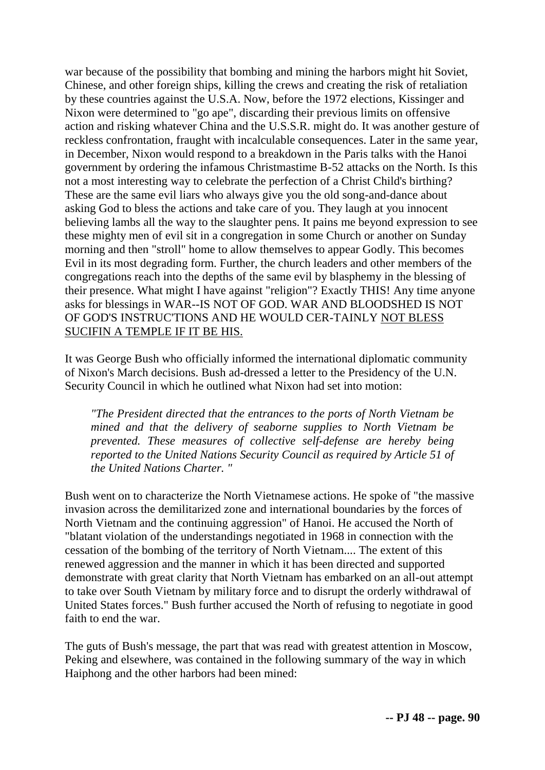war because of the possibility that bombing and mining the harbors might hit Soviet, Chinese, and other foreign ships, killing the crews and creating the risk of retaliation by these countries against the U.S.A. Now, before the 1972 elections, Kissinger and Nixon were determined to "go ape", discarding their previous limits on offensive action and risking whatever China and the U.S.S.R. might do. It was another gesture of reckless confrontation, fraught with incalculable consequences. Later in the same year, in December, Nixon would respond to a breakdown in the Paris talks with the Hanoi government by ordering the infamous Christmastime B-52 attacks on the North. Is this not a most interesting way to celebrate the perfection of a Christ Child's birthing? These are the same evil liars who always give you the old song-and-dance about asking God to bless the actions and take care of you. They laugh at you innocent believing lambs all the way to the slaughter pens. It pains me beyond expression to see these mighty men of evil sit in a congregation in some Church or another on Sunday morning and then "stroll" home to allow themselves to appear Godly. This becomes Evil in its most degrading form. Further, the church leaders and other members of the congregations reach into the depths of the same evil by blasphemy in the blessing of their presence. What might I have against "religion"? Exactly THIS! Any time anyone asks for blessings in WAR--IS NOT OF GOD. WAR AND BLOODSHED IS NOT OF GOD'S INSTRUC'TIONS AND HE WOULD CER-TAINLY <u>NOT BLESS SUCIFIN A TEMPLE IF IT BE HIS.</u>

It was George Bush who officially informed the international diplomatic community of Nixon's March decisions. Bush ad-dressed a letter to the Presidency of the U.N. Security Council in which he outlined what Nixon had set into motion:

> *"The President directed that the entrances to the ports of North Vietnam be mined and that the delivery of seaborne supplies to North Vietnam be prevented. These measures of collective self-defense are hereby being reported to the United Nations Security Council as required by Article 51 of the United Nations Charter. "*

Bush went on to characterize the North Vietnamese actions. He spoke of "the massive invasion across the demilitarized zone and international boundaries by the forces of North Vietnam and the continuing aggression" of Hanoi. He accused the North of "blatant violation of the understandings negotiated in 1968 in connection with the cessation of the bombing of the territory of North Vietnam.... The extent of this renewed aggression and the manner in which it has been directed and supported demonstrate with great clarity that North Vietnam has embarked on an all-out attempt to take over South Vietnam by military force and to disrupt the orderly withdrawal of United States forces." Bush further accused the North of refusing to negotiate in good faith to end the war.

The guts of Bush's message, the part that was read with greatest attention in Moscow, Peking and elsewhere, was contained in the following summary of the way in which Haiphong and the other harbors had been mined: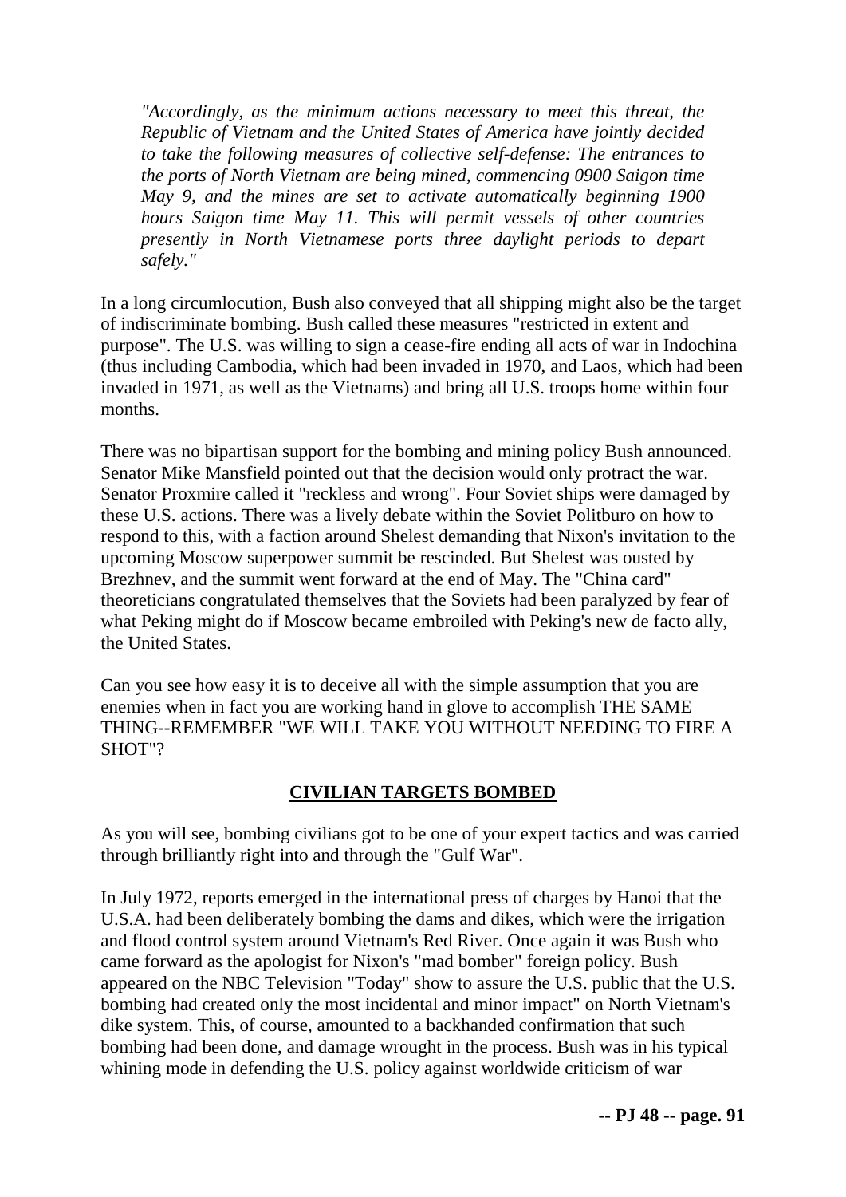*"Accordingly, as the minimum actions necessary to meet this threat, the Republic of Vietnam and the United States of America have jointly decided to take the following measures of collective self-defense: The entrances to the ports of North Vietnam are being mined, commencing 0900 Saigon time May 9, and the mines are set to activate automatically beginning 1900 hours Saigon time May 11. This will permit vessels of other countries presently in North Vietnamese ports three daylight periods to depart safely."*

In a long circumlocution, Bush also conveyed that all shipping might also be the target of indiscriminate bombing. Bush called these measures "restricted in extent and purpose". The U.S. was willing to sign a cease-fire ending all acts of war in Indochina (thus including Cambodia, which had been invaded in 1970, and Laos, which had been invaded in 1971, as well as the Vietnams) and bring all U.S. troops home within four months.

There was no bipartisan support for the bombing and mining policy Bush announced. Senator Mike Mansfield pointed out that the decision would only protract the war. Senator Proxmire called it "reckless and wrong". Four Soviet ships were damaged by these U.S. actions. There was a lively debate within the Soviet Politburo on how to respond to this, with a faction around Shelest demanding that Nixon's invitation to the upcoming Moscow superpower summit be rescinded. But Shelest was ousted by Brezhnev, and the summit went forward at the end of May. The "China card" theoreticians congratulated themselves that the Soviets had been paralyzed by fear of what Peking might do if Moscow became embroiled with Peking's new de facto ally, the United States.

Can you see how easy it is to deceive all with the simple assumption that you are enemies when in fact you are working hand in glove to accomplish THE SAME THING--REMEMBER "WE WILL TAKE YOU WITHOUT NEEDING TO FIRE A SHOT"?

## CIVILIAN TARGETS BOMBED

As you will see, bombing civilians got to be one of your expert tactics and was carried through brilliantly right into and through the "Gulf War".

In July 1972, reports emerged in the international press of charges by Hanoi that the U.S.A. had been deliberately bombing the dams and dikes, which were the irrigation and flood control system around Vietnam's Red River. Once again it was Bush who came forward as the apologist for Nixon's "mad bomber" foreign policy. Bush appeared on the NBC Television "Today" show to assure the U.S. public that the U.S. bombing had created only the most incidental and minor impact" on North Vietnam's dike system. This, of course, amounted to a backhanded confirmation that such bombing had been done, and damage wrought in the process. Bush was in his typical whining mode in defending the U.S. policy against worldwide criticism of war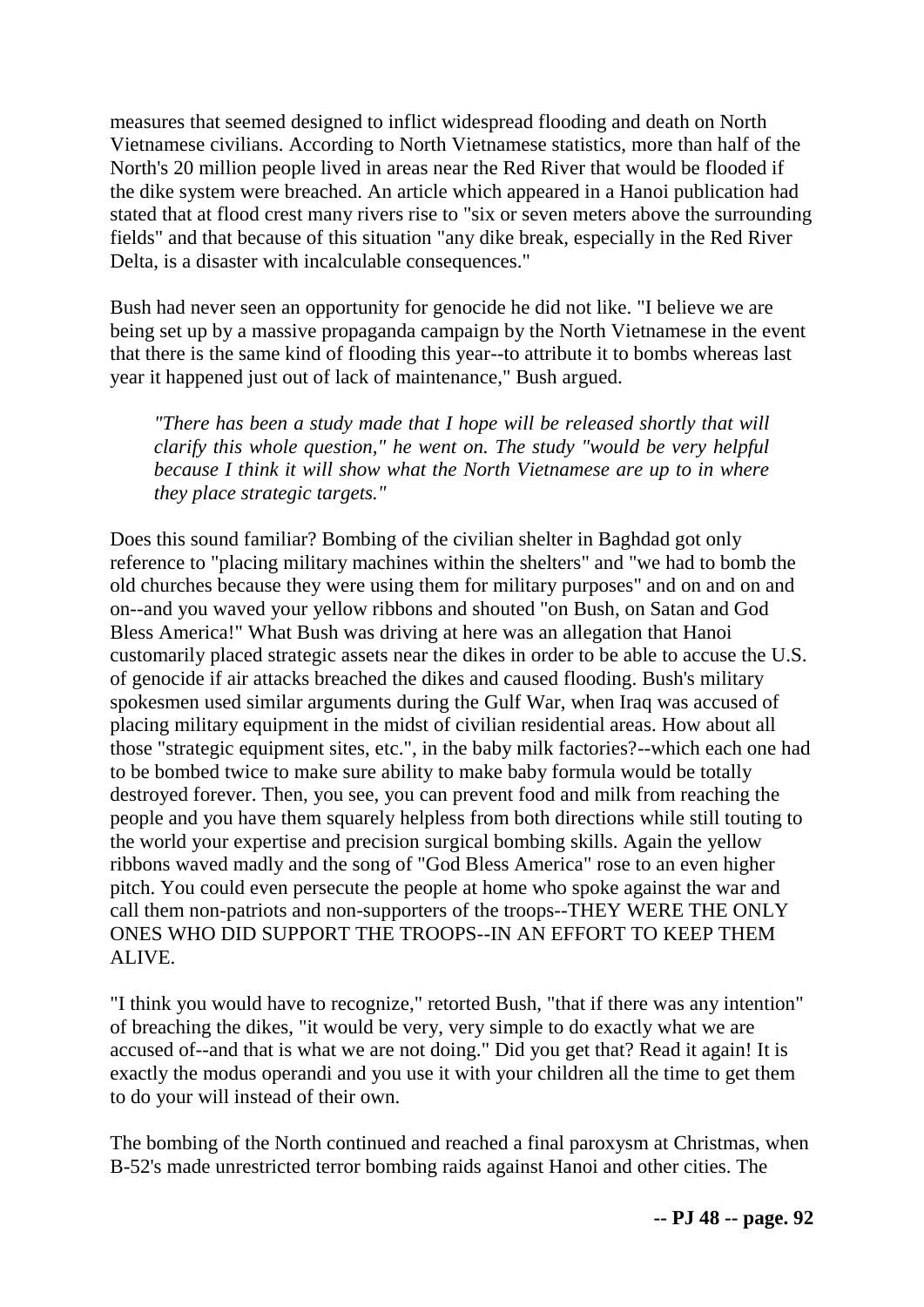measures that seemed designed to inflict widespread flooding and death on North Vietnamese civilians. According to North Vietnamese statistics, more than half of the North's 20 million people lived in areas near the Red River that would be flooded if the dike system were breached. An article which appeared in a Hanoi publication had stated that at flood crest many rivers rise to "six or seven meters above the surrounding fields" and that because of this situation "any dike break, especially in the Red River Delta, is a disaster with incalculable consequences."

Bush had never seen an opportunity for genocide he did not like. "I believe we are being set up by a massive propaganda campaign by the North Vietnamese in the event that there is the same kind of flooding this year--to attribute it to bombs whereas last year it happened just out of lack of maintenance," Bush argued.

> *"There has been a study made that I hope will be released shortly that will clarify this whole question," he went on. The study "would be very helpful because I think it will show what the North Vietnamese are up to in where they place strategic targets."*

Does this sound familiar? Bombing of the civilian shelter in Baghdad got only reference to "placing military machines within the shelters" and "we had to bomb the old churches because they were using them for military purposes" and on and on and on--and you waved your yellow ribbons and shouted "on Bush, on Satan and God Bless America!" What Bush was driving at here was an allegation that Hanoi customarily placed strategic assets near the dikes in order to be able to accuse the U.S. of genocide if air attacks breached the dikes and caused flooding. Bush's military spokesmen used similar arguments during the Gulf War, when Iraq was accused of placing military equipment in the midst of civilian residential areas. How about all those "strategic equipment sites, etc.", in the baby milk factories?--which each one had to be bombed twice to make sure ability to make baby formula would be totally destroyed forever. Then, you see, you can prevent food and milk from reaching the people and you have them squarely helpless from both directions while still touting to the world your expertise and precision surgical bombing skills. Again the yellow ribbons waved madly and the song of "God Bless America" rose to an even higher pitch. You could even persecute the people at home who spoke against the war and call them non-patriots and non-supporters of the troops--THEY WERE THE ONLY ONES WHO DID SUPPORT THE TROOPS--IN AN EFFORT TO KEEP THEM ALIVE.

"I think you would have to recognize," retorted Bush, "that if there was any intention" of breaching the dikes, "it would be very, very simple to do exactly what we are accused of--and that is what we are not doing." Did you get that? Read it again! It is exactly the modus operandi and you use it with your children all the time to get them to do your will instead of their own.

The bombing of the North continued and reached a final paroxysm at Christmas, when B-52's made unrestricted terror bombing raids against Hanoi and other cities. The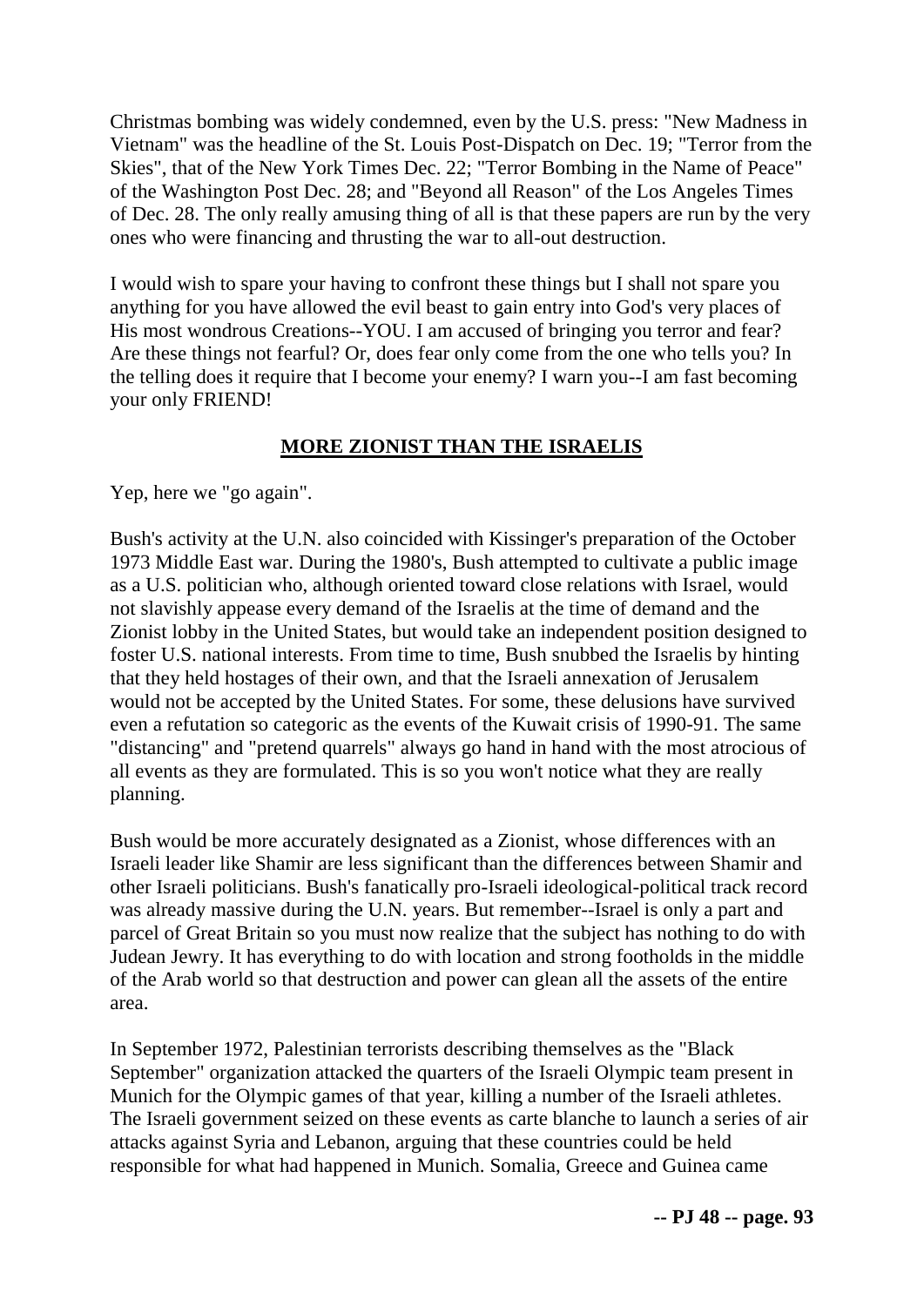Christmas bombing was widely condemned, even by the U.S. press: "New Madness in Vietnam" was the headline of the St. Louis Post-Dispatch on Dec. 19; "Terror from the Skies", that of the New York Times Dec. 22; "Terror Bombing in the Name of Peace" of the Washington Post Dec. 28; and "Beyond all Reason" of the Los Angeles Times of Dec. 28. The only really amusing thing of all is that these papers are run by the very ones who were financing and thrusting the war to all-out destruction.

I would wish to spare your having to confront these things but I shall not spare you anything for you have allowed the evil beast to gain entry into God's very places of His most wondrous Creations--YOU. I am accused of bringing you terror and fear? Are these things not fearful? Or, does fear only come from the one who tells you? In the telling does it require that I become your enemy? I warn you--I am fast becoming your only FRIEND!

## MORE ZIONIST THAN THE ISRAELIS

Yep, here we "go again".

Bush's activity at the U.N. also coincided with Kissinger's preparation of the October 1973 Middle East war. During the 1980's, Bush attempted to cultivate a public image as a U.S. politician who, although oriented toward close relations with Israel, would not slavishly appease every demand of the Israelis at the time of demand and the Zionist lobby in the United States, but would take an independent position designed to foster U.S. national interests. From time to time, Bush snubbed the Israelis by hinting that they held hostages of their own, and that the Israeli annexation of Jerusalem would not be accepted by the United States. For some, these delusions have survived even a refutation so categoric as the events of the Kuwait crisis of 1990-91. The same "distancing" and "pretend quarrels" always go hand in hand with the most atrocious of all events as they are formulated. This is so you won't notice what they are really planning.

Bush would be more accurately designated as a Zionist, whose differences with an Israeli leader like Shamir are less significant than the differences between Shamir and other Israeli politicians. Bush's fanatically pro-Israeli ideological-political track record was already massive during the U.N. years. But remember--Israel is only a part and parcel of Great Britain so you must now realize that the subject has nothing to do with Judean Jewry. It has everything to do with location and strong footholds in the middle of the Arab world so that destruction and power can glean all the assets of the entire area.

In September 1972, Palestinian terrorists describing themselves as the "Black September" organization attacked the quarters of the Israeli Olympic team present in Munich for the Olympic games of that year, killing a number of the Israeli athletes. The Israeli government seized on these events as carte blanche to launch a series of air attacks against Syria and Lebanon, arguing that these countries could be held responsible for what had happened in Munich. Somalia, Greece and Guinea came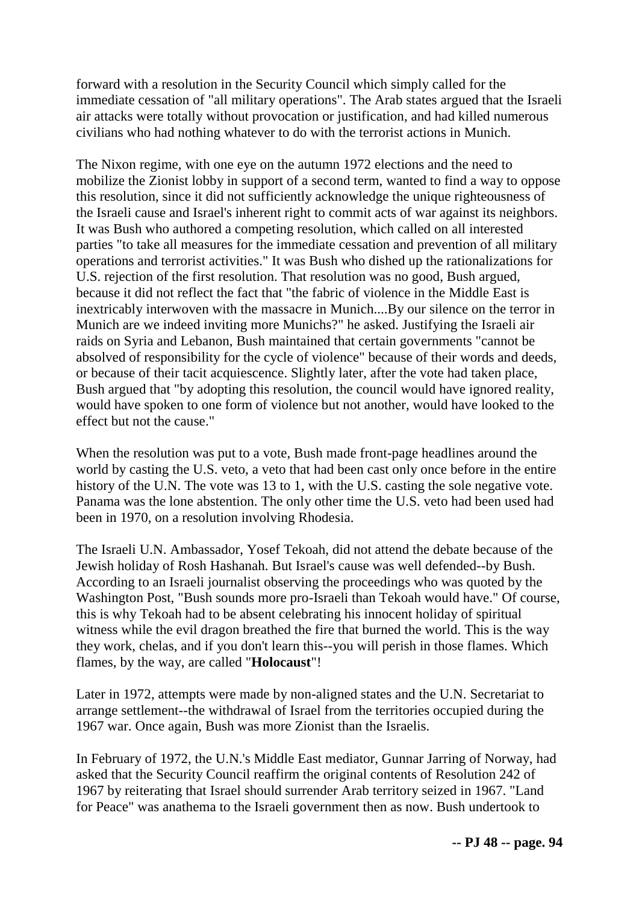forward with a resolution in the Security Council which simply called for the immediate cessation of "all military operations". The Arab states argued that the Israeli air attacks were totally without provocation or justification, and had killed numerous civilians who had nothing whatever to do with the terrorist actions in Munich.

The Nixon regime, with one eye on the autumn 1972 elections and the need to mobilize the Zionist lobby in support of a second term, wanted to find a way to oppose this resolution, since it did not sufficiently acknowledge the unique righteousness of the Israeli cause and Israel's inherent right to commit acts of war against its neighbors. It was Bush who authored a competing resolution, which called on all interested parties "to take all measures for the immediate cessation and prevention of all military operations and terrorist activities." It was Bush who dished up the rationalizations for U.S. rejection of the first resolution. That resolution was no good, Bush argued, because it did not reflect the fact that "the fabric of violence in the Middle East is inextricably interwoven with the massacre in Munich....By our silence on the terror in Munich are we indeed inviting more Munichs?" he asked. Justifying the Israeli air raids on Syria and Lebanon, Bush maintained that certain governments "cannot be absolved of responsibility for the cycle of violence" because of their words and deeds, or because of their tacit acquiescence. Slightly later, after the vote had taken place, Bush argued that "by adopting this resolution, the council would have ignored reality, would have spoken to one form of violence but not another, would have looked to the effect but not the cause."

When the resolution was put to a vote, Bush made front-page headlines around the world by casting the U.S. veto, a veto that had been cast only once before in the entire history of the U.N. The vote was 13 to 1, with the U.S. casting the sole negative vote. Panama was the lone abstention. The only other time the U.S. veto had been used had been in 1970, on a resolution involving Rhodesia.

The Israeli U.N. Ambassador, Yosef Tekoah, did not attend the debate because of the Jewish holiday of Rosh Hashanah. But Israel's cause was well defended--by Bush. According to an Israeli journalist observing the proceedings who was quoted by the Washington Post, "Bush sounds more pro-Israeli than Tekoah would have." Of course, this is why Tekoah had to be absent celebrating his innocent holiday of spiritual witness while the evil dragon breathed the fire that burned the world. This is the way they work, chelas, and if you don't learn this--you will perish in those flames. Which flames, by the way, are called "**Holocaust**"!

Later in 1972, attempts were made by non-aligned states and the U.N. Secretariat to arrange settlement--the withdrawal of Israel from the territories occupied during the 1967 war. Once again, Bush was more Zionist than the Israelis.

In February of 1972, the U.N.'s Middle East mediator, Gunnar Jarring of Norway, had asked that the Security Council reaffirm the original contents of Resolution 242 of 1967 by reiterating that Israel should surrender Arab territory seized in 1967. "Land for Peace" was anathema to the Israeli government then as now. Bush undertook to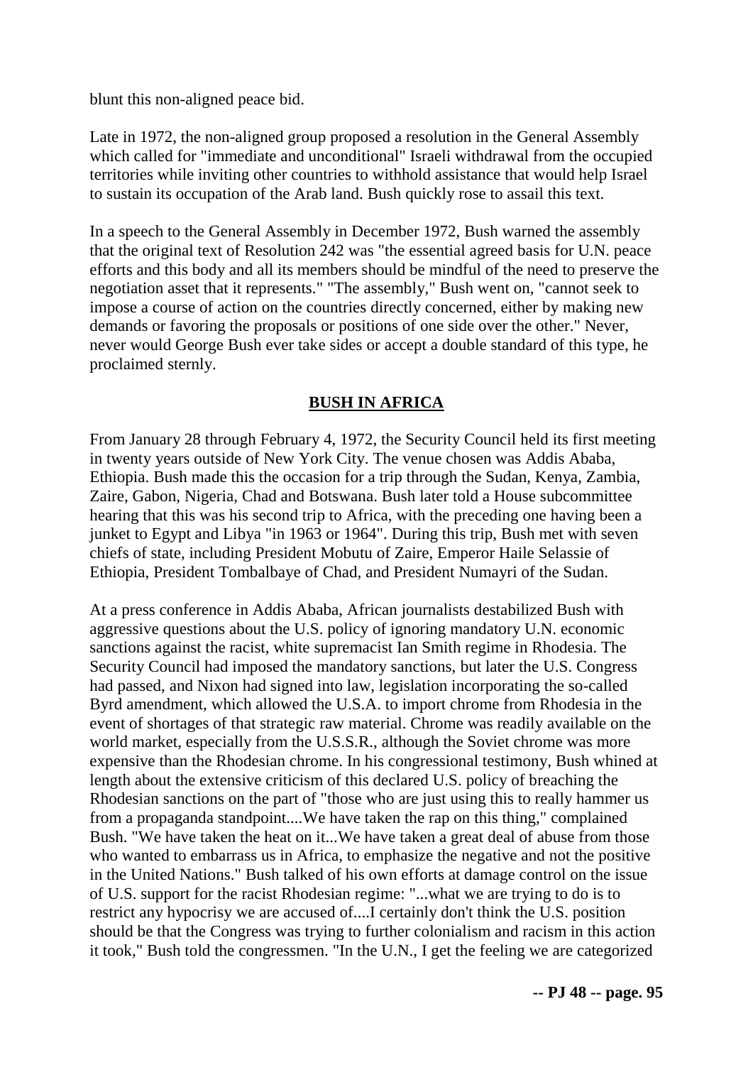blunt this non-aligned peace bid.

Late in 1972, the non-aligned group proposed a resolution in the General Assembly which called for "immediate and unconditional" Israeli withdrawal from the occupied territories while inviting other countries to withhold assistance that would help Israel to sustain its occupation of the Arab land. Bush quickly rose to assail this text.

In a speech to the General Assembly in December 1972, Bush warned the assembly that the original text of Resolution 242 was "the essential agreed basis for U.N. peace efforts and this body and all its members should be mindful of the need to preserve the negotiation asset that it represents." "The assembly," Bush went on, "cannot seek to impose a course of action on the countries directly concerned, either by making new demands or favoring the proposals or positions of one side over the other." Never, never would George Bush ever take sides or accept a double standard of this type, he proclaimed sternly.

## BUSH IN AFRICA

From January 28 through February 4, 1972, the Security Council held its first meeting in twenty years outside of New York City. The venue chosen was Addis Ababa, Ethiopia. Bush made this the occasion for a trip through the Sudan, Kenya, Zambia, Zaire, Gabon, Nigeria, Chad and Botswana. Bush later told a House subcommittee hearing that this was his second trip to Africa, with the preceding one having been a junket to Egypt and Libya "in 1963 or 1964". During this trip, Bush met with seven chiefs of state, including President Mobutu of Zaire, Emperor Haile Selassie of Ethiopia, President Tombalbaye of Chad, and President Numayri of the Sudan.

At a press conference in Addis Ababa, African journalists destabilized Bush with aggressive questions about the U.S. policy of ignoring mandatory U.N. economic sanctions against the racist, white supremacist Ian Smith regime in Rhodesia. The Security Council had imposed the mandatory sanctions, but later the U.S. Congress had passed, and Nixon had signed into law, legislation incorporating the so-called Byrd amendment, which allowed the U.S.A. to import chrome from Rhodesia in the event of shortages of that strategic raw material. Chrome was readily available on the world market, especially from the U.S.S.R., although the Soviet chrome was more expensive than the Rhodesian chrome. In his congressional testimony, Bush whined at length about the extensive criticism of this declared U.S. policy of breaching the Rhodesian sanctions on the part of "those who are just using this to really hammer us from a propaganda standpoint....We have taken the rap on this thing," complained Bush. "We have taken the heat on it...We have taken a great deal of abuse from those who wanted to embarrass us in Africa, to emphasize the negative and not the positive in the United Nations." Bush talked of his own efforts at damage control on the issue of U.S. support for the racist Rhodesian regime: "...what we are trying to do is to restrict any hypocrisy we are accused of....I certainly don't think the U.S. position should be that the Congress was trying to further colonialism and racism in this action it took," Bush told the congressmen. "In the U.N., I get the feeling we are categorized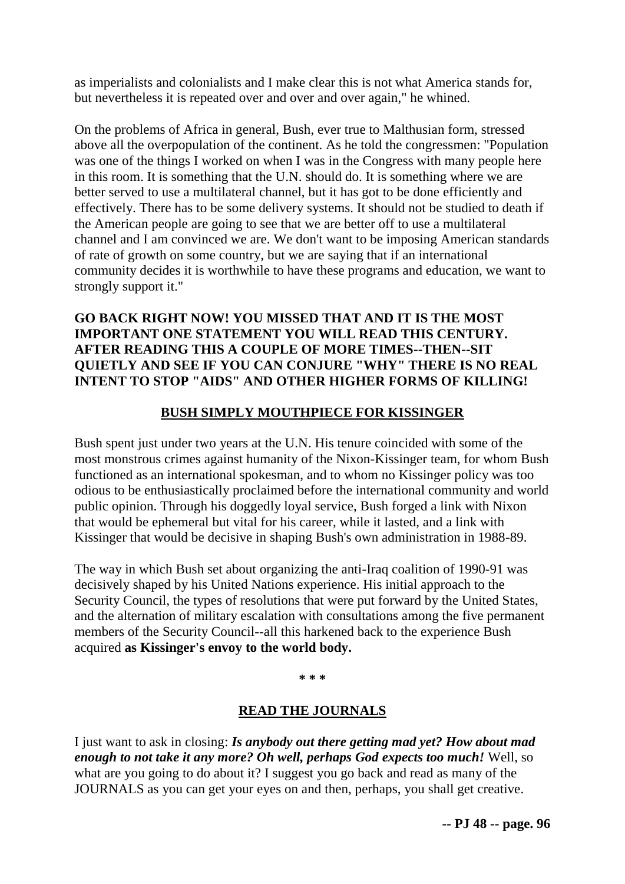as imperialists and colonialists and I make clear this is not what America stands for, but nevertheless it is repeated over and over and over again," he whined.

On the problems of Africa in general, Bush, ever true to Malthusian form, stressed above all the overpopulation of the continent. As he told the congressmen: "Population was one of the things I worked on when I was in the Congress with many people here in this room. It is something that the U.N. should do. It is something where we are better served to use a multilateral channel, but it has got to be done efficiently and effectively. There has to be some delivery systems. It should not be studied to death if the American people are going to see that we are better off to use a multilateral channel and I am convinced we are. We don't want to be imposing American standards of rate of growth on some country, but we are saying that if an international community decides it is worthwhile to have these programs and education, we want to strongly support it."

**GO BACK RIGHT NOW! YOU MISSED THAT AND IT IS THE MOST IMPORTANT ONE STATEMENT YOU WILL READ THIS CENTURY. AFTER READING THIS A COUPLE OF MORE TIMES--THEN--SIT QUIETLY AND SEE IF YOU CAN CONJURE "WHY" THERE IS NO REAL INTENT TO STOP "AIDS" AND OTHER HIGHER FORMS OF KILLING!**

## BUSH SIMPLY MOUTHPIECE FOR KISSINGER

Bush spent just under two years at the U.N. His tenure coincided with some of the most monstrous crimes against humanity of the Nixon-Kissinger team, for whom Bush functioned as an international spokesman, and to whom no Kissinger policy was too odious to be enthusiastically proclaimed before the international community and world public opinion. Through his doggedly loyal service, Bush forged a link with Nixon that would be ephemeral but vital for his career, while it lasted, and a link with Kissinger that would be decisive in shaping Bush's own administration in 1988-89.

The way in which Bush set about organizing the anti-Iraq coalition of 1990-91 was decisively shaped by his United Nations experience. His initial approach to the Security Council, the types of resolutions that were put forward by the United States, and the alternation of military escalation with consultations among the five permanent members of the Security Council--all this harkened back to the experience Bush acquired **as Kissinger's envoy to the world body.**

* * *

## READ THE JOURNALS

I just want to ask in closing: ***Is anybody out there getting mad yet? How about mad enough to not take it any more? Oh well, perhaps God expects too much!*** Well, so what are you going to do about it? I suggest you go back and read as many of the JOURNALS as you can get your eyes on and then, perhaps, you shall get creative.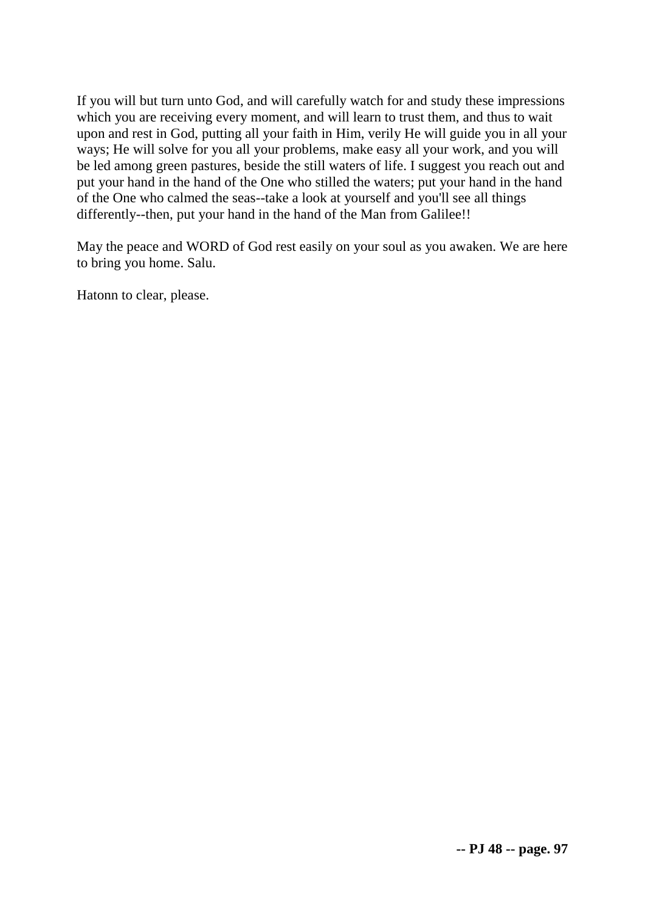If you will but turn unto God, and will carefully watch for and study these impressions which you are receiving every moment, and will learn to trust them, and thus to wait upon and rest in God, putting all your faith in Him, verily He will guide you in all your ways; He will solve for you all your problems, make easy all your work, and you will be led among green pastures, beside the still waters of life. I suggest you reach out and put your hand in the hand of the One who stilled the waters; put your hand in the hand of the One who calmed the seas--take a look at yourself and you'll see all things differently--then, put your hand in the hand of the Man from Galilee!!

May the peace and WORD of God rest easily on your soul as you awaken. We are here to bring you home. Salu.

Hatonn to clear, please.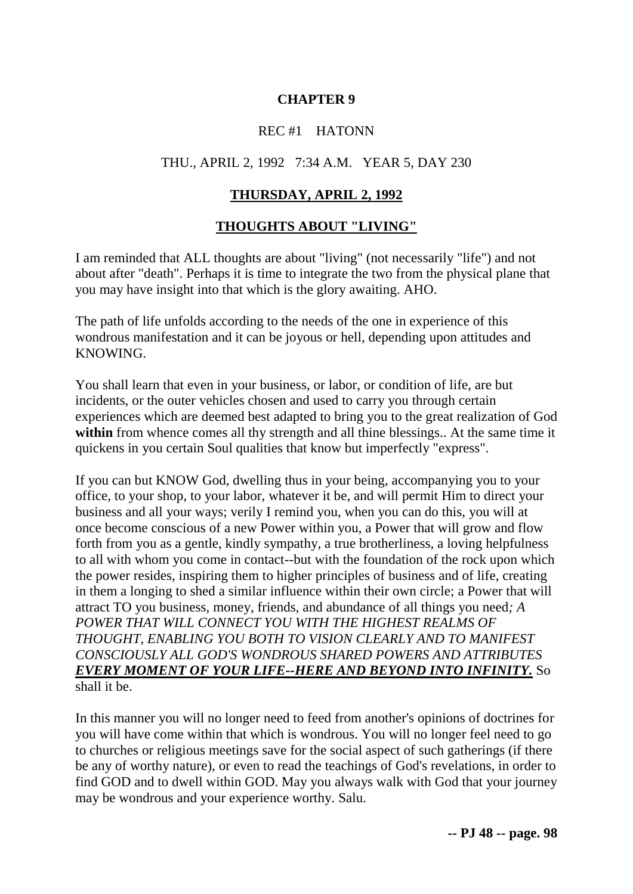# CHAPTER 9

REC #1 HATONN

THU., APRIL 2, 1992 7:34 A.M. YEAR 5, DAY 230

## THURSDAY, APRIL 2, 1992

## THOUGHTS ABOUT "LIVING"

I am reminded that ALL thoughts are about "living" (not necessarily "life") and not about after "death". Perhaps it is time to integrate the two from the physical plane that you may have insight into that which is the glory awaiting. AHO.

The path of life unfolds according to the needs of the one in experience of this wondrous manifestation and it can be joyous or hell, depending upon attitudes and KNOWING.

You shall learn that even in your business, or labor, or condition of life, are but incidents, or the outer vehicles chosen and used to carry you through certain experiences which are deemed best adapted to bring you to the great realization of God **within** from whence comes all thy strength and all thine blessings.. At the same time it quickens in you certain Soul qualities that know but imperfectly "express".

If you can but KNOW God, dwelling thus in your being, accompanying you to your office, to your shop, to your labor, whatever it be, and will permit Him to direct your business and all your ways; verily I remind you, when you can do this, you will at once become conscious of a new Power within you, a Power that will grow and flow forth from you as a gentle, kindly sympathy, a true brotherliness, a loving helpfulness to all with whom you come in contact--but with the foundation of the rock upon which the power resides, inspiring them to higher principles of business and of life, creating in them a longing to shed a similar influence within their own circle; a Power that will attract TO you business, money, friends, and abundance of all things you need*; A POWER THAT WILL CONNECT YOU WITH THE HIGHEST REALMS OF THOUGHT, ENABLING YOU BOTH TO VISION CLEARLY AND TO MANIFEST CONSCIOUSLY ALL GOD'S WONDROUS SHARED POWERS AND ATTRIBUTES* ***EVERY MOMENT OF YOUR LIFE--HERE AND BEYOND INTO INFINITY.*** So shall it be.

In this manner you will no longer need to feed from another's opinions of doctrines for you will have come within that which is wondrous. You will no longer feel need to go to churches or religious meetings save for the social aspect of such gatherings (if there be any of worthy nature), or even to read the teachings of God's revelations, in order to find GOD and to dwell within GOD. May you always walk with God that your journey may be wondrous and your experience worthy. Salu.

**-- PJ 48 -- page. 98**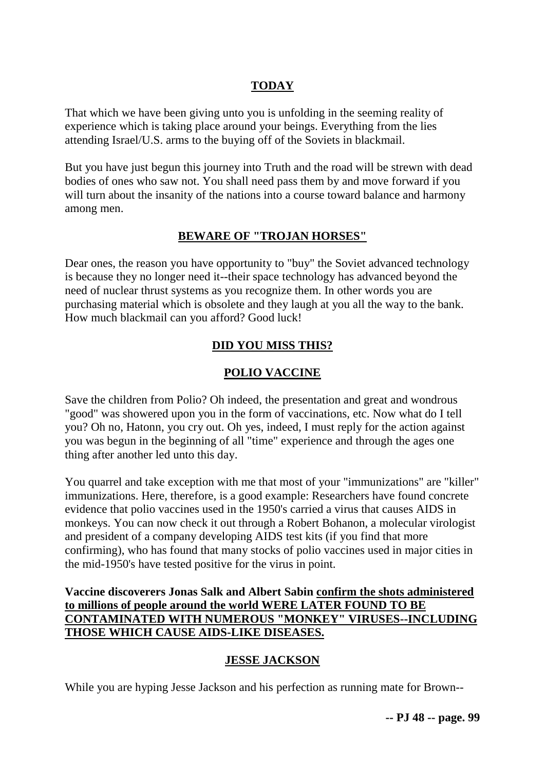## **TODAY**

That which we have been giving unto you is unfolding in the seeming reality of experience which is taking place around your beings. Everything from the lies attending Israel/U.S. arms to the buying off of the Soviets in blackmail.

But you have just begun this journey into Truth and the road will be strewn with dead bodies of ones who saw not. You shall need pass them by and move forward if you will turn about the insanity of the nations into a course toward balance and harmony among men.

## **BEWARE OF "TROJAN HORSES"**

Dear ones, the reason you have opportunity to "buy" the Soviet advanced technology is because they no longer need it--their space technology has advanced beyond the need of nuclear thrust systems as you recognize them. In other words you are purchasing material which is obsolete and they laugh at you all the way to the bank. How much blackmail can you afford? Good luck!

## **DID YOU MISS THIS?**

## **POLIO VACCINE**

Save the children from Polio? Oh indeed, the presentation and great and wondrous "good" was showered upon you in the form of vaccinations, etc. Now what do I tell you? Oh no, Hatonn, you cry out. Oh yes, indeed, I must reply for the action against you was begun in the beginning of all "time" experience and through the ages one thing after another led unto this day.

You quarrel and take exception with me that most of your "immunizations" are "killer" immunizations. Here, therefore, is a good example: Researchers have found concrete evidence that polio vaccines used in the 1950's carried a virus that causes AIDS in monkeys. You can now check it out through a Robert Bohanon, a molecular virologist and president of a company developing AIDS test kits (if you find that more confirming), who has found that many stocks of polio vaccines used in major cities in the mid-1950's have tested positive for the virus in point.

**Vaccine discoverers Jonas Salk and Albert Sabin <u>confirm the shots administered to millions of people around the world WERE LATER FOUND TO BE CONTAMINATED WITH NUMEROUS "MONKEY" VIRUSES--INCLUDING THOSE WHICH CAUSE AIDS-LIKE DISEASES.</u>**

## **JESSE JACKSON**

While you are hyping Jesse Jackson and his perfection as running mate for Brown--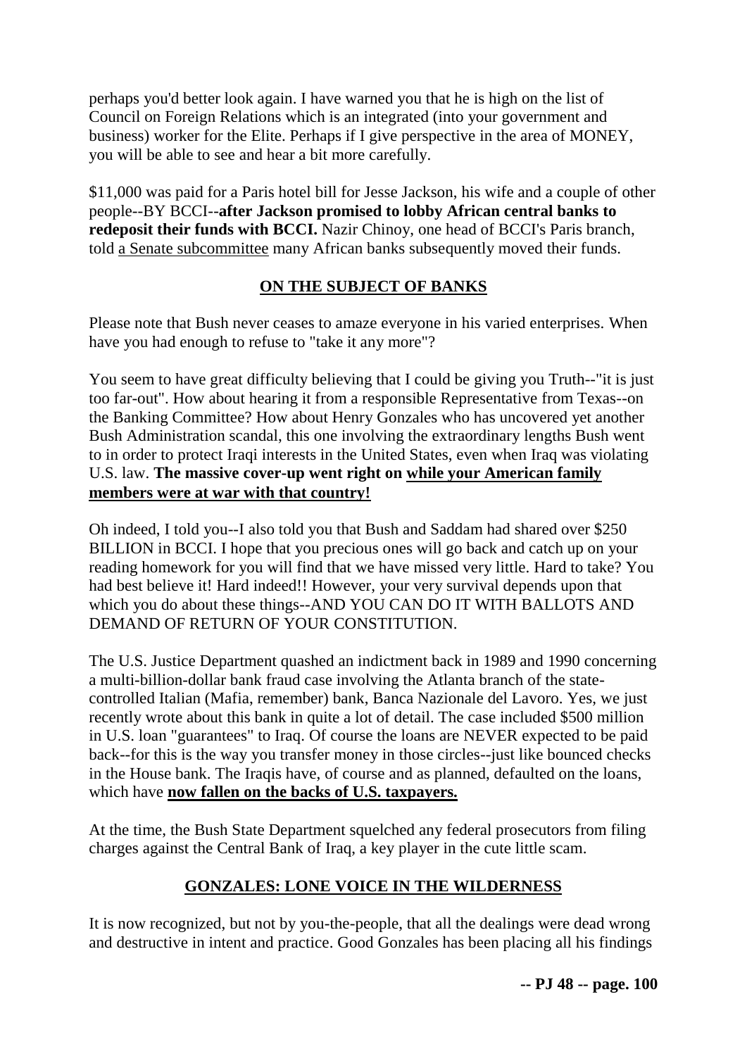perhaps you'd better look again. I have warned you that he is high on the list of Council on Foreign Relations which is an integrated (into your government and business) worker for the Elite. Perhaps if I give perspective in the area of MONEY, you will be able to see and hear a bit more carefully.

$11,000 was paid for a Paris hotel bill for Jesse Jackson, his wife and a couple of other people--BY BCCI--**after Jackson promised to lobby African central banks to redeposit their funds with BCCI.** Nazir Chinoy, one head of BCCI's Paris branch, told a Senate subcommittee many African banks subsequently moved their funds.

## ON THE SUBJECT OF BANKS

Please note that Bush never ceases to amaze everyone in his varied enterprises. When have you had enough to refuse to "take it any more"?

You seem to have great difficulty believing that I could be giving you Truth--"it is just too far-out". How about hearing it from a responsible Representative from Texas--on the Banking Committee? How about Henry Gonzales who has uncovered yet another Bush Administration scandal, this one involving the extraordinary lengths Bush went to in order to protect Iraqi interests in the United States, even when Iraq was violating U.S. law. **The massive cover-up went right on while your American family members were at war with that country!**

Oh indeed, I told you--I also told you that Bush and Saddam had shared over $250 BILLION in BCCI. I hope that you precious ones will go back and catch up on your reading homework for you will find that we have missed very little. Hard to take? You had best believe it! Hard indeed!! However, your very survival depends upon that which you do about these things--AND YOU CAN DO IT WITH BALLOTS AND DEMAND OF RETURN OF YOUR CONSTITUTION.

The U.S. Justice Department quashed an indictment back in 1989 and 1990 concerning a multi-billion-dollar bank fraud case involving the Atlanta branch of the state-controlled Italian (Mafia, remember) bank, Banca Nazionale del Lavoro. Yes, we just recently wrote about this bank in quite a lot of detail. The case included $500 million in U.S. loan "guarantees" to Iraq. Of course the loans are NEVER expected to be paid back--for this is the way you transfer money in those circles--just like bounced checks in the House bank. The Iraqis have, of course and as planned, defaulted on the loans, which have **now fallen on the backs of U.S. taxpayers.**

At the time, the Bush State Department squelched any federal prosecutors from filing charges against the Central Bank of Iraq, a key player in the cute little scam.

## GONZALES: LONE VOICE IN THE WILDERNESS

It is now recognized, but not by you-the-people, that all the dealings were dead wrong and destructive in intent and practice. Good Gonzales has been placing all his findings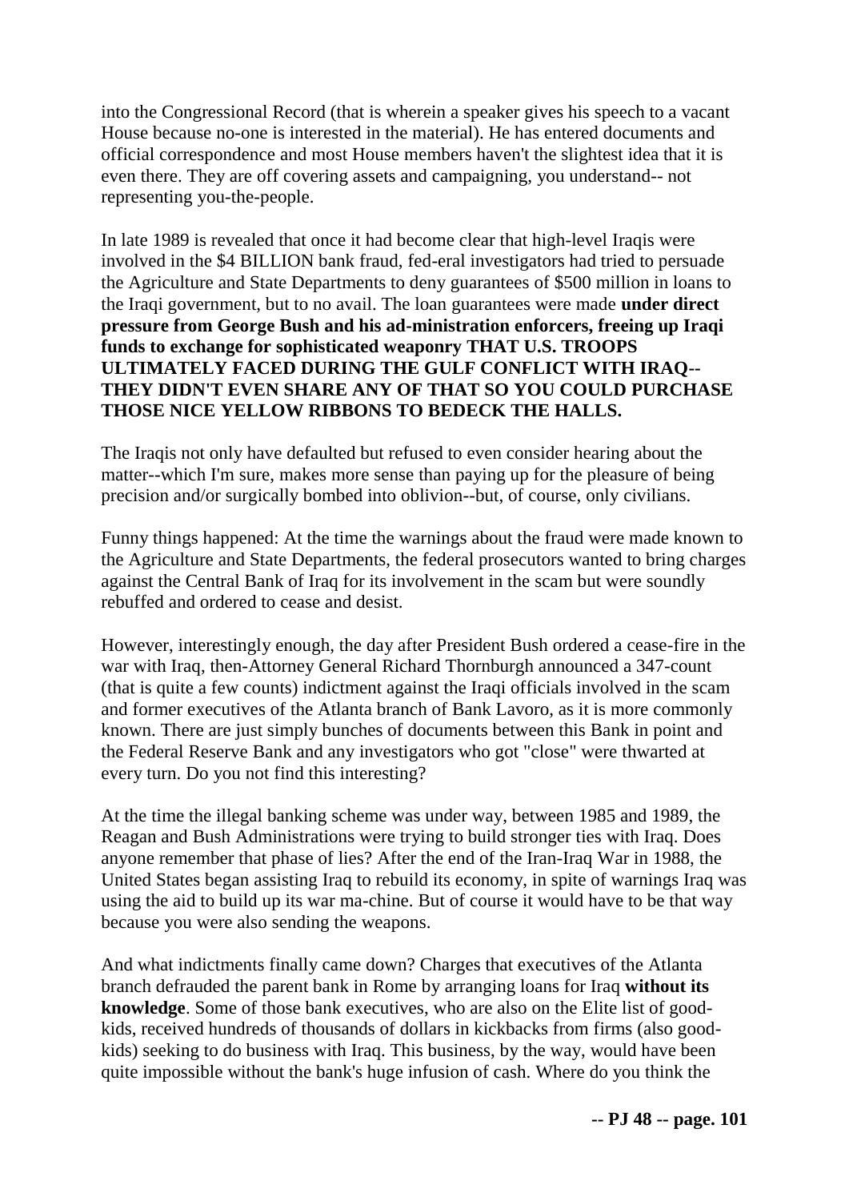into the Congressional Record (that is wherein a speaker gives his speech to a vacant House because no-one is interested in the material). He has entered documents and official correspondence and most House members haven't the slightest idea that it is even there. They are off covering assets and campaigning, you understand-- not representing you-the-people.

In late 1989 is revealed that once it had become clear that high-level Iraqis were involved in the $4 BILLION bank fraud, fed-eral investigators had tried to persuade the Agriculture and State Departments to deny guarantees of $500 million in loans to the Iraqi government, but to no avail. The loan guarantees were made **under direct pressure from George Bush and his ad-ministration enforcers, freeing up Iraqi funds to exchange for sophisticated weaponry THAT U.S. TROOPS ULTIMATELY FACED DURING THE GULF CONFLICT WITH IRAQ-- THEY DIDN'T EVEN SHARE ANY OF THAT SO YOU COULD PURCHASE THOSE NICE YELLOW RIBBONS TO BEDECK THE HALLS.**

The Iraqis not only have defaulted but refused to even consider hearing about the matter--which I'm sure, makes more sense than paying up for the pleasure of being precision and/or surgically bombed into oblivion--but, of course, only civilians.

Funny things happened: At the time the warnings about the fraud were made known to the Agriculture and State Departments, the federal prosecutors wanted to bring charges against the Central Bank of Iraq for its involvement in the scam but were soundly rebuffed and ordered to cease and desist.

However, interestingly enough, the day after President Bush ordered a cease-fire in the war with Iraq, then-Attorney General Richard Thornburgh announced a 347-count (that is quite a few counts) indictment against the Iraqi officials involved in the scam and former executives of the Atlanta branch of Bank Lavoro, as it is more commonly known. There are just simply bunches of documents between this Bank in point and the Federal Reserve Bank and any investigators who got "close" were thwarted at every turn. Do you not find this interesting?

At the time the illegal banking scheme was under way, between 1985 and 1989, the Reagan and Bush Administrations were trying to build stronger ties with Iraq. Does anyone remember that phase of lies? After the end of the Iran-Iraq War in 1988, the United States began assisting Iraq to rebuild its economy, in spite of warnings Iraq was using the aid to build up its war ma-chine. But of course it would have to be that way because you were also sending the weapons.

And what indictments finally came down? Charges that executives of the Atlanta branch defrauded the parent bank in Rome by arranging loans for Iraq **without its knowledge**. Some of those bank executives, who are also on the Elite list of good-kids, received hundreds of thousands of dollars in kickbacks from firms (also good-kids) seeking to do business with Iraq. This business, by the way, would have been quite impossible without the bank's huge infusion of cash. Where do you think the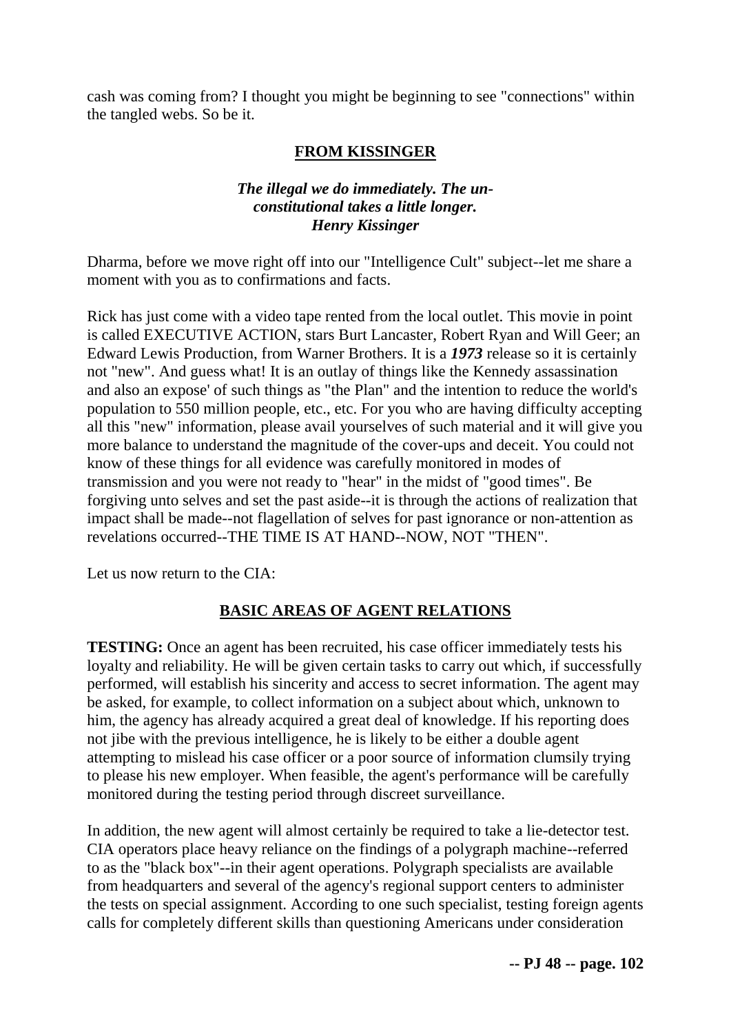cash was coming from? I thought you might be beginning to see "connections" within the tangled webs. So be it.

## FROM KISSINGER

***The illegal we do immediately. The un-constitutional takes a little longer.***
***Henry Kissinger***

Dharma, before we move right off into our "Intelligence Cult" subject--let me share a moment with you as to confirmations and facts.

Rick has just come with a video tape rented from the local outlet. This movie in point is called EXECUTIVE ACTION, stars Burt Lancaster, Robert Ryan and Will Geer; an Edward Lewis Production, from Warner Brothers. It is a ***1973*** release so it is certainly not "new". And guess what! It is an outlay of things like the Kennedy assassination and also an expose' of such things as "the Plan" and the intention to reduce the world's population to 550 million people, etc., etc. For you who are having difficulty accepting all this "new" information, please avail yourselves of such material and it will give you more balance to understand the magnitude of the cover-ups and deceit. You could not know of these things for all evidence was carefully monitored in modes of transmission and you were not ready to "hear" in the midst of "good times". Be forgiving unto selves and set the past aside--it is through the actions of realization that impact shall be made--not flagellation of selves for past ignorance or non-attention as revelations occurred--THE TIME IS AT HAND--NOW, NOT "THEN".

Let us now return to the CIA:

## BASIC AREAS OF AGENT RELATIONS

**TESTING:** Once an agent has been recruited, his case officer immediately tests his loyalty and reliability. He will be given certain tasks to carry out which, if successfully performed, will establish his sincerity and access to secret information. The agent may be asked, for example, to collect information on a subject about which, unknown to him, the agency has already acquired a great deal of knowledge. If his reporting does not jibe with the previous intelligence, he is likely to be either a double agent attempting to mislead his case officer or a poor source of information clumsily trying to please his new employer. When feasible, the agent's performance will be carefully monitored during the testing period through discreet surveillance.

In addition, the new agent will almost certainly be required to take a lie-detector test. CIA operators place heavy reliance on the findings of a polygraph machine--referred to as the "black box"--in their agent operations. Polygraph specialists are available from headquarters and several of the agency's regional support centers to administer the tests on special assignment. According to one such specialist, testing foreign agents calls for completely different skills than questioning Americans under consideration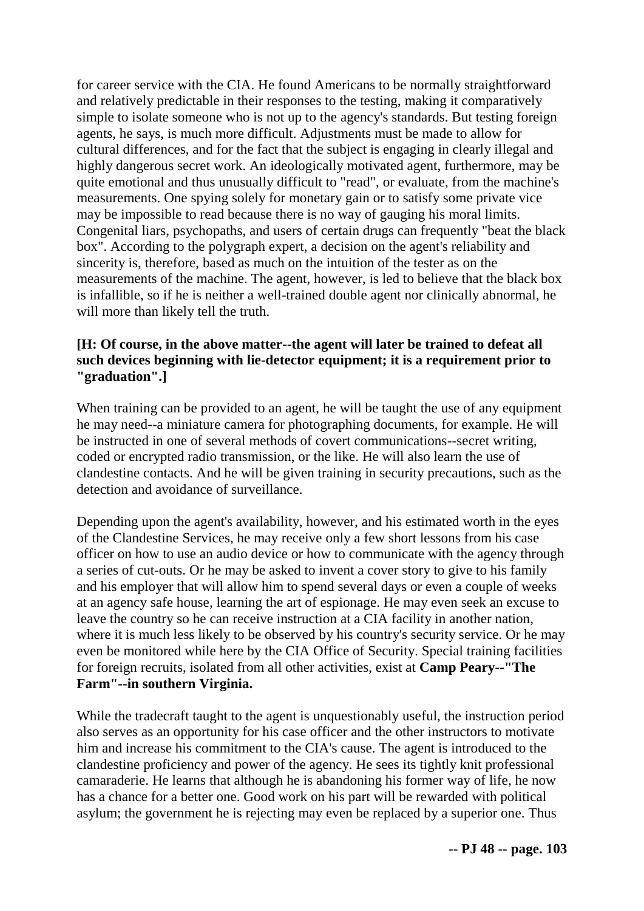for career service with the CIA. He found Americans to be normally straightforward and relatively predictable in their responses to the testing, making it comparatively simple to isolate someone who is not up to the agency's standards. But testing foreign agents, he says, is much more difficult. Adjustments must be made to allow for cultural differences, and for the fact that the subject is engaging in clearly illegal and highly dangerous secret work. An ideologically motivated agent, furthermore, may be quite emotional and thus unusually difficult to "read", or evaluate, from the machine's measurements. One spying solely for monetary gain or to satisfy some private vice may be impossible to read because there is no way of gauging his moral limits. Congenital liars, psychopaths, and users of certain drugs can frequently "beat the black box". According to the polygraph expert, a decision on the agent's reliability and sincerity is, therefore, based as much on the intuition of the tester as on the measurements of the machine. The agent, however, is led to believe that the black box is infallible, so if he is neither a well-trained double agent nor clinically abnormal, he will more than likely tell the truth.

**[H: Of course, in the above matter--the agent will later be trained to defeat all such devices beginning with lie-detector equipment; it is a requirement prior to "graduation".]**

When training can be provided to an agent, he will be taught the use of any equipment he may need--a miniature camera for photographing documents, for example. He will be instructed in one of several methods of covert communications--secret writing, coded or encrypted radio transmission, or the like. He will also learn the use of clandestine contacts. And he will be given training in security precautions, such as the detection and avoidance of surveillance.

Depending upon the agent's availability, however, and his estimated worth in the eyes of the Clandestine Services, he may receive only a few short lessons from his case officer on how to use an audio device or how to communicate with the agency through a series of cut-outs. Or he may be asked to invent a cover story to give to his family and his employer that will allow him to spend several days or even a couple of weeks at an agency safe house, learning the art of espionage. He may even seek an excuse to leave the country so he can receive instruction at a CIA facility in another nation, where it is much less likely to be observed by his country's security service. Or he may even be monitored while here by the CIA Office of Security. Special training facilities for foreign recruits, isolated from all other activities, exist at **Camp Peary--"The Farm"--in southern Virginia.**

While the tradecraft taught to the agent is unquestionably useful, the instruction period also serves as an opportunity for his case officer and the other instructors to motivate him and increase his commitment to the CIA's cause. The agent is introduced to the clandestine proficiency and power of the agency. He sees its tightly knit professional camaraderie. He learns that although he is abandoning his former way of life, he now has a chance for a better one. Good work on his part will be rewarded with political asylum; the government he is rejecting may even be replaced by a superior one. Thus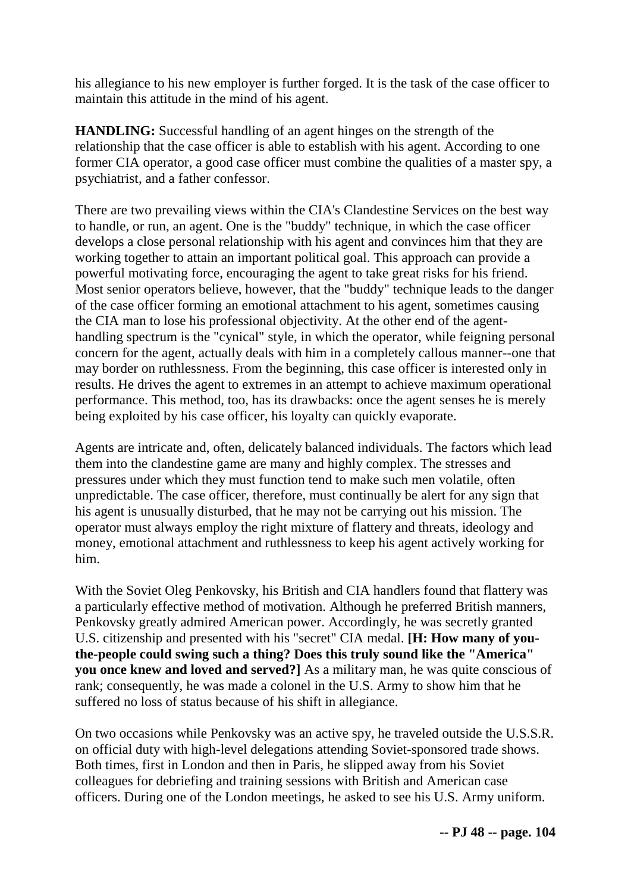his allegiance to his new employer is further forged. It is the task of the case officer to maintain this attitude in the mind of his agent.

**HANDLING:** Successful handling of an agent hinges on the strength of the relationship that the case officer is able to establish with his agent. According to one former CIA operator, a good case officer must combine the qualities of a master spy, a psychiatrist, and a father confessor.

There are two prevailing views within the CIA's Clandestine Services on the best way to handle, or run, an agent. One is the "buddy" technique, in which the case officer develops a close personal relationship with his agent and convinces him that they are working together to attain an important political goal. This approach can provide a powerful motivating force, encouraging the agent to take great risks for his friend. Most senior operators believe, however, that the "buddy" technique leads to the danger of the case officer forming an emotional attachment to his agent, sometimes causing the CIA man to lose his professional objectivity. At the other end of the agent-handling spectrum is the "cynical" style, in which the operator, while feigning personal concern for the agent, actually deals with him in a completely callous manner--one that may border on ruthlessness. From the beginning, this case officer is interested only in results. He drives the agent to extremes in an attempt to achieve maximum operational performance. This method, too, has its drawbacks: once the agent senses he is merely being exploited by his case officer, his loyalty can quickly evaporate.

Agents are intricate and, often, delicately balanced individuals. The factors which lead them into the clandestine game are many and highly complex. The stresses and pressures under which they must function tend to make such men volatile, often unpredictable. The case officer, therefore, must continually be alert for any sign that his agent is unusually disturbed, that he may not be carrying out his mission. The operator must always employ the right mixture of flattery and threats, ideology and money, emotional attachment and ruthlessness to keep his agent actively working for him.

With the Soviet Oleg Penkovsky, his British and CIA handlers found that flattery was a particularly effective method of motivation. Although he preferred British manners, Penkovsky greatly admired American power. Accordingly, he was secretly granted U.S. citizenship and presented with his "secret" CIA medal. **[H: How many of you-the-people could swing such a thing? Does this truly sound like the "America" you once knew and loved and served?]** As a military man, he was quite conscious of rank; consequently, he was made a colonel in the U.S. Army to show him that he suffered no loss of status because of his shift in allegiance.

On two occasions while Penkovsky was an active spy, he traveled outside the U.S.S.R. on official duty with high-level delegations attending Soviet-sponsored trade shows. Both times, first in London and then in Paris, he slipped away from his Soviet colleagues for debriefing and training sessions with British and American case officers. During one of the London meetings, he asked to see his U.S. Army uniform.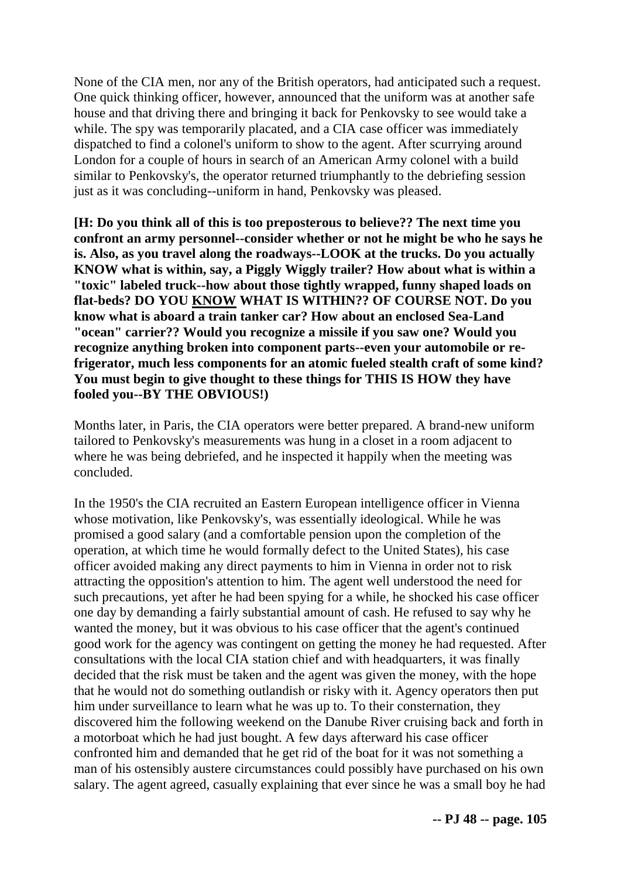None of the CIA men, nor any of the British operators, had anticipated such a request. One quick thinking officer, however, announced that the uniform was at another safe house and that driving there and bringing it back for Penkovsky to see would take a while. The spy was temporarily placated, and a CIA case officer was immediately dispatched to find a colonel's uniform to show to the agent. After scurrying around London for a couple of hours in search of an American Army colonel with a build similar to Penkovsky's, the operator returned triumphantly to the debriefing session just as it was concluding--uniform in hand, Penkovsky was pleased.

**[H: Do you think all of this is too preposterous to believe?? The next time you confront an army personnel--consider whether or not he might be who he says he is. Also, as you travel along the roadways--LOOK at the trucks. Do you actually KNOW what is within, say, a Piggly Wiggly trailer? How about what is within a "toxic" labeled truck--how about those tightly wrapped, funny shaped loads on flat-beds? DO YOU <u>KNOW</u> WHAT IS WITHIN?? OF COURSE NOT. Do you know what is aboard a train tanker car? How about an enclosed Sea-Land "ocean" carrier?? Would you recognize a missile if you saw one? Would you recognize anything broken into component parts--even your automobile or re-frigerator, much less components for an atomic fueled stealth craft of some kind? You must begin to give thought to these things for THIS IS HOW they have fooled you--BY THE OBVIOUS!)**

Months later, in Paris, the CIA operators were better prepared. A brand-new uniform tailored to Penkovsky's measurements was hung in a closet in a room adjacent to where he was being debriefed, and he inspected it happily when the meeting was concluded.

In the 1950's the CIA recruited an Eastern European intelligence officer in Vienna whose motivation, like Penkovsky's, was essentially ideological. While he was promised a good salary (and a comfortable pension upon the completion of the operation, at which time he would formally defect to the United States), his case officer avoided making any direct payments to him in Vienna in order not to risk attracting the opposition's attention to him. The agent well understood the need for such precautions, yet after he had been spying for a while, he shocked his case officer one day by demanding a fairly substantial amount of cash. He refused to say why he wanted the money, but it was obvious to his case officer that the agent's continued good work for the agency was contingent on getting the money he had requested. After consultations with the local CIA station chief and with headquarters, it was finally decided that the risk must be taken and the agent was given the money, with the hope that he would not do something outlandish or risky with it. Agency operators then put him under surveillance to learn what he was up to. To their consternation, they discovered him the following weekend on the Danube River cruising back and forth in a motorboat which he had just bought. A few days afterward his case officer confronted him and demanded that he get rid of the boat for it was not something a man of his ostensibly austere circumstances could possibly have purchased on his own salary. The agent agreed, casually explaining that ever since he was a small boy he had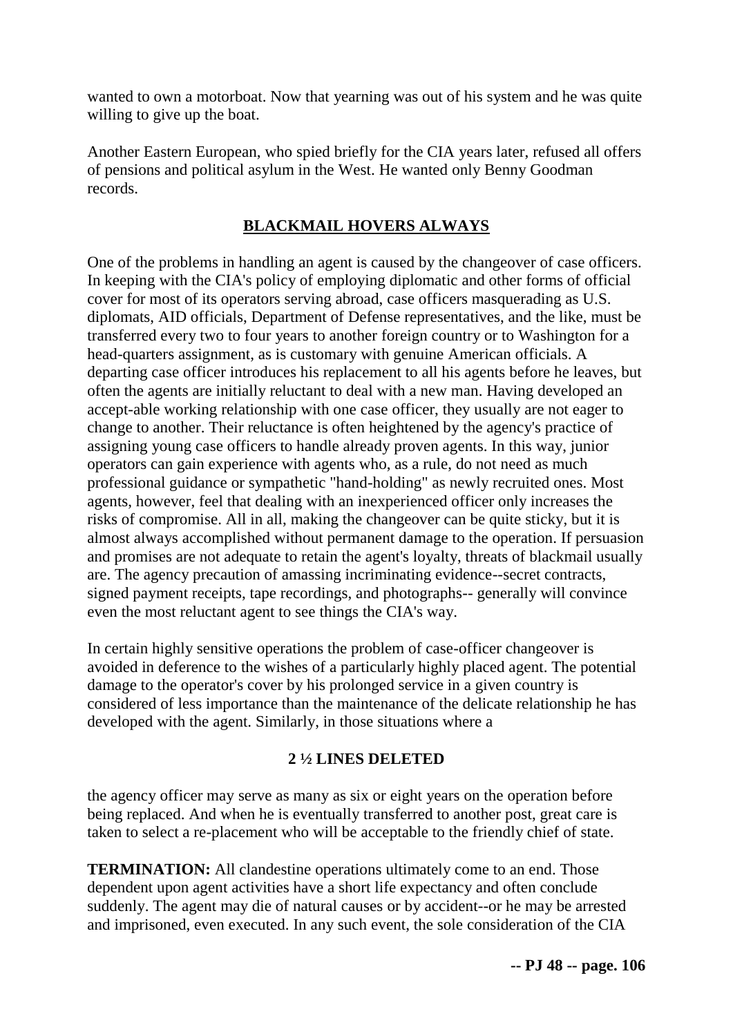wanted to own a motorboat. Now that yearning was out of his system and he was quite willing to give up the boat.

Another Eastern European, who spied briefly for the CIA years later, refused all offers of pensions and political asylum in the West. He wanted only Benny Goodman records.

## BLACKMAIL HOVERS ALWAYS

One of the problems in handling an agent is caused by the changeover of case officers. In keeping with the CIA's policy of employing diplomatic and other forms of official cover for most of its operators serving abroad, case officers masquerading as U.S. diplomats, AID officials, Department of Defense representatives, and the like, must be transferred every two to four years to another foreign country or to Washington for a head-quarters assignment, as is customary with genuine American officials. A departing case officer introduces his replacement to all his agents before he leaves, but often the agents are initially reluctant to deal with a new man. Having developed an accept-able working relationship with one case officer, they usually are not eager to change to another. Their reluctance is often heightened by the agency's practice of assigning young case officers to handle already proven agents. In this way, junior operators can gain experience with agents who, as a rule, do not need as much professional guidance or sympathetic "hand-holding" as newly recruited ones. Most agents, however, feel that dealing with an inexperienced officer only increases the risks of compromise. All in all, making the changeover can be quite sticky, but it is almost always accomplished without permanent damage to the operation. If persuasion and promises are not adequate to retain the agent's loyalty, threats of blackmail usually are. The agency precaution of amassing incriminating evidence--secret contracts, signed payment receipts, tape recordings, and photographs-- generally will convince even the most reluctant agent to see things the CIA's way.

In certain highly sensitive operations the problem of case-officer changeover is avoided in deference to the wishes of a particularly highly placed agent. The potential damage to the operator's cover by his prolonged service in a given country is considered of less importance than the maintenance of the delicate relationship he has developed with the agent. Similarly, in those situations where a

**2 ½ LINES DELETED**

the agency officer may serve as many as six or eight years on the operation before being replaced. And when he is eventually transferred to another post, great care is taken to select a re-placement who will be acceptable to the friendly chief of state.

**TERMINATION:** All clandestine operations ultimately come to an end. Those dependent upon agent activities have a short life expectancy and often conclude suddenly. The agent may die of natural causes or by accident--or he may be arrested and imprisoned, even executed. In any such event, the sole consideration of the CIA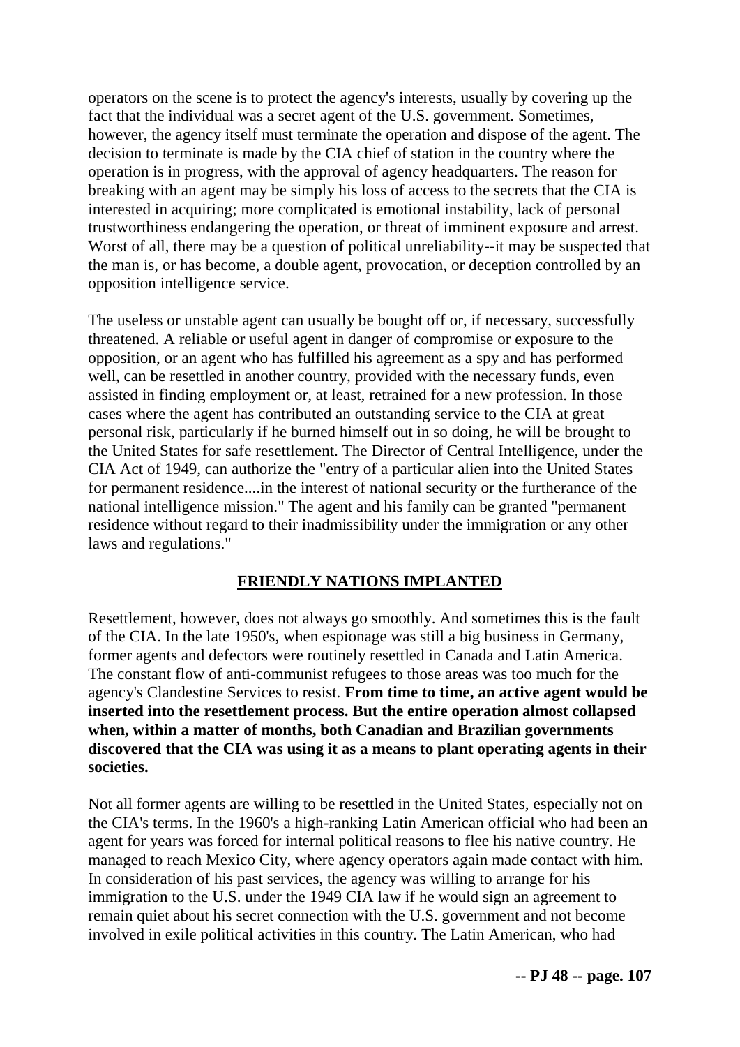operators on the scene is to protect the agency's interests, usually by covering up the fact that the individual was a secret agent of the U.S. government. Sometimes, however, the agency itself must terminate the operation and dispose of the agent. The decision to terminate is made by the CIA chief of station in the country where the operation is in progress, with the approval of agency headquarters. The reason for breaking with an agent may be simply his loss of access to the secrets that the CIA is interested in acquiring; more complicated is emotional instability, lack of personal trustworthiness endangering the operation, or threat of imminent exposure and arrest. Worst of all, there may be a question of political unreliability--it may be suspected that the man is, or has become, a double agent, provocation, or deception controlled by an opposition intelligence service.

The useless or unstable agent can usually be bought off or, if necessary, successfully threatened. A reliable or useful agent in danger of compromise or exposure to the opposition, or an agent who has fulfilled his agreement as a spy and has performed well, can be resettled in another country, provided with the necessary funds, even assisted in finding employment or, at least, retrained for a new profession. In those cases where the agent has contributed an outstanding service to the CIA at great personal risk, particularly if he burned himself out in so doing, he will be brought to the United States for safe resettlement. The Director of Central Intelligence, under the CIA Act of 1949, can authorize the "entry of a particular alien into the United States for permanent residence....in the interest of national security or the furtherance of the national intelligence mission." The agent and his family can be granted "permanent residence without regard to their inadmissibility under the immigration or any other laws and regulations."

## FRIENDLY NATIONS IMPLANTED

Resettlement, however, does not always go smoothly. And sometimes this is the fault of the CIA. In the late 1950's, when espionage was still a big business in Germany, former agents and defectors were routinely resettled in Canada and Latin America. The constant flow of anti-communist refugees to those areas was too much for the agency's Clandestine Services to resist. **From time to time, an active agent would be inserted into the resettlement process. But the entire operation almost collapsed when, within a matter of months, both Canadian and Brazilian governments discovered that the CIA was using it as a means to plant operating agents in their societies.**

Not all former agents are willing to be resettled in the United States, especially not on the CIA's terms. In the 1960's a high-ranking Latin American official who had been an agent for years was forced for internal political reasons to flee his native country. He managed to reach Mexico City, where agency operators again made contact with him. In consideration of his past services, the agency was willing to arrange for his immigration to the U.S. under the 1949 CIA law if he would sign an agreement to remain quiet about his secret connection with the U.S. government and not become involved in exile political activities in this country. The Latin American, who had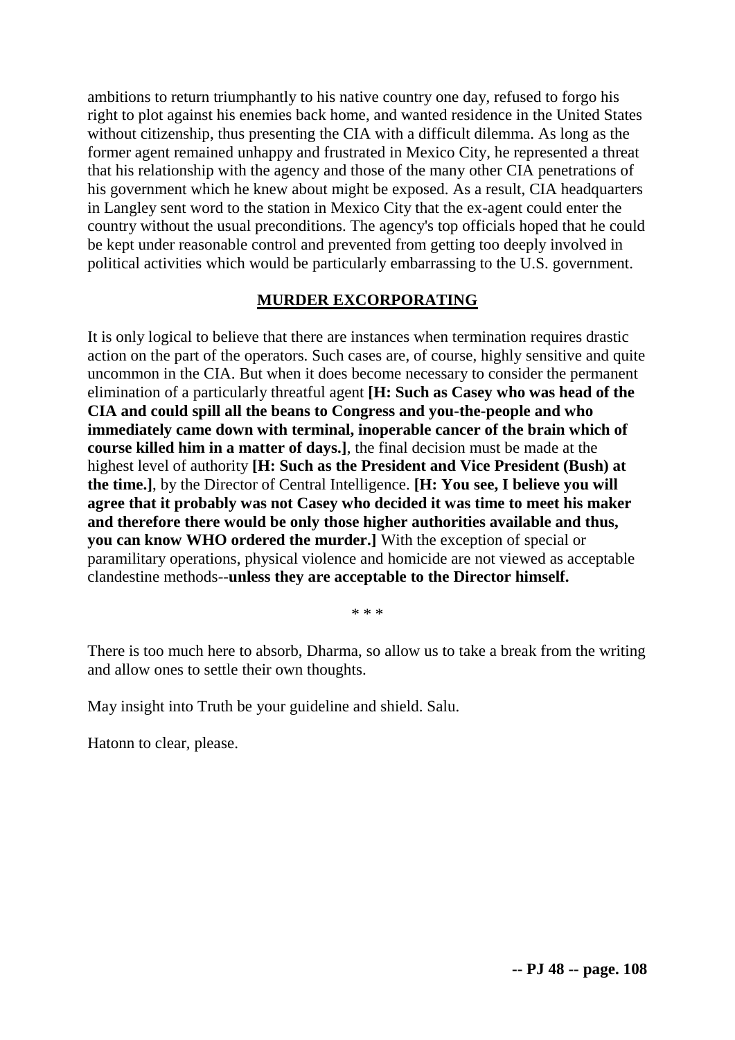ambitions to return triumphantly to his native country one day, refused to forgo his right to plot against his enemies back home, and wanted residence in the United States without citizenship, thus presenting the CIA with a difficult dilemma. As long as the former agent remained unhappy and frustrated in Mexico City, he represented a threat that his relationship with the agency and those of the many other CIA penetrations of his government which he knew about might be exposed. As a result, CIA headquarters in Langley sent word to the station in Mexico City that the ex-agent could enter the country without the usual preconditions. The agency's top officials hoped that he could be kept under reasonable control and prevented from getting too deeply involved in political activities which would be particularly embarrassing to the U.S. government.

## MURDER EXCORPORATING

It is only logical to believe that there are instances when termination requires drastic action on the part of the operators. Such cases are, of course, highly sensitive and quite uncommon in the CIA. But when it does become necessary to consider the permanent elimination of a particularly threatful agent **[H: Such as Casey who was head of the CIA and could spill all the beans to Congress and you-the-people and who immediately came down with terminal, inoperable cancer of the brain which of course killed him in a matter of days.]**, the final decision must be made at the highest level of authority **[H: Such as the President and Vice President (Bush) at the time.]**, by the Director of Central Intelligence. **[H: You see, I believe you will agree that it probably was not Casey who decided it was time to meet his maker and therefore there would be only those higher authorities available and thus, you can know WHO ordered the murder.]** With the exception of special or paramilitary operations, physical violence and homicide are not viewed as acceptable clandestine methods--**unless they are acceptable to the Director himself.**

* * *

There is too much here to absorb, Dharma, so allow us to take a break from the writing and allow ones to settle their own thoughts.

May insight into Truth be your guideline and shield. Salu.

Hatonn to clear, please.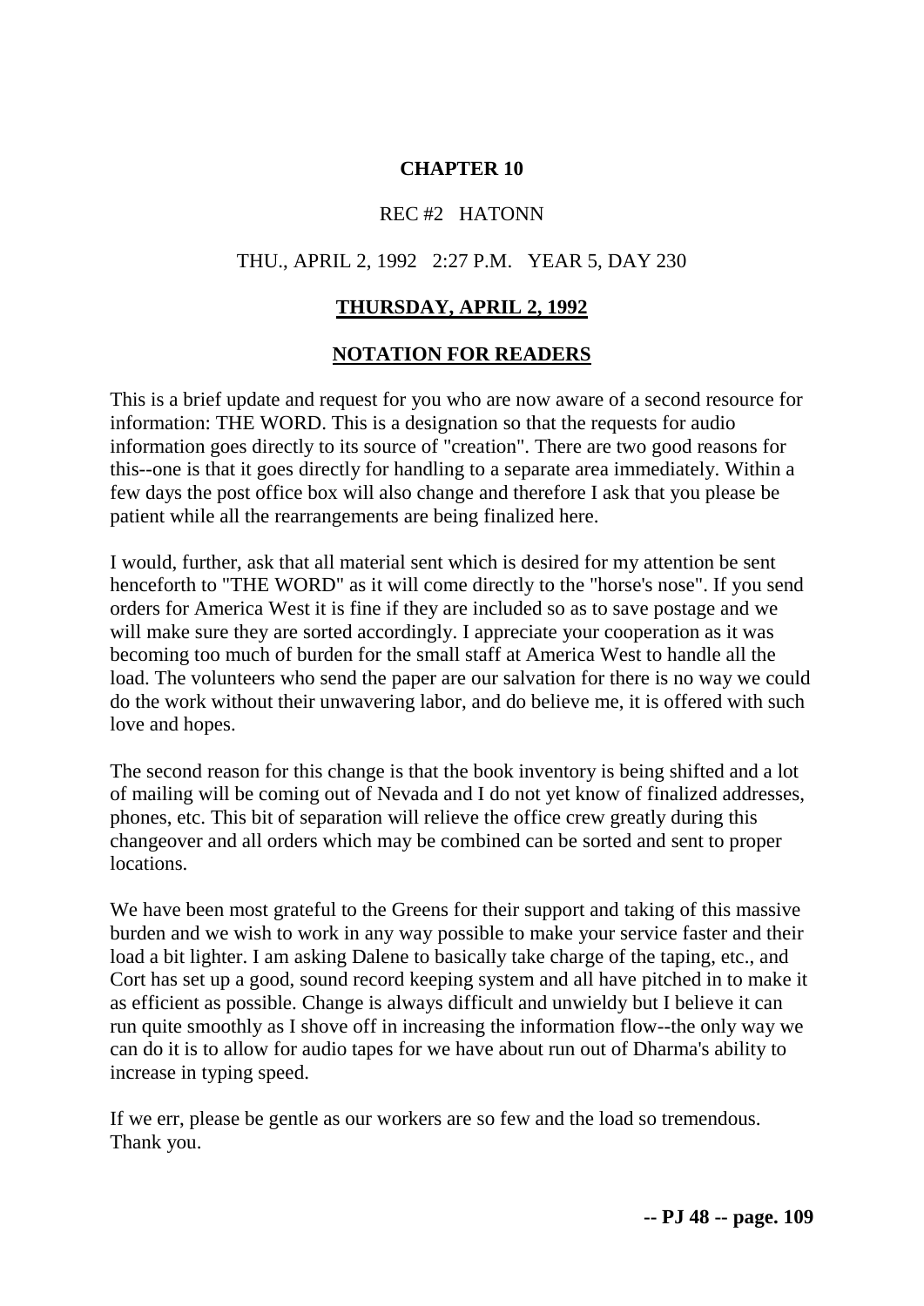# CHAPTER 10

REC #2 HATONN

THU., APRIL 2, 1992 2:27 P.M. YEAR 5, DAY 230

## THURSDAY, APRIL 2, 1992

## NOTATION FOR READERS

This is a brief update and request for you who are now aware of a second resource for information: THE WORD. This is a designation so that the requests for audio information goes directly to its source of "creation". There are two good reasons for this--one is that it goes directly for handling to a separate area immediately. Within a few days the post office box will also change and therefore I ask that you please be patient while all the rearrangements are being finalized here.

I would, further, ask that all material sent which is desired for my attention be sent henceforth to "THE WORD" as it will come directly to the "horse's nose". If you send orders for America West it is fine if they are included so as to save postage and we will make sure they are sorted accordingly. I appreciate your cooperation as it was becoming too much of burden for the small staff at America West to handle all the load. The volunteers who send the paper are our salvation for there is no way we could do the work without their unwavering labor, and do believe me, it is offered with such love and hopes.

The second reason for this change is that the book inventory is being shifted and a lot of mailing will be coming out of Nevada and I do not yet know of finalized addresses, phones, etc. This bit of separation will relieve the office crew greatly during this changeover and all orders which may be combined can be sorted and sent to proper locations.

We have been most grateful to the Greens for their support and taking of this massive burden and we wish to work in any way possible to make your service faster and their load a bit lighter. I am asking Dalene to basically take charge of the taping, etc., and Cort has set up a good, sound record keeping system and all have pitched in to make it as efficient as possible. Change is always difficult and unwieldy but I believe it can run quite smoothly as I shove off in increasing the information flow--the only way we can do it is to allow for audio tapes for we have about run out of Dharma's ability to increase in typing speed.

If we err, please be gentle as our workers are so few and the load so tremendous. Thank you.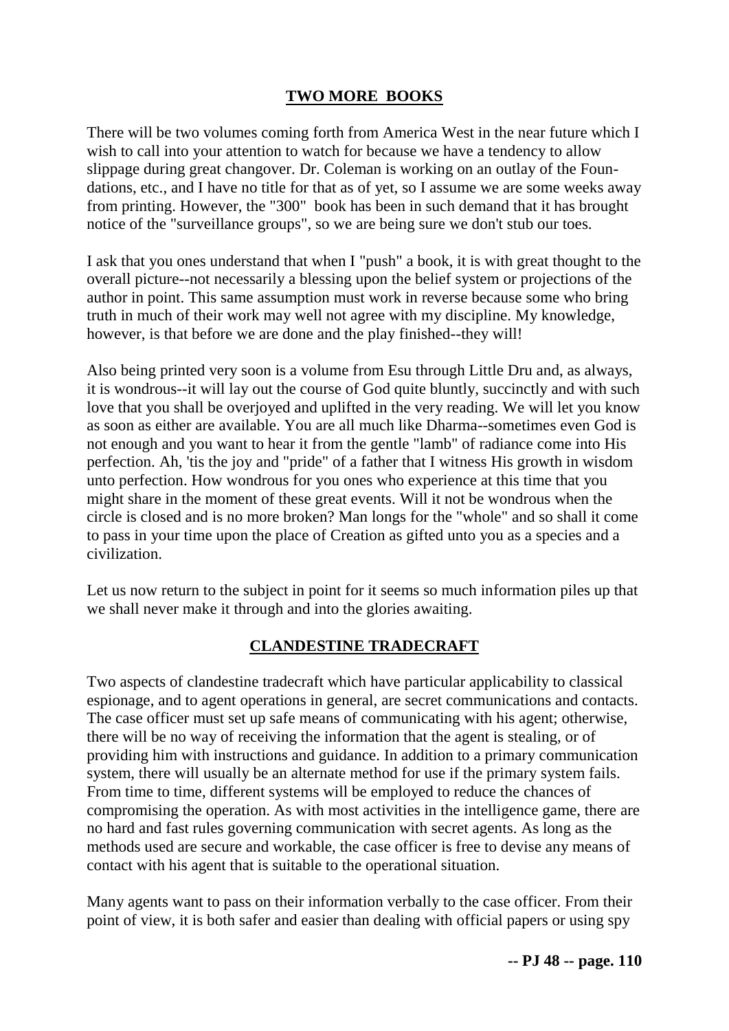## TWO MORE BOOKS

There will be two volumes coming forth from America West in the near future which I wish to call into your attention to watch for because we have a tendency to allow slippage during great changover. Dr. Coleman is working on an outlay of the Foundations, etc., and I have no title for that as of yet, so I assume we are some weeks away from printing. However, the "300" book has been in such demand that it has brought notice of the "surveillance groups", so we are being sure we don't stub our toes.

I ask that you ones understand that when I "push" a book, it is with great thought to the overall picture--not necessarily a blessing upon the belief system or projections of the author in point. This same assumption must work in reverse because some who bring truth in much of their work may well not agree with my discipline. My knowledge, however, is that before we are done and the play finished--they will!

Also being printed very soon is a volume from Esu through Little Dru and, as always, it is wondrous--it will lay out the course of God quite bluntly, succinctly and with such love that you shall be overjoyed and uplifted in the very reading. We will let you know as soon as either are available. You are all much like Dharma--sometimes even God is not enough and you want to hear it from the gentle "lamb" of radiance come into His perfection. Ah, 'tis the joy and "pride" of a father that I witness His growth in wisdom unto perfection. How wondrous for you ones who experience at this time that you might share in the moment of these great events. Will it not be wondrous when the circle is closed and is no more broken? Man longs for the "whole" and so shall it come to pass in your time upon the place of Creation as gifted unto you as a species and a civilization.

Let us now return to the subject in point for it seems so much information piles up that we shall never make it through and into the glories awaiting.

## CLANDESTINE TRADECRAFT

Two aspects of clandestine tradecraft which have particular applicability to classical espionage, and to agent operations in general, are secret communications and contacts. The case officer must set up safe means of communicating with his agent; otherwise, there will be no way of receiving the information that the agent is stealing, or of providing him with instructions and guidance. In addition to a primary communication system, there will usually be an alternate method for use if the primary system fails. From time to time, different systems will be employed to reduce the chances of compromising the operation. As with most activities in the intelligence game, there are no hard and fast rules governing communication with secret agents. As long as the methods used are secure and workable, the case officer is free to devise any means of contact with his agent that is suitable to the operational situation.

Many agents want to pass on their information verbally to the case officer. From their point of view, it is both safer and easier than dealing with official papers or using spy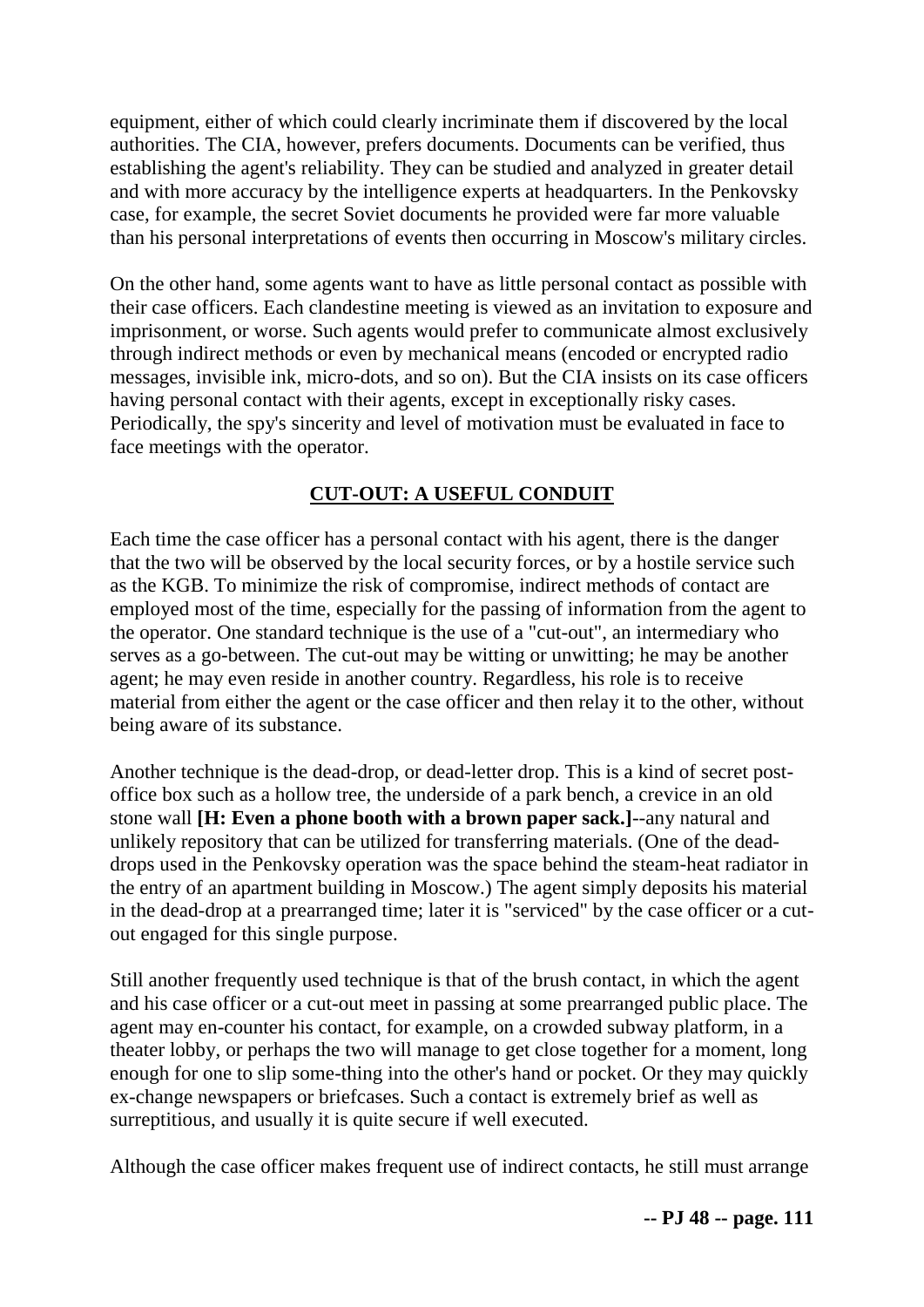equipment, either of which could clearly incriminate them if discovered by the local authorities. The CIA, however, prefers documents. Documents can be verified, thus establishing the agent's reliability. They can be studied and analyzed in greater detail and with more accuracy by the intelligence experts at headquarters. In the Penkovsky case, for example, the secret Soviet documents he provided were far more valuable than his personal interpretations of events then occurring in Moscow's military circles.

On the other hand, some agents want to have as little personal contact as possible with their case officers. Each clandestine meeting is viewed as an invitation to exposure and imprisonment, or worse. Such agents would prefer to communicate almost exclusively through indirect methods or even by mechanical means (encoded or encrypted radio messages, invisible ink, micro-dots, and so on). But the CIA insists on its case officers having personal contact with their agents, except in exceptionally risky cases. Periodically, the spy's sincerity and level of motivation must be evaluated in face to face meetings with the operator.

## CUT-OUT: A USEFUL CONDUIT

Each time the case officer has a personal contact with his agent, there is the danger that the two will be observed by the local security forces, or by a hostile service such as the KGB. To minimize the risk of compromise, indirect methods of contact are employed most of the time, especially for the passing of information from the agent to the operator. One standard technique is the use of a "cut-out", an intermediary who serves as a go-between. The cut-out may be witting or unwitting; he may be another agent; he may even reside in another country. Regardless, his role is to receive material from either the agent or the case officer and then relay it to the other, without being aware of its substance.

Another technique is the dead-drop, or dead-letter drop. This is a kind of secret post-office box such as a hollow tree, the underside of a park bench, a crevice in an old stone wall **[H: Even a phone booth with a brown paper sack.]**--any natural and unlikely repository that can be utilized for transferring materials. (One of the dead-drops used in the Penkovsky operation was the space behind the steam-heat radiator in the entry of an apartment building in Moscow.) The agent simply deposits his material in the dead-drop at a prearranged time; later it is "serviced" by the case officer or a cut-out engaged for this single purpose.

Still another frequently used technique is that of the brush contact, in which the agent and his case officer or a cut-out meet in passing at some prearranged public place. The agent may en-counter his contact, for example, on a crowded subway platform, in a theater lobby, or perhaps the two will manage to get close together for a moment, long enough for one to slip some-thing into the other's hand or pocket. Or they may quickly ex-change newspapers or briefcases. Such a contact is extremely brief as well as surreptitious, and usually it is quite secure if well executed.

Although the case officer makes frequent use of indirect contacts, he still must arrange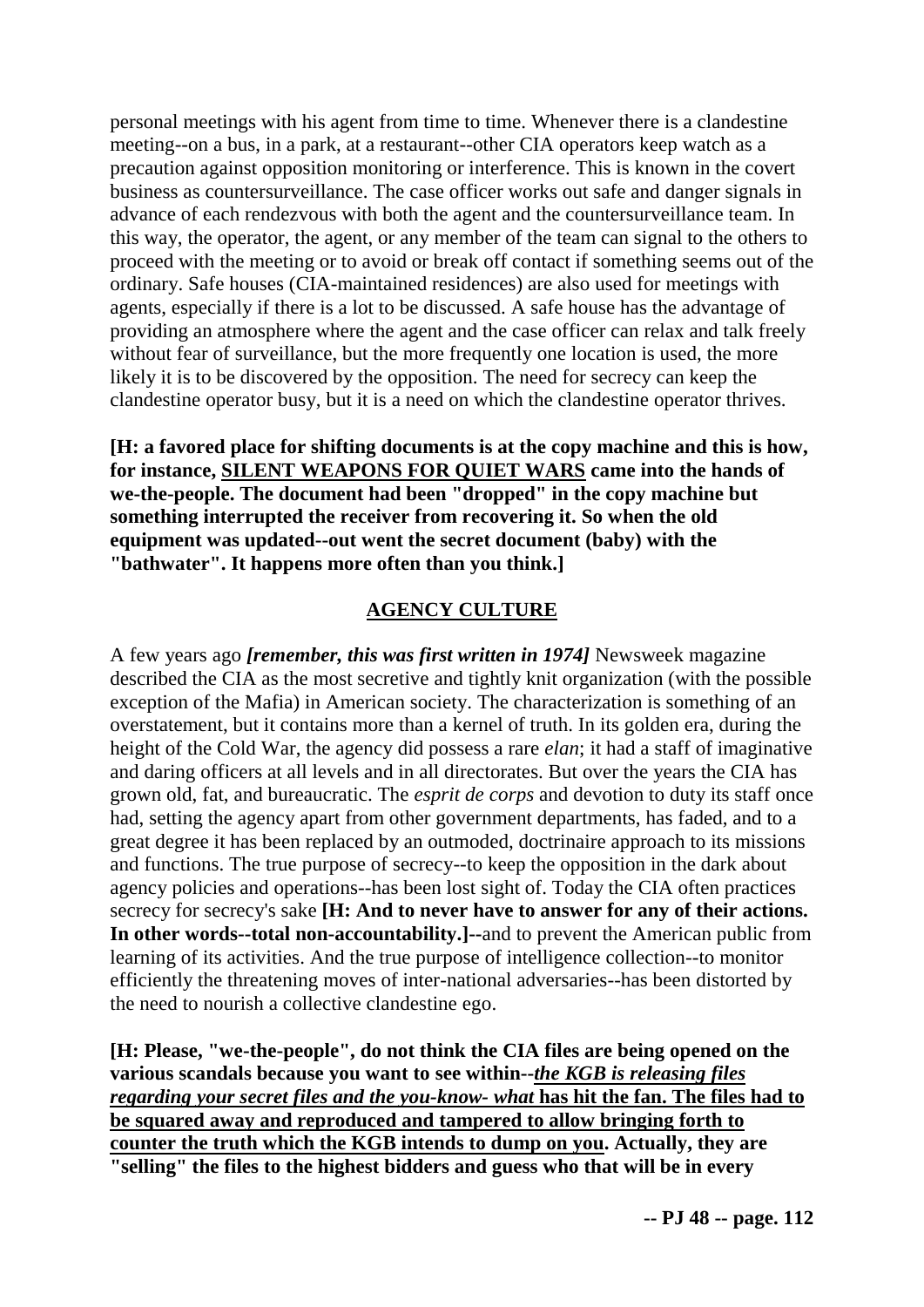personal meetings with his agent from time to time. Whenever there is a clandestine meeting--on a bus, in a park, at a restaurant--other CIA operators keep watch as a precaution against opposition monitoring or interference. This is known in the covert business as countersurveillance. The case officer works out safe and danger signals in advance of each rendezvous with both the agent and the countersurveillance team. In this way, the operator, the agent, or any member of the team can signal to the others to proceed with the meeting or to avoid or break off contact if something seems out of the ordinary. Safe houses (CIA-maintained residences) are also used for meetings with agents, especially if there is a lot to be discussed. A safe house has the advantage of providing an atmosphere where the agent and the case officer can relax and talk freely without fear of surveillance, but the more frequently one location is used, the more likely it is to be discovered by the opposition. The need for secrecy can keep the clandestine operator busy, but it is a need on which the clandestine operator thrives.

**[H: a favored place for shifting documents is at the copy machine and this is how, for instance, <u>SILENT WEAPONS FOR QUIET WARS</u> came into the hands of we-the-people. The document had been "dropped" in the copy machine but something interrupted the receiver from recovering it. So when the old equipment was updated--out went the secret document (baby) with the "bathwater". It happens more often than you think.]**

## <u>AGENCY CULTURE</u>

A few years ago ***[remember, this was first written in 1974]*** Newsweek magazine described the CIA as the most secretive and tightly knit organization (with the possible exception of the Mafia) in American society. The characterization is something of an overstatement, but it contains more than a kernel of truth. In its golden era, during the height of the Cold War, the agency did possess a rare *elan*; it had a staff of imaginative and daring officers at all levels and in all directorates. But over the years the CIA has grown old, fat, and bureaucratic. The *esprit de corps* and devotion to duty its staff once had, setting the agency apart from other government departments, has faded, and to a great degree it has been replaced by an outmoded, doctrinaire approach to its missions and functions. The true purpose of secrecy--to keep the opposition in the dark about agency policies and operations--has been lost sight of. Today the CIA often practices secrecy for secrecy's sake **[H: And to never have to answer for any of their actions. In other words--total non-accountability.]**--and to prevent the American public from learning of its activities. And the true purpose of intelligence collection--to monitor efficiently the threatening moves of inter-national adversaries--has been distorted by the need to nourish a collective clandestine ego.

**[H: Please, "we-the-people", do not think the CIA files are being opened on the various scandals because you want to see within--*<u>the KGB is releasing files regarding your secret files and the you-know- what</u>* <u>has hit the fan. The files had to be squared away and reproduced and tampered to allow bringing forth to counter the truth which the KGB intends to dump on you</u>. Actually, they are "selling" the files to the highest bidders and guess who that will be in every**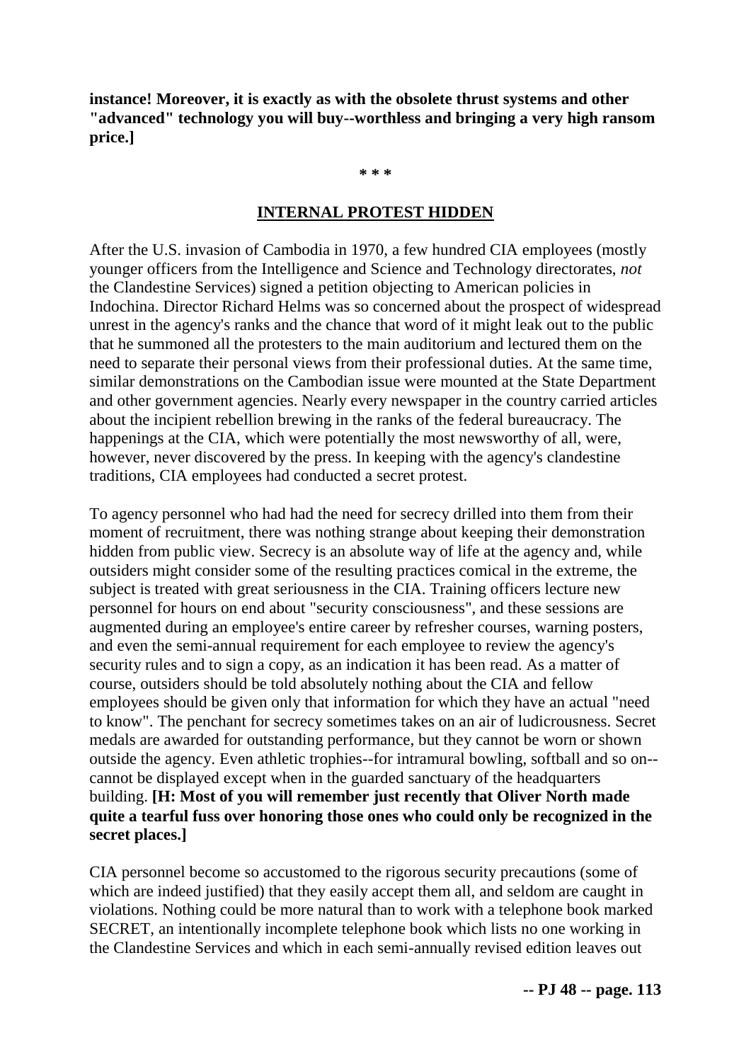**instance! Moreover, it is exactly as with the obsolete thrust systems and other "advanced" technology you will buy--worthless and bringing a very high ransom price.]**

* * *

## INTERNAL PROTEST HIDDEN

After the U.S. invasion of Cambodia in 1970, a few hundred CIA employees (mostly younger officers from the Intelligence and Science and Technology directorates, *not* the Clandestine Services) signed a petition objecting to American policies in Indochina. Director Richard Helms was so concerned about the prospect of widespread unrest in the agency's ranks and the chance that word of it might leak out to the public that he summoned all the protesters to the main auditorium and lectured them on the need to separate their personal views from their professional duties. At the same time, similar demonstrations on the Cambodian issue were mounted at the State Department and other government agencies. Nearly every newspaper in the country carried articles about the incipient rebellion brewing in the ranks of the federal bureaucracy. The happenings at the CIA, which were potentially the most newsworthy of all, were, however, never discovered by the press. In keeping with the agency's clandestine traditions, CIA employees had conducted a secret protest.

To agency personnel who had had the need for secrecy drilled into them from their moment of recruitment, there was nothing strange about keeping their demonstration hidden from public view. Secrecy is an absolute way of life at the agency and, while outsiders might consider some of the resulting practices comical in the extreme, the subject is treated with great seriousness in the CIA. Training officers lecture new personnel for hours on end about "security consciousness", and these sessions are augmented during an employee's entire career by refresher courses, warning posters, and even the semi-annual requirement for each employee to review the agency's security rules and to sign a copy, as an indication it has been read. As a matter of course, outsiders should be told absolutely nothing about the CIA and fellow employees should be given only that information for which they have an actual "need to know". The penchant for secrecy sometimes takes on an air of ludicrousness. Secret medals are awarded for outstanding performance, but they cannot be worn or shown outside the agency. Even athletic trophies--for intramural bowling, softball and so on--cannot be displayed except when in the guarded sanctuary of the headquarters building. **[H: Most of you will remember just recently that Oliver North made quite a tearful fuss over honoring those ones who could only be recognized in the secret places.]**

CIA personnel become so accustomed to the rigorous security precautions (some of which are indeed justified) that they easily accept them all, and seldom are caught in violations. Nothing could be more natural than to work with a telephone book marked SECRET, an intentionally incomplete telephone book which lists no one working in the Clandestine Services and which in each semi-annually revised edition leaves out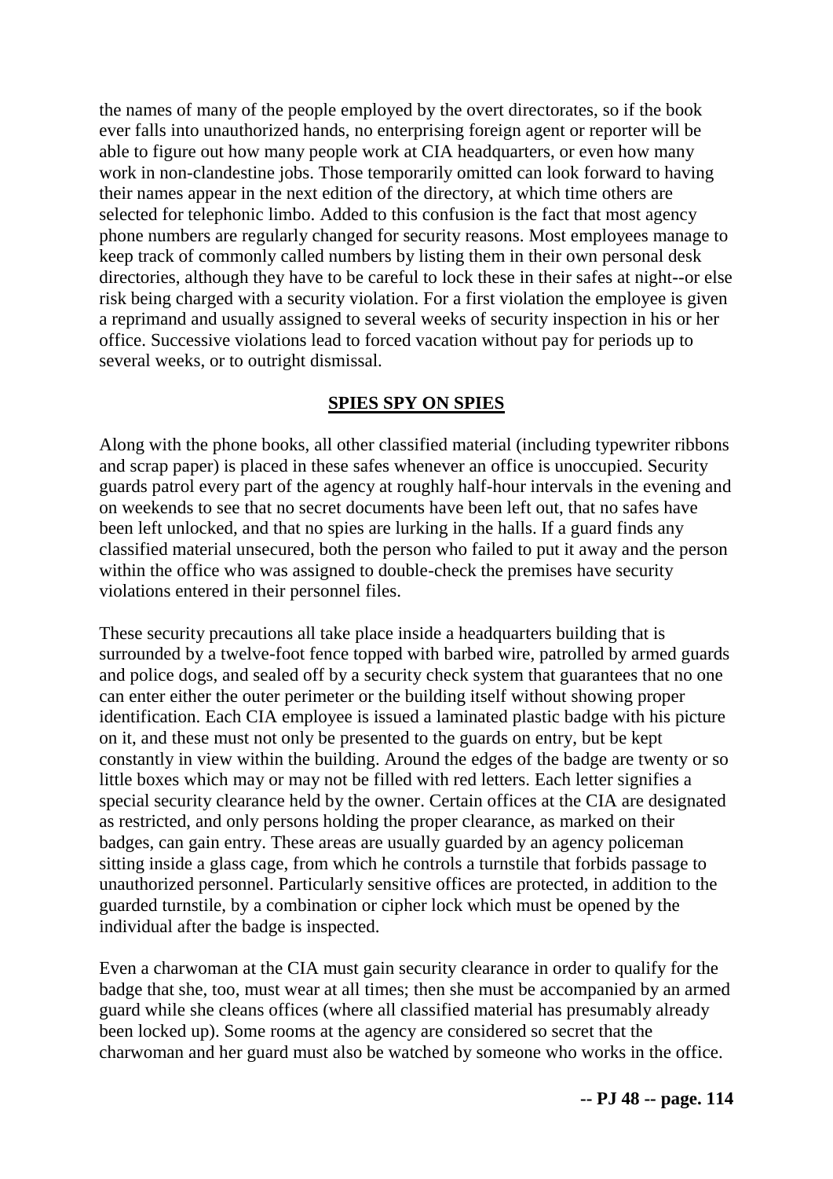the names of many of the people employed by the overt directorates, so if the book ever falls into unauthorized hands, no enterprising foreign agent or reporter will be able to figure out how many people work at CIA headquarters, or even how many work in non-clandestine jobs. Those temporarily omitted can look forward to having their names appear in the next edition of the directory, at which time others are selected for telephonic limbo. Added to this confusion is the fact that most agency phone numbers are regularly changed for security reasons. Most employees manage to keep track of commonly called numbers by listing them in their own personal desk directories, although they have to be careful to lock these in their safes at night--or else risk being charged with a security violation. For a first violation the employee is given a reprimand and usually assigned to several weeks of security inspection in his or her office. Successive violations lead to forced vacation without pay for periods up to several weeks, or to outright dismissal.

## SPIES SPY ON SPIES

Along with the phone books, all other classified material (including typewriter ribbons and scrap paper) is placed in these safes whenever an office is unoccupied. Security guards patrol every part of the agency at roughly half-hour intervals in the evening and on weekends to see that no secret documents have been left out, that no safes have been left unlocked, and that no spies are lurking in the halls. If a guard finds any classified material unsecured, both the person who failed to put it away and the person within the office who was assigned to double-check the premises have security violations entered in their personnel files.

These security precautions all take place inside a headquarters building that is surrounded by a twelve-foot fence topped with barbed wire, patrolled by armed guards and police dogs, and sealed off by a security check system that guarantees that no one can enter either the outer perimeter or the building itself without showing proper identification. Each CIA employee is issued a laminated plastic badge with his picture on it, and these must not only be presented to the guards on entry, but be kept constantly in view within the building. Around the edges of the badge are twenty or so little boxes which may or may not be filled with red letters. Each letter signifies a special security clearance held by the owner. Certain offices at the CIA are designated as restricted, and only persons holding the proper clearance, as marked on their badges, can gain entry. These areas are usually guarded by an agency policeman sitting inside a glass cage, from which he controls a turnstile that forbids passage to unauthorized personnel. Particularly sensitive offices are protected, in addition to the guarded turnstile, by a combination or cipher lock which must be opened by the individual after the badge is inspected.

Even a charwoman at the CIA must gain security clearance in order to qualify for the badge that she, too, must wear at all times; then she must be accompanied by an armed guard while she cleans offices (where all classified material has presumably already been locked up). Some rooms at the agency are considered so secret that the charwoman and her guard must also be watched by someone who works in the office.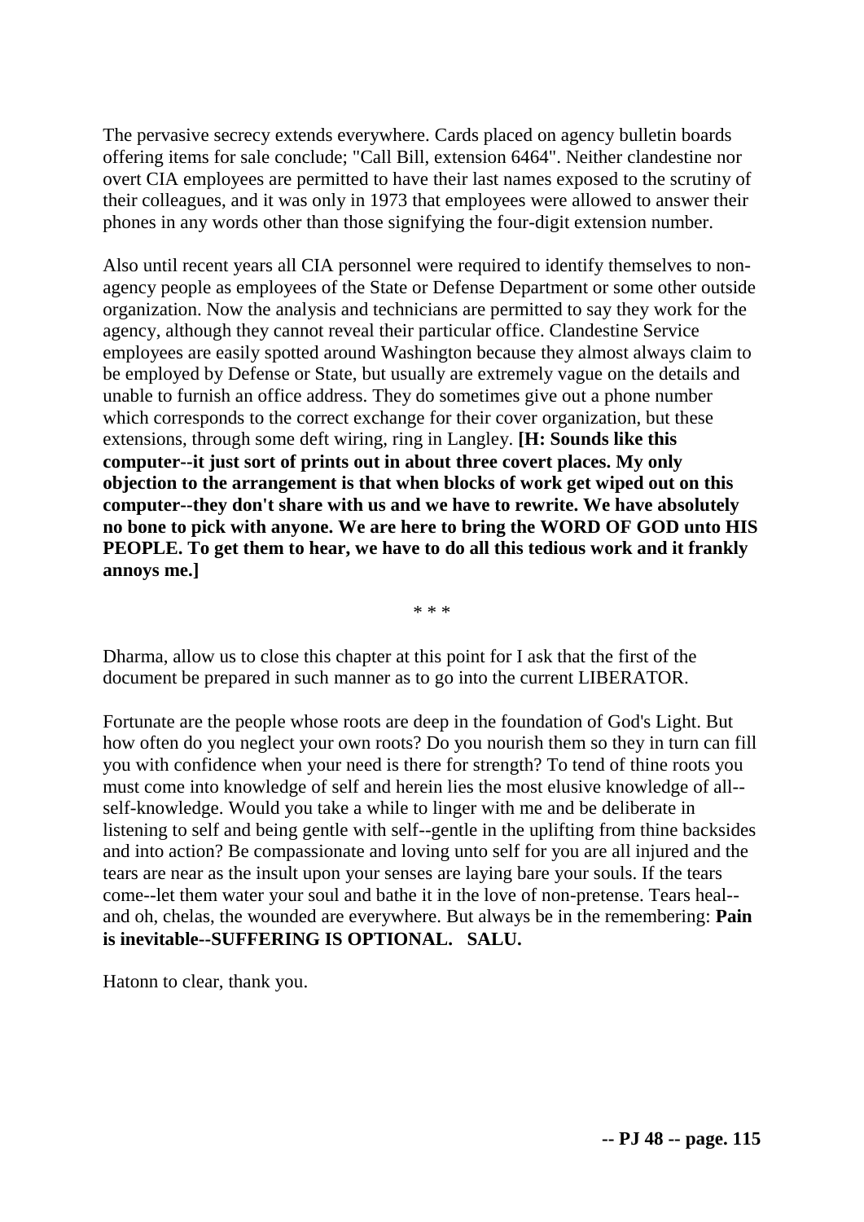The pervasive secrecy extends everywhere. Cards placed on agency bulletin boards offering items for sale conclude; "Call Bill, extension 6464". Neither clandestine nor overt CIA employees are permitted to have their last names exposed to the scrutiny of their colleagues, and it was only in 1973 that employees were allowed to answer their phones in any words other than those signifying the four-digit extension number.

Also until recent years all CIA personnel were required to identify themselves to non-agency people as employees of the State or Defense Department or some other outside organization. Now the analysis and technicians are permitted to say they work for the agency, although they cannot reveal their particular office. Clandestine Service employees are easily spotted around Washington because they almost always claim to be employed by Defense or State, but usually are extremely vague on the details and unable to furnish an office address. They do sometimes give out a phone number which corresponds to the correct exchange for their cover organization, but these extensions, through some deft wiring, ring in Langley. **[H: Sounds like this computer--it just sort of prints out in about three covert places. My only objection to the arrangement is that when blocks of work get wiped out on this computer--they don't share with us and we have to rewrite. We have absolutely no bone to pick with anyone. We are here to bring the WORD OF GOD unto HIS PEOPLE. To get them to hear, we have to do all this tedious work and it frankly annoys me.]**

\* \* \*

Dharma, allow us to close this chapter at this point for I ask that the first of the document be prepared in such manner as to go into the current LIBERATOR.

Fortunate are the people whose roots are deep in the foundation of God's Light. But how often do you neglect your own roots? Do you nourish them so they in turn can fill you with confidence when your need is there for strength? To tend of thine roots you must come into knowledge of self and herein lies the most elusive knowledge of all--self-knowledge. Would you take a while to linger with me and be deliberate in listening to self and being gentle with self--gentle in the uplifting from thine backsides and into action? Be compassionate and loving unto self for you are all injured and the tears are near as the insult upon your senses are laying bare your souls. If the tears come--let them water your soul and bathe it in the love of non-pretense. Tears heal--and oh, chelas, the wounded are everywhere. But always be in the remembering: **Pain is inevitable--SUFFERING IS OPTIONAL. SALU.**

Hatonn to clear, thank you.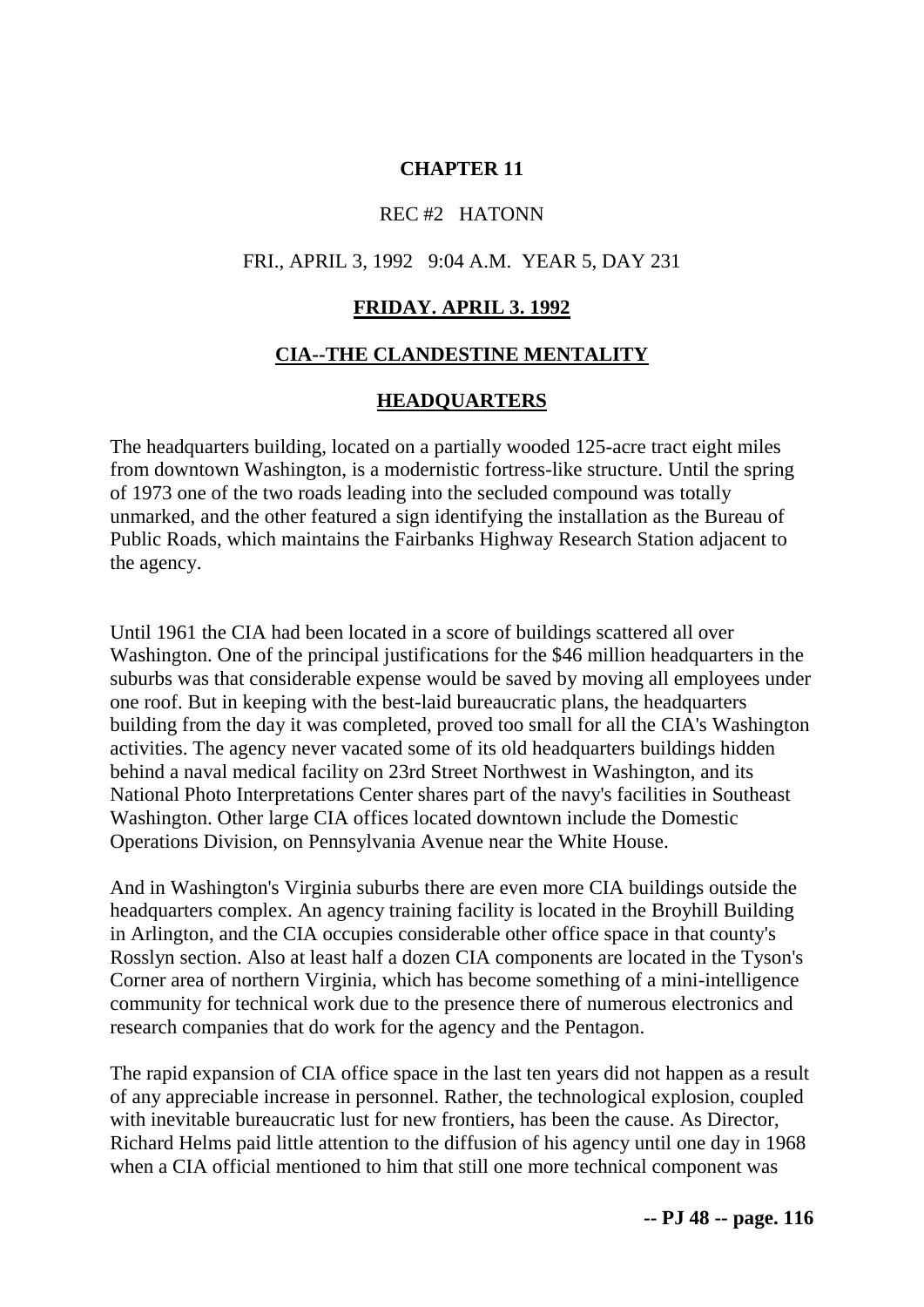## CHAPTER 11

REC #2 HATONN

FRI., APRIL 3, 1992 9:04 A.M. YEAR 5, DAY 231

## FRIDAY. APRIL 3. 1992

## CIA--THE CLANDESTINE MENTALITY

## HEADQUARTERS

The headquarters building, located on a partially wooded 125-acre tract eight miles from downtown Washington, is a modernistic fortress-like structure. Until the spring of 1973 one of the two roads leading into the secluded compound was totally unmarked, and the other featured a sign identifying the installation as the Bureau of Public Roads, which maintains the Fairbanks Highway Research Station adjacent to the agency.

Until 1961 the CIA had been located in a score of buildings scattered all over Washington. One of the principal justifications for the $46 million headquarters in the suburbs was that considerable expense would be saved by moving all employees under one roof. But in keeping with the best-laid bureaucratic plans, the headquarters building from the day it was completed, proved too small for all the CIA's Washington activities. The agency never vacated some of its old headquarters buildings hidden behind a naval medical facility on 23rd Street Northwest in Washington, and its National Photo Interpretations Center shares part of the navy's facilities in Southeast Washington. Other large CIA offices located downtown include the Domestic Operations Division, on Pennsylvania Avenue near the White House.

And in Washington's Virginia suburbs there are even more CIA buildings outside the headquarters complex. An agency training facility is located in the Broyhill Building in Arlington, and the CIA occupies considerable other office space in that county's Rosslyn section. Also at least half a dozen CIA components are located in the Tyson's Corner area of northern Virginia, which has become something of a mini-intelligence community for technical work due to the presence there of numerous electronics and research companies that do work for the agency and the Pentagon.

The rapid expansion of CIA office space in the last ten years did not happen as a result of any appreciable increase in personnel. Rather, the technological explosion, coupled with inevitable bureaucratic lust for new frontiers, has been the cause. As Director, Richard Helms paid little attention to the diffusion of his agency until one day in 1968 when a CIA official mentioned to him that still one more technical component was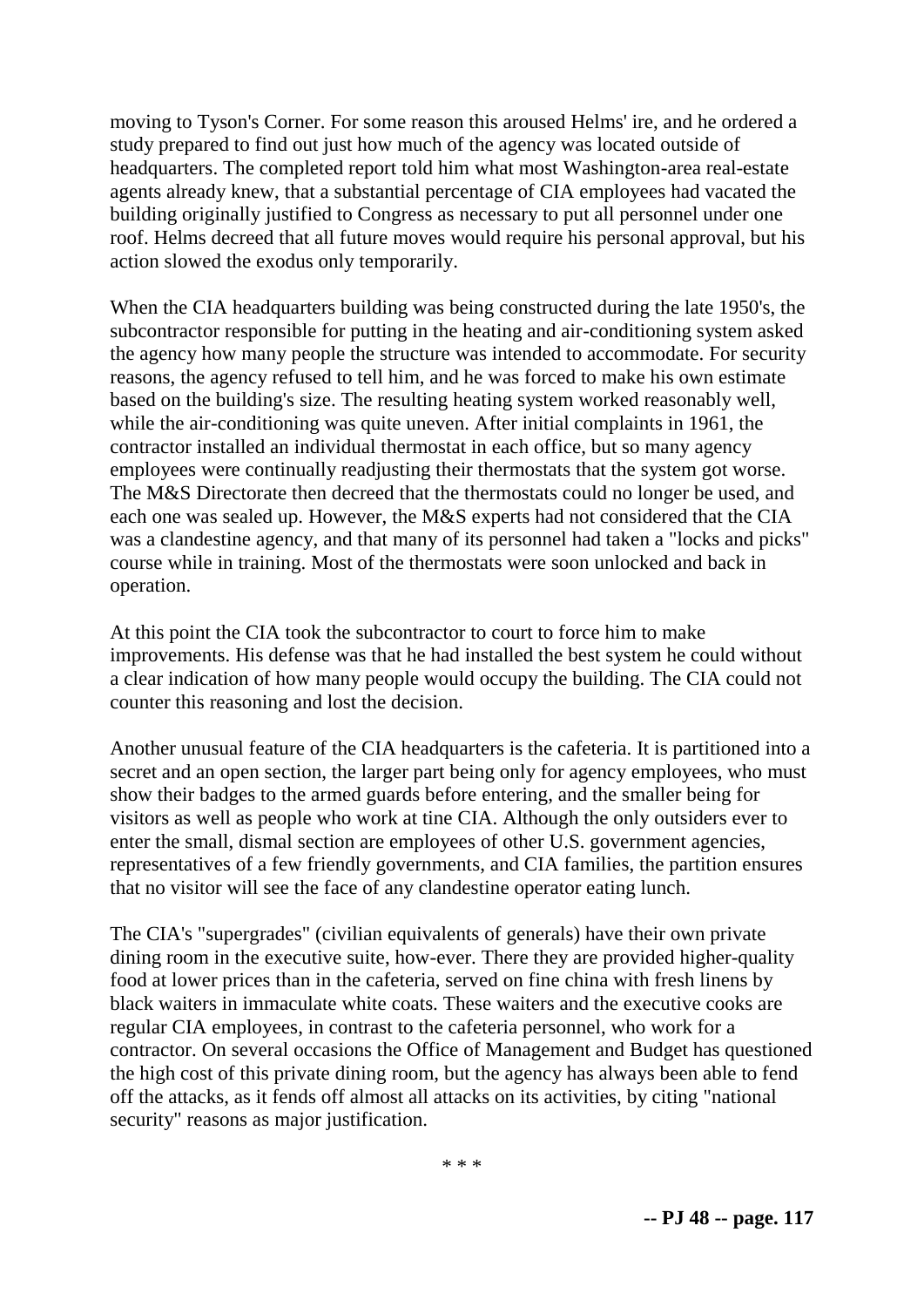moving to Tyson's Corner. For some reason this aroused Helms' ire, and he ordered a study prepared to find out just how much of the agency was located outside of headquarters. The completed report told him what most Washington-area real-estate agents already knew, that a substantial percentage of CIA employees had vacated the building originally justified to Congress as necessary to put all personnel under one roof. Helms decreed that all future moves would require his personal approval, but his action slowed the exodus only temporarily.

When the CIA headquarters building was being constructed during the late 1950's, the subcontractor responsible for putting in the heating and air-conditioning system asked the agency how many people the structure was intended to accommodate. For security reasons, the agency refused to tell him, and he was forced to make his own estimate based on the building's size. The resulting heating system worked reasonably well, while the air-conditioning was quite uneven. After initial complaints in 1961, the contractor installed an individual thermostat in each office, but so many agency employees were continually readjusting their thermostats that the system got worse. The M&S Directorate then decreed that the thermostats could no longer be used, and each one was sealed up. However, the M&S experts had not considered that the CIA was a clandestine agency, and that many of its personnel had taken a "locks and picks" course while in training. Most of the thermostats were soon unlocked and back in operation.

At this point the CIA took the subcontractor to court to force him to make improvements. His defense was that he had installed the best system he could without a clear indication of how many people would occupy the building. The CIA could not counter this reasoning and lost the decision.

Another unusual feature of the CIA headquarters is the cafeteria. It is partitioned into a secret and an open section, the larger part being only for agency employees, who must show their badges to the armed guards before entering, and the smaller being for visitors as well as people who work at tine CIA. Although the only outsiders ever to enter the small, dismal section are employees of other U.S. government agencies, representatives of a few friendly governments, and CIA families, the partition ensures that no visitor will see the face of any clandestine operator eating lunch.

The CIA's "supergrades" (civilian equivalents of generals) have their own private dining room in the executive suite, how-ever. There they are provided higher-quality food at lower prices than in the cafeteria, served on fine china with fresh linens by black waiters in immaculate white coats. These waiters and the executive cooks are regular CIA employees, in contrast to the cafeteria personnel, who work for a contractor. On several occasions the Office of Management and Budget has questioned the high cost of this private dining room, but the agency has always been able to fend off the attacks, as it fends off almost all attacks on its activities, by citing "national security" reasons as major justification.

\* \* \*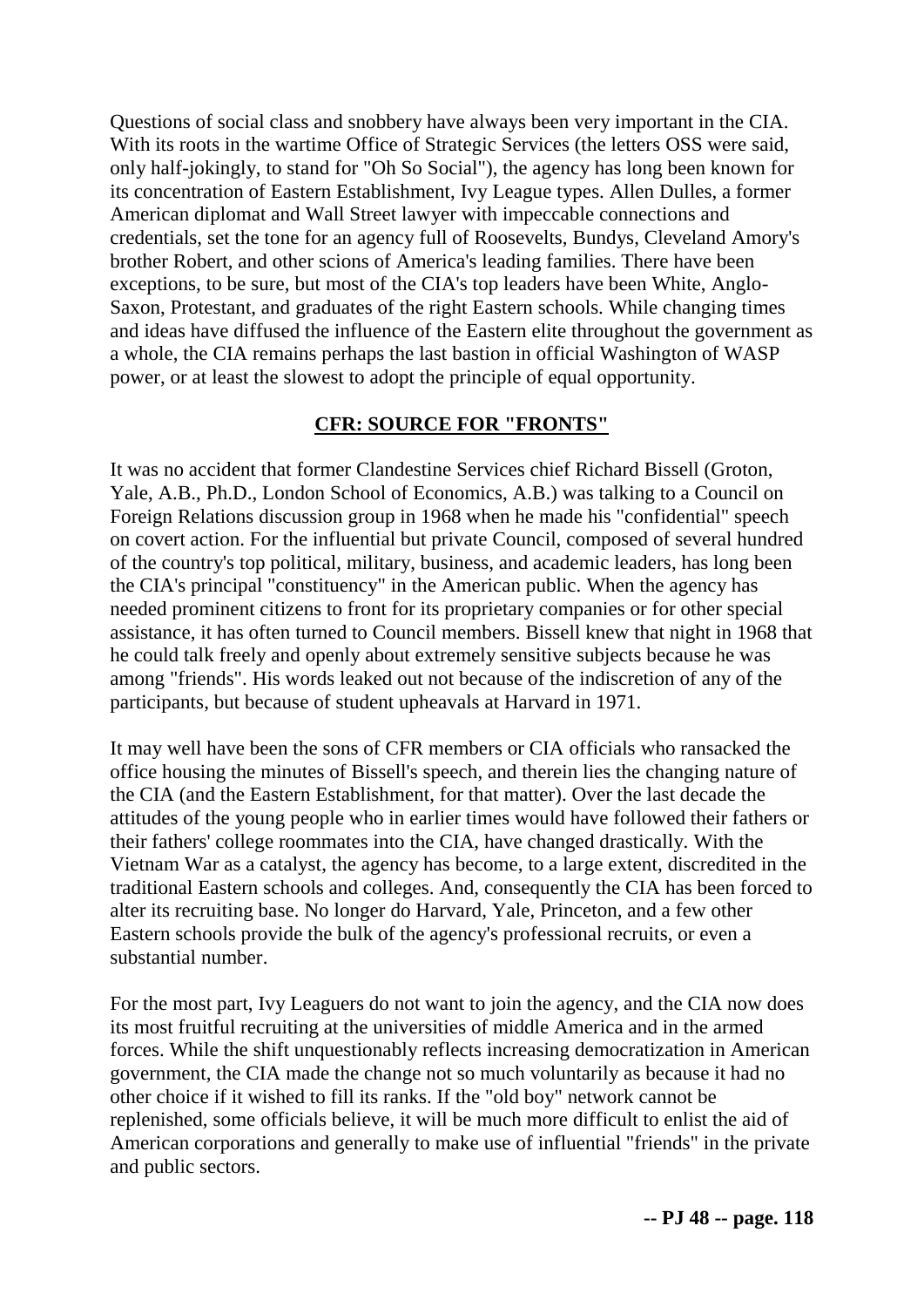Questions of social class and snobbery have always been very important in the CIA. With its roots in the wartime Office of Strategic Services (the letters OSS were said, only half-jokingly, to stand for "Oh So Social"), the agency has long been known for its concentration of Eastern Establishment, Ivy League types. Allen Dulles, a former American diplomat and Wall Street lawyer with impeccable connections and credentials, set the tone for an agency full of Roosevelts, Bundys, Cleveland Amory's brother Robert, and other scions of America's leading families. There have been exceptions, to be sure, but most of the CIA's top leaders have been White, Anglo-Saxon, Protestant, and graduates of the right Eastern schools. While changing times and ideas have diffused the influence of the Eastern elite throughout the government as a whole, the CIA remains perhaps the last bastion in official Washington of WASP power, or at least the slowest to adopt the principle of equal opportunity.

## CFR: SOURCE FOR "FRONTS"

It was no accident that former Clandestine Services chief Richard Bissell (Groton, Yale, A.B., Ph.D., London School of Economics, A.B.) was talking to a Council on Foreign Relations discussion group in 1968 when he made his "confidential" speech on covert action. For the influential but private Council, composed of several hundred of the country's top political, military, business, and academic leaders, has long been the CIA's principal "constituency" in the American public. When the agency has needed prominent citizens to front for its proprietary companies or for other special assistance, it has often turned to Council members. Bissell knew that night in 1968 that he could talk freely and openly about extremely sensitive subjects because he was among "friends". His words leaked out not because of the indiscretion of any of the participants, but because of student upheavals at Harvard in 1971.

It may well have been the sons of CFR members or CIA officials who ransacked the office housing the minutes of Bissell's speech, and therein lies the changing nature of the CIA (and the Eastern Establishment, for that matter). Over the last decade the attitudes of the young people who in earlier times would have followed their fathers or their fathers' college roommates into the CIA, have changed drastically. With the Vietnam War as a catalyst, the agency has become, to a large extent, discredited in the traditional Eastern schools and colleges. And, consequently the CIA has been forced to alter its recruiting base. No longer do Harvard, Yale, Princeton, and a few other Eastern schools provide the bulk of the agency's professional recruits, or even a substantial number.

For the most part, Ivy Leaguers do not want to join the agency, and the CIA now does its most fruitful recruiting at the universities of middle America and in the armed forces. While the shift unquestionably reflects increasing democratization in American government, the CIA made the change not so much voluntarily as because it had no other choice if it wished to fill its ranks. If the "old boy" network cannot be replenished, some officials believe, it will be much more difficult to enlist the aid of American corporations and generally to make use of influential "friends" in the private and public sectors.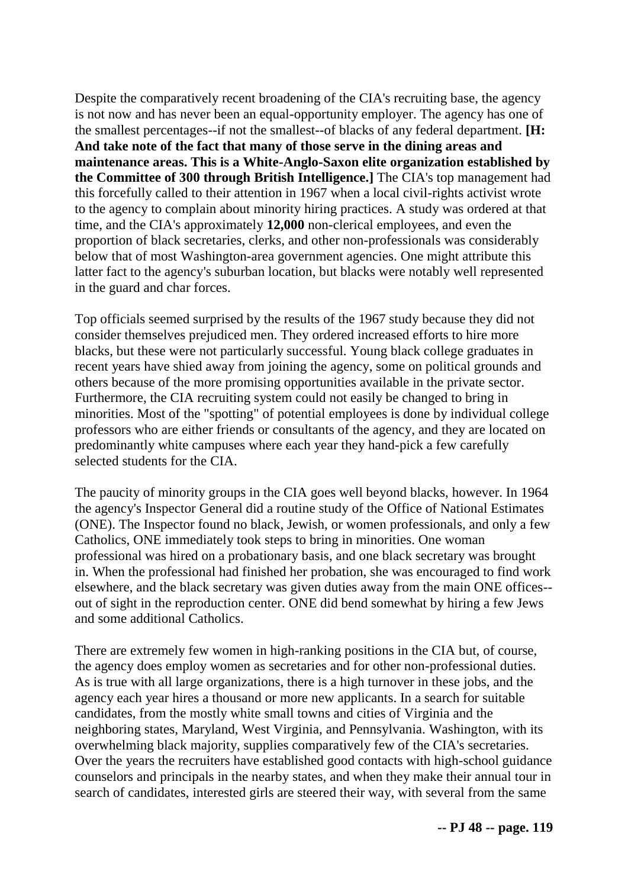Despite the comparatively recent broadening of the CIA's recruiting base, the agency is not now and has never been an equal-opportunity employer. The agency has one of the smallest percentages--if not the smallest--of blacks of any federal department. **[H: And take note of the fact that many of those serve in the dining areas and maintenance areas. This is a White-Anglo-Saxon elite organization established by the Committee of 300 through British Intelligence.]** The CIA's top management had this forcefully called to their attention in 1967 when a local civil-rights activist wrote to the agency to complain about minority hiring practices. A study was ordered at that time, and the CIA's approximately **12,000** non-clerical employees, and even the proportion of black secretaries, clerks, and other non-professionals was considerably below that of most Washington-area government agencies. One might attribute this latter fact to the agency's suburban location, but blacks were notably well represented in the guard and char forces.

Top officials seemed surprised by the results of the 1967 study because they did not consider themselves prejudiced men. They ordered increased efforts to hire more blacks, but these were not particularly successful. Young black college graduates in recent years have shied away from joining the agency, some on political grounds and others because of the more promising opportunities available in the private sector. Furthermore, the CIA recruiting system could not easily be changed to bring in minorities. Most of the "spotting" of potential employees is done by individual college professors who are either friends or consultants of the agency, and they are located on predominantly white campuses where each year they hand-pick a few carefully selected students for the CIA.

The paucity of minority groups in the CIA goes well beyond blacks, however. In 1964 the agency's Inspector General did a routine study of the Office of National Estimates (ONE). The Inspector found no black, Jewish, or women professionals, and only a few Catholics, ONE immediately took steps to bring in minorities. One woman professional was hired on a probationary basis, and one black secretary was brought in. When the professional had finished her probation, she was encouraged to find work elsewhere, and the black secretary was given duties away from the main ONE offices--out of sight in the reproduction center. ONE did bend somewhat by hiring a few Jews and some additional Catholics.

There are extremely few women in high-ranking positions in the CIA but, of course, the agency does employ women as secretaries and for other non-professional duties. As is true with all large organizations, there is a high turnover in these jobs, and the agency each year hires a thousand or more new applicants. In a search for suitable candidates, from the mostly white small towns and cities of Virginia and the neighboring states, Maryland, West Virginia, and Pennsylvania. Washington, with its overwhelming black majority, supplies comparatively few of the CIA's secretaries. Over the years the recruiters have established good contacts with high-school guidance counselors and principals in the nearby states, and when they make their annual tour in search of candidates, interested girls are steered their way, with several from the same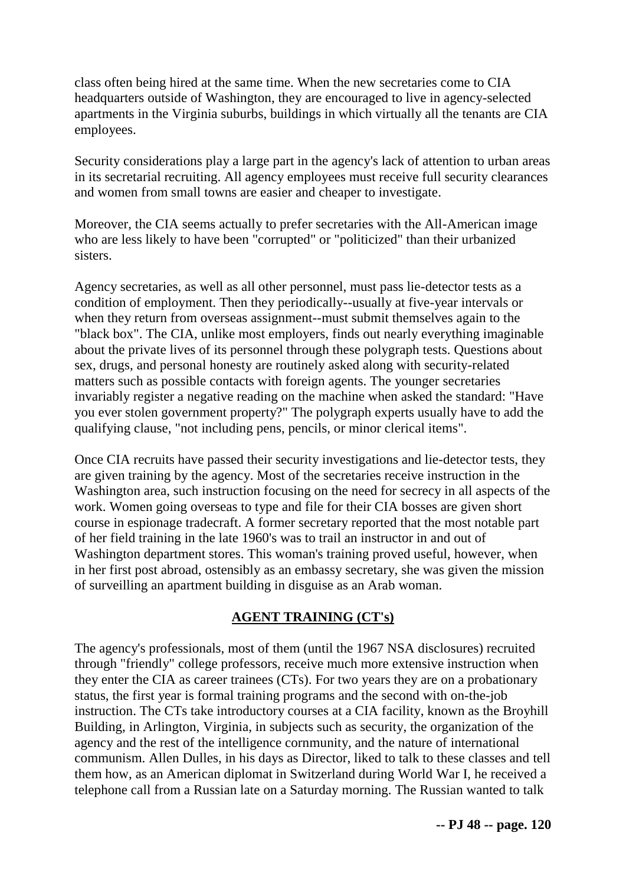class often being hired at the same time. When the new secretaries come to CIA headquarters outside of Washington, they are encouraged to live in agency-selected apartments in the Virginia suburbs, buildings in which virtually all the tenants are CIA employees.

Security considerations play a large part in the agency's lack of attention to urban areas in its secretarial recruiting. All agency employees must receive full security clearances and women from small towns are easier and cheaper to investigate.

Moreover, the CIA seems actually to prefer secretaries with the All-American image who are less likely to have been "corrupted" or "politicized" than their urbanized sisters.

Agency secretaries, as well as all other personnel, must pass lie-detector tests as a condition of employment. Then they periodically--usually at five-year intervals or when they return from overseas assignment--must submit themselves again to the "black box". The CIA, unlike most employers, finds out nearly everything imaginable about the private lives of its personnel through these polygraph tests. Questions about sex, drugs, and personal honesty are routinely asked along with security-related matters such as possible contacts with foreign agents. The younger secretaries invariably register a negative reading on the machine when asked the standard: "Have you ever stolen government property?" The polygraph experts usually have to add the qualifying clause, "not including pens, pencils, or minor clerical items".

Once CIA recruits have passed their security investigations and lie-detector tests, they are given training by the agency. Most of the secretaries receive instruction in the Washington area, such instruction focusing on the need for secrecy in all aspects of the work. Women going overseas to type and file for their CIA bosses are given short course in espionage tradecraft. A former secretary reported that the most notable part of her field training in the late 1960's was to trail an instructor in and out of Washington department stores. This woman's training proved useful, however, when in her first post abroad, ostensibly as an embassy secretary, she was given the mission of surveilling an apartment building in disguise as an Arab woman.

## AGENT TRAINING (CT's)

The agency's professionals, most of them (until the 1967 NSA disclosures) recruited through "friendly" college professors, receive much more extensive instruction when they enter the CIA as career trainees (CTs). For two years they are on a probationary status, the first year is formal training programs and the second with on-the-job instruction. The CTs take introductory courses at a CIA facility, known as the Broyhill Building, in Arlington, Virginia, in subjects such as security, the organization of the agency and the rest of the intelligence cornmunity, and the nature of international communism. Allen Dulles, in his days as Director, liked to talk to these classes and tell them how, as an American diplomat in Switzerland during World War I, he received a telephone call from a Russian late on a Saturday morning. The Russian wanted to talk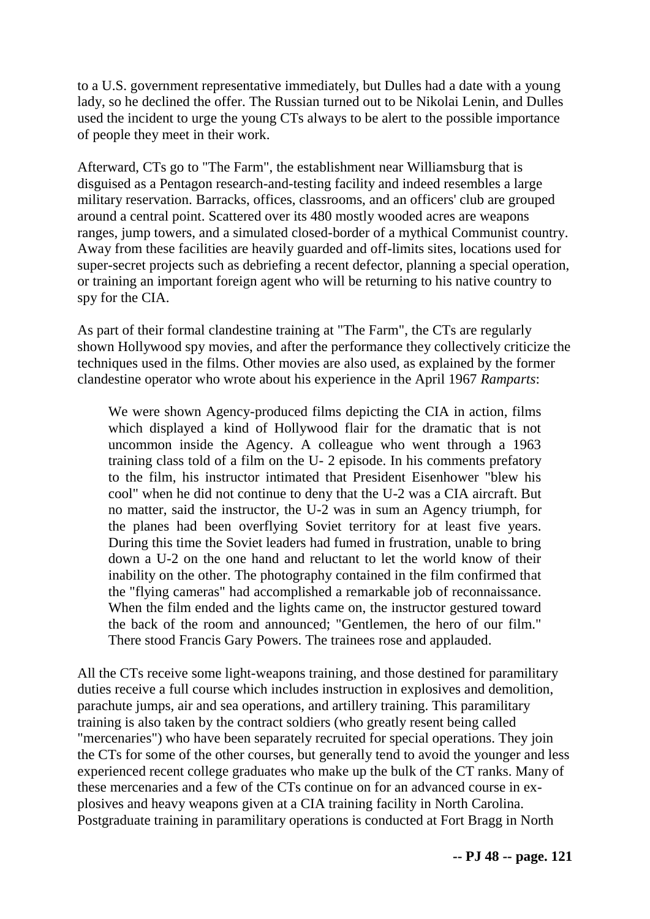to a U.S. government representative immediately, but Dulles had a date with a young lady, so he declined the offer. The Russian turned out to be Nikolai Lenin, and Dulles used the incident to urge the young CTs always to be alert to the possible importance of people they meet in their work.

Afterward, CTs go to "The Farm", the establishment near Williamsburg that is disguised as a Pentagon research-and-testing facility and indeed resembles a large military reservation. Barracks, offices, classrooms, and an officers' club are grouped around a central point. Scattered over its 480 mostly wooded acres are weapons ranges, jump towers, and a simulated closed-border of a mythical Communist country. Away from these facilities are heavily guarded and off-limits sites, locations used for super-secret projects such as debriefing a recent defector, planning a special operation, or training an important foreign agent who will be returning to his native country to spy for the CIA.

As part of their formal clandestine training at "The Farm", the CTs are regularly shown Hollywood spy movies, and after the performance they collectively criticize the techniques used in the films. Other movies are also used, as explained by the former clandestine operator who wrote about his experience in the April 1967 *Ramparts*:

> We were shown Agency-produced films depicting the CIA in action, films which displayed a kind of Hollywood flair for the dramatic that is not uncommon inside the Agency. A colleague who went through a 1963 training class told of a film on the U- 2 episode. In his comments prefatory to the film, his instructor intimated that President Eisenhower "blew his cool" when he did not continue to deny that the U-2 was a CIA aircraft. But no matter, said the instructor, the U-2 was in sum an Agency triumph, for the planes had been overflying Soviet territory for at least five years. During this time the Soviet leaders had fumed in frustration, unable to bring down a U-2 on the one hand and reluctant to let the world know of their inability on the other. The photography contained in the film confirmed that the "flying cameras" had accomplished a remarkable job of reconnaissance. When the film ended and the lights came on, the instructor gestured toward the back of the room and announced; "Gentlemen, the hero of our film." There stood Francis Gary Powers. The trainees rose and applauded.

All the CTs receive some light-weapons training, and those destined for paramilitary duties receive a full course which includes instruction in explosives and demolition, parachute jumps, air and sea operations, and artillery training. This paramilitary training is also taken by the contract soldiers (who greatly resent being called "mercenaries") who have been separately recruited for special operations. They join the CTs for some of the other courses, but generally tend to avoid the younger and less experienced recent college graduates who make up the bulk of the CT ranks. Many of these mercenaries and a few of the CTs continue on for an advanced course in explosives and heavy weapons given at a CIA training facility in North Carolina. Postgraduate training in paramilitary operations is conducted at Fort Bragg in North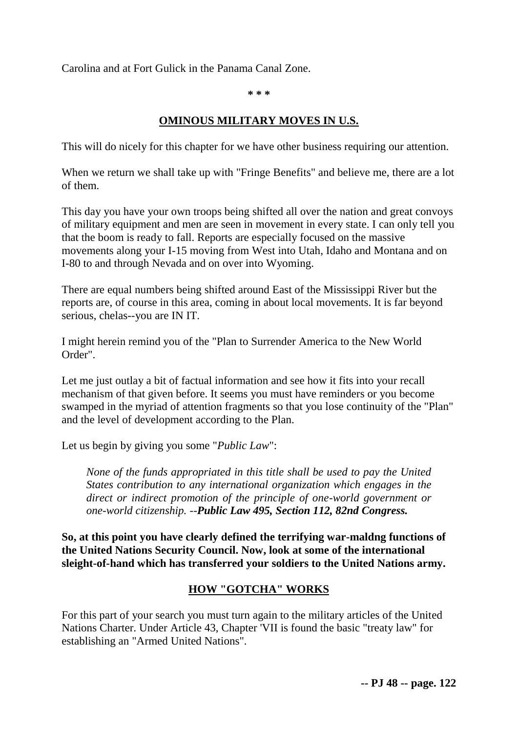Carolina and at Fort Gulick in the Panama Canal Zone.

**\* \* \***

## OMINOUS MILITARY MOVES IN U.S.

This will do nicely for this chapter for we have other business requiring our attention.

When we return we shall take up with "Fringe Benefits" and believe me, there are a lot of them.

This day you have your own troops being shifted all over the nation and great convoys of military equipment and men are seen in movement in every state. I can only tell you that the boom is ready to fall. Reports are especially focused on the massive movements along your I-15 moving from West into Utah, Idaho and Montana and on I-80 to and through Nevada and on over into Wyoming.

There are equal numbers being shifted around East of the Mississippi River but the reports are, of course in this area, coming in about local movements. It is far beyond serious, chelas--you are IN IT.

I might herein remind you of the "Plan to Surrender America to the New World Order".

Let me just outlay a bit of factual information and see how it fits into your recall mechanism of that given before. It seems you must have reminders or you become swamped in the myriad of attention fragments so that you lose continuity of the "Plan" and the level of development according to the Plan.

Let us begin by giving you some "*Public Law*":

> *None of the funds appropriated in this title shall be used to pay the United States contribution to any international organization which engages in the direct or indirect promotion of the principle of one-world government or one-world citizenship. --**Public Law 495, Section 112, 82nd Congress.***

**So, at this point you have clearly defined the terrifying war-maldng functions of the United Nations Security Council. Now, look at some of the international sleight-of-hand which has transferred your soldiers to the United Nations army.**

## HOW "GOTCHA" WORKS

For this part of your search you must turn again to the military articles of the United Nations Charter. Under Article 43, Chapter 'VII is found the basic "treaty law" for establishing an "Armed United Nations".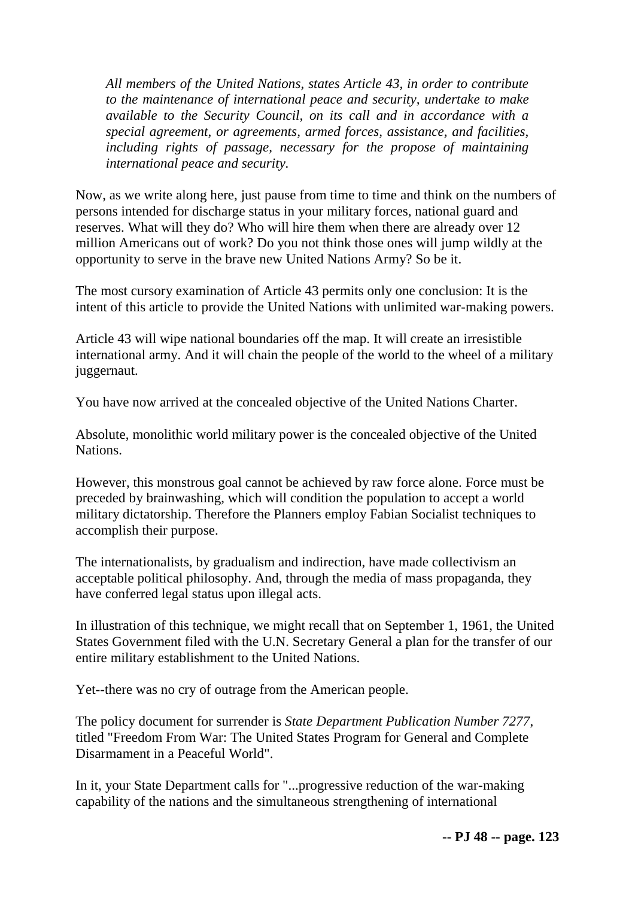*All members of the United Nations, states Article 43, in order to contribute to the maintenance of international peace and security, undertake to make available to the Security Council, on its call and in accordance with a special agreement, or agreements, armed forces, assistance, and facilities, including rights of passage, necessary for the propose of maintaining international peace and security.*

Now, as we write along here, just pause from time to time and think on the numbers of persons intended for discharge status in your military forces, national guard and reserves. What will they do? Who will hire them when there are already over 12 million Americans out of work? Do you not think those ones will jump wildly at the opportunity to serve in the brave new United Nations Army? So be it.

The most cursory examination of Article 43 permits only one conclusion: It is the intent of this article to provide the United Nations with unlimited war-making powers.

Article 43 will wipe national boundaries off the map. It will create an irresistible international army. And it will chain the people of the world to the wheel of a military juggernaut.

You have now arrived at the concealed objective of the United Nations Charter.

Absolute, monolithic world military power is the concealed objective of the United Nations.

However, this monstrous goal cannot be achieved by raw force alone. Force must be preceded by brainwashing, which will condition the population to accept a world military dictatorship. Therefore the Planners employ Fabian Socialist techniques to accomplish their purpose.

The internationalists, by gradualism and indirection, have made collectivism an acceptable political philosophy. And, through the media of mass propaganda, they have conferred legal status upon illegal acts.

In illustration of this technique, we might recall that on September 1, 1961, the United States Government filed with the U.N. Secretary General a plan for the transfer of our entire military establishment to the United Nations.

Yet--there was no cry of outrage from the American people.

The policy document for surrender is *State Department Publication Number 7277*, titled "Freedom From War: The United States Program for General and Complete Disarmament in a Peaceful World".

In it, your State Department calls for "...progressive reduction of the war-making capability of the nations and the simultaneous strengthening of international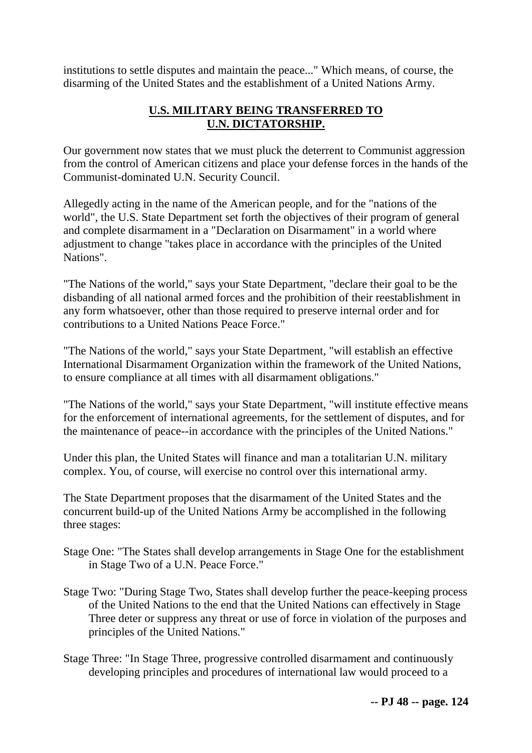institutions to settle disputes and maintain the peace..." Which means, of course, the disarming of the United States and the establishment of a United Nations Army.

## **U.S. MILITARY BEING TRANSFERRED TO U.N. DICTATORSHIP.**

Our government now states that we must pluck the deterrent to Communist aggression from the control of American citizens and place your defense forces in the hands of the Communist-dominated U.N. Security Council.

Allegedly acting in the name of the American people, and for the "nations of the world", the U.S. State Department set forth the objectives of their program of general and complete disarmament in a "Declaration on Disarmament" in a world where adjustment to change "takes place in accordance with the principles of the United Nations".

"The Nations of the world," says your State Department, "declare their goal to be the disbanding of all national armed forces and the prohibition of their reestablishment in any form whatsoever, other than those required to preserve internal order and for contributions to a United Nations Peace Force."

"The Nations of the world," says your State Department, "will establish an effective International Disarmament Organization within the framework of the United Nations, to ensure compliance at all times with all disarmament obligations."

"The Nations of the world," says your State Department, "will institute effective means for the enforcement of international agreements, for the settlement of disputes, and for the maintenance of peace--in accordance with the principles of the United Nations."

Under this plan, the United States will finance and man a totalitarian U.N. military complex. You, of course, will exercise no control over this international army.

The State Department proposes that the disarmament of the United States and the concurrent build-up of the United Nations Army be accomplished in the following three stages:

Stage One: "The States shall develop arrangements in Stage One for the establishment in Stage Two of a U.N. Peace Force."

Stage Two: "During Stage Two, States shall develop further the peace-keeping process of the United Nations to the end that the United Nations can effectively in Stage Three deter or suppress any threat or use of force in violation of the purposes and principles of the United Nations."

Stage Three: "In Stage Three, progressive controlled disarmament and continuously developing principles and procedures of international law would proceed to a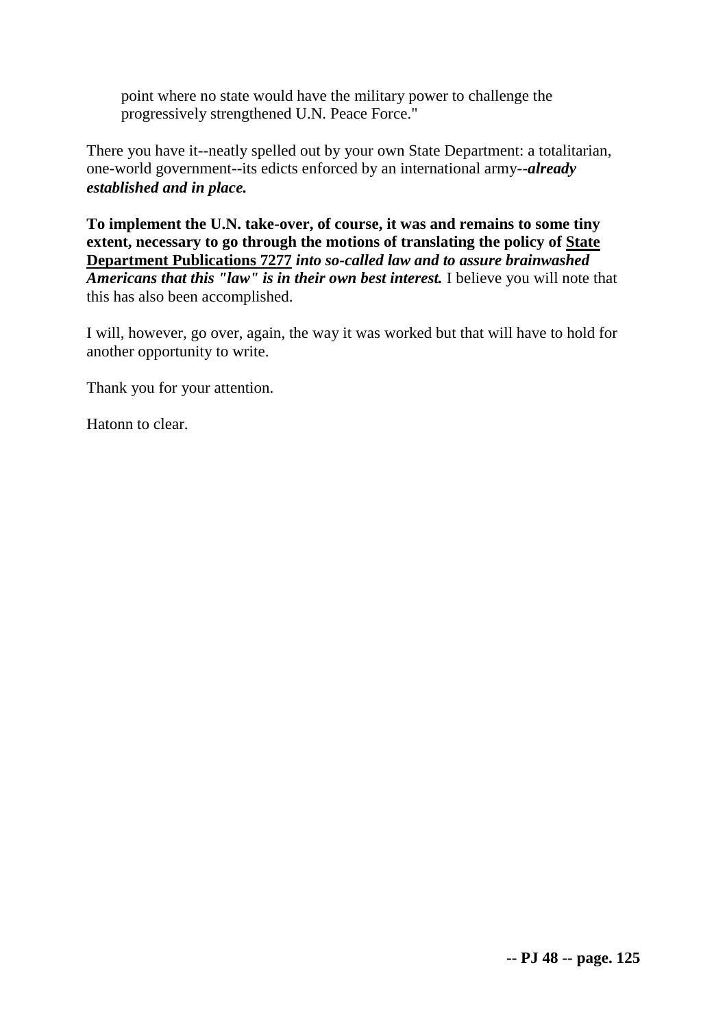> point where no state would have the military power to challenge the progressively strengthened U.N. Peace Force."

There you have it--neatly spelled out by your own State Department: a totalitarian, one-world government--its edicts enforced by an international army--***already established and in place.***

**To implement the U.N. take-over, of course, it was and remains to some tiny extent, necessary to go through the motions of translating the policy of <u>State Department Publications 7277</u>** ***into so-called law and to assure brainwashed Americans that this "law" is in their own best interest.*** I believe you will note that this has also been accomplished.

I will, however, go over, again, the way it was worked but that will have to hold for another opportunity to write.

Thank you for your attention.

Hatonn to clear.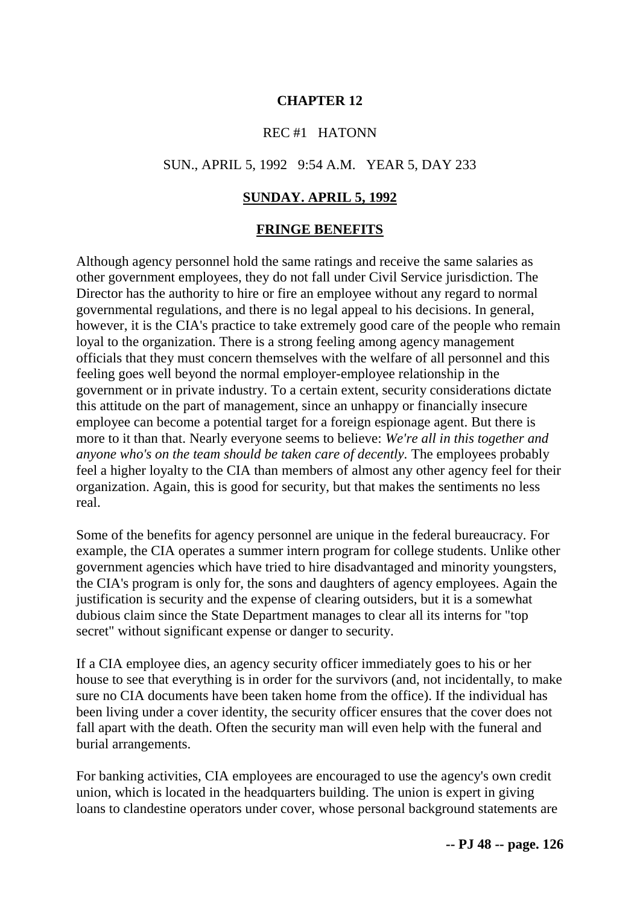# CHAPTER 12

REC #1 HATONN

SUN., APRIL 5, 1992 9:54 A.M. YEAR 5, DAY 233

## SUNDAY. APRIL 5, 1992

## FRINGE BENEFITS

Although agency personnel hold the same ratings and receive the same salaries as other government employees, they do not fall under Civil Service jurisdiction. The Director has the authority to hire or fire an employee without any regard to normal governmental regulations, and there is no legal appeal to his decisions. In general, however, it is the CIA's practice to take extremely good care of the people who remain loyal to the organization. There is a strong feeling among agency management officials that they must concern themselves with the welfare of all personnel and this feeling goes well beyond the normal employer-employee relationship in the government or in private industry. To a certain extent, security considerations dictate this attitude on the part of management, since an unhappy or financially insecure employee can become a potential target for a foreign espionage agent. But there is more to it than that. Nearly everyone seems to believe: *We're all in this together and anyone who's on the team should be taken care of decently.* The employees probably feel a higher loyalty to the CIA than members of almost any other agency feel for their organization. Again, this is good for security, but that makes the sentiments no less real.

Some of the benefits for agency personnel are unique in the federal bureaucracy. For example, the CIA operates a summer intern program for college students. Unlike other government agencies which have tried to hire disadvantaged and minority youngsters, the CIA's program is only for, the sons and daughters of agency employees. Again the justification is security and the expense of clearing outsiders, but it is a somewhat dubious claim since the State Department manages to clear all its interns for "top secret" without significant expense or danger to security.

If a CIA employee dies, an agency security officer immediately goes to his or her house to see that everything is in order for the survivors (and, not incidentally, to make sure no CIA documents have been taken home from the office). If the individual has been living under a cover identity, the security officer ensures that the cover does not fall apart with the death. Often the security man will even help with the funeral and burial arrangements.

For banking activities, CIA employees are encouraged to use the agency's own credit union, which is located in the headquarters building. The union is expert in giving loans to clandestine operators under cover, whose personal background statements are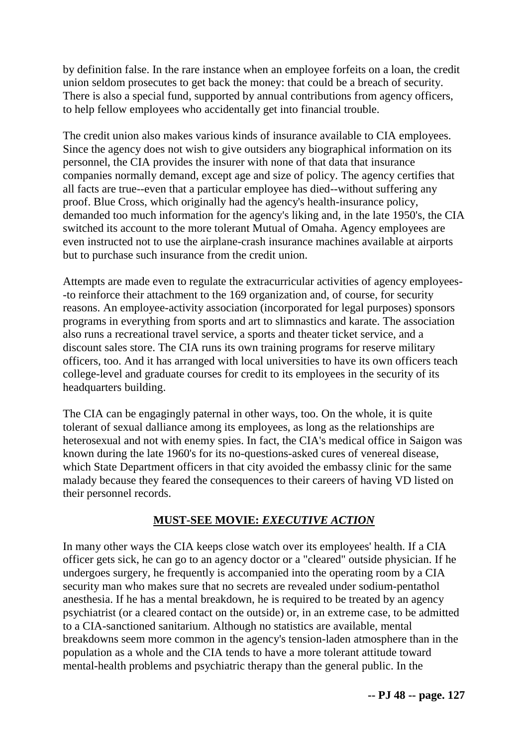by definition false. In the rare instance when an employee forfeits on a loan, the credit union seldom prosecutes to get back the money: that could be a breach of security. There is also a special fund, supported by annual contributions from agency officers, to help fellow employees who accidentally get into financial trouble.

The credit union also makes various kinds of insurance available to CIA employees. Since the agency does not wish to give outsiders any biographical information on its personnel, the CIA provides the insurer with none of that data that insurance companies normally demand, except age and size of policy. The agency certifies that all facts are true--even that a particular employee has died--without suffering any proof. Blue Cross, which originally had the agency's health-insurance policy, demanded too much information for the agency's liking and, in the late 1950's, the CIA switched its account to the more tolerant Mutual of Omaha. Agency employees are even instructed not to use the airplane-crash insurance machines available at airports but to purchase such insurance from the credit union.

Attempts are made even to regulate the extracurricular activities of agency employees--to reinforce their attachment to the 169 organization and, of course, for security reasons. An employee-activity association (incorporated for legal purposes) sponsors programs in everything from sports and art to slimnastics and karate. The association also runs a recreational travel service, a sports and theater ticket service, and a discount sales store. The CIA runs its own training programs for reserve military officers, too. And it has arranged with local universities to have its own officers teach college-level and graduate courses for credit to its employees in the security of its headquarters building.

The CIA can be engagingly paternal in other ways, too. On the whole, it is quite tolerant of sexual dalliance among its employees, as long as the relationships are heterosexual and not with enemy spies. In fact, the CIA's medical office in Saigon was known during the late 1960's for its no-questions-asked cures of venereal disease, which State Department officers in that city avoided the embassy clinic for the same malady because they feared the consequences to their careers of having VD listed on their personnel records.

**MUST-SEE MOVIE: *EXECUTIVE ACTION***

In many other ways the CIA keeps close watch over its employees' health. If a CIA officer gets sick, he can go to an agency doctor or a "cleared" outside physician. If he undergoes surgery, he frequently is accompanied into the operating room by a CIA security man who makes sure that no secrets are revealed under sodium-pentathol anesthesia. If he has a mental breakdown, he is required to be treated by an agency psychiatrist (or a cleared contact on the outside) or, in an extreme case, to be admitted to a CIA-sanctioned sanitarium. Although no statistics are available, mental breakdowns seem more common in the agency's tension-laden atmosphere than in the population as a whole and the CIA tends to have a more tolerant attitude toward mental-health problems and psychiatric therapy than the general public. In the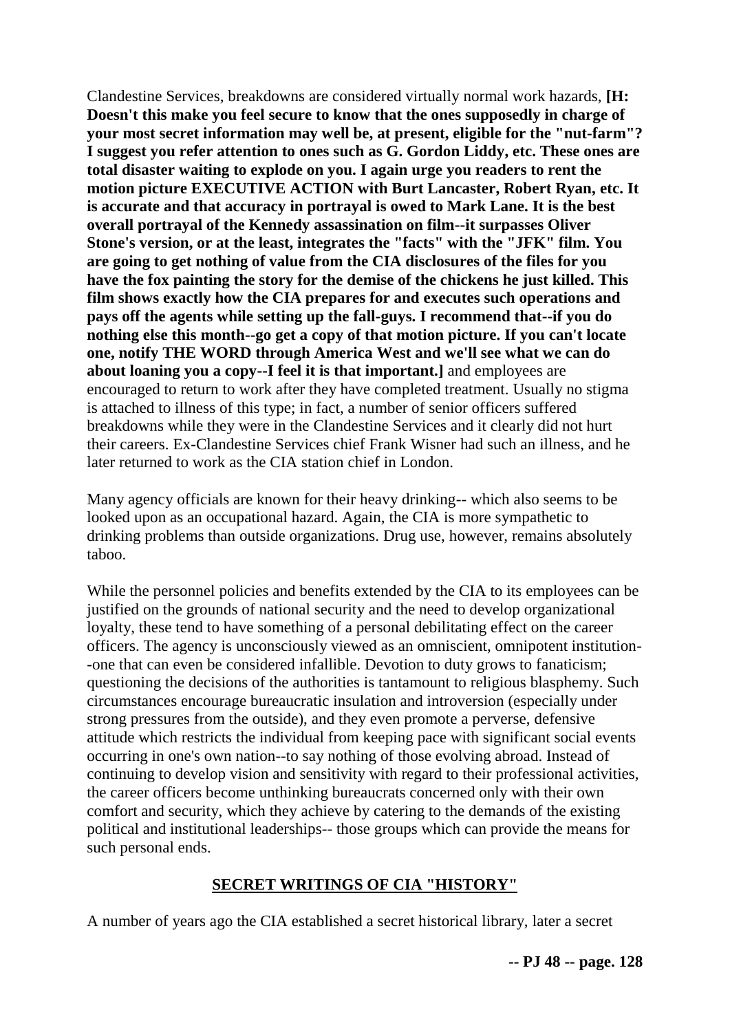Clandestine Services, breakdowns are considered virtually normal work hazards, **[H: Doesn't this make you feel secure to know that the ones supposedly in charge of your most secret information may well be, at present, eligible for the "nut-farm"? I suggest you refer attention to ones such as G. Gordon Liddy, etc. These ones are total disaster waiting to explode on you. I again urge you readers to rent the motion picture EXECUTIVE ACTION with Burt Lancaster, Robert Ryan, etc. It is accurate and that accuracy in portrayal is owed to Mark Lane. It is the best overall portrayal of the Kennedy assassination on film--it surpasses Oliver Stone's version, or at the least, integrates the "facts" with the "JFK" film. You are going to get nothing of value from the CIA disclosures of the files for you have the fox painting the story for the demise of the chickens he just killed. This film shows exactly how the CIA prepares for and executes such operations and pays off the agents while setting up the fall-guys. I recommend that--if you do nothing else this month--go get a copy of that motion picture. If you can't locate one, notify THE WORD through America West and we'll see what we can do about loaning you a copy--I feel it is that important.]** and employees are encouraged to return to work after they have completed treatment. Usually no stigma is attached to illness of this type; in fact, a number of senior officers suffered breakdowns while they were in the Clandestine Services and it clearly did not hurt their careers. Ex-Clandestine Services chief Frank Wisner had such an illness, and he later returned to work as the CIA station chief in London.

Many agency officials are known for their heavy drinking-- which also seems to be looked upon as an occupational hazard. Again, the CIA is more sympathetic to drinking problems than outside organizations. Drug use, however, remains absolutely taboo.

While the personnel policies and benefits extended by the CIA to its employees can be justified on the grounds of national security and the need to develop organizational loyalty, these tend to have something of a personal debilitating effect on the career officers. The agency is unconsciously viewed as an omniscient, omnipotent institution--one that can even be considered infallible. Devotion to duty grows to fanaticism; questioning the decisions of the authorities is tantamount to religious blasphemy. Such circumstances encourage bureaucratic insulation and introversion (especially under strong pressures from the outside), and they even promote a perverse, defensive attitude which restricts the individual from keeping pace with significant social events occurring in one's own nation--to say nothing of those evolving abroad. Instead of continuing to develop vision and sensitivity with regard to their professional activities, the career officers become unthinking bureaucrats concerned only with their own comfort and security, which they achieve by catering to the demands of the existing political and institutional leaderships-- those groups which can provide the means for such personal ends.

## SECRET WRITINGS OF CIA "HISTORY"

A number of years ago the CIA established a secret historical library, later a secret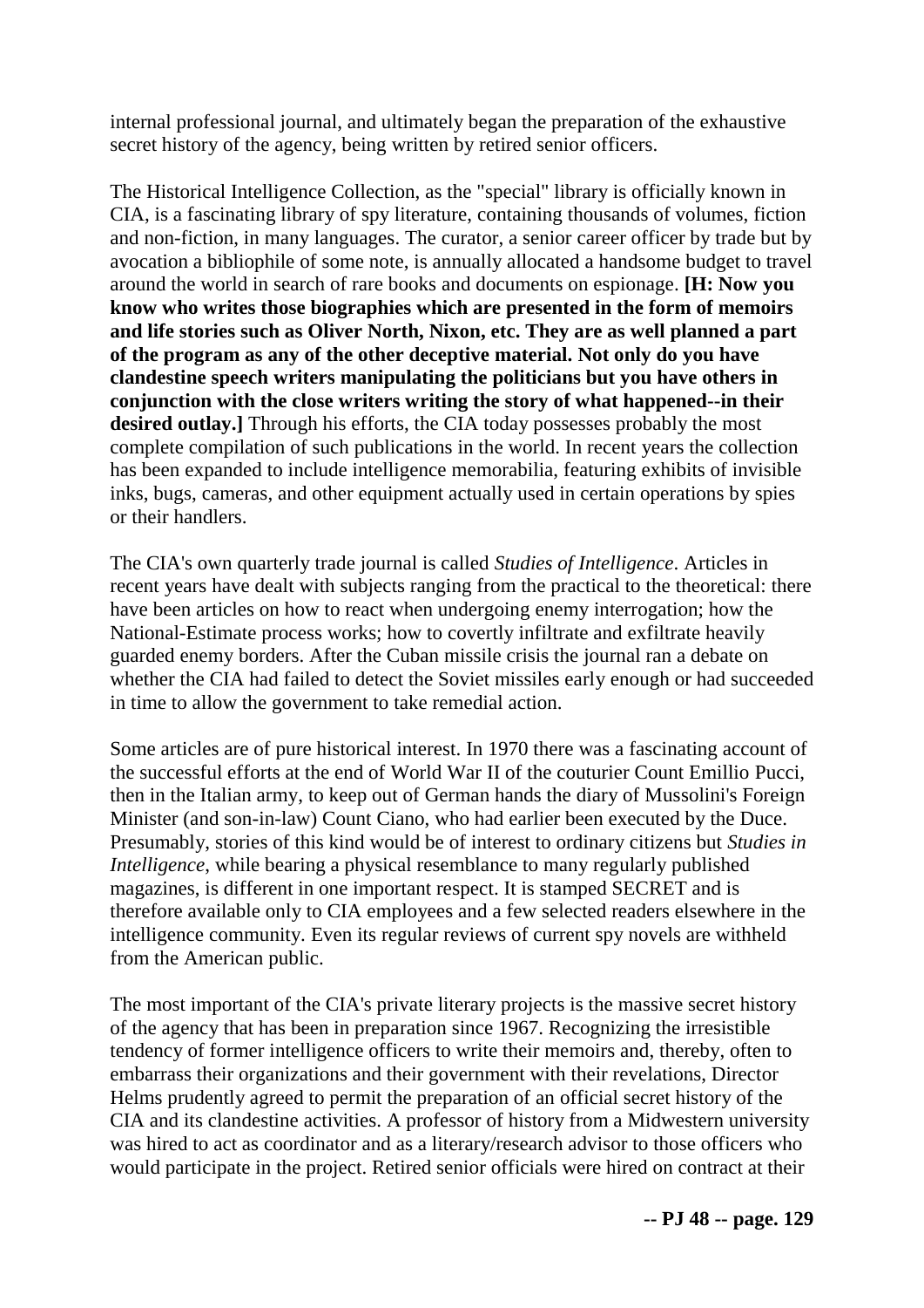internal professional journal, and ultimately began the preparation of the exhaustive secret history of the agency, being written by retired senior officers.

The Historical Intelligence Collection, as the "special" library is officially known in CIA, is a fascinating library of spy literature, containing thousands of volumes, fiction and non-fiction, in many languages. The curator, a senior career officer by trade but by avocation a bibliophile of some note, is annually allocated a handsome budget to travel around the world in search of rare books and documents on espionage. **[H: Now you know who writes those biographies which are presented in the form of memoirs and life stories such as Oliver North, Nixon, etc. They are as well planned a part of the program as any of the other deceptive material. Not only do you have clandestine speech writers manipulating the politicians but you have others in conjunction with the close writers writing the story of what happened--in their desired outlay.]** Through his efforts, the CIA today possesses probably the most complete compilation of such publications in the world. In recent years the collection has been expanded to include intelligence memorabilia, featuring exhibits of invisible inks, bugs, cameras, and other equipment actually used in certain operations by spies or their handlers.

The CIA's own quarterly trade journal is called *Studies of Intelligence*. Articles in recent years have dealt with subjects ranging from the practical to the theoretical: there have been articles on how to react when undergoing enemy interrogation; how the National-Estimate process works; how to covertly infiltrate and exfiltrate heavily guarded enemy borders. After the Cuban missile crisis the journal ran a debate on whether the CIA had failed to detect the Soviet missiles early enough or had succeeded in time to allow the government to take remedial action.

Some articles are of pure historical interest. In 1970 there was a fascinating account of the successful efforts at the end of World War II of the couturier Count Emillio Pucci, then in the Italian army, to keep out of German hands the diary of Mussolini's Foreign Minister (and son-in-law) Count Ciano, who had earlier been executed by the Duce. Presumably, stories of this kind would be of interest to ordinary citizens but *Studies in Intelligence*, while bearing a physical resemblance to many regularly published magazines, is different in one important respect. It is stamped SECRET and is therefore available only to CIA employees and a few selected readers elsewhere in the intelligence community. Even its regular reviews of current spy novels are withheld from the American public.

The most important of the CIA's private literary projects is the massive secret history of the agency that has been in preparation since 1967. Recognizing the irresistible tendency of former intelligence officers to write their memoirs and, thereby, often to embarrass their organizations and their government with their revelations, Director Helms prudently agreed to permit the preparation of an official secret history of the CIA and its clandestine activities. A professor of history from a Midwestern university was hired to act as coordinator and as a literary/research advisor to those officers who would participate in the project. Retired senior officials were hired on contract at their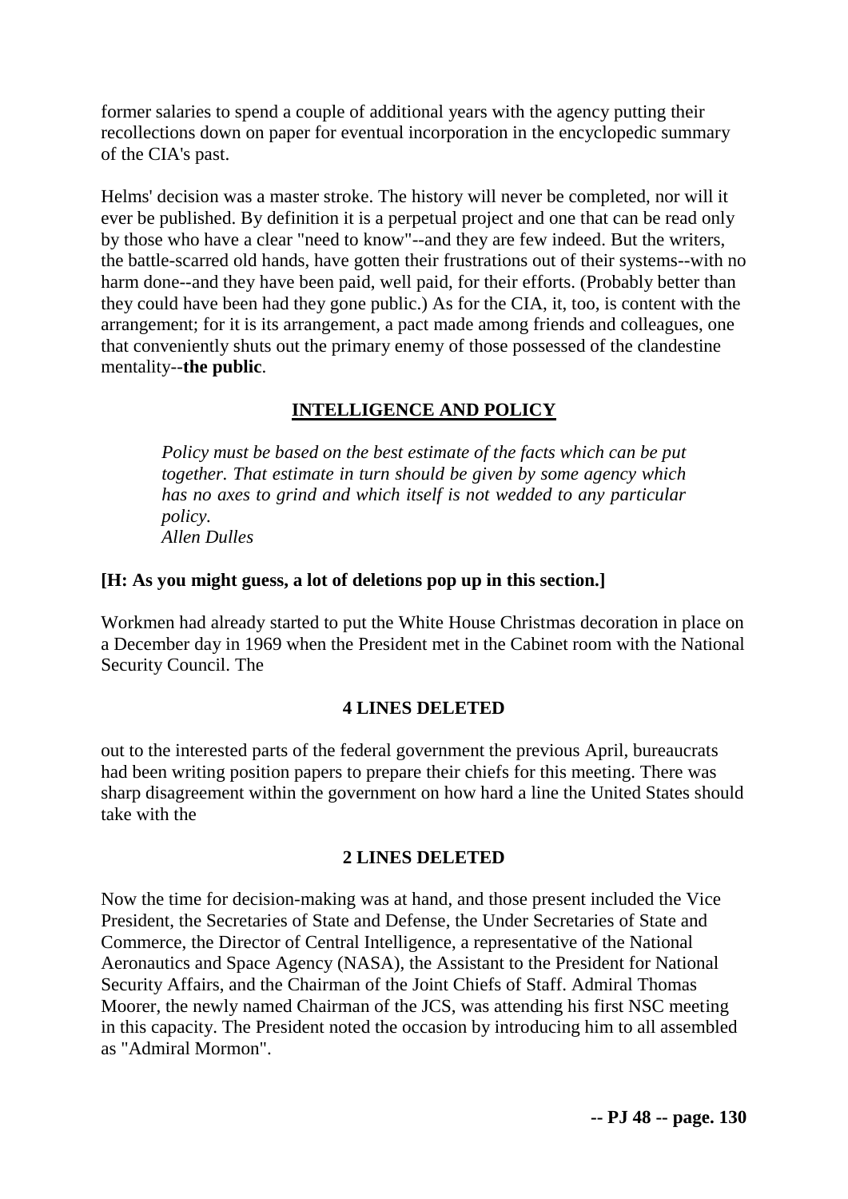former salaries to spend a couple of additional years with the agency putting their recollections down on paper for eventual incorporation in the encyclopedic summary of the CIA's past.

Helms' decision was a master stroke. The history will never be completed, nor will it ever be published. By definition it is a perpetual project and one that can be read only by those who have a clear "need to know"--and they are few indeed. But the writers, the battle-scarred old hands, have gotten their frustrations out of their systems--with no harm done--and they have been paid, well paid, for their efforts. (Probably better than they could have been had they gone public.) As for the CIA, it, too, is content with the arrangement; for it is its arrangement, a pact made among friends and colleagues, one that conveniently shuts out the primary enemy of those possessed of the clandestine mentality--**the public**.

## INTELLIGENCE AND POLICY

> *Policy must be based on the best estimate of the facts which can be put together. That estimate in turn should be given by some agency which has no axes to grind and which itself is not wedded to any particular policy.*
> *Allen Dulles*

**[H: As you might guess, a lot of deletions pop up in this section.]**

Workmen had already started to put the White House Christmas decoration in place on a December day in 1969 when the President met in the Cabinet room with the National Security Council. The

**4 LINES DELETED**

out to the interested parts of the federal government the previous April, bureaucrats had been writing position papers to prepare their chiefs for this meeting. There was sharp disagreement within the government on how hard a line the United States should take with the

**2 LINES DELETED**

Now the time for decision-making was at hand, and those present included the Vice President, the Secretaries of State and Defense, the Under Secretaries of State and Commerce, the Director of Central Intelligence, a representative of the National Aeronautics and Space Agency (NASA), the Assistant to the President for National Security Affairs, and the Chairman of the Joint Chiefs of Staff. Admiral Thomas Moorer, the newly named Chairman of the JCS, was attending his first NSC meeting in this capacity. The President noted the occasion by introducing him to all assembled as "Admiral Mormon".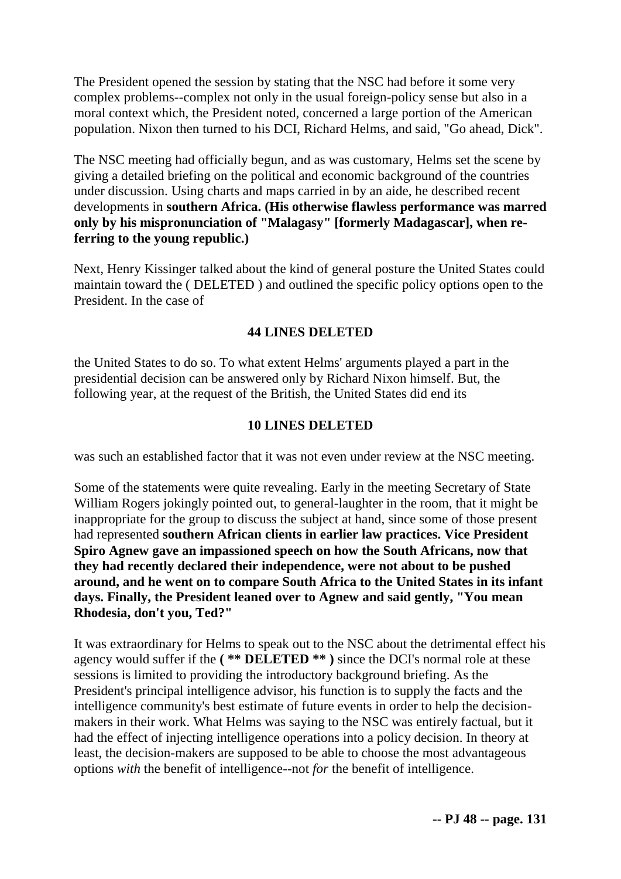The President opened the session by stating that the NSC had before it some very complex problems--complex not only in the usual foreign-policy sense but also in a moral context which, the President noted, concerned a large portion of the American population. Nixon then turned to his DCI, Richard Helms, and said, "Go ahead, Dick".

The NSC meeting had officially begun, and as was customary, Helms set the scene by giving a detailed briefing on the political and economic background of the countries under discussion. Using charts and maps carried in by an aide, he described recent developments in **southern Africa. (His otherwise flawless performance was marred only by his mispronunciation of "Malagasy" [formerly Madagascar], when referring to the young republic.)**

Next, Henry Kissinger talked about the kind of general posture the United States could maintain toward the ( DELETED ) and outlined the specific policy options open to the President. In the case of

**44 LINES DELETED**

the United States to do so. To what extent Helms' arguments played a part in the presidential decision can be answered only by Richard Nixon himself. But, the following year, at the request of the British, the United States did end its

**10 LINES DELETED**

was such an established factor that it was not even under review at the NSC meeting.

Some of the statements were quite revealing. Early in the meeting Secretary of State William Rogers jokingly pointed out, to general-laughter in the room, that it might be inappropriate for the group to discuss the subject at hand, since some of those present had represented **southern African clients in earlier law practices. Vice President Spiro Agnew gave an impassioned speech on how the South Africans, now that they had recently declared their independence, were not about to be pushed around, and he went on to compare South Africa to the United States in its infant days. Finally, the President leaned over to Agnew and said gently, "You mean Rhodesia, don't you, Ted?"**

It was extraordinary for Helms to speak out to the NSC about the detrimental effect his agency would suffer if the **( ** DELETED ** )** since the DCI's normal role at these sessions is limited to providing the introductory background briefing. As the President's principal intelligence advisor, his function is to supply the facts and the intelligence community's best estimate of future events in order to help the decision-makers in their work. What Helms was saying to the NSC was entirely factual, but it had the effect of injecting intelligence operations into a policy decision. In theory at least, the decision-makers are supposed to be able to choose the most advantageous options *with* the benefit of intelligence--not *for* the benefit of intelligence.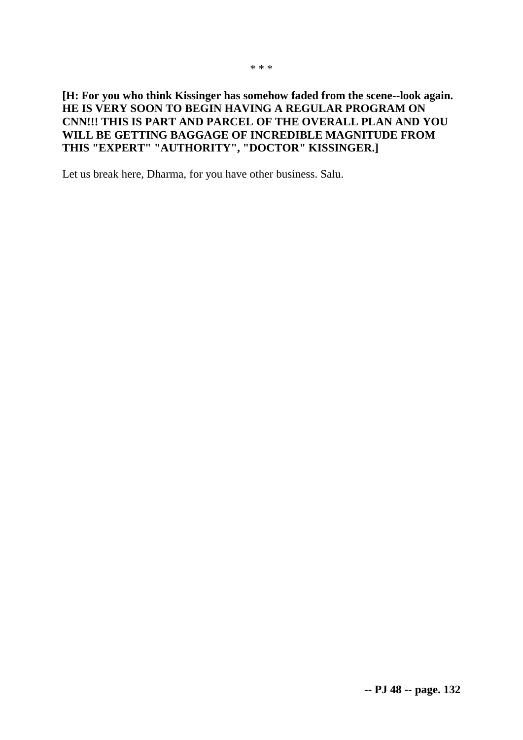* * *

**[H: For you who think Kissinger has somehow faded from the scene--look again. HE IS VERY SOON TO BEGIN HAVING A REGULAR PROGRAM ON CNN!!! THIS IS PART AND PARCEL OF THE OVERALL PLAN AND YOU WILL BE GETTING BAGGAGE OF INCREDIBLE MAGNITUDE FROM THIS "EXPERT" "AUTHORITY", "DOCTOR" KISSINGER.]**

Let us break here, Dharma, for you have other business. Salu.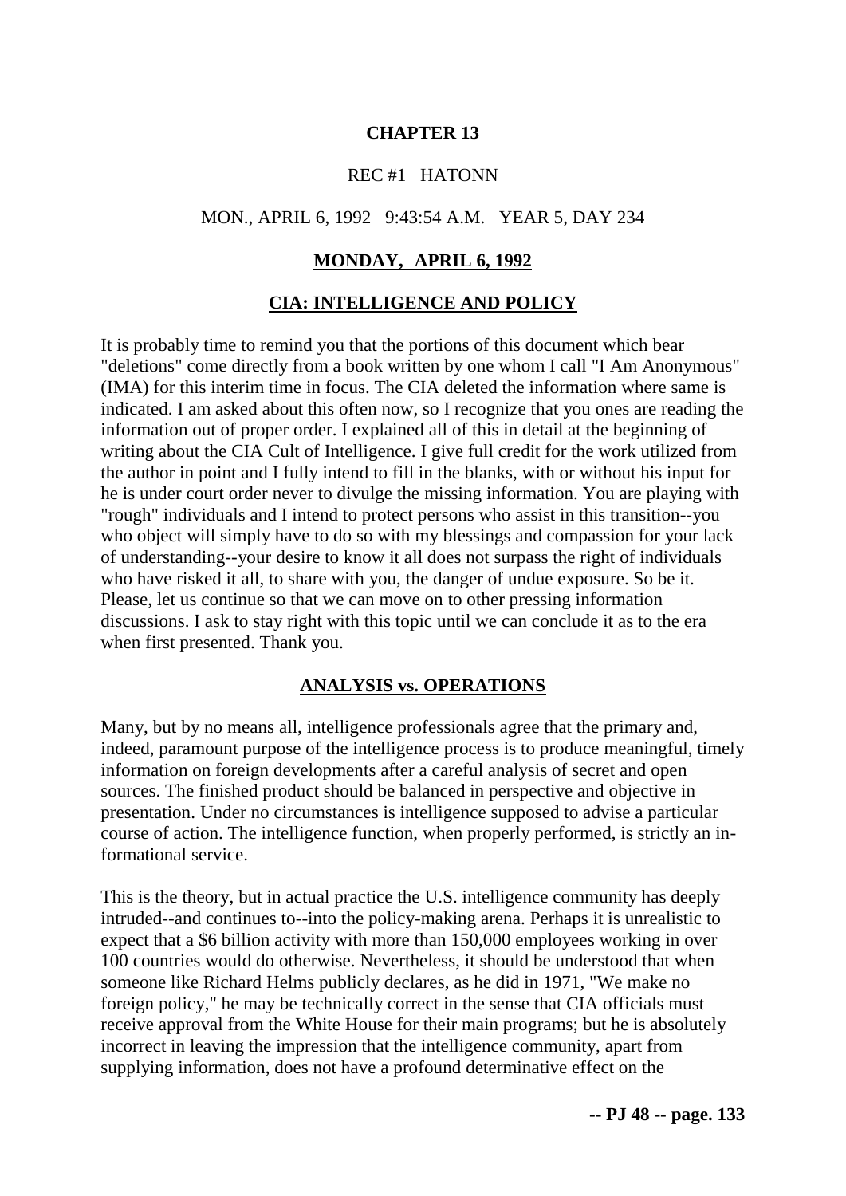# CHAPTER 13

REC #1 HATONN

MON., APRIL 6, 1992 9:43:54 A.M. YEAR 5, DAY 234

## MONDAY, APRIL 6, 1992

## CIA: INTELLIGENCE AND POLICY

It is probably time to remind you that the portions of this document which bear "deletions" come directly from a book written by one whom I call "I Am Anonymous" (IMA) for this interim time in focus. The CIA deleted the information where same is indicated. I am asked about this often now, so I recognize that you ones are reading the information out of proper order. I explained all of this in detail at the beginning of writing about the CIA Cult of Intelligence. I give full credit for the work utilized from the author in point and I fully intend to fill in the blanks, with or without his input for he is under court order never to divulge the missing information. You are playing with "rough" individuals and I intend to protect persons who assist in this transition--you who object will simply have to do so with my blessings and compassion for your lack of understanding--your desire to know it all does not surpass the right of individuals who have risked it all, to share with you, the danger of undue exposure. So be it. Please, let us continue so that we can move on to other pressing information discussions. I ask to stay right with this topic until we can conclude it as to the era when first presented. Thank you.

## ANALYSIS vs. OPERATIONS

Many, but by no means all, intelligence professionals agree that the primary and, indeed, paramount purpose of the intelligence process is to produce meaningful, timely information on foreign developments after a careful analysis of secret and open sources. The finished product should be balanced in perspective and objective in presentation. Under no circumstances is intelligence supposed to advise a particular course of action. The intelligence function, when properly performed, is strictly an informational service.

This is the theory, but in actual practice the U.S. intelligence community has deeply intruded--and continues to--into the policy-making arena. Perhaps it is unrealistic to expect that a $6 billion activity with more than 150,000 employees working in over 100 countries would do otherwise. Nevertheless, it should be understood that when someone like Richard Helms publicly declares, as he did in 1971, "We make no foreign policy," he may be technically correct in the sense that CIA officials must receive approval from the White House for their main programs; but he is absolutely incorrect in leaving the impression that the intelligence community, apart from supplying information, does not have a profound determinative effect on the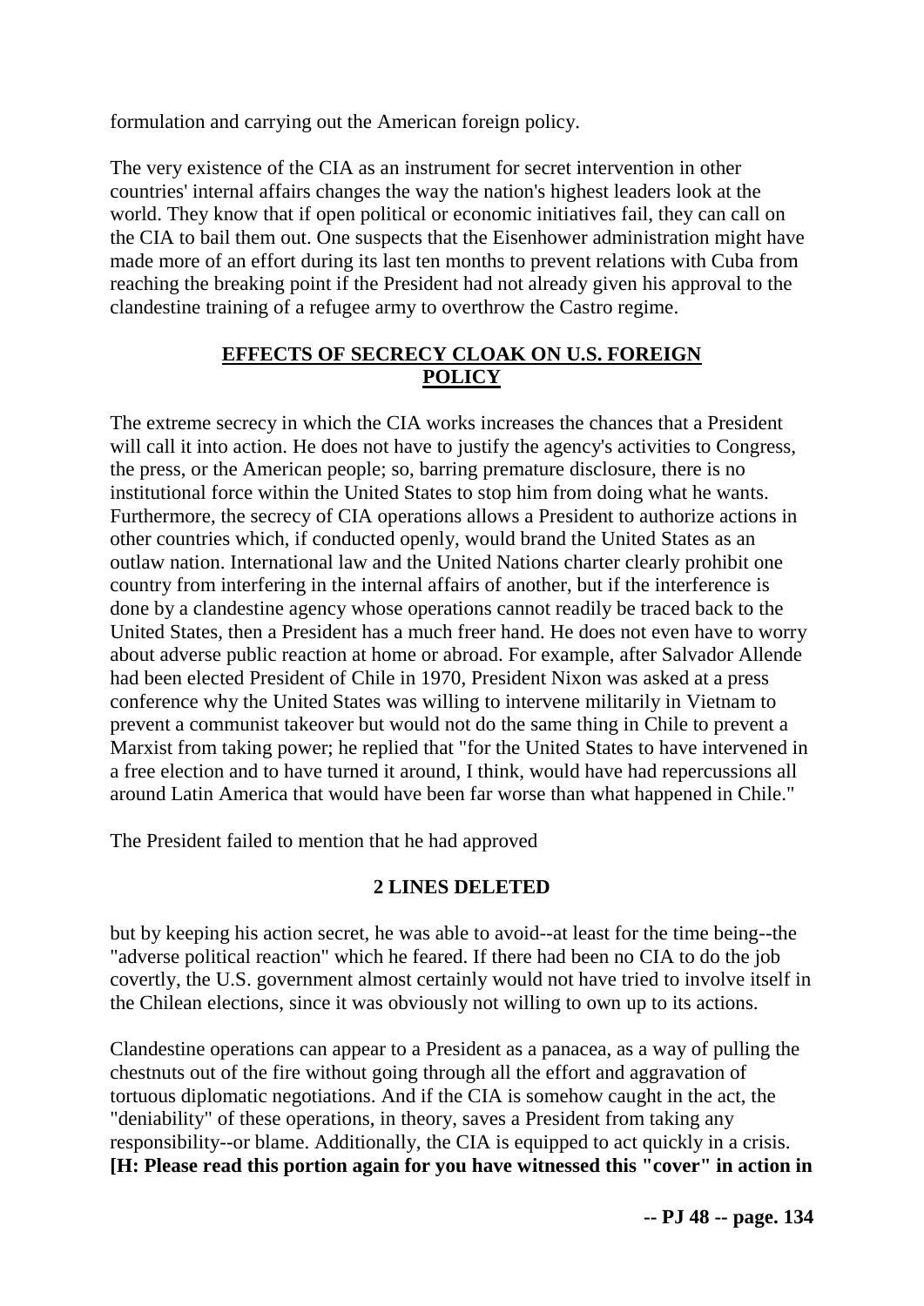formulation and carrying out the American foreign policy.

The very existence of the CIA as an instrument for secret intervention in other countries' internal affairs changes the way the nation's highest leaders look at the world. They know that if open political or economic initiatives fail, they can call on the CIA to bail them out. One suspects that the Eisenhower administration might have made more of an effort during its last ten months to prevent relations with Cuba from reaching the breaking point if the President had not already given his approval to the clandestine training of a refugee army to overthrow the Castro regime.

## EFFECTS OF SECRECY CLOAK ON U.S. FOREIGN POLICY

The extreme secrecy in which the CIA works increases the chances that a President will call it into action. He does not have to justify the agency's activities to Congress, the press, or the American people; so, barring premature disclosure, there is no institutional force within the United States to stop him from doing what he wants. Furthermore, the secrecy of CIA operations allows a President to authorize actions in other countries which, if conducted openly, would brand the United States as an outlaw nation. International law and the United Nations charter clearly prohibit one country from interfering in the internal affairs of another, but if the interference is done by a clandestine agency whose operations cannot readily be traced back to the United States, then a President has a much freer hand. He does not even have to worry about adverse public reaction at home or abroad. For example, after Salvador Allende had been elected President of Chile in 1970, President Nixon was asked at a press conference why the United States was willing to intervene militarily in Vietnam to prevent a communist takeover but would not do the same thing in Chile to prevent a Marxist from taking power; he replied that "for the United States to have intervened in a free election and to have turned it around, I think, would have had repercussions all around Latin America that would have been far worse than what happened in Chile."

The President failed to mention that he had approved

**2 LINES DELETED**

but by keeping his action secret, he was able to avoid--at least for the time being--the "adverse political reaction" which he feared. If there had been no CIA to do the job covertly, the U.S. government almost certainly would not have tried to involve itself in the Chilean elections, since it was obviously not willing to own up to its actions.

Clandestine operations can appear to a President as a panacea, as a way of pulling the chestnuts out of the fire without going through all the effort and aggravation of tortuous diplomatic negotiations. And if the CIA is somehow caught in the act, the "deniability" of these operations, in theory, saves a President from taking any responsibility--or blame. Additionally, the CIA is equipped to act quickly in a crisis. **[H: Please read this portion again for you have witnessed this "cover" in action in**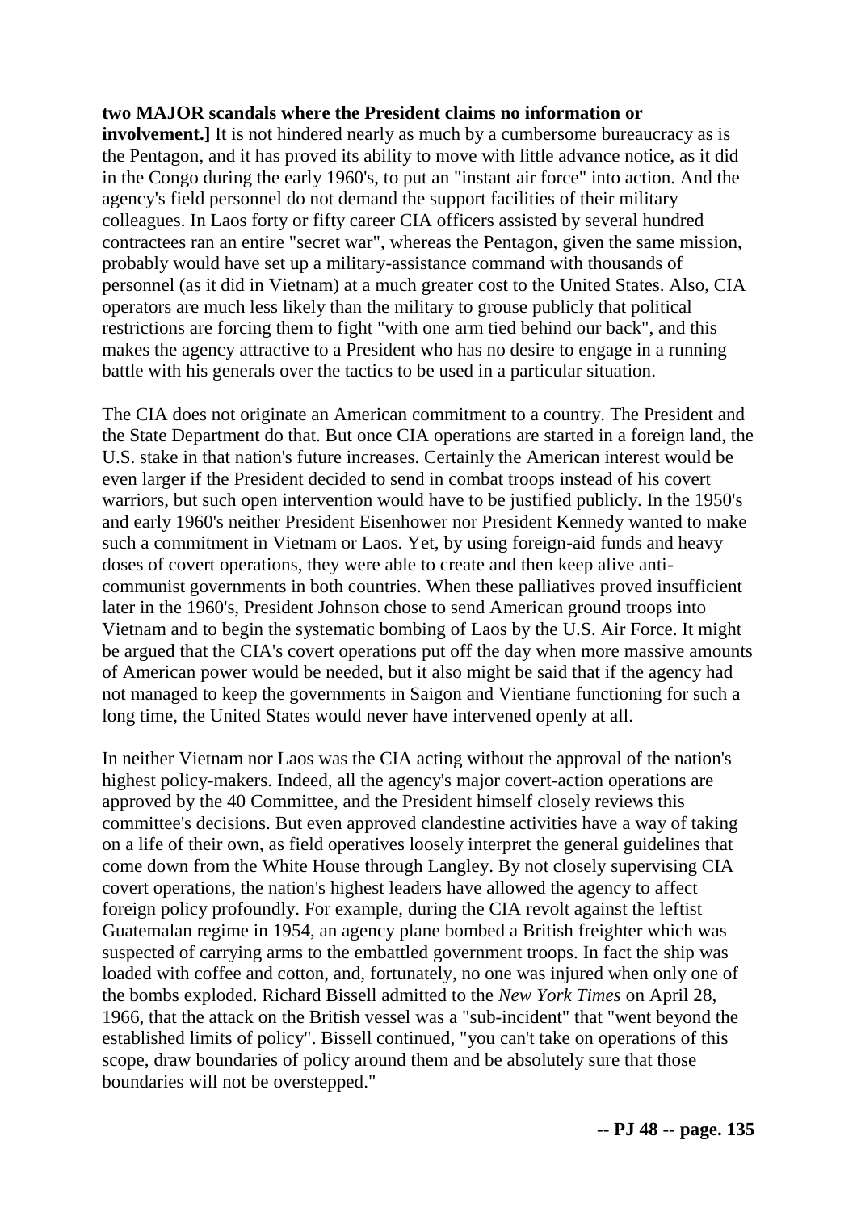**two MAJOR scandals where the President claims no information or involvement.]** It is not hindered nearly as much by a cumbersome bureaucracy as is the Pentagon, and it has proved its ability to move with little advance notice, as it did in the Congo during the early 1960's, to put an "instant air force" into action. And the agency's field personnel do not demand the support facilities of their military colleagues. In Laos forty or fifty career CIA officers assisted by several hundred contractees ran an entire "secret war", whereas the Pentagon, given the same mission, probably would have set up a military-assistance command with thousands of personnel (as it did in Vietnam) at a much greater cost to the United States. Also, CIA operators are much less likely than the military to grouse publicly that political restrictions are forcing them to fight "with one arm tied behind our back", and this makes the agency attractive to a President who has no desire to engage in a running battle with his generals over the tactics to be used in a particular situation.

The CIA does not originate an American commitment to a country. The President and the State Department do that. But once CIA operations are started in a foreign land, the U.S. stake in that nation's future increases. Certainly the American interest would be even larger if the President decided to send in combat troops instead of his covert warriors, but such open intervention would have to be justified publicly. In the 1950's and early 1960's neither President Eisenhower nor President Kennedy wanted to make such a commitment in Vietnam or Laos. Yet, by using foreign-aid funds and heavy doses of covert operations, they were able to create and then keep alive anti-communist governments in both countries. When these palliatives proved insufficient later in the 1960's, President Johnson chose to send American ground troops into Vietnam and to begin the systematic bombing of Laos by the U.S. Air Force. It might be argued that the CIA's covert operations put off the day when more massive amounts of American power would be needed, but it also might be said that if the agency had not managed to keep the governments in Saigon and Vientiane functioning for such a long time, the United States would never have intervened openly at all.

In neither Vietnam nor Laos was the CIA acting without the approval of the nation's highest policy-makers. Indeed, all the agency's major covert-action operations are approved by the 40 Committee, and the President himself closely reviews this committee's decisions. But even approved clandestine activities have a way of taking on a life of their own, as field operatives loosely interpret the general guidelines that come down from the White House through Langley. By not closely supervising CIA covert operations, the nation's highest leaders have allowed the agency to affect foreign policy profoundly. For example, during the CIA revolt against the leftist Guatemalan regime in 1954, an agency plane bombed a British freighter which was suspected of carrying arms to the embattled government troops. In fact the ship was loaded with coffee and cotton, and, fortunately, no one was injured when only one of the bombs exploded. Richard Bissell admitted to the *New York Times* on April 28, 1966, that the attack on the British vessel was a "sub-incident" that "went beyond the established limits of policy". Bissell continued, "you can't take on operations of this scope, draw boundaries of policy around them and be absolutely sure that those boundaries will not be overstepped."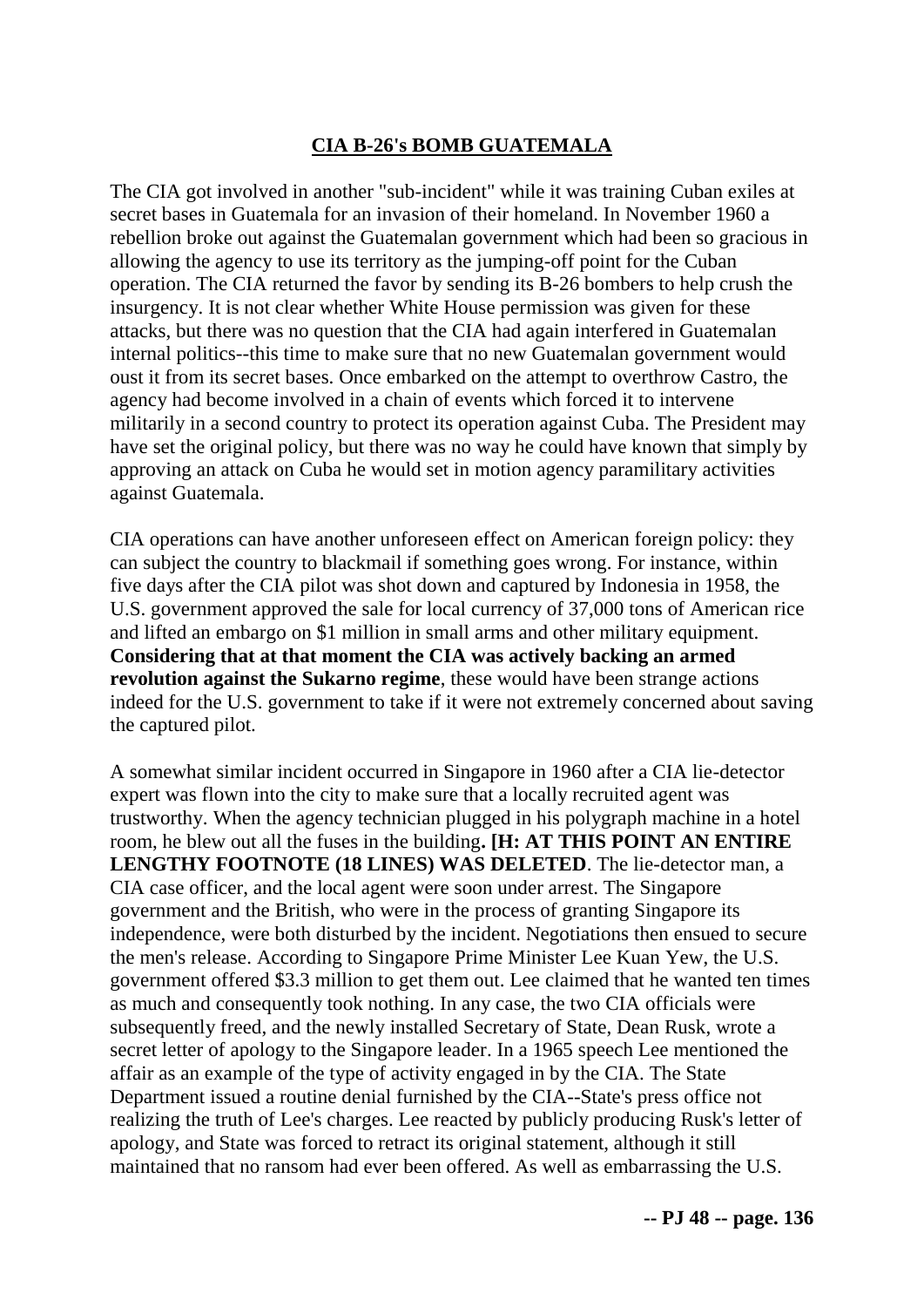## **CIA B-26's BOMB GUATEMALA**

The CIA got involved in another "sub-incident" while it was training Cuban exiles at secret bases in Guatemala for an invasion of their homeland. In November 1960 a rebellion broke out against the Guatemalan government which had been so gracious in allowing the agency to use its territory as the jumping-off point for the Cuban operation. The CIA returned the favor by sending its B-26 bombers to help crush the insurgency. It is not clear whether White House permission was given for these attacks, but there was no question that the CIA had again interfered in Guatemalan internal politics--this time to make sure that no new Guatemalan government would oust it from its secret bases. Once embarked on the attempt to overthrow Castro, the agency had become involved in a chain of events which forced it to intervene militarily in a second country to protect its operation against Cuba. The President may have set the original policy, but there was no way he could have known that simply by approving an attack on Cuba he would set in motion agency paramilitary activities against Guatemala.

CIA operations can have another unforeseen effect on American foreign policy: they can subject the country to blackmail if something goes wrong. For instance, within five days after the CIA pilot was shot down and captured by Indonesia in 1958, the U.S. government approved the sale for local currency of 37,000 tons of American rice and lifted an embargo on $1 million in small arms and other military equipment. **Considering that at that moment the CIA was actively backing an armed revolution against the Sukarno regime**, these would have been strange actions indeed for the U.S. government to take if it were not extremely concerned about saving the captured pilot.

A somewhat similar incident occurred in Singapore in 1960 after a CIA lie-detector expert was flown into the city to make sure that a locally recruited agent was trustworthy. When the agency technician plugged in his polygraph machine in a hotel room, he blew out all the fuses in the building**. [H: AT THIS POINT AN ENTIRE LENGTHY FOOTNOTE (18 LINES) WAS DELETED**. The lie-detector man, a CIA case officer, and the local agent were soon under arrest. The Singapore government and the British, who were in the process of granting Singapore its independence, were both disturbed by the incident. Negotiations then ensued to secure the men's release. According to Singapore Prime Minister Lee Kuan Yew, the U.S. government offered $3.3 million to get them out. Lee claimed that he wanted ten times as much and consequently took nothing. In any case, the two CIA officials were subsequently freed, and the newly installed Secretary of State, Dean Rusk, wrote a secret letter of apology to the Singapore leader. In a 1965 speech Lee mentioned the affair as an example of the type of activity engaged in by the CIA. The State Department issued a routine denial furnished by the CIA--State's press office not realizing the truth of Lee's charges. Lee reacted by publicly producing Rusk's letter of apology, and State was forced to retract its original statement, although it still maintained that no ransom had ever been offered. As well as embarrassing the U.S.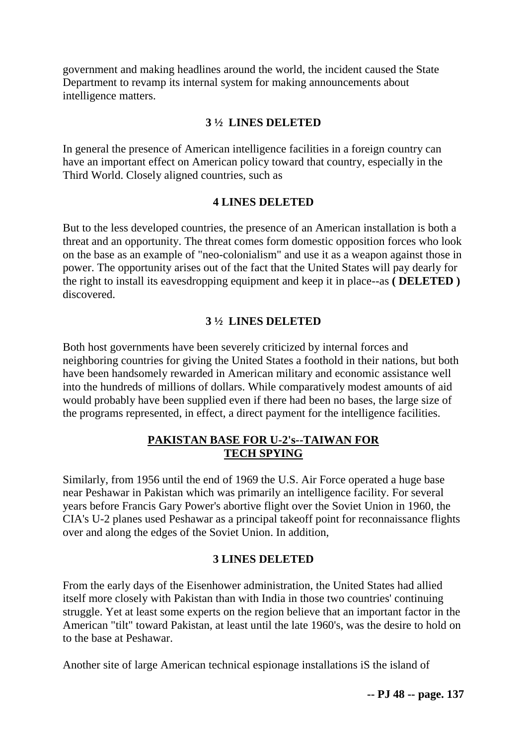government and making headlines around the world, the incident caused the State Department to revamp its internal system for making announcements about intelligence matters.

**3 ½ LINES DELETED**

In general the presence of American intelligence facilities in a foreign country can have an important effect on American policy toward that country, especially in the Third World. Closely aligned countries, such as

**4 LINES DELETED**

But to the less developed countries, the presence of an American installation is both a threat and an opportunity. The threat comes form domestic opposition forces who look on the base as an example of "neo-colonialism" and use it as a weapon against those in power. The opportunity arises out of the fact that the United States will pay dearly for the right to install its eavesdropping equipment and keep it in place--as **( DELETED )** discovered.

**3 ½ LINES DELETED**

Both host governments have been severely criticized by internal forces and neighboring countries for giving the United States a foothold in their nations, but both have been handsomely rewarded in American military and economic assistance well into the hundreds of millions of dollars. While comparatively modest amounts of aid would probably have been supplied even if there had been no bases, the large size of the programs represented, in effect, a direct payment for the intelligence facilities.

## PAKISTAN BASE FOR U-2's--TAIWAN FOR TECH SPYING

Similarly, from 1956 until the end of 1969 the U.S. Air Force operated a huge base near Peshawar in Pakistan which was primarily an intelligence facility. For several years before Francis Gary Power's abortive flight over the Soviet Union in 1960, the CIA's U-2 planes used Peshawar as a principal takeoff point for reconnaissance flights over and along the edges of the Soviet Union. In addition,

**3 LINES DELETED**

From the early days of the Eisenhower administration, the United States had allied itself more closely with Pakistan than with India in those two countries' continuing struggle. Yet at least some experts on the region believe that an important factor in the American "tilt" toward Pakistan, at least until the late 1960's, was the desire to hold on to the base at Peshawar.

Another site of large American technical espionage installations iS the island of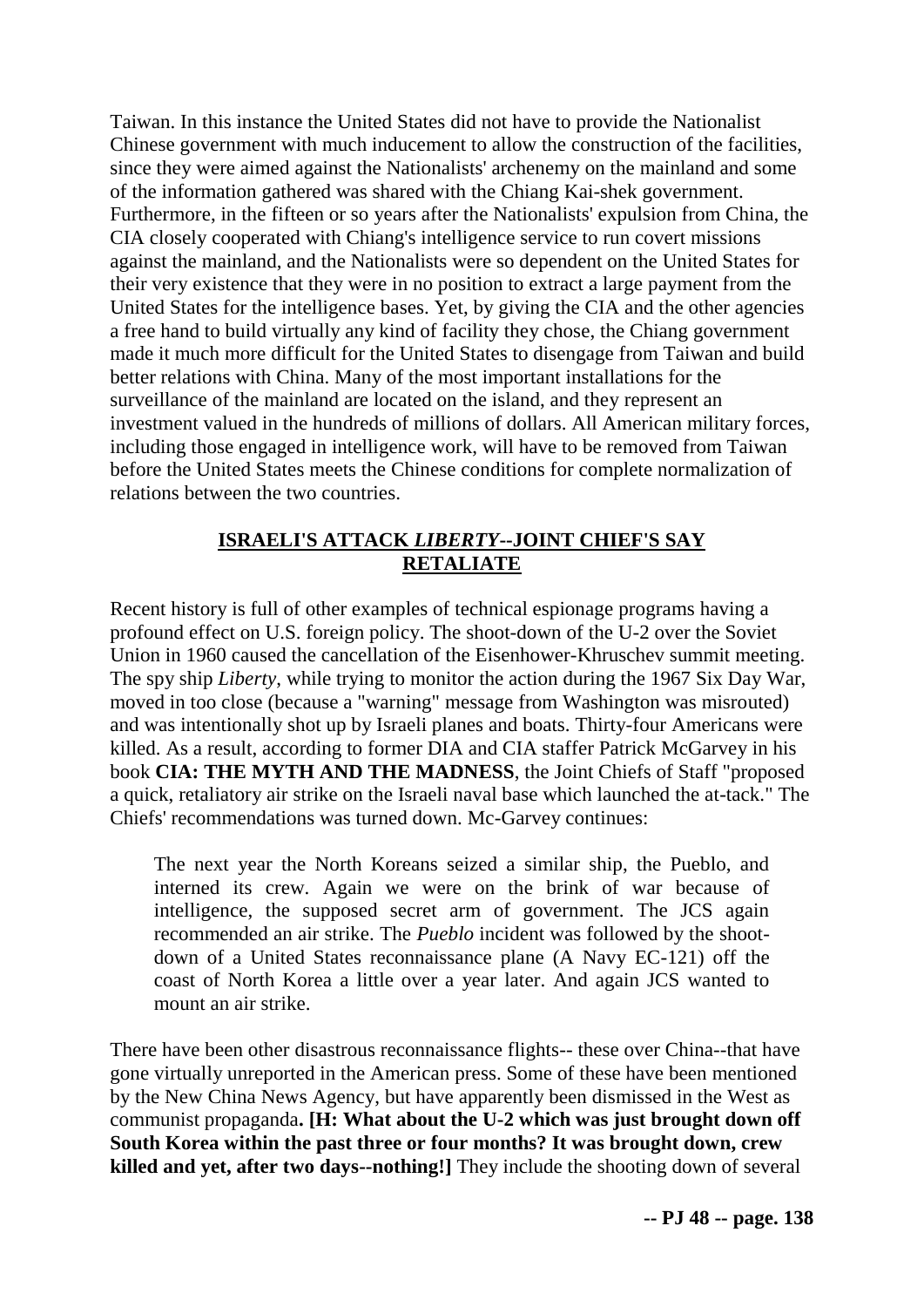Taiwan. In this instance the United States did not have to provide the Nationalist Chinese government with much inducement to allow the construction of the facilities, since they were aimed against the Nationalists' archenemy on the mainland and some of the information gathered was shared with the Chiang Kai-shek government. Furthermore, in the fifteen or so years after the Nationalists' expulsion from China, the CIA closely cooperated with Chiang's intelligence service to run covert missions against the mainland, and the Nationalists were so dependent on the United States for their very existence that they were in no position to extract a large payment from the United States for the intelligence bases. Yet, by giving the CIA and the other agencies a free hand to build virtually any kind of facility they chose, the Chiang government made it much more difficult for the United States to disengage from Taiwan and build better relations with China. Many of the most important installations for the surveillance of the mainland are located on the island, and they represent an investment valued in the hundreds of millions of dollars. All American military forces, including those engaged in intelligence work, will have to be removed from Taiwan before the United States meets the Chinese conditions for complete normalization of relations between the two countries.

## ISRAELI'S ATTACK *LIBERTY*--JOINT CHIEF'S SAY RETALIATE

Recent history is full of other examples of technical espionage programs having a profound effect on U.S. foreign policy. The shoot-down of the U-2 over the Soviet Union in 1960 caused the cancellation of the Eisenhower-Khruschev summit meeting. The spy ship *Liberty*, while trying to monitor the action during the 1967 Six Day War, moved in too close (because a "warning" message from Washington was misrouted) and was intentionally shot up by Israeli planes and boats. Thirty-four Americans were killed. As a result, according to former DIA and CIA staffer Patrick McGarvey in his book **CIA: THE MYTH AND THE MADNESS**, the Joint Chiefs of Staff "proposed a quick, retaliatory air strike on the Israeli naval base which launched the at-tack." The Chiefs' recommendations was turned down. Mc-Garvey continues:

> The next year the North Koreans seized a similar ship, the Pueblo, and interned its crew. Again we were on the brink of war because of intelligence, the supposed secret arm of government. The JCS again recommended an air strike. The *Pueblo* incident was followed by the shoot-down of a United States reconnaissance plane (A Navy EC-121) off the coast of North Korea a little over a year later. And again JCS wanted to mount an air strike.

There have been other disastrous reconnaissance flights-- these over China--that have gone virtually unreported in the American press. Some of these have been mentioned by the New China News Agency, but have apparently been dismissed in the West as communist propaganda**. [H: What about the U-2 which was just brought down off South Korea within the past three or four months? It was brought down, crew killed and yet, after two days--nothing!]** They include the shooting down of several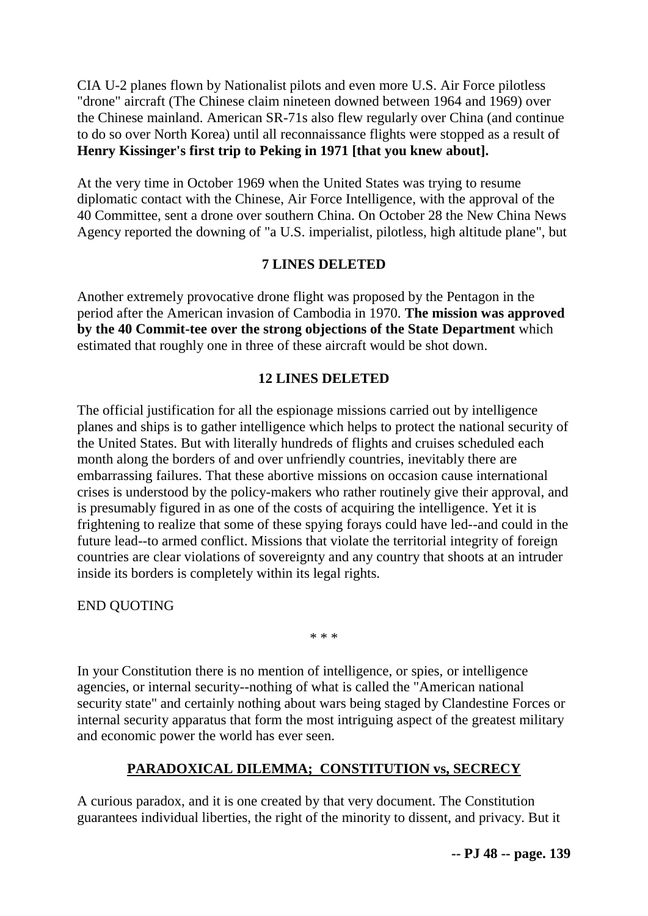CIA U-2 planes flown by Nationalist pilots and even more U.S. Air Force pilotless "drone" aircraft (The Chinese claim nineteen downed between 1964 and 1969) over the Chinese mainland. American SR-71s also flew regularly over China (and continue to do so over North Korea) until all reconnaissance flights were stopped as a result of **Henry Kissinger's first trip to Peking in 1971 [that you knew about].**

At the very time in October 1969 when the United States was trying to resume diplomatic contact with the Chinese, Air Force Intelligence, with the approval of the 40 Committee, sent a drone over southern China. On October 28 the New China News Agency reported the downing of "a U.S. imperialist, pilotless, high altitude plane", but

**7 LINES DELETED**

Another extremely provocative drone flight was proposed by the Pentagon in the period after the American invasion of Cambodia in 1970. **The mission was approved by the 40 Commit-tee over the strong objections of the State Department** which estimated that roughly one in three of these aircraft would be shot down.

**12 LINES DELETED**

The official justification for all the espionage missions carried out by intelligence planes and ships is to gather intelligence which helps to protect the national security of the United States. But with literally hundreds of flights and cruises scheduled each month along the borders of and over unfriendly countries, inevitably there are embarrassing failures. That these abortive missions on occasion cause international crises is understood by the policy-makers who rather routinely give their approval, and is presumably figured in as one of the costs of acquiring the intelligence. Yet it is frightening to realize that some of these spying forays could have led--and could in the future lead--to armed conflict. Missions that violate the territorial integrity of foreign countries are clear violations of sovereignty and any country that shoots at an intruder inside its borders is completely within its legal rights.

END QUOTING

* * *

In your Constitution there is no mention of intelligence, or spies, or intelligence agencies, or internal security--nothing of what is called the "American national security state" and certainly nothing about wars being staged by Clandestine Forces or internal security apparatus that form the most intriguing aspect of the greatest military and economic power the world has ever seen.

## PARADOXICAL DILEMMA; CONSTITUTION vs, SECRECY

A curious paradox, and it is one created by that very document. The Constitution guarantees individual liberties, the right of the minority to dissent, and privacy. But it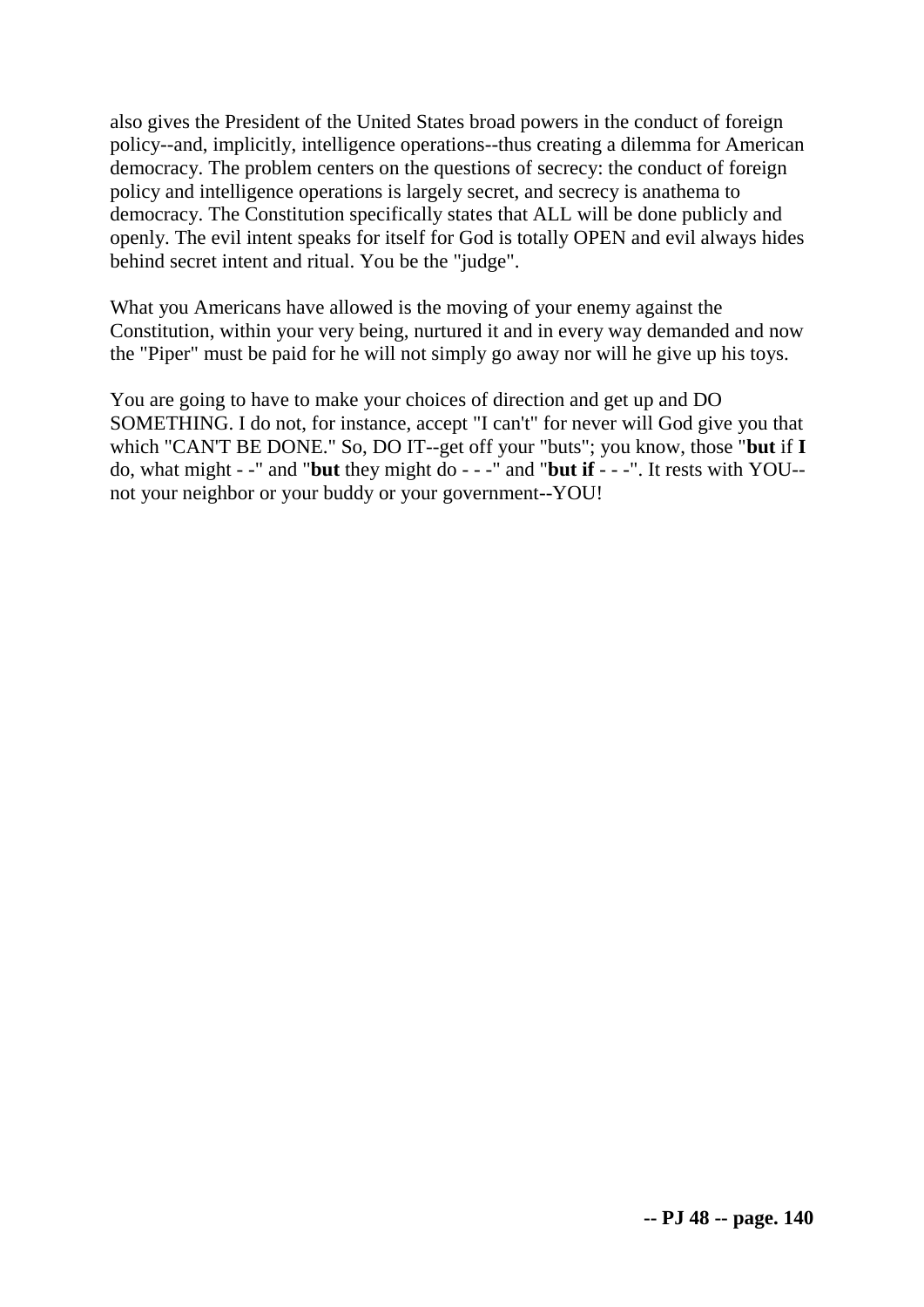also gives the President of the United States broad powers in the conduct of foreign policy--and, implicitly, intelligence operations--thus creating a dilemma for American democracy. The problem centers on the questions of secrecy: the conduct of foreign policy and intelligence operations is largely secret, and secrecy is anathema to democracy. The Constitution specifically states that ALL will be done publicly and openly. The evil intent speaks for itself for God is totally OPEN and evil always hides behind secret intent and ritual. You be the "judge".

What you Americans have allowed is the moving of your enemy against the Constitution, within your very being, nurtured it and in every way demanded and now the "Piper" must be paid for he will not simply go away nor will he give up his toys.

You are going to have to make your choices of direction and get up and DO SOMETHING. I do not, for instance, accept "I can't" for never will God give you that which "CAN'T BE DONE." So, DO IT--get off your "buts"; you know, those "**but** if **I** do, what might - -" and "**but** they might do - - -" and "**but if** - - -". It rests with YOU--not your neighbor or your buddy or your government--YOU!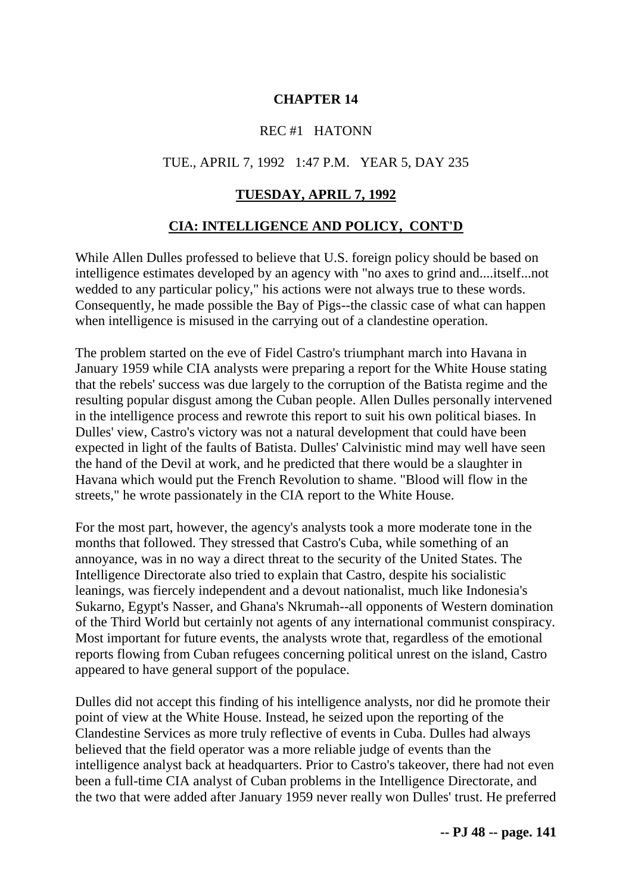# CHAPTER 14

REC #1 HATONN

TUE., APRIL 7, 1992 1:47 P.M. YEAR 5, DAY 235

## TUESDAY, APRIL 7, 1992

## CIA: INTELLIGENCE AND POLICY, CONT'D

While Allen Dulles professed to believe that U.S. foreign policy should be based on intelligence estimates developed by an agency with "no axes to grind and....itself...not wedded to any particular policy," his actions were not always true to these words. Consequently, he made possible the Bay of Pigs--the classic case of what can happen when intelligence is misused in the carrying out of a clandestine operation.

The problem started on the eve of Fidel Castro's triumphant march into Havana in January 1959 while CIA analysts were preparing a report for the White House stating that the rebels' success was due largely to the corruption of the Batista regime and the resulting popular disgust among the Cuban people. Allen Dulles personally intervened in the intelligence process and rewrote this report to suit his own political biases. In Dulles' view, Castro's victory was not a natural development that could have been expected in light of the faults of Batista. Dulles' Calvinistic mind may well have seen the hand of the Devil at work, and he predicted that there would be a slaughter in Havana which would put the French Revolution to shame. "Blood will flow in the streets," he wrote passionately in the CIA report to the White House.

For the most part, however, the agency's analysts took a more moderate tone in the months that followed. They stressed that Castro's Cuba, while something of an annoyance, was in no way a direct threat to the security of the United States. The Intelligence Directorate also tried to explain that Castro, despite his socialistic leanings, was fiercely independent and a devout nationalist, much like Indonesia's Sukarno, Egypt's Nasser, and Ghana's Nkrumah--all opponents of Western domination of the Third World but certainly not agents of any international communist conspiracy. Most important for future events, the analysts wrote that, regardless of the emotional reports flowing from Cuban refugees concerning political unrest on the island, Castro appeared to have general support of the populace.

Dulles did not accept this finding of his intelligence analysts, nor did he promote their point of view at the White House. Instead, he seized upon the reporting of the Clandestine Services as more truly reflective of events in Cuba. Dulles had always believed that the field operator was a more reliable judge of events than the intelligence analyst back at headquarters. Prior to Castro's takeover, there had not even been a full-time CIA analyst of Cuban problems in the Intelligence Directorate, and the two that were added after January 1959 never really won Dulles' trust. He preferred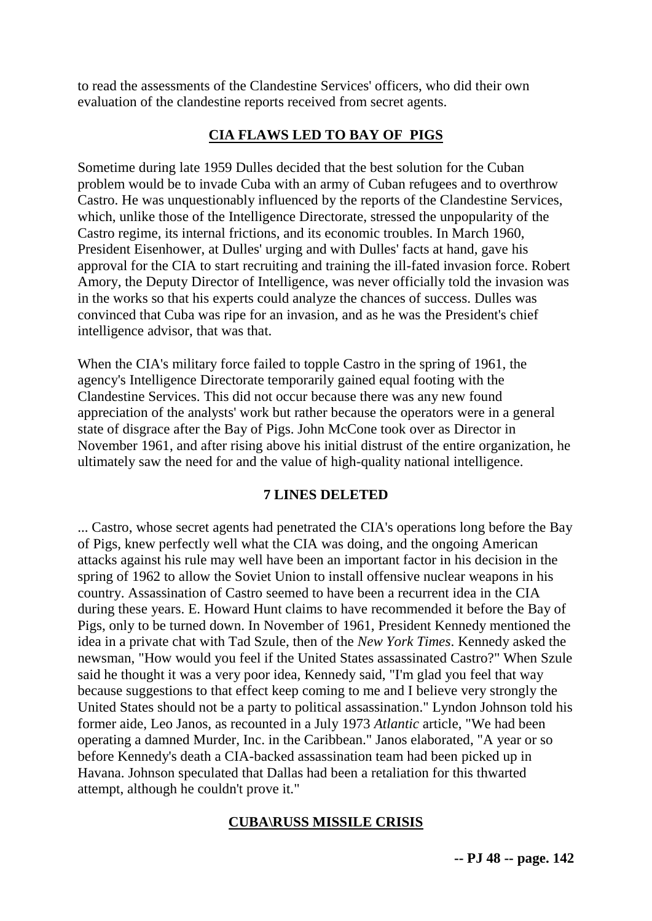to read the assessments of the Clandestine Services' officers, who did their own evaluation of the clandestine reports received from secret agents.

## CIA FLAWS LED TO BAY OF PIGS

Sometime during late 1959 Dulles decided that the best solution for the Cuban problem would be to invade Cuba with an army of Cuban refugees and to overthrow Castro. He was unquestionably influenced by the reports of the Clandestine Services, which, unlike those of the Intelligence Directorate, stressed the unpopularity of the Castro regime, its internal frictions, and its economic troubles. In March 1960, President Eisenhower, at Dulles' urging and with Dulles' facts at hand, gave his approval for the CIA to start recruiting and training the ill-fated invasion force. Robert Amory, the Deputy Director of Intelligence, was never officially told the invasion was in the works so that his experts could analyze the chances of success. Dulles was convinced that Cuba was ripe for an invasion, and as he was the President's chief intelligence advisor, that was that.

When the CIA's military force failed to topple Castro in the spring of 1961, the agency's Intelligence Directorate temporarily gained equal footing with the Clandestine Services. This did not occur because there was any new found appreciation of the analysts' work but rather because the operators were in a general state of disgrace after the Bay of Pigs. John McCone took over as Director in November 1961, and after rising above his initial distrust of the entire organization, he ultimately saw the need for and the value of high-quality national intelligence.

**7 LINES DELETED**

... Castro, whose secret agents had penetrated the CIA's operations long before the Bay of Pigs, knew perfectly well what the CIA was doing, and the ongoing American attacks against his rule may well have been an important factor in his decision in the spring of 1962 to allow the Soviet Union to install offensive nuclear weapons in his country. Assassination of Castro seemed to have been a recurrent idea in the CIA during these years. E. Howard Hunt claims to have recommended it before the Bay of Pigs, only to be turned down. In November of 1961, President Kennedy mentioned the idea in a private chat with Tad Szulc, then of the *New York Times*. Kennedy asked the newsman, "How would you feel if the United States assassinated Castro?" When Szulc said he thought it was a very poor idea, Kennedy said, "I'm glad you feel that way because suggestions to that effect keep coming to me and I believe very strongly the United States should not be a party to political assassination." Lyndon Johnson told his former aide, Leo Janos, as recounted in a July 1973 *Atlantic* article, "We had been operating a damned Murder, Inc. in the Caribbean." Janos elaborated, "A year or so before Kennedy's death a CIA-backed assassination team had been picked up in Havana. Johnson speculated that Dallas had been a retaliation for this thwarted attempt, although he couldn't prove it."

## CUBA\RUSS MISSILE CRISIS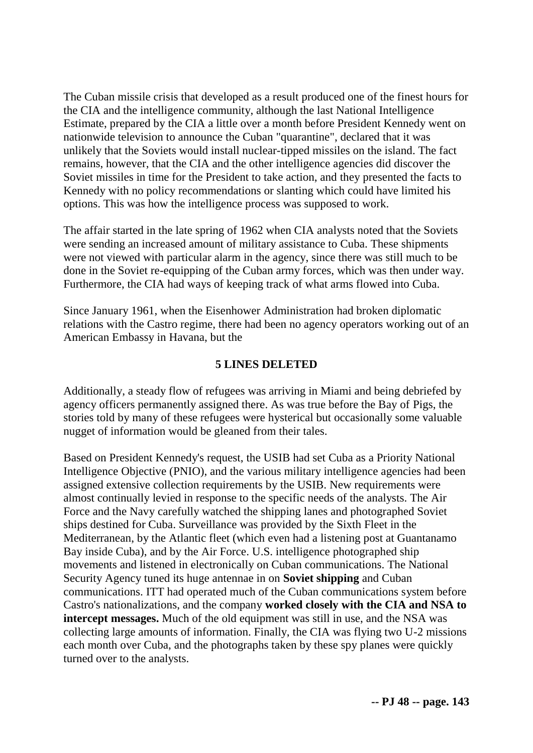The Cuban missile crisis that developed as a result produced one of the finest hours for the CIA and the intelligence community, although the last National Intelligence Estimate, prepared by the CIA a little over a month before President Kennedy went on nationwide television to announce the Cuban "quarantine", declared that it was unlikely that the Soviets would install nuclear-tipped missiles on the island. The fact remains, however, that the CIA and the other intelligence agencies did discover the Soviet missiles in time for the President to take action, and they presented the facts to Kennedy with no policy recommendations or slanting which could have limited his options. This was how the intelligence process was supposed to work.

The affair started in the late spring of 1962 when CIA analysts noted that the Soviets were sending an increased amount of military assistance to Cuba. These shipments were not viewed with particular alarm in the agency, since there was still much to be done in the Soviet re-equipping of the Cuban army forces, which was then under way. Furthermore, the CIA had ways of keeping track of what arms flowed into Cuba.

Since January 1961, when the Eisenhower Administration had broken diplomatic relations with the Castro regime, there had been no agency operators working out of an American Embassy in Havana, but the

**5 LINES DELETED**

Additionally, a steady flow of refugees was arriving in Miami and being debriefed by agency officers permanently assigned there. As was true before the Bay of Pigs, the stories told by many of these refugees were hysterical but occasionally some valuable nugget of information would be gleaned from their tales.

Based on President Kennedy's request, the USIB had set Cuba as a Priority National Intelligence Objective (PNIO), and the various military intelligence agencies had been assigned extensive collection requirements by the USIB. New requirements were almost continually levied in response to the specific needs of the analysts. The Air Force and the Navy carefully watched the shipping lanes and photographed Soviet ships destined for Cuba. Surveillance was provided by the Sixth Fleet in the Mediterranean, by the Atlantic fleet (which even had a listening post at Guantanamo Bay inside Cuba), and by the Air Force. U.S. intelligence photographed ship movements and listened in electronically on Cuban communications. The National Security Agency tuned its huge antennae in on **Soviet shipping** and Cuban communications. ITT had operated much of the Cuban communications system before Castro's nationalizations, and the company **worked closely with the CIA and NSA to intercept messages.** Much of the old equipment was still in use, and the NSA was collecting large amounts of information. Finally, the CIA was flying two U-2 missions each month over Cuba, and the photographs taken by these spy planes were quickly turned over to the analysts.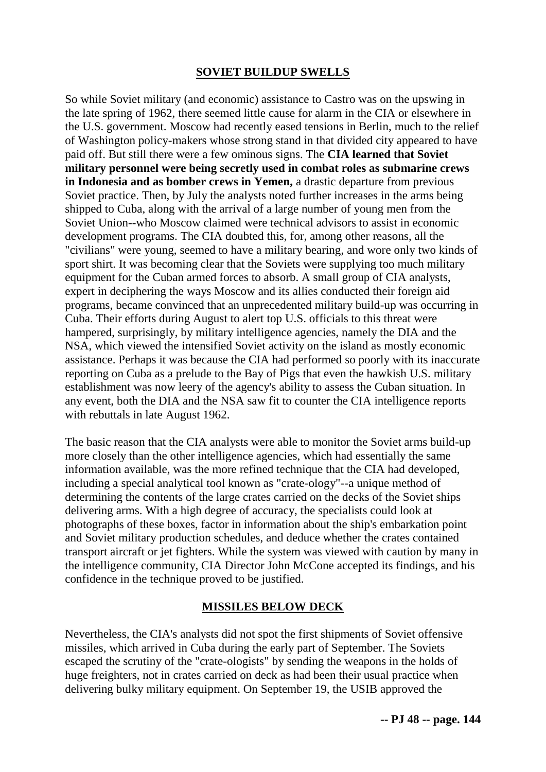## SOVIET BUILDUP SWELLS

So while Soviet military (and economic) assistance to Castro was on the upswing in the late spring of 1962, there seemed little cause for alarm in the CIA or elsewhere in the U.S. government. Moscow had recently eased tensions in Berlin, much to the relief of Washington policy-makers whose strong stand in that divided city appeared to have paid off. But still there were a few ominous signs. The **CIA learned that Soviet military personnel were being secretly used in combat roles as submarine crews in Indonesia and as bomber crews in Yemen,** a drastic departure from previous Soviet practice. Then, by July the analysts noted further increases in the arms being shipped to Cuba, along with the arrival of a large number of young men from the Soviet Union--who Moscow claimed were technical advisors to assist in economic development programs. The CIA doubted this, for, among other reasons, all the "civilians" were young, seemed to have a military bearing, and wore only two kinds of sport shirt. It was becoming clear that the Soviets were supplying too much military equipment for the Cuban armed forces to absorb. A small group of CIA analysts, expert in deciphering the ways Moscow and its allies conducted their foreign aid programs, became convinced that an unprecedented military build-up was occurring in Cuba. Their efforts during August to alert top U.S. officials to this threat were hampered, surprisingly, by military intelligence agencies, namely the DIA and the NSA, which viewed the intensified Soviet activity on the island as mostly economic assistance. Perhaps it was because the CIA had performed so poorly with its inaccurate reporting on Cuba as a prelude to the Bay of Pigs that even the hawkish U.S. military establishment was now leery of the agency's ability to assess the Cuban situation. In any event, both the DIA and the NSA saw fit to counter the CIA intelligence reports with rebuttals in late August 1962.

The basic reason that the CIA analysts were able to monitor the Soviet arms build-up more closely than the other intelligence agencies, which had essentially the same information available, was the more refined technique that the CIA had developed, including a special analytical tool known as "crate-ology"--a unique method of determining the contents of the large crates carried on the decks of the Soviet ships delivering arms. With a high degree of accuracy, the specialists could look at photographs of these boxes, factor in information about the ship's embarkation point and Soviet military production schedules, and deduce whether the crates contained transport aircraft or jet fighters. While the system was viewed with caution by many in the intelligence community, CIA Director John McCone accepted its findings, and his confidence in the technique proved to be justified.

## MISSILES BELOW DECK

Nevertheless, the CIA's analysts did not spot the first shipments of Soviet offensive missiles, which arrived in Cuba during the early part of September. The Soviets escaped the scrutiny of the "crate-ologists" by sending the weapons in the holds of huge freighters, not in crates carried on deck as had been their usual practice when delivering bulky military equipment. On September 19, the USIB approved the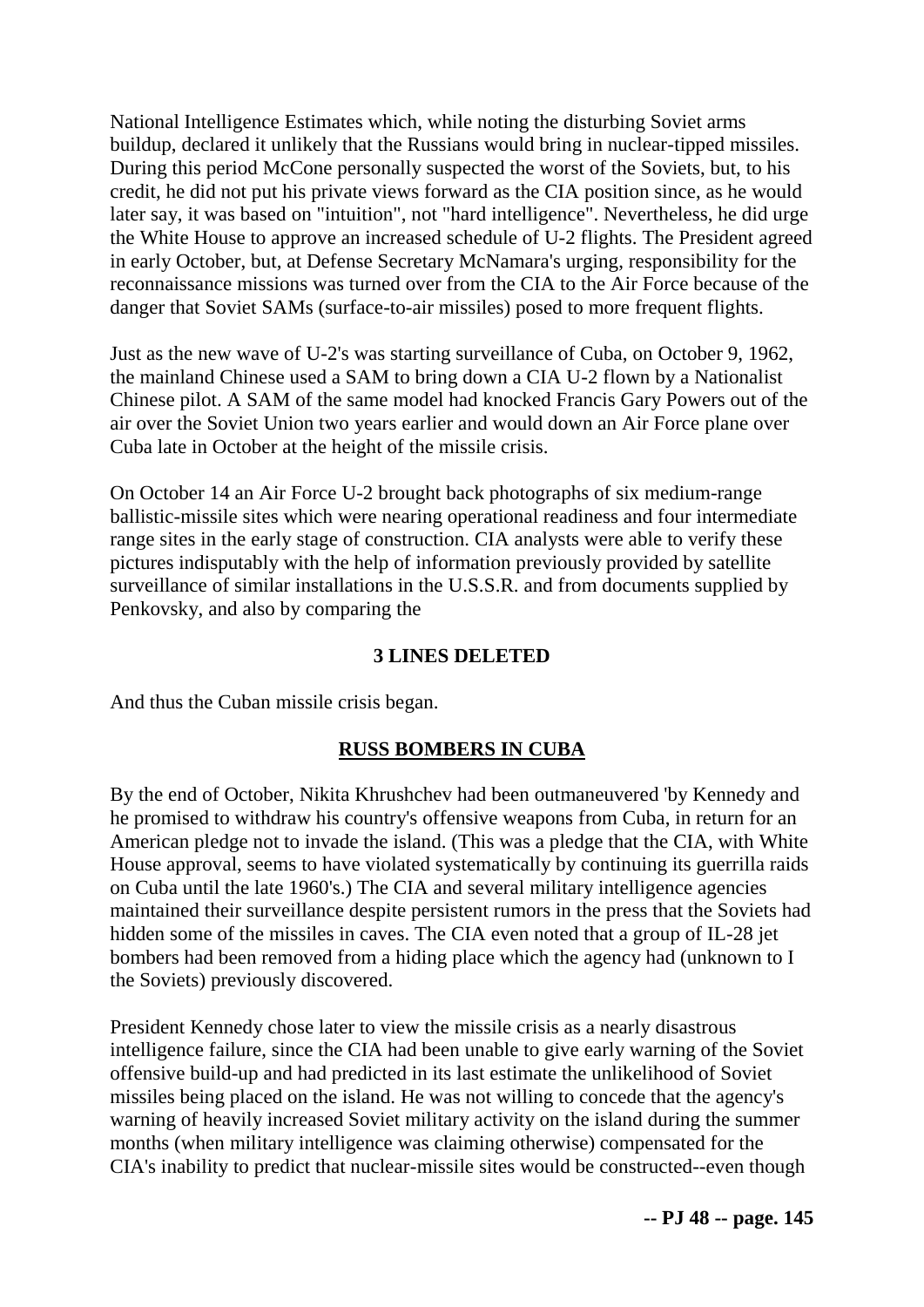National Intelligence Estimates which, while noting the disturbing Soviet arms buildup, declared it unlikely that the Russians would bring in nuclear-tipped missiles. During this period McCone personally suspected the worst of the Soviets, but, to his credit, he did not put his private views forward as the CIA position since, as he would later say, it was based on "intuition", not "hard intelligence". Nevertheless, he did urge the White House to approve an increased schedule of U-2 flights. The President agreed in early October, but, at Defense Secretary McNamara's urging, responsibility for the reconnaissance missions was turned over from the CIA to the Air Force because of the danger that Soviet SAMs (surface-to-air missiles) posed to more frequent flights.

Just as the new wave of U-2's was starting surveillance of Cuba, on October 9, 1962, the mainland Chinese used a SAM to bring down a CIA U-2 flown by a Nationalist Chinese pilot. A SAM of the same model had knocked Francis Gary Powers out of the air over the Soviet Union two years earlier and would down an Air Force plane over Cuba late in October at the height of the missile crisis.

On October 14 an Air Force U-2 brought back photographs of six medium-range ballistic-missile sites which were nearing operational readiness and four intermediate range sites in the early stage of construction. CIA analysts were able to verify these pictures indisputably with the help of information previously provided by satellite surveillance of similar installations in the U.S.S.R. and from documents supplied by Penkovsky, and also by comparing the

**3 LINES DELETED**

And thus the Cuban missile crisis began.

## RUSS BOMBERS IN CUBA

By the end of October, Nikita Khrushchev had been outmaneuvered 'by Kennedy and he promised to withdraw his country's offensive weapons from Cuba, in return for an American pledge not to invade the island. (This was a pledge that the CIA, with White House approval, seems to have violated systematically by continuing its guerrilla raids on Cuba until the late 1960's.) The CIA and several military intelligence agencies maintained their surveillance despite persistent rumors in the press that the Soviets had hidden some of the missiles in caves. The CIA even noted that a group of IL-28 jet bombers had been removed from a hiding place which the agency had (unknown to I the Soviets) previously discovered.

President Kennedy chose later to view the missile crisis as a nearly disastrous intelligence failure, since the CIA had been unable to give early warning of the Soviet offensive build-up and had predicted in its last estimate the unlikelihood of Soviet missiles being placed on the island. He was not willing to concede that the agency's warning of heavily increased Soviet military activity on the island during the summer months (when military intelligence was claiming otherwise) compensated for the CIA's inability to predict that nuclear-missile sites would be constructed--even though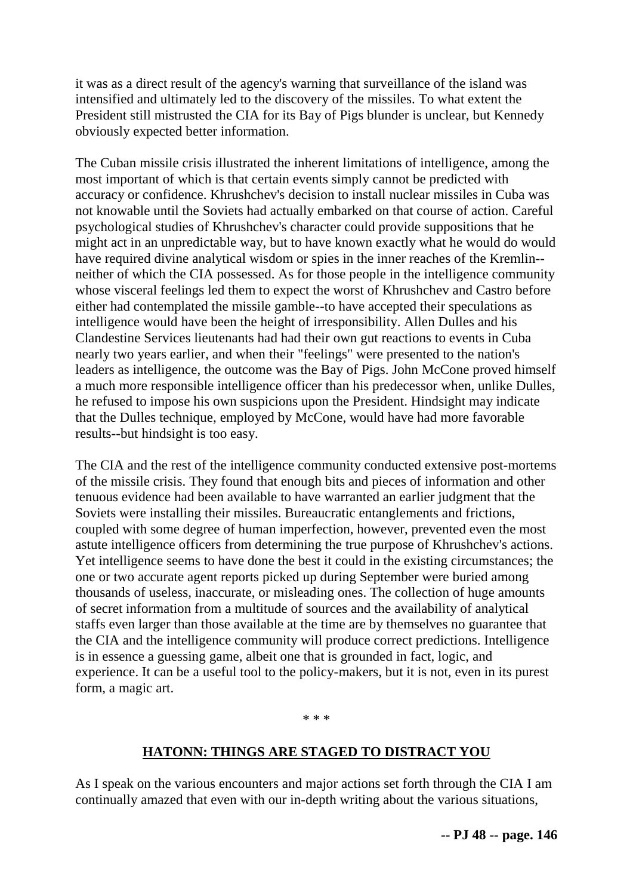it was as a direct result of the agency's warning that surveillance of the island was intensified and ultimately led to the discovery of the missiles. To what extent the President still mistrusted the CIA for its Bay of Pigs blunder is unclear, but Kennedy obviously expected better information.

The Cuban missile crisis illustrated the inherent limitations of intelligence, among the most important of which is that certain events simply cannot be predicted with accuracy or confidence. Khrushchev's decision to install nuclear missiles in Cuba was not knowable until the Soviets had actually embarked on that course of action. Careful psychological studies of Khrushchev's character could provide suppositions that he might act in an unpredictable way, but to have known exactly what he would do would have required divine analytical wisdom or spies in the inner reaches of the Kremlin--neither of which the CIA possessed. As for those people in the intelligence community whose visceral feelings led them to expect the worst of Khrushchev and Castro before either had contemplated the missile gamble--to have accepted their speculations as intelligence would have been the height of irresponsibility. Allen Dulles and his Clandestine Services lieutenants had had their own gut reactions to events in Cuba nearly two years earlier, and when their "feelings" were presented to the nation's leaders as intelligence, the outcome was the Bay of Pigs. John McCone proved himself a much more responsible intelligence officer than his predecessor when, unlike Dulles, he refused to impose his own suspicions upon the President. Hindsight may indicate that the Dulles technique, employed by McCone, would have had more favorable results--but hindsight is too easy.

The CIA and the rest of the intelligence community conducted extensive post-mortems of the missile crisis. They found that enough bits and pieces of information and other tenuous evidence had been available to have warranted an earlier judgment that the Soviets were installing their missiles. Bureaucratic entanglements and frictions, coupled with some degree of human imperfection, however, prevented even the most astute intelligence officers from determining the true purpose of Khrushchev's actions. Yet intelligence seems to have done the best it could in the existing circumstances; the one or two accurate agent reports picked up during September were buried among thousands of useless, inaccurate, or misleading ones. The collection of huge amounts of secret information from a multitude of sources and the availability of analytical staffs even larger than those available at the time are by themselves no guarantee that the CIA and the intelligence community will produce correct predictions. Intelligence is in essence a guessing game, albeit one that is grounded in fact, logic, and experience. It can be a useful tool to the policy-makers, but it is not, even in its purest form, a magic art.

\* \* \*

## HATONN: THINGS ARE STAGED TO DISTRACT YOU

As I speak on the various encounters and major actions set forth through the CIA I am continually amazed that even with our in-depth writing about the various situations,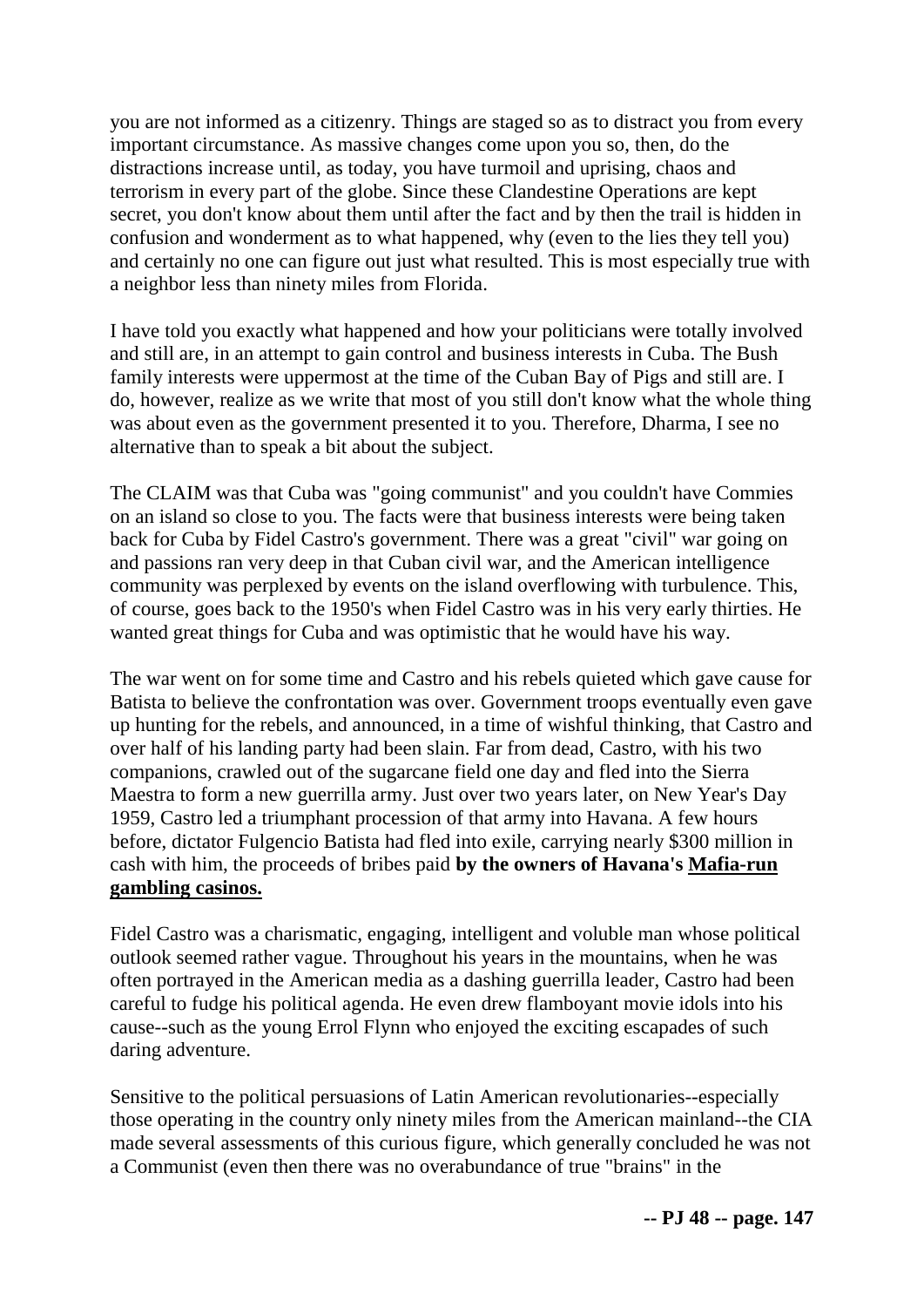you are not informed as a citizenry. Things are staged so as to distract you from every important circumstance. As massive changes come upon you so, then, do the distractions increase until, as today, you have turmoil and uprising, chaos and terrorism in every part of the globe. Since these Clandestine Operations are kept secret, you don't know about them until after the fact and by then the trail is hidden in confusion and wonderment as to what happened, why (even to the lies they tell you) and certainly no one can figure out just what resulted. This is most especially true with a neighbor less than ninety miles from Florida.

I have told you exactly what happened and how your politicians were totally involved and still are, in an attempt to gain control and business interests in Cuba. The Bush family interests were uppermost at the time of the Cuban Bay of Pigs and still are. I do, however, realize as we write that most of you still don't know what the whole thing was about even as the government presented it to you. Therefore, Dharma, I see no alternative than to speak a bit about the subject.

The CLAIM was that Cuba was "going communist" and you couldn't have Commies on an island so close to you. The facts were that business interests were being taken back for Cuba by Fidel Castro's government. There was a great "civil" war going on and passions ran very deep in that Cuban civil war, and the American intelligence community was perplexed by events on the island overflowing with turbulence. This, of course, goes back to the 1950's when Fidel Castro was in his very early thirties. He wanted great things for Cuba and was optimistic that he would have his way.

The war went on for some time and Castro and his rebels quieted which gave cause for Batista to believe the confrontation was over. Government troops eventually even gave up hunting for the rebels, and announced, in a time of wishful thinking, that Castro and over half of his landing party had been slain. Far from dead, Castro, with his two companions, crawled out of the sugarcane field one day and fled into the Sierra Maestra to form a new guerrilla army. Just over two years later, on New Year's Day 1959, Castro led a triumphant procession of that army into Havana. A few hours before, dictator Fulgencio Batista had fled into exile, carrying nearly $300 million in cash with him, the proceeds of bribes paid **by the owners of Havana's <u>Mafia-run gambling casinos.</u>**

Fidel Castro was a charismatic, engaging, intelligent and voluble man whose political outlook seemed rather vague. Throughout his years in the mountains, when he was often portrayed in the American media as a dashing guerrilla leader, Castro had been careful to fudge his political agenda. He even drew flamboyant movie idols into his cause--such as the young Errol Flynn who enjoyed the exciting escapades of such daring adventure.

Sensitive to the political persuasions of Latin American revolutionaries--especially those operating in the country only ninety miles from the American mainland--the CIA made several assessments of this curious figure, which generally concluded he was not a Communist (even then there was no overabundance of true "brains" in the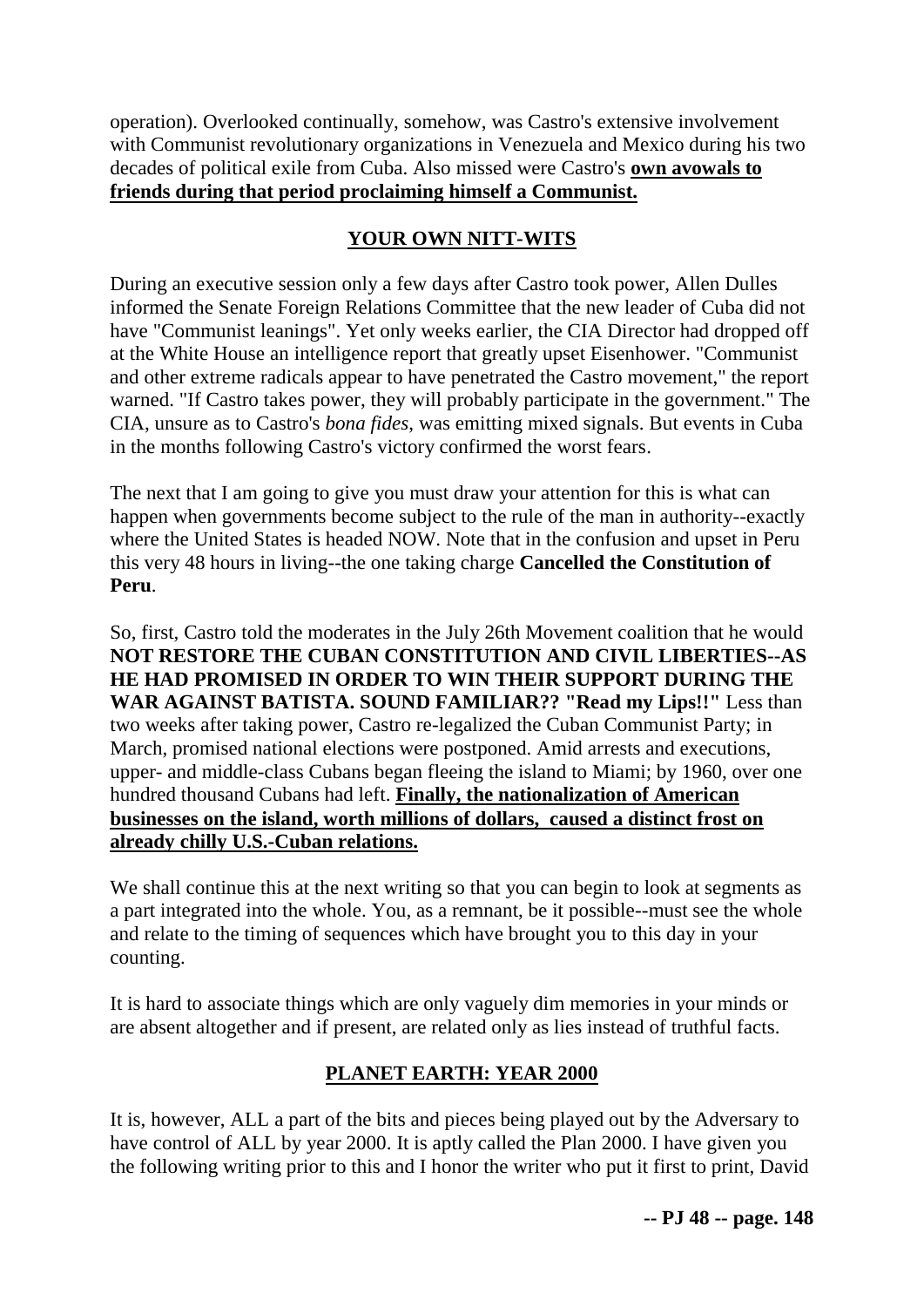operation). Overlooked continually, somehow, was Castro's extensive involvement with Communist revolutionary organizations in Venezuela and Mexico during his two decades of political exile from Cuba. Also missed were Castro's **own avowals to friends during that period proclaiming himself a Communist.**

## YOUR OWN NITT-WITS

During an executive session only a few days after Castro took power, Allen Dulles informed the Senate Foreign Relations Committee that the new leader of Cuba did not have "Communist leanings". Yet only weeks earlier, the CIA Director had dropped off at the White House an intelligence report that greatly upset Eisenhower. "Communist and other extreme radicals appear to have penetrated the Castro movement," the report warned. "If Castro takes power, they will probably participate in the government." The CIA, unsure as to Castro's *bona fides*, was emitting mixed signals. But events in Cuba in the months following Castro's victory confirmed the worst fears.

The next that I am going to give you must draw your attention for this is what can happen when governments become subject to the rule of the man in authority--exactly where the United States is headed NOW. Note that in the confusion and upset in Peru this very 48 hours in living--the one taking charge **Cancelled the Constitution of Peru**.

So, first, Castro told the moderates in the July 26th Movement coalition that he would **NOT RESTORE THE CUBAN CONSTITUTION AND CIVIL LIBERTIES--AS HE HAD PROMISED IN ORDER TO WIN THEIR SUPPORT DURING THE WAR AGAINST BATISTA. SOUND FAMILIAR?? "Read my Lips!!"** Less than two weeks after taking power, Castro re-legalized the Cuban Communist Party; in March, promised national elections were postponed. Amid arrests and executions, upper- and middle-class Cubans began fleeing the island to Miami; by 1960, over one hundred thousand Cubans had left. **Finally, the nationalization of American businesses on the island, worth millions of dollars, caused a distinct frost on already chilly U.S.-Cuban relations.**

We shall continue this at the next writing so that you can begin to look at segments as a part integrated into the whole. You, as a remnant, be it possible--must see the whole and relate to the timing of sequences which have brought you to this day in your counting.

It is hard to associate things which are only vaguely dim memories in your minds or are absent altogether and if present, are related only as lies instead of truthful facts.

## PLANET EARTH: YEAR 2000

It is, however, ALL a part of the bits and pieces being played out by the Adversary to have control of ALL by year 2000. It is aptly called the Plan 2000. I have given you the following writing prior to this and I honor the writer who put it first to print, David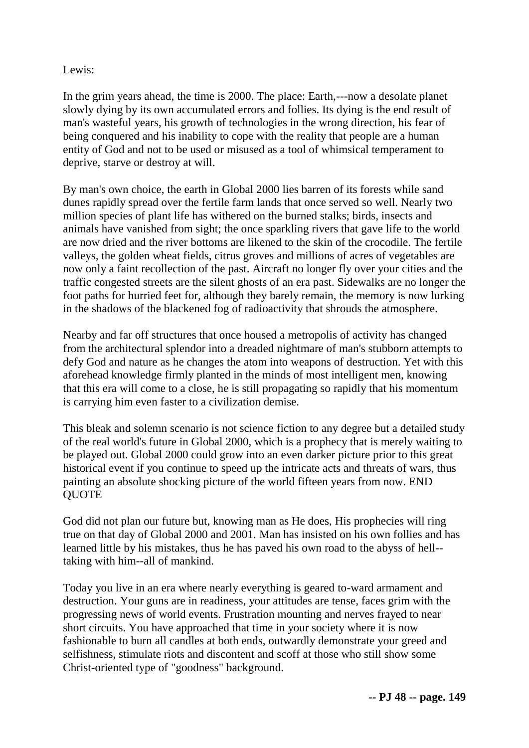Lewis:

In the grim years ahead, the time is 2000. The place: Earth,---now a desolate planet slowly dying by its own accumulated errors and follies. Its dying is the end result of man's wasteful years, his growth of technologies in the wrong direction, his fear of being conquered and his inability to cope with the reality that people are a human entity of God and not to be used or misused as a tool of whimsical temperament to deprive, starve or destroy at will.

By man's own choice, the earth in Global 2000 lies barren of its forests while sand dunes rapidly spread over the fertile farm lands that once served so well. Nearly two million species of plant life has withered on the burned stalks; birds, insects and animals have vanished from sight; the once sparkling rivers that gave life to the world are now dried and the river bottoms are likened to the skin of the crocodile. The fertile valleys, the golden wheat fields, citrus groves and millions of acres of vegetables are now only a faint recollection of the past. Aircraft no longer fly over your cities and the traffic congested streets are the silent ghosts of an era past. Sidewalks are no longer the foot paths for hurried feet for, although they barely remain, the memory is now lurking in the shadows of the blackened fog of radioactivity that shrouds the atmosphere.

Nearby and far off structures that once housed a metropolis of activity has changed from the architectural splendor into a dreaded nightmare of man's stubborn attempts to defy God and nature as he changes the atom into weapons of destruction. Yet with this aforehead knowledge firmly planted in the minds of most intelligent men, knowing that this era will come to a close, he is still propagating so rapidly that his momentum is carrying him even faster to a civilization demise.

This bleak and solemn scenario is not science fiction to any degree but a detailed study of the real world's future in Global 2000, which is a prophecy that is merely waiting to be played out. Global 2000 could grow into an even darker picture prior to this great historical event if you continue to speed up the intricate acts and threats of wars, thus painting an absolute shocking picture of the world fifteen years from now. END QUOTE

God did not plan our future but, knowing man as He does, His prophecies will ring true on that day of Global 2000 and 2001. Man has insisted on his own follies and has learned little by his mistakes, thus he has paved his own road to the abyss of hell--taking with him--all of mankind.

Today you live in an era where nearly everything is geared to-ward armament and destruction. Your guns are in readiness, your attitudes are tense, faces grim with the progressing news of world events. Frustration mounting and nerves frayed to near short circuits. You have approached that time in your society where it is now fashionable to burn all candles at both ends, outwardly demonstrate your greed and selfishness, stimulate riots and discontent and scoff at those who still show some Christ-oriented type of "goodness" background.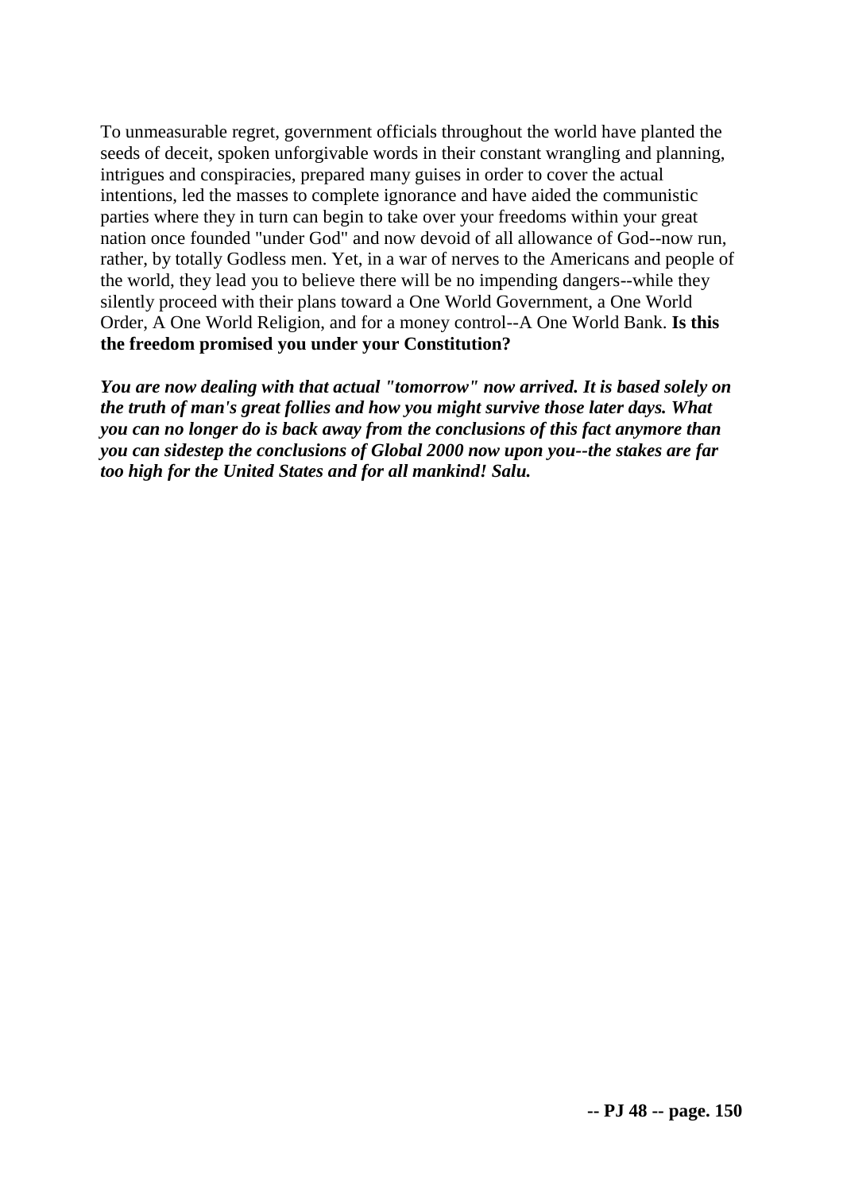To unmeasurable regret, government officials throughout the world have planted the seeds of deceit, spoken unforgivable words in their constant wrangling and planning, intrigues and conspiracies, prepared many guises in order to cover the actual intentions, led the masses to complete ignorance and have aided the communistic parties where they in turn can begin to take over your freedoms within your great nation once founded "under God" and now devoid of all allowance of God--now run, rather, by totally Godless men. Yet, in a war of nerves to the Americans and people of the world, they lead you to believe there will be no impending dangers--while they silently proceed with their plans toward a One World Government, a One World Order, A One World Religion, and for a money control--A One World Bank. **Is this the freedom promised you under your Constitution?**

***You are now dealing with that actual "tomorrow" now arrived. It is based solely on the truth of man's great follies and how you might survive those later days. What you can no longer do is back away from the conclusions of this fact anymore than you can sidestep the conclusions of Global 2000 now upon you--the stakes are far too high for the United States and for all mankind! Salu.***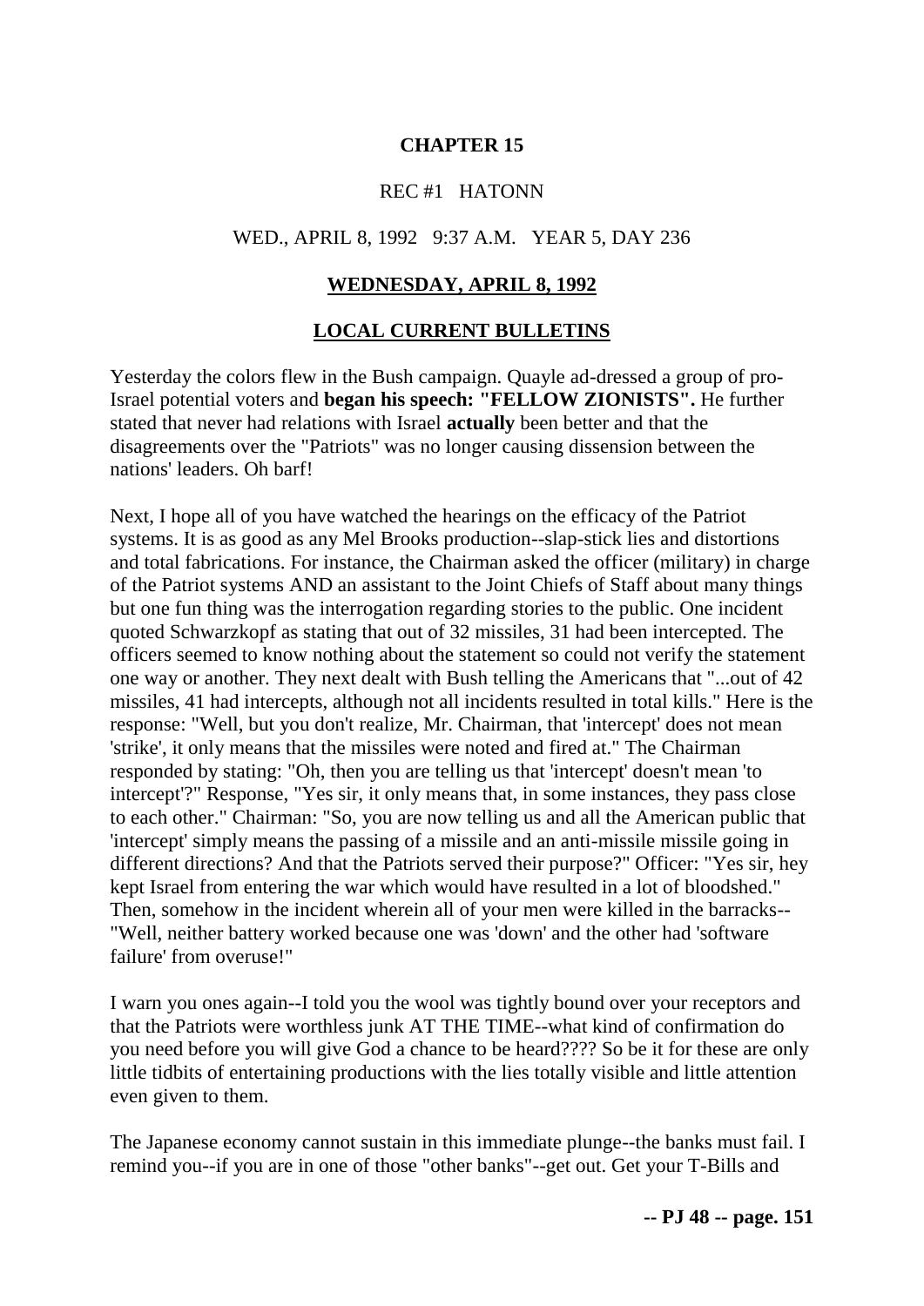**CHAPTER 15**

REC #1 HATONN

WED., APRIL 8, 1992 9:37 A.M. YEAR 5, DAY 236

**WEDNESDAY, APRIL 8, 1992**

**LOCAL CURRENT BULLETINS**

Yesterday the colors flew in the Bush campaign. Quayle ad-dressed a group of pro-Israel potential voters and **began his speech: "FELLOW ZIONISTS".** He further stated that never had relations with Israel **actually** been better and that the disagreements over the "Patriots" was no longer causing dissension between the nations' leaders. Oh barf!

Next, I hope all of you have watched the hearings on the efficacy of the Patriot systems. It is as good as any Mel Brooks production--slap-stick lies and distortions and total fabrications. For instance, the Chairman asked the officer (military) in charge of the Patriot systems AND an assistant to the Joint Chiefs of Staff about many things but one fun thing was the interrogation regarding stories to the public. One incident quoted Schwarzkopf as stating that out of 32 missiles, 31 had been intercepted. The officers seemed to know nothing about the statement so could not verify the statement one way or another. They next dealt with Bush telling the Americans that "...out of 42 missiles, 41 had intercepts, although not all incidents resulted in total kills." Here is the response: "Well, but you don't realize, Mr. Chairman, that 'intercept' does not mean 'strike', it only means that the missiles were noted and fired at." The Chairman responded by stating: "Oh, then you are telling us that 'intercept' doesn't mean 'to intercept'?" Response, "Yes sir, it only means that, in some instances, they pass close to each other." Chairman: "So, you are now telling us and all the American public that 'intercept' simply means the passing of a missile and an anti-missile missile going in different directions? And that the Patriots served their purpose?" Officer: "Yes sir, hey kept Israel from entering the war which would have resulted in a lot of bloodshed." Then, somehow in the incident wherein all of your men were killed in the barracks--"Well, neither battery worked because one was 'down' and the other had 'software failure' from overuse!"

I warn you ones again--I told you the wool was tightly bound over your receptors and that the Patriots were worthless junk AT THE TIME--what kind of confirmation do you need before you will give God a chance to be heard???? So be it for these are only little tidbits of entertaining productions with the lies totally visible and little attention even given to them.

The Japanese economy cannot sustain in this immediate plunge--the banks must fail. I remind you--if you are in one of those "other banks"--get out. Get your T-Bills and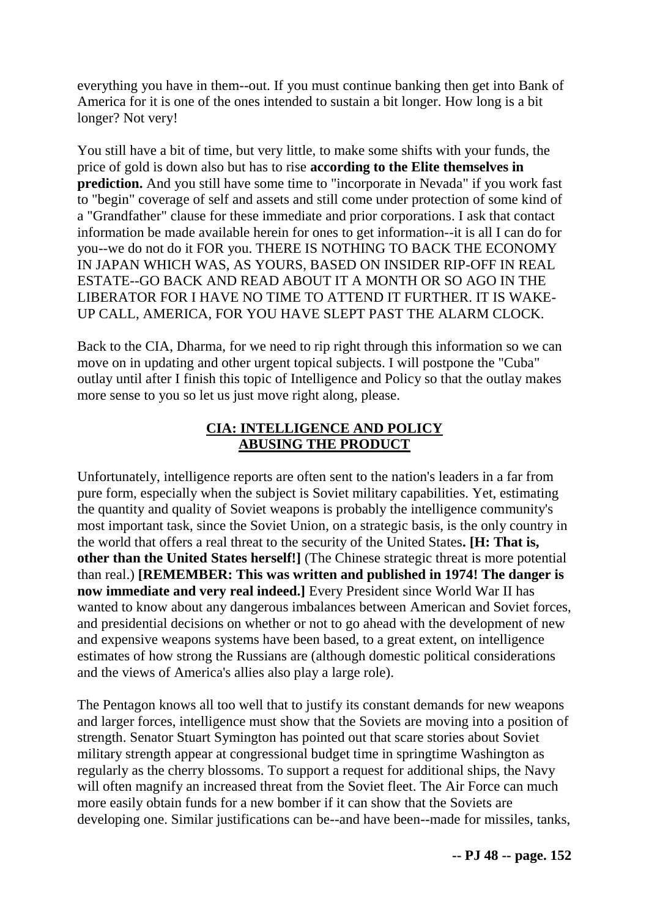everything you have in them--out. If you must continue banking then get into Bank of America for it is one of the ones intended to sustain a bit longer. How long is a bit longer? Not very!

You still have a bit of time, but very little, to make some shifts with your funds, the price of gold is down also but has to rise **according to the Elite themselves in prediction.** And you still have some time to "incorporate in Nevada" if you work fast to "begin" coverage of self and assets and still come under protection of some kind of a "Grandfather" clause for these immediate and prior corporations. I ask that contact information be made available herein for ones to get information--it is all I can do for you--we do not do it FOR you. THERE IS NOTHING TO BACK THE ECONOMY IN JAPAN WHICH WAS, AS YOURS, BASED ON INSIDER RIP-OFF IN REAL ESTATE--GO BACK AND READ ABOUT IT A MONTH OR SO AGO IN THE LIBERATOR FOR I HAVE NO TIME TO ATTEND IT FURTHER. IT IS WAKE-UP CALL, AMERICA, FOR YOU HAVE SLEPT PAST THE ALARM CLOCK.

Back to the CIA, Dharma, for we need to rip right through this information so we can move on in updating and other urgent topical subjects. I will postpone the "Cuba" outlay until after I finish this topic of Intelligence and Policy so that the outlay makes more sense to you so let us just move right along, please.

## CIA: INTELLIGENCE AND POLICY
## ABUSING THE PRODUCT

Unfortunately, intelligence reports are often sent to the nation's leaders in a far from pure form, especially when the subject is Soviet military capabilities. Yet, estimating the quantity and quality of Soviet weapons is probably the intelligence community's most important task, since the Soviet Union, on a strategic basis, is the only country in the world that offers a real threat to the security of the United States**. [H: That is, other than the United States herself!]** (The Chinese strategic threat is more potential than real.) **[REMEMBER: This was written and published in 1974! The danger is now immediate and very real indeed.]** Every President since World War II has wanted to know about any dangerous imbalances between American and Soviet forces, and presidential decisions on whether or not to go ahead with the development of new and expensive weapons systems have been based, to a great extent, on intelligence estimates of how strong the Russians are (although domestic political considerations and the views of America's allies also play a large role).

The Pentagon knows all too well that to justify its constant demands for new weapons and larger forces, intelligence must show that the Soviets are moving into a position of strength. Senator Stuart Symington has pointed out that scare stories about Soviet military strength appear at congressional budget time in springtime Washington as regularly as the cherry blossoms. To support a request for additional ships, the Navy will often magnify an increased threat from the Soviet fleet. The Air Force can much more easily obtain funds for a new bomber if it can show that the Soviets are developing one. Similar justifications can be--and have been--made for missiles, tanks,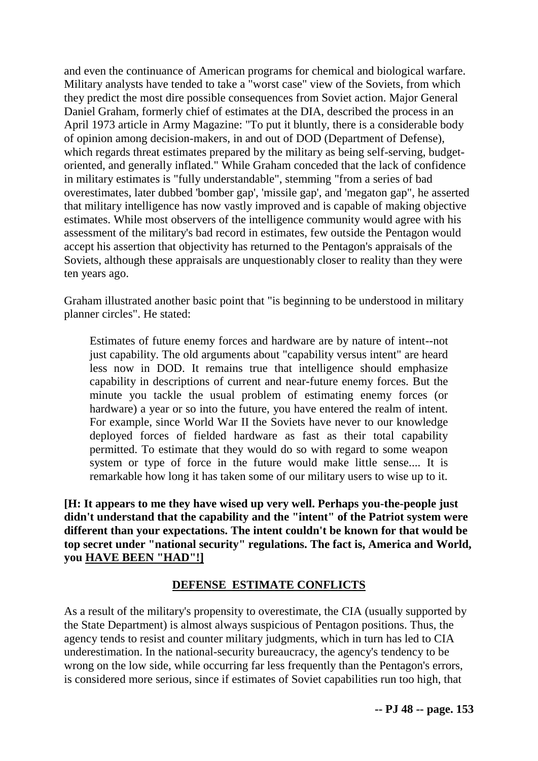and even the continuance of American programs for chemical and biological warfare. Military analysts have tended to take a "worst case" view of the Soviets, from which they predict the most dire possible consequences from Soviet action. Major General Daniel Graham, formerly chief of estimates at the DIA, described the process in an April 1973 article in Army Magazine: "To put it bluntly, there is a considerable body of opinion among decision-makers, in and out of DOD (Department of Defense), which regards threat estimates prepared by the military as being self-serving, budget-oriented, and generally inflated." While Graham conceded that the lack of confidence in military estimates is "fully understandable", stemming "from a series of bad overestimates, later dubbed 'bomber gap', 'missile gap', and 'megaton gap", he asserted that military intelligence has now vastly improved and is capable of making objective estimates. While most observers of the intelligence community would agree with his assessment of the military's bad record in estimates, few outside the Pentagon would accept his assertion that objectivity has returned to the Pentagon's appraisals of the Soviets, although these appraisals are unquestionably closer to reality than they were ten years ago.

Graham illustrated another basic point that "is beginning to be understood in military planner circles". He stated:

> Estimates of future enemy forces and hardware are by nature of intent--not just capability. The old arguments about "capability versus intent" are heard less now in DOD. It remains true that intelligence should emphasize capability in descriptions of current and near-future enemy forces. But the minute you tackle the usual problem of estimating enemy forces (or hardware) a year or so into the future, you have entered the realm of intent. For example, since World War II the Soviets have never to our knowledge deployed forces of fielded hardware as fast as their total capability permitted. To estimate that they would do so with regard to some weapon system or type of force in the future would make little sense.... It is remarkable how long it has taken some of our military users to wise up to it.

**[H: It appears to me they have wised up very well. Perhaps you-the-people just didn't understand that the capability and the "intent" of the Patriot system were different than your expectations. The intent couldn't be known for that would be top secret under "national security" regulations. The fact is, America and World, you <u>HAVE BEEN "HAD"!</u>]**

## <u>DEFENSE ESTIMATE CONFLICTS</u>

As a result of the military's propensity to overestimate, the CIA (usually supported by the State Department) is almost always suspicious of Pentagon positions. Thus, the agency tends to resist and counter military judgments, which in turn has led to CIA underestimation. In the national-security bureaucracy, the agency's tendency to be wrong on the low side, while occurring far less frequently than the Pentagon's errors, is considered more serious, since if estimates of Soviet capabilities run too high, that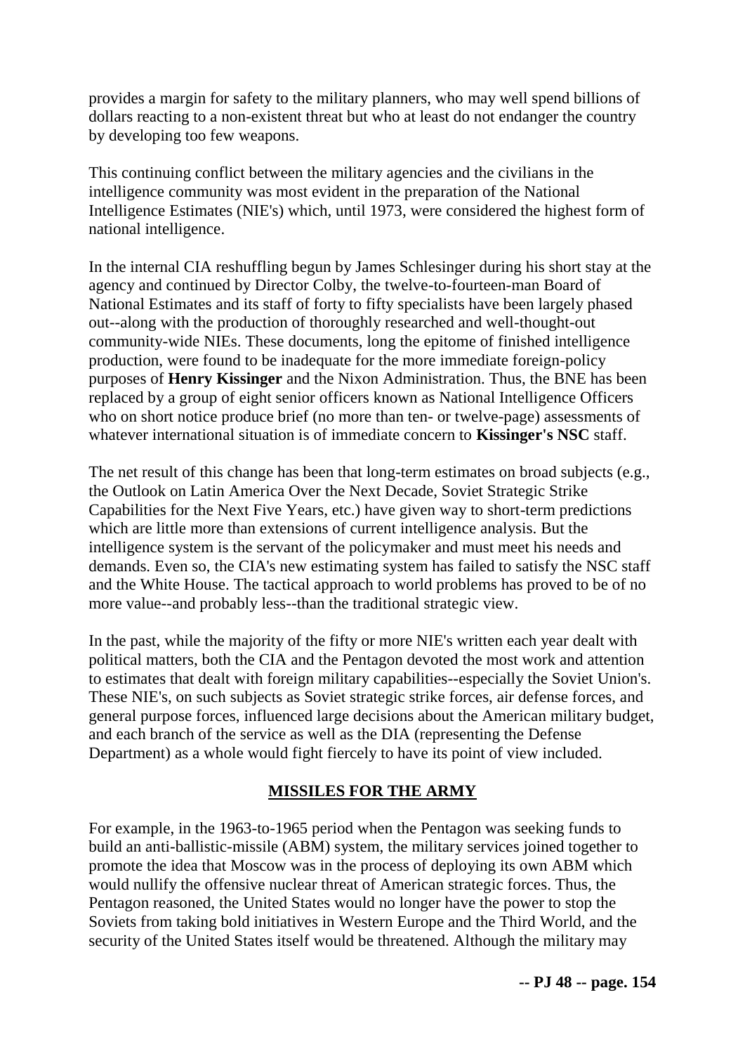provides a margin for safety to the military planners, who may well spend billions of dollars reacting to a non-existent threat but who at least do not endanger the country by developing too few weapons.

This continuing conflict between the military agencies and the civilians in the intelligence community was most evident in the preparation of the National Intelligence Estimates (NIE's) which, until 1973, were considered the highest form of national intelligence.

In the internal CIA reshuffling begun by James Schlesinger during his short stay at the agency and continued by Director Colby, the twelve-to-fourteen-man Board of National Estimates and its staff of forty to fifty specialists have been largely phased out--along with the production of thoroughly researched and well-thought-out community-wide NIEs. These documents, long the epitome of finished intelligence production, were found to be inadequate for the more immediate foreign-policy purposes of **Henry Kissinger** and the Nixon Administration. Thus, the BNE has been replaced by a group of eight senior officers known as National Intelligence Officers who on short notice produce brief (no more than ten- or twelve-page) assessments of whatever international situation is of immediate concern to **Kissinger's NSC** staff.

The net result of this change has been that long-term estimates on broad subjects (e.g., the Outlook on Latin America Over the Next Decade, Soviet Strategic Strike Capabilities for the Next Five Years, etc.) have given way to short-term predictions which are little more than extensions of current intelligence analysis. But the intelligence system is the servant of the policymaker and must meet his needs and demands. Even so, the CIA's new estimating system has failed to satisfy the NSC staff and the White House. The tactical approach to world problems has proved to be of no more value--and probably less--than the traditional strategic view.

In the past, while the majority of the fifty or more NIE's written each year dealt with political matters, both the CIA and the Pentagon devoted the most work and attention to estimates that dealt with foreign military capabilities--especially the Soviet Union's. These NIE's, on such subjects as Soviet strategic strike forces, air defense forces, and general purpose forces, influenced large decisions about the American military budget, and each branch of the service as well as the DIA (representing the Defense Department) as a whole would fight fiercely to have its point of view included.

## MISSILES FOR THE ARMY

For example, in the 1963-to-1965 period when the Pentagon was seeking funds to build an anti-ballistic-missile (ABM) system, the military services joined together to promote the idea that Moscow was in the process of deploying its own ABM which would nullify the offensive nuclear threat of American strategic forces. Thus, the Pentagon reasoned, the United States would no longer have the power to stop the Soviets from taking bold initiatives in Western Europe and the Third World, and the security of the United States itself would be threatened. Although the military may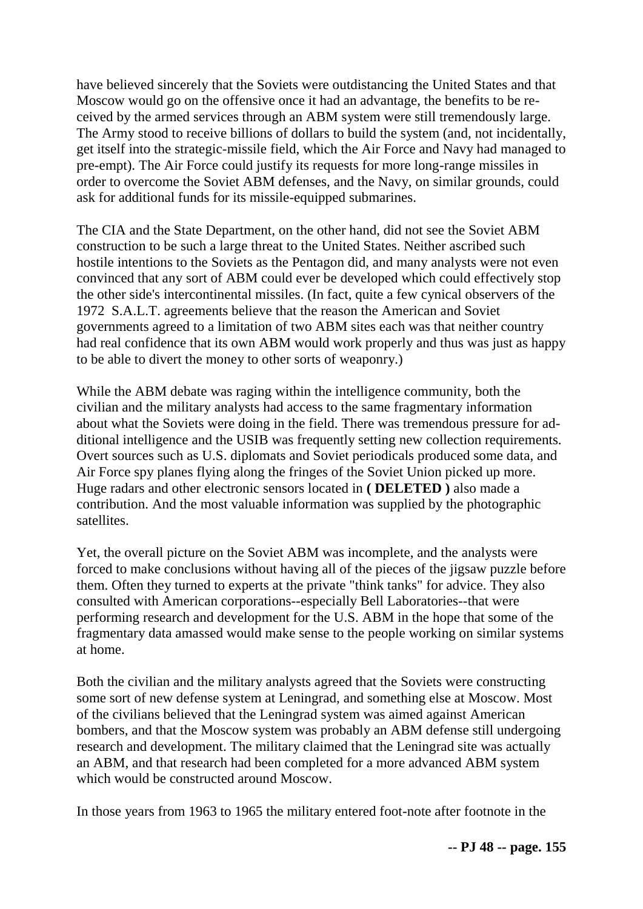have believed sincerely that the Soviets were outdistancing the United States and that Moscow would go on the offensive once it had an advantage, the benefits to be received by the armed services through an ABM system were still tremendously large. The Army stood to receive billions of dollars to build the system (and, not incidentally, get itself into the strategic-missile field, which the Air Force and Navy had managed to pre-empt). The Air Force could justify its requests for more long-range missiles in order to overcome the Soviet ABM defenses, and the Navy, on similar grounds, could ask for additional funds for its missile-equipped submarines.

The CIA and the State Department, on the other hand, did not see the Soviet ABM construction to be such a large threat to the United States. Neither ascribed such hostile intentions to the Soviets as the Pentagon did, and many analysts were not even convinced that any sort of ABM could ever be developed which could effectively stop the other side's intercontinental missiles. (In fact, quite a few cynical observers of the 1972 S.A.L.T. agreements believe that the reason the American and Soviet governments agreed to a limitation of two ABM sites each was that neither country had real confidence that its own ABM would work properly and thus was just as happy to be able to divert the money to other sorts of weaponry.)

While the ABM debate was raging within the intelligence community, both the civilian and the military analysts had access to the same fragmentary information about what the Soviets were doing in the field. There was tremendous pressure for additional intelligence and the USIB was frequently setting new collection requirements. Overt sources such as U.S. diplomats and Soviet periodicals produced some data, and Air Force spy planes flying along the fringes of the Soviet Union picked up more. Huge radars and other electronic sensors located in **( DELETED )** also made a contribution. And the most valuable information was supplied by the photographic satellites.

Yet, the overall picture on the Soviet ABM was incomplete, and the analysts were forced to make conclusions without having all of the pieces of the jigsaw puzzle before them. Often they turned to experts at the private "think tanks" for advice. They also consulted with American corporations--especially Bell Laboratories--that were performing research and development for the U.S. ABM in the hope that some of the fragmentary data amassed would make sense to the people working on similar systems at home.

Both the civilian and the military analysts agreed that the Soviets were constructing some sort of new defense system at Leningrad, and something else at Moscow. Most of the civilians believed that the Leningrad system was aimed against American bombers, and that the Moscow system was probably an ABM defense still undergoing research and development. The military claimed that the Leningrad site was actually an ABM, and that research had been completed for a more advanced ABM system which would be constructed around Moscow.

In those years from 1963 to 1965 the military entered foot-note after footnote in the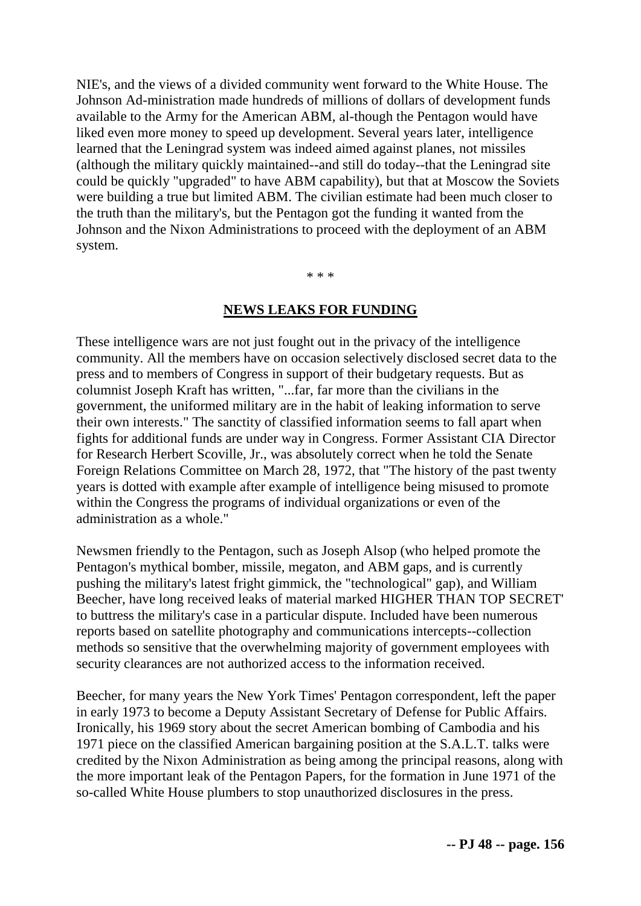NIE's, and the views of a divided community went forward to the White House. The Johnson Ad-ministration made hundreds of millions of dollars of development funds available to the Army for the American ABM, al-though the Pentagon would have liked even more money to speed up development. Several years later, intelligence learned that the Leningrad system was indeed aimed against planes, not missiles (although the military quickly maintained--and still do today--that the Leningrad site could be quickly "upgraded" to have ABM capability), but that at Moscow the Soviets were building a true but limited ABM. The civilian estimate had been much closer to the truth than the military's, but the Pentagon got the funding it wanted from the Johnson and the Nixon Administrations to proceed with the deployment of an ABM system.

\* \* \*

## NEWS LEAKS FOR FUNDING

These intelligence wars are not just fought out in the privacy of the intelligence community. All the members have on occasion selectively disclosed secret data to the press and to members of Congress in support of their budgetary requests. But as columnist Joseph Kraft has written, "...far, far more than the civilians in the government, the uniformed military are in the habit of leaking information to serve their own interests." The sanctity of classified information seems to fall apart when fights for additional funds are under way in Congress. Former Assistant CIA Director for Research Herbert Scoville, Jr., was absolutely correct when he told the Senate Foreign Relations Committee on March 28, 1972, that "The history of the past twenty years is dotted with example after example of intelligence being misused to promote within the Congress the programs of individual organizations or even of the administration as a whole."

Newsmen friendly to the Pentagon, such as Joseph Alsop (who helped promote the Pentagon's mythical bomber, missile, megaton, and ABM gaps, and is currently pushing the military's latest fright gimmick, the "technological" gap), and William Beecher, have long received leaks of material marked HIGHER THAN TOP SECRET' to buttress the military's case in a particular dispute. Included have been numerous reports based on satellite photography and communications intercepts--collection methods so sensitive that the overwhelming majority of government employees with security clearances are not authorized access to the information received.

Beecher, for many years the New York Times' Pentagon correspondent, left the paper in early 1973 to become a Deputy Assistant Secretary of Defense for Public Affairs. Ironically, his 1969 story about the secret American bombing of Cambodia and his 1971 piece on the classified American bargaining position at the S.A.L.T. talks were credited by the Nixon Administration as being among the principal reasons, along with the more important leak of the Pentagon Papers, for the formation in June 1971 of the so-called White House plumbers to stop unauthorized disclosures in the press.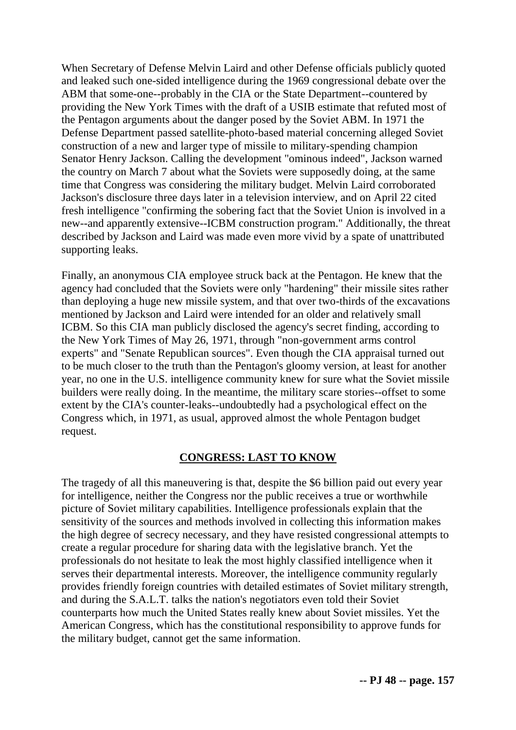When Secretary of Defense Melvin Laird and other Defense officials publicly quoted and leaked such one-sided intelligence during the 1969 congressional debate over the ABM that some-one--probably in the CIA or the State Department--countered by providing the New York Times with the draft of a USIB estimate that refuted most of the Pentagon arguments about the danger posed by the Soviet ABM. In 1971 the Defense Department passed satellite-photo-based material concerning alleged Soviet construction of a new and larger type of missile to military-spending champion Senator Henry Jackson. Calling the development "ominous indeed", Jackson warned the country on March 7 about what the Soviets were supposedly doing, at the same time that Congress was considering the military budget. Melvin Laird corroborated Jackson's disclosure three days later in a television interview, and on April 22 cited fresh intelligence "confirming the sobering fact that the Soviet Union is involved in a new--and apparently extensive--ICBM construction program." Additionally, the threat described by Jackson and Laird was made even more vivid by a spate of unattributed supporting leaks.

Finally, an anonymous CIA employee struck back at the Pentagon. He knew that the agency had concluded that the Soviets were only "hardening" their missile sites rather than deploying a huge new missile system, and that over two-thirds of the excavations mentioned by Jackson and Laird were intended for an older and relatively small ICBM. So this CIA man publicly disclosed the agency's secret finding, according to the New York Times of May 26, 1971, through "non-government arms control experts" and "Senate Republican sources". Even though the CIA appraisal turned out to be much closer to the truth than the Pentagon's gloomy version, at least for another year, no one in the U.S. intelligence community knew for sure what the Soviet missile builders were really doing. In the meantime, the military scare stories--offset to some extent by the CIA's counter-leaks--undoubtedly had a psychological effect on the Congress which, in 1971, as usual, approved almost the whole Pentagon budget request.

## CONGRESS: LAST TO KNOW

The tragedy of all this maneuvering is that, despite the $6 billion paid out every year for intelligence, neither the Congress nor the public receives a true or worthwhile picture of Soviet military capabilities. Intelligence professionals explain that the sensitivity of the sources and methods involved in collecting this information makes the high degree of secrecy necessary, and they have resisted congressional attempts to create a regular procedure for sharing data with the legislative branch. Yet the professionals do not hesitate to leak the most highly classified intelligence when it serves their departmental interests. Moreover, the intelligence community regularly provides friendly foreign countries with detailed estimates of Soviet military strength, and during the S.A.L.T. talks the nation's negotiators even told their Soviet counterparts how much the United States really knew about Soviet missiles. Yet the American Congress, which has the constitutional responsibility to approve funds for the military budget, cannot get the same information.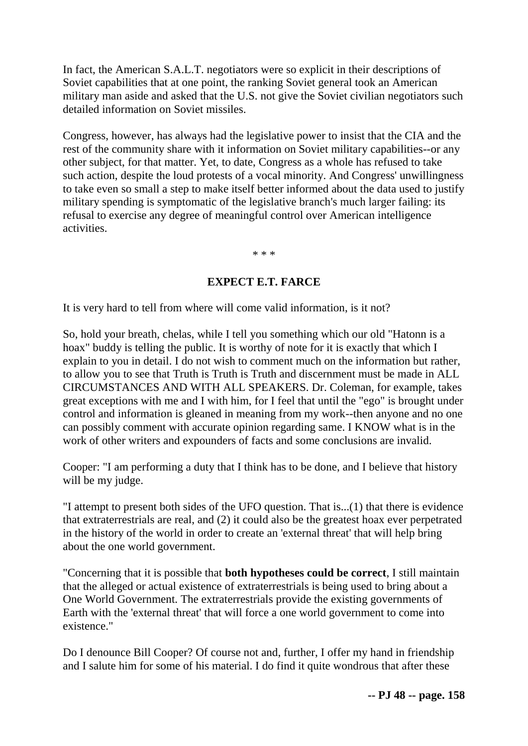In fact, the American S.A.L.T. negotiators were so explicit in their descriptions of Soviet capabilities that at one point, the ranking Soviet general took an American military man aside and asked that the U.S. not give the Soviet civilian negotiators such detailed information on Soviet missiles.

Congress, however, has always had the legislative power to insist that the CIA and the rest of the community share with it information on Soviet military capabilities--or any other subject, for that matter. Yet, to date, Congress as a whole has refused to take such action, despite the loud protests of a vocal minority. And Congress' unwillingness to take even so small a step to make itself better informed about the data used to justify military spending is symptomatic of the legislative branch's much larger failing: its refusal to exercise any degree of meaningful control over American intelligence activities.

\* \* \*

## EXPECT E.T. FARCE

It is very hard to tell from where will come valid information, is it not?

So, hold your breath, chelas, while I tell you something which our old "Hatonn is a hoax" buddy is telling the public. It is worthy of note for it is exactly that which I explain to you in detail. I do not wish to comment much on the information but rather, to allow you to see that Truth is Truth is Truth and discernment must be made in ALL CIRCUMSTANCES AND WITH ALL SPEAKERS. Dr. Coleman, for example, takes great exceptions with me and I with him, for I feel that until the "ego" is brought under control and information is gleaned in meaning from my work--then anyone and no one can possibly comment with accurate opinion regarding same. I KNOW what is in the work of other writers and expounders of facts and some conclusions are invalid.

Cooper: "I am performing a duty that I think has to be done, and I believe that history will be my judge.

"I attempt to present both sides of the UFO question. That is...(1) that there is evidence that extraterrestrials are real, and (2) it could also be the greatest hoax ever perpetrated in the history of the world in order to create an 'external threat' that will help bring about the one world government.

"Concerning that it is possible that **both hypotheses could be correct**, I still maintain that the alleged or actual existence of extraterrestrials is being used to bring about a One World Government. The extraterrestrials provide the existing governments of Earth with the 'external threat' that will force a one world government to come into existence."

Do I denounce Bill Cooper? Of course not and, further, I offer my hand in friendship and I salute him for some of his material. I do find it quite wondrous that after these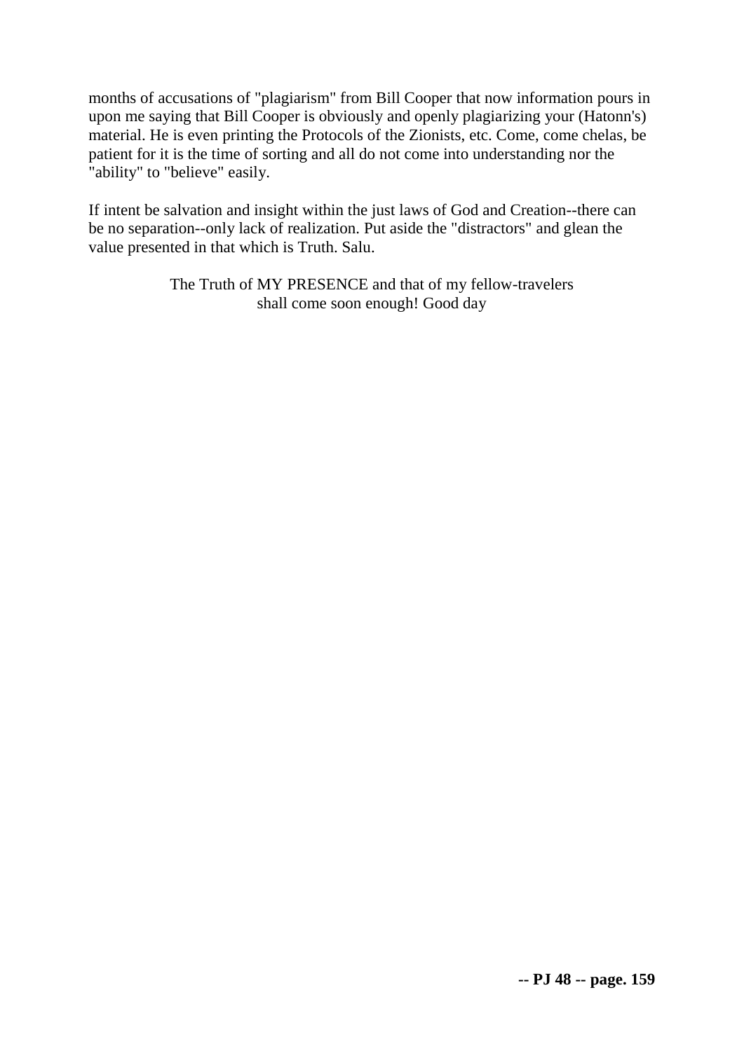months of accusations of "plagiarism" from Bill Cooper that now information pours in upon me saying that Bill Cooper is obviously and openly plagiarizing your (Hatonn's) material. He is even printing the Protocols of the Zionists, etc. Come, come chelas, be patient for it is the time of sorting and all do not come into understanding nor the "ability" to "believe" easily.

If intent be salvation and insight within the just laws of God and Creation--there can be no separation--only lack of realization. Put aside the "distractors" and glean the value presented in that which is Truth. Salu.

The Truth of MY PRESENCE and that of my fellow-travelers shall come soon enough! Good day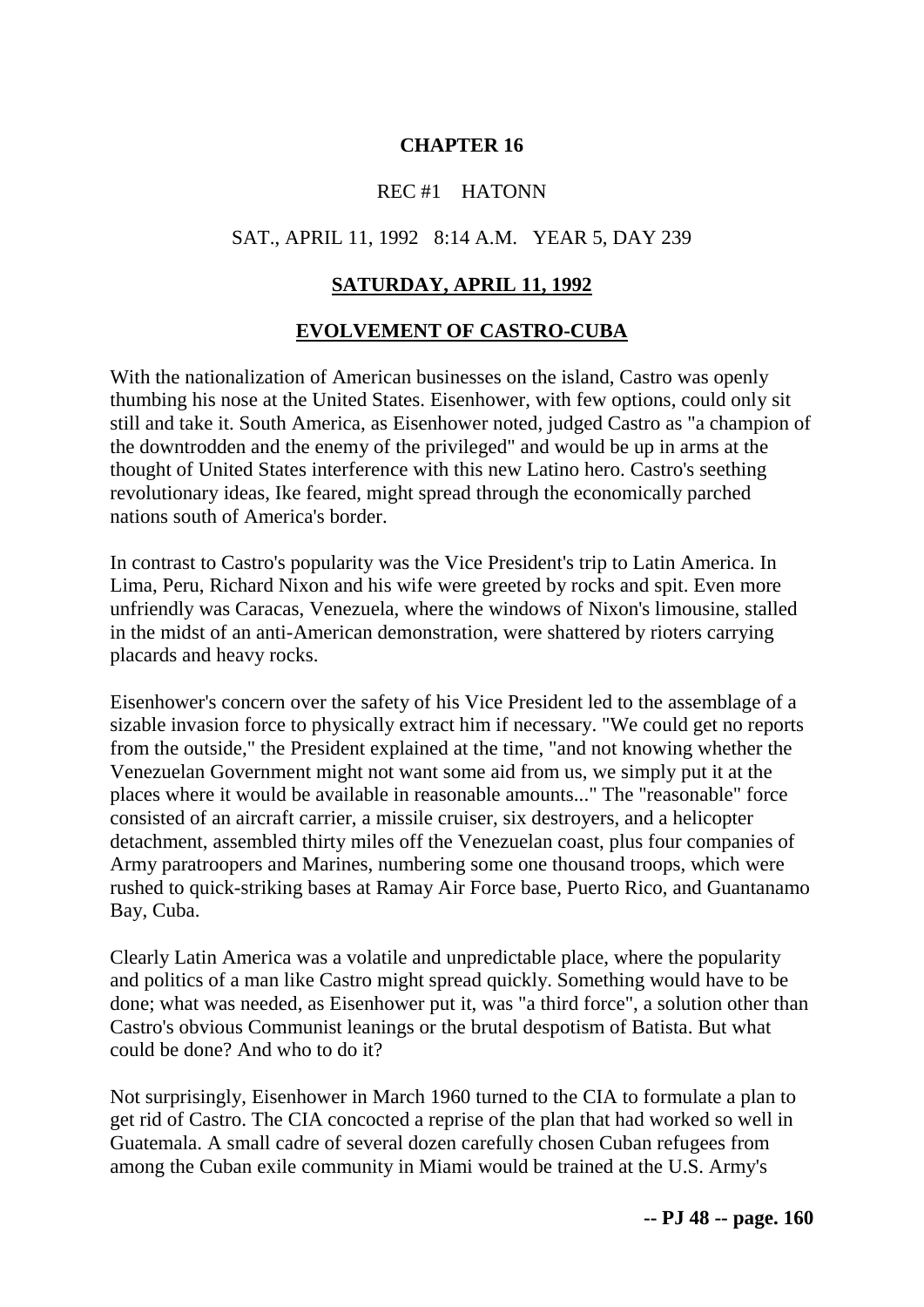# CHAPTER 16

REC #1 HATONN

SAT., APRIL 11, 1992 8:14 A.M. YEAR 5, DAY 239

## SATURDAY, APRIL 11, 1992

## EVOLVEMENT OF CASTRO-CUBA

With the nationalization of American businesses on the island, Castro was openly thumbing his nose at the United States. Eisenhower, with few options, could only sit still and take it. South America, as Eisenhower noted, judged Castro as "a champion of the downtrodden and the enemy of the privileged" and would be up in arms at the thought of United States interference with this new Latino hero. Castro's seething revolutionary ideas, Ike feared, might spread through the economically parched nations south of America's border.

In contrast to Castro's popularity was the Vice President's trip to Latin America. In Lima, Peru, Richard Nixon and his wife were greeted by rocks and spit. Even more unfriendly was Caracas, Venezuela, where the windows of Nixon's limousine, stalled in the midst of an anti-American demonstration, were shattered by rioters carrying placards and heavy rocks.

Eisenhower's concern over the safety of his Vice President led to the assemblage of a sizable invasion force to physically extract him if necessary. "We could get no reports from the outside," the President explained at the time, "and not knowing whether the Venezuelan Government might not want some aid from us, we simply put it at the places where it would be available in reasonable amounts..." The "reasonable" force consisted of an aircraft carrier, a missile cruiser, six destroyers, and a helicopter detachment, assembled thirty miles off the Venezuelan coast, plus four companies of Army paratroopers and Marines, numbering some one thousand troops, which were rushed to quick-striking bases at Ramay Air Force base, Puerto Rico, and Guantanamo Bay, Cuba.

Clearly Latin America was a volatile and unpredictable place, where the popularity and politics of a man like Castro might spread quickly. Something would have to be done; what was needed, as Eisenhower put it, was "a third force", a solution other than Castro's obvious Communist leanings or the brutal despotism of Batista. But what could be done? And who to do it?

Not surprisingly, Eisenhower in March 1960 turned to the CIA to formulate a plan to get rid of Castro. The CIA concocted a reprise of the plan that had worked so well in Guatemala. A small cadre of several dozen carefully chosen Cuban refugees from among the Cuban exile community in Miami would be trained at the U.S. Army's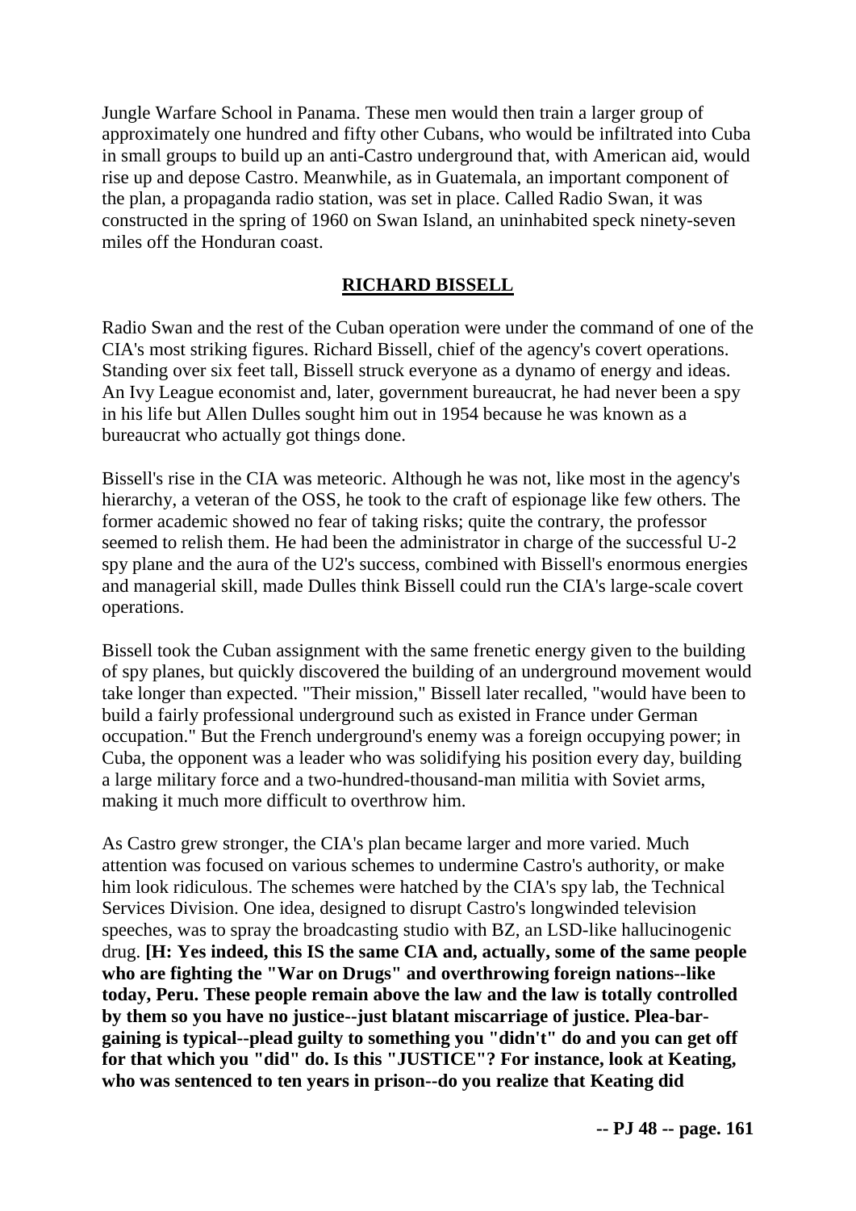Jungle Warfare School in Panama. These men would then train a larger group of approximately one hundred and fifty other Cubans, who would be infiltrated into Cuba in small groups to build up an anti-Castro underground that, with American aid, would rise up and depose Castro. Meanwhile, as in Guatemala, an important component of the plan, a propaganda radio station, was set in place. Called Radio Swan, it was constructed in the spring of 1960 on Swan Island, an uninhabited speck ninety-seven miles off the Honduran coast.

## RICHARD BISSELL

Radio Swan and the rest of the Cuban operation were under the command of one of the CIA's most striking figures. Richard Bissell, chief of the agency's covert operations. Standing over six feet tall, Bissell struck everyone as a dynamo of energy and ideas. An Ivy League economist and, later, government bureaucrat, he had never been a spy in his life but Allen Dulles sought him out in 1954 because he was known as a bureaucrat who actually got things done.

Bissell's rise in the CIA was meteoric. Although he was not, like most in the agency's hierarchy, a veteran of the OSS, he took to the craft of espionage like few others. The former academic showed no fear of taking risks; quite the contrary, the professor seemed to relish them. He had been the administrator in charge of the successful U-2 spy plane and the aura of the U2's success, combined with Bissell's enormous energies and managerial skill, made Dulles think Bissell could run the CIA's large-scale covert operations.

Bissell took the Cuban assignment with the same frenetic energy given to the building of spy planes, but quickly discovered the building of an underground movement would take longer than expected. "Their mission," Bissell later recalled, "would have been to build a fairly professional underground such as existed in France under German occupation." But the French underground's enemy was a foreign occupying power; in Cuba, the opponent was a leader who was solidifying his position every day, building a large military force and a two-hundred-thousand-man militia with Soviet arms, making it much more difficult to overthrow him.

As Castro grew stronger, the CIA's plan became larger and more varied. Much attention was focused on various schemes to undermine Castro's authority, or make him look ridiculous. The schemes were hatched by the CIA's spy lab, the Technical Services Division. One idea, designed to disrupt Castro's longwinded television speeches, was to spray the broadcasting studio with BZ, an LSD-like hallucinogenic drug. **[H: Yes indeed, this IS the same CIA and, actually, some of the same people who are fighting the "War on Drugs" and overthrowing foreign nations--like today, Peru. These people remain above the law and the law is totally controlled by them so you have no justice--just blatant miscarriage of justice. Plea-bargaining is typical--plead guilty to something you "didn't" do and you can get off for that which you "did" do. Is this "JUSTICE"? For instance, look at Keating, who was sentenced to ten years in prison--do you realize that Keating did**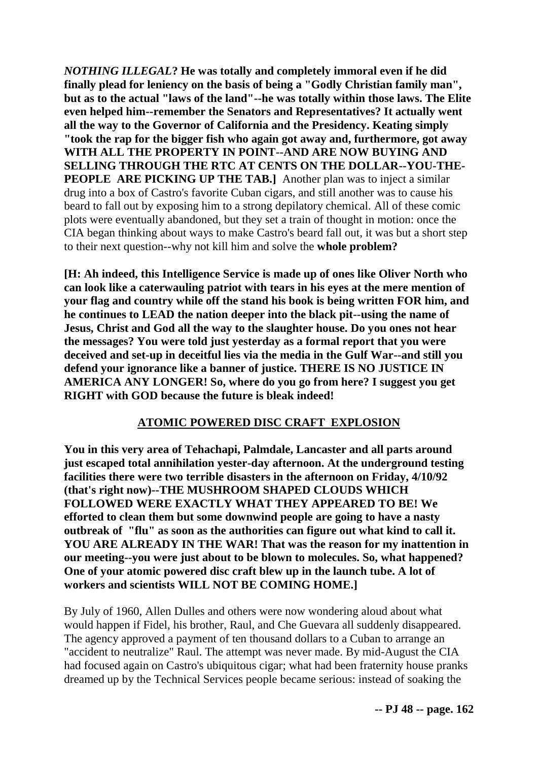***NOTHING ILLEGAL*? He was totally and completely immoral even if he did finally plead for leniency on the basis of being a "Godly Christian family man", but as to the actual "laws of the land"--he was totally within those laws. The Elite even helped him--remember the Senators and Representatives? It actually went all the way to the Governor of California and the Presidency. Keating simply "took the rap for the bigger fish who again got away and, furthermore, got away WITH ALL THE PROPERTY IN POINT--AND ARE NOW BUYING AND SELLING THROUGH THE RTC AT CENTS ON THE DOLLAR--YOU-THE-PEOPLE ARE PICKING UP THE TAB.]** Another plan was to inject a similar drug into a box of Castro's favorite Cuban cigars, and still another was to cause his beard to fall out by exposing him to a strong depilatory chemical. All of these comic plots were eventually abandoned, but they set a train of thought in motion: once the CIA began thinking about ways to make Castro's beard fall out, it was but a short step to their next question--why not kill him and solve the **whole problem?**

**[H: Ah indeed, this Intelligence Service is made up of ones like Oliver North who can look like a caterwauling patriot with tears in his eyes at the mere mention of your flag and country while off the stand his book is being written FOR him, and he continues to LEAD the nation deeper into the black pit--using the name of Jesus, Christ and God all the way to the slaughter house. Do you ones not hear the messages? You were told just yesterday as a formal report that you were deceived and set-up in deceitful lies via the media in the Gulf War--and still you defend your ignorance like a banner of justice. THERE IS NO JUSTICE IN AMERICA ANY LONGER! So, where do you go from here? I suggest you get RIGHT with GOD because the future is bleak indeed!**

## ATOMIC POWERED DISC CRAFT EXPLOSION

**You in this very area of Tehachapi, Palmdale, Lancaster and all parts around just escaped total annihilation yester-day afternoon. At the underground testing facilities there were two terrible disasters in the afternoon on Friday, 4/10/92 (that's right now)--THE MUSHROOM SHAPED CLOUDS WHICH FOLLOWED WERE EXACTLY WHAT THEY APPEARED TO BE! We efforted to clean them but some downwind people are going to have a nasty outbreak of "flu" as soon as the authorities can figure out what kind to call it. YOU ARE ALREADY IN THE WAR! That was the reason for my inattention in our meeting--you were just about to be blown to molecules. So, what happened? One of your atomic powered disc craft blew up in the launch tube. A lot of workers and scientists WILL NOT BE COMING HOME.]**

By July of 1960, Allen Dulles and others were now wondering aloud about what would happen if Fidel, his brother, Raul, and Che Guevara all suddenly disappeared. The agency approved a payment of ten thousand dollars to a Cuban to arrange an "accident to neutralize" Raul. The attempt was never made. By mid-August the CIA had focused again on Castro's ubiquitous cigar; what had been fraternity house pranks dreamed up by the Technical Services people became serious: instead of soaking the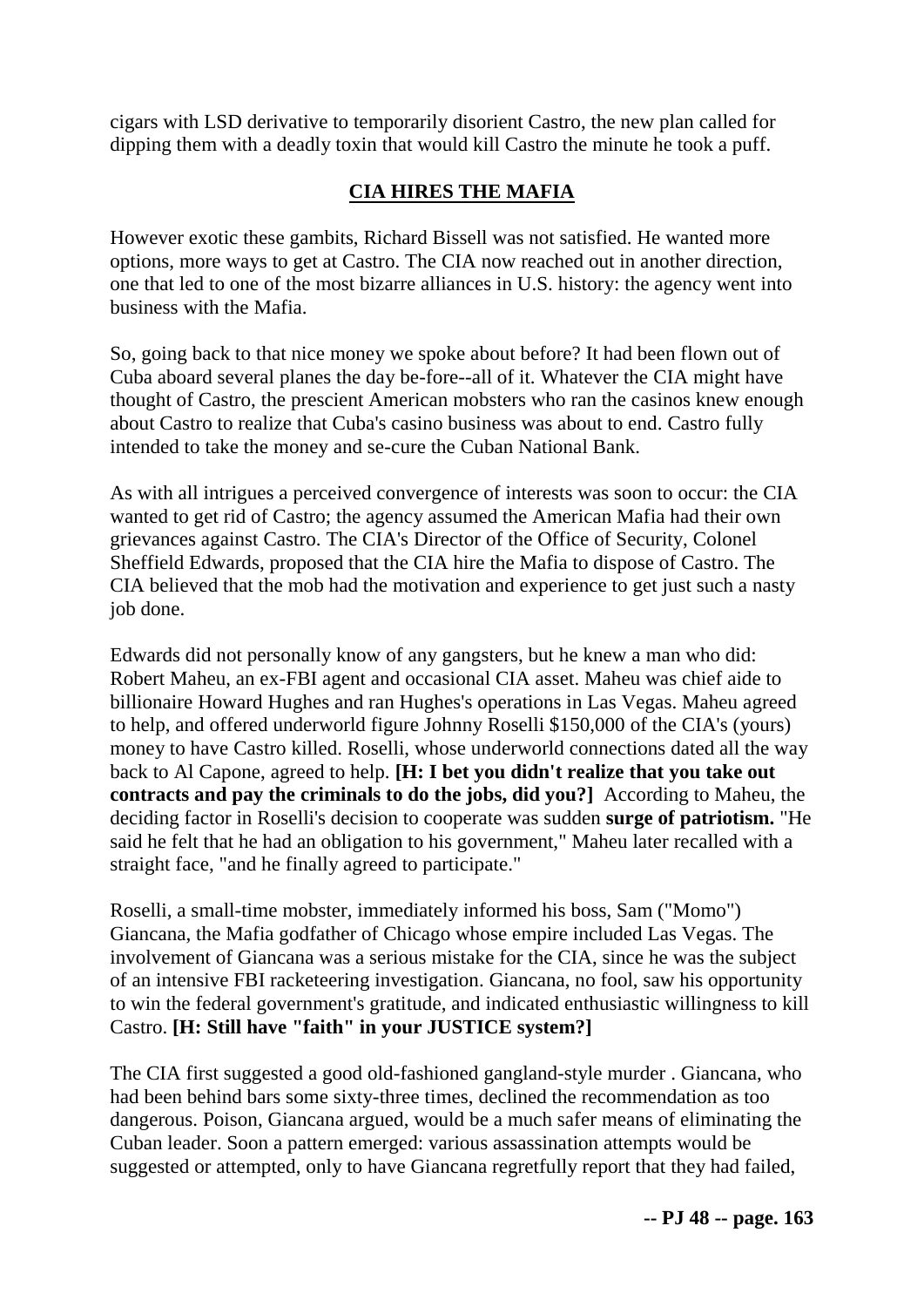cigars with LSD derivative to temporarily disorient Castro, the new plan called for dipping them with a deadly toxin that would kill Castro the minute he took a puff.

## CIA HIRES THE MAFIA

However exotic these gambits, Richard Bissell was not satisfied. He wanted more options, more ways to get at Castro. The CIA now reached out in another direction, one that led to one of the most bizarre alliances in U.S. history: the agency went into business with the Mafia.

So, going back to that nice money we spoke about before? It had been flown out of Cuba aboard several planes the day be-fore--all of it. Whatever the CIA might have thought of Castro, the prescient American mobsters who ran the casinos knew enough about Castro to realize that Cuba's casino business was about to end. Castro fully intended to take the money and se-cure the Cuban National Bank.

As with all intrigues a perceived convergence of interests was soon to occur: the CIA wanted to get rid of Castro; the agency assumed the American Mafia had their own grievances against Castro. The CIA's Director of the Office of Security, Colonel Sheffield Edwards, proposed that the CIA hire the Mafia to dispose of Castro. The CIA believed that the mob had the motivation and experience to get just such a nasty job done.

Edwards did not personally know of any gangsters, but he knew a man who did: Robert Maheu, an ex-FBI agent and occasional CIA asset. Maheu was chief aide to billionaire Howard Hughes and ran Hughes's operations in Las Vegas. Maheu agreed to help, and offered underworld figure Johnny Roselli $150,000 of the CIA's (yours) money to have Castro killed. Roselli, whose underworld connections dated all the way back to Al Capone, agreed to help. **[H: I bet you didn't realize that you take out contracts and pay the criminals to do the jobs, did you?]** According to Maheu, the deciding factor in Roselli's decision to cooperate was sudden **surge of patriotism.** "He said he felt that he had an obligation to his government," Maheu later recalled with a straight face, "and he finally agreed to participate."

Roselli, a small-time mobster, immediately informed his boss, Sam ("Momo") Giancana, the Mafia godfather of Chicago whose empire included Las Vegas. The involvement of Giancana was a serious mistake for the CIA, since he was the subject of an intensive FBI racketeering investigation. Giancana, no fool, saw his opportunity to win the federal government's gratitude, and indicated enthusiastic willingness to kill Castro. **[H: Still have "faith" in your JUSTICE system?]**

The CIA first suggested a good old-fashioned gangland-style murder . Giancana, who had been behind bars some sixty-three times, declined the recommendation as too dangerous. Poison, Giancana argued, would be a much safer means of eliminating the Cuban leader. Soon a pattern emerged: various assassination attempts would be suggested or attempted, only to have Giancana regretfully report that they had failed,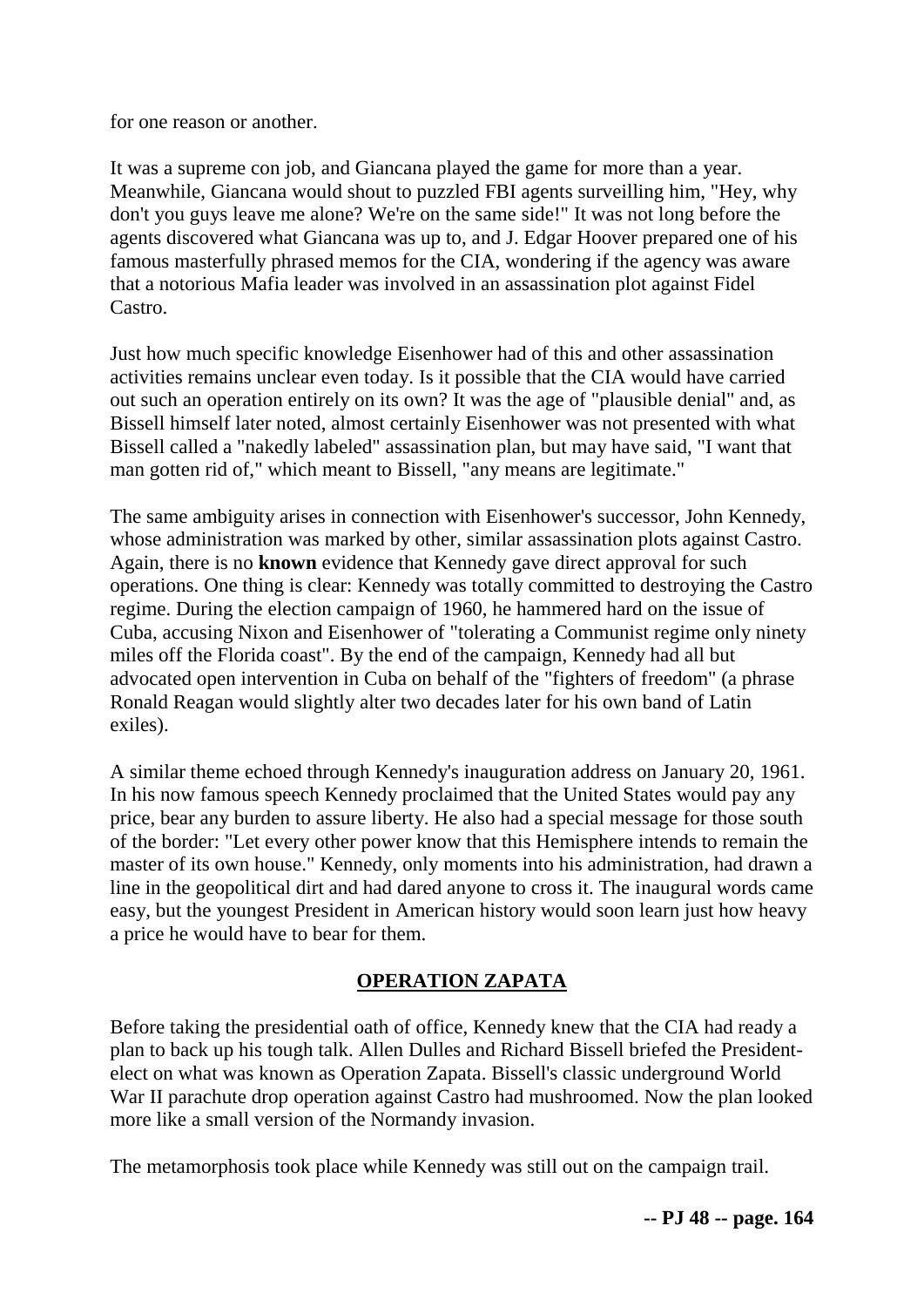for one reason or another.

It was a supreme con job, and Giancana played the game for more than a year. Meanwhile, Giancana would shout to puzzled FBI agents surveilling him, "Hey, why don't you guys leave me alone? We're on the same side!" It was not long before the agents discovered what Giancana was up to, and J. Edgar Hoover prepared one of his famous masterfully phrased memos for the CIA, wondering if the agency was aware that a notorious Mafia leader was involved in an assassination plot against Fidel Castro.

Just how much specific knowledge Eisenhower had of this and other assassination activities remains unclear even today. Is it possible that the CIA would have carried out such an operation entirely on its own? It was the age of "plausible denial" and, as Bissell himself later noted, almost certainly Eisenhower was not presented with what Bissell called a "nakedly labeled" assassination plan, but may have said, "I want that man gotten rid of," which meant to Bissell, "any means are legitimate."

The same ambiguity arises in connection with Eisenhower's successor, John Kennedy, whose administration was marked by other, similar assassination plots against Castro. Again, there is no **known** evidence that Kennedy gave direct approval for such operations. One thing is clear: Kennedy was totally committed to destroying the Castro regime. During the election campaign of 1960, he hammered hard on the issue of Cuba, accusing Nixon and Eisenhower of "tolerating a Communist regime only ninety miles off the Florida coast". By the end of the campaign, Kennedy had all but advocated open intervention in Cuba on behalf of the "fighters of freedom" (a phrase Ronald Reagan would slightly alter two decades later for his own band of Latin exiles).

A similar theme echoed through Kennedy's inauguration address on January 20, 1961. In his now famous speech Kennedy proclaimed that the United States would pay any price, bear any burden to assure liberty. He also had a special message for those south of the border: "Let every other power know that this Hemisphere intends to remain the master of its own house." Kennedy, only moments into his administration, had drawn a line in the geopolitical dirt and had dared anyone to cross it. The inaugural words came easy, but the youngest President in American history would soon learn just how heavy a price he would have to bear for them.

## OPERATION ZAPATA

Before taking the presidential oath of office, Kennedy knew that the CIA had ready a plan to back up his tough talk. Allen Dulles and Richard Bissell briefed the President-elect on what was known as Operation Zapata. Bissell's classic underground World War II parachute drop operation against Castro had mushroomed. Now the plan looked more like a small version of the Normandy invasion.

The metamorphosis took place while Kennedy was still out on the campaign trail.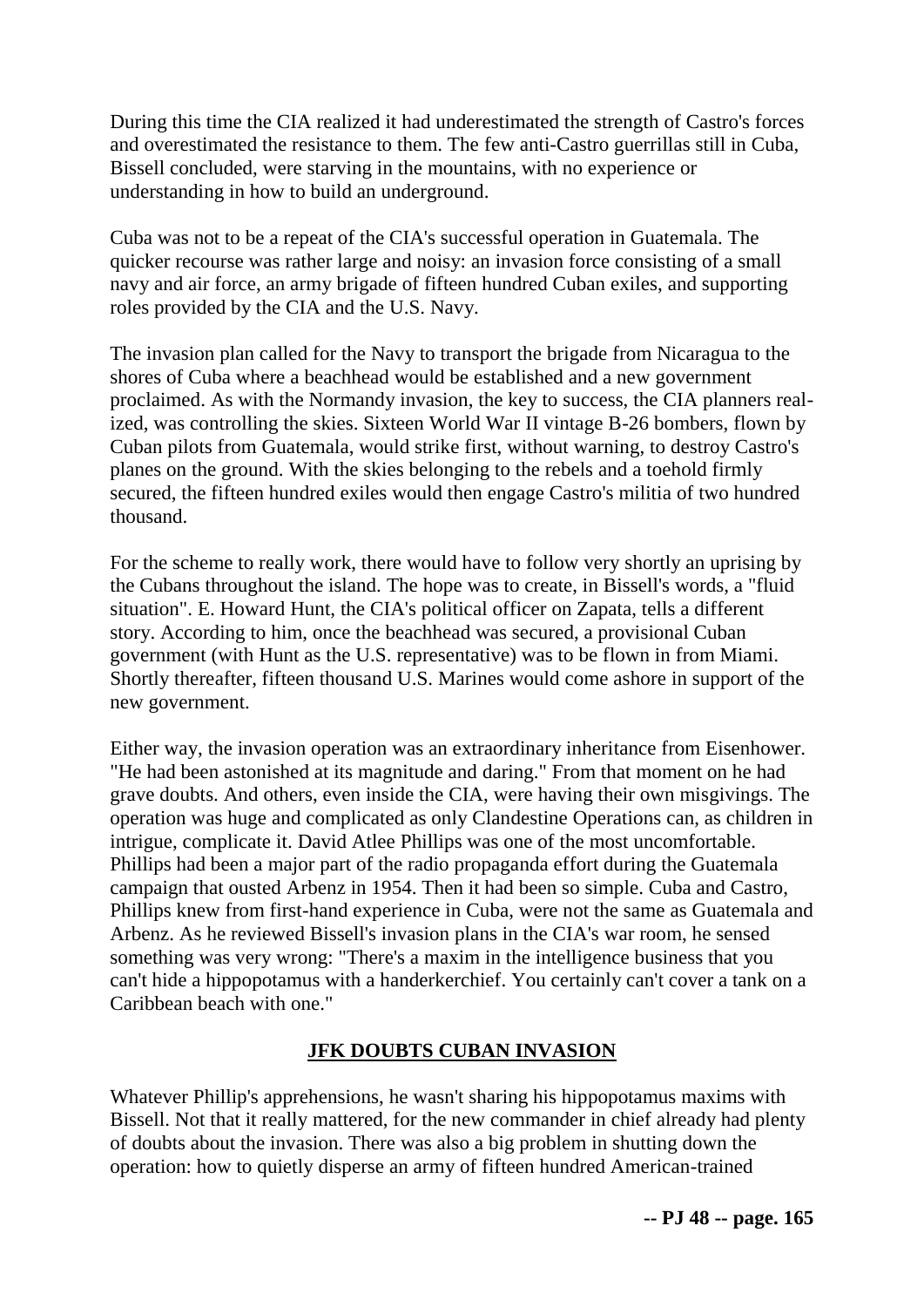During this time the CIA realized it had underestimated the strength of Castro's forces and overestimated the resistance to them. The few anti-Castro guerrillas still in Cuba, Bissell concluded, were starving in the mountains, with no experience or understanding in how to build an underground.

Cuba was not to be a repeat of the CIA's successful operation in Guatemala. The quicker recourse was rather large and noisy: an invasion force consisting of a small navy and air force, an army brigade of fifteen hundred Cuban exiles, and supporting roles provided by the CIA and the U.S. Navy.

The invasion plan called for the Navy to transport the brigade from Nicaragua to the shores of Cuba where a beachhead would be established and a new government proclaimed. As with the Normandy invasion, the key to success, the CIA planners realized, was controlling the skies. Sixteen World War II vintage B-26 bombers, flown by Cuban pilots from Guatemala, would strike first, without warning, to destroy Castro's planes on the ground. With the skies belonging to the rebels and a toehold firmly secured, the fifteen hundred exiles would then engage Castro's militia of two hundred thousand.

For the scheme to really work, there would have to follow very shortly an uprising by the Cubans throughout the island. The hope was to create, in Bissell's words, a "fluid situation". E. Howard Hunt, the CIA's political officer on Zapata, tells a different story. According to him, once the beachhead was secured, a provisional Cuban government (with Hunt as the U.S. representative) was to be flown in from Miami. Shortly thereafter, fifteen thousand U.S. Marines would come ashore in support of the new government.

Either way, the invasion operation was an extraordinary inheritance from Eisenhower. "He had been astonished at its magnitude and daring." From that moment on he had grave doubts. And others, even inside the CIA, were having their own misgivings. The operation was huge and complicated as only Clandestine Operations can, as children in intrigue, complicate it. David Atlee Phillips was one of the most uncomfortable. Phillips had been a major part of the radio propaganda effort during the Guatemala campaign that ousted Arbenz in 1954. Then it had been so simple. Cuba and Castro, Phillips knew from first-hand experience in Cuba, were not the same as Guatemala and Arbenz. As he reviewed Bissell's invasion plans in the CIA's war room, he sensed something was very wrong: "There's a maxim in the intelligence business that you can't hide a hippopotamus with a handerkerchief. You certainly can't cover a tank on a Caribbean beach with one."

## JFK DOUBTS CUBAN INVASION

Whatever Phillip's apprehensions, he wasn't sharing his hippopotamus maxims with Bissell. Not that it really mattered, for the new commander in chief already had plenty of doubts about the invasion. There was also a big problem in shutting down the operation: how to quietly disperse an army of fifteen hundred American-trained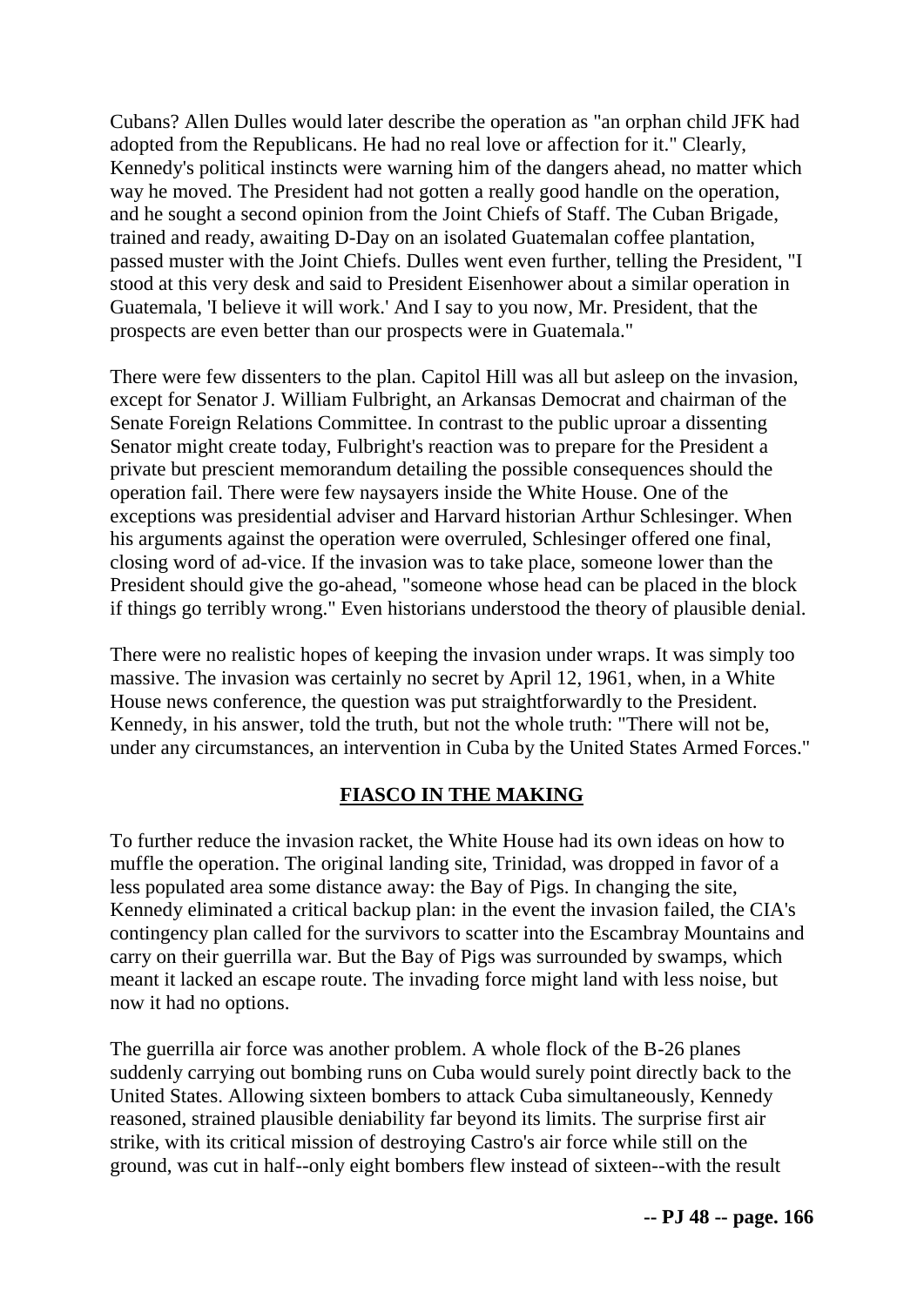Cubans? Allen Dulles would later describe the operation as "an orphan child JFK had adopted from the Republicans. He had no real love or affection for it." Clearly, Kennedy's political instincts were warning him of the dangers ahead, no matter which way he moved. The President had not gotten a really good handle on the operation, and he sought a second opinion from the Joint Chiefs of Staff. The Cuban Brigade, trained and ready, awaiting D-Day on an isolated Guatemalan coffee plantation, passed muster with the Joint Chiefs. Dulles went even further, telling the President, "I stood at this very desk and said to President Eisenhower about a similar operation in Guatemala, 'I believe it will work.' And I say to you now, Mr. President, that the prospects are even better than our prospects were in Guatemala."

There were few dissenters to the plan. Capitol Hill was all but asleep on the invasion, except for Senator J. William Fulbright, an Arkansas Democrat and chairman of the Senate Foreign Relations Committee. In contrast to the public uproar a dissenting Senator might create today, Fulbright's reaction was to prepare for the President a private but prescient memorandum detailing the possible consequences should the operation fail. There were few naysayers inside the White House. One of the exceptions was presidential adviser and Harvard historian Arthur Schlesinger. When his arguments against the operation were overruled, Schlesinger offered one final, closing word of ad-vice. If the invasion was to take place, someone lower than the President should give the go-ahead, "someone whose head can be placed in the block if things go terribly wrong." Even historians understood the theory of plausible denial.

There were no realistic hopes of keeping the invasion under wraps. It was simply too massive. The invasion was certainly no secret by April 12, 1961, when, in a White House news conference, the question was put straightforwardly to the President. Kennedy, in his answer, told the truth, but not the whole truth: "There will not be, under any circumstances, an intervention in Cuba by the United States Armed Forces."

## FIASCO IN THE MAKING

To further reduce the invasion racket, the White House had its own ideas on how to muffle the operation. The original landing site, Trinidad, was dropped in favor of a less populated area some distance away: the Bay of Pigs. In changing the site, Kennedy eliminated a critical backup plan: in the event the invasion failed, the CIA's contingency plan called for the survivors to scatter into the Escambray Mountains and carry on their guerrilla war. But the Bay of Pigs was surrounded by swamps, which meant it lacked an escape route. The invading force might land with less noise, but now it had no options.

The guerrilla air force was another problem. A whole flock of the B-26 planes suddenly carrying out bombing runs on Cuba would surely point directly back to the United States. Allowing sixteen bombers to attack Cuba simultaneously, Kennedy reasoned, strained plausible deniability far beyond its limits. The surprise first air strike, with its critical mission of destroying Castro's air force while still on the ground, was cut in half--only eight bombers flew instead of sixteen--with the result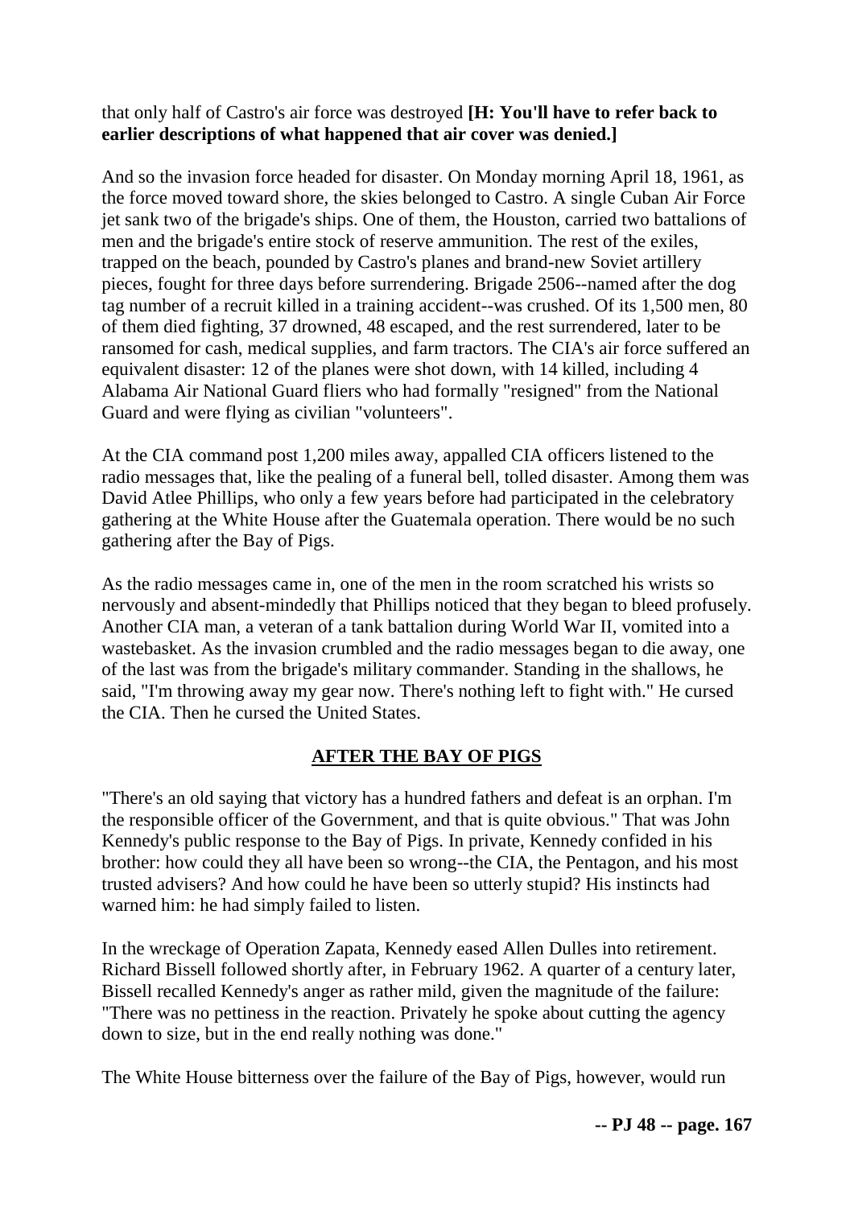that only half of Castro's air force was destroyed **[H: You'll have to refer back to earlier descriptions of what happened that air cover was denied.]**

And so the invasion force headed for disaster. On Monday morning April 18, 1961, as the force moved toward shore, the skies belonged to Castro. A single Cuban Air Force jet sank two of the brigade's ships. One of them, the Houston, carried two battalions of men and the brigade's entire stock of reserve ammunition. The rest of the exiles, trapped on the beach, pounded by Castro's planes and brand-new Soviet artillery pieces, fought for three days before surrendering. Brigade 2506--named after the dog tag number of a recruit killed in a training accident--was crushed. Of its 1,500 men, 80 of them died fighting, 37 drowned, 48 escaped, and the rest surrendered, later to be ransomed for cash, medical supplies, and farm tractors. The CIA's air force suffered an equivalent disaster: 12 of the planes were shot down, with 14 killed, including 4 Alabama Air National Guard fliers who had formally "resigned" from the National Guard and were flying as civilian "volunteers".

At the CIA command post 1,200 miles away, appalled CIA officers listened to the radio messages that, like the pealing of a funeral bell, tolled disaster. Among them was David Atlee Phillips, who only a few years before had participated in the celebratory gathering at the White House after the Guatemala operation. There would be no such gathering after the Bay of Pigs.

As the radio messages came in, one of the men in the room scratched his wrists so nervously and absent-mindedly that Phillips noticed that they began to bleed profusely. Another CIA man, a veteran of a tank battalion during World War II, vomited into a wastebasket. As the invasion crumbled and the radio messages began to die away, one of the last was from the brigade's military commander. Standing in the shallows, he said, "I'm throwing away my gear now. There's nothing left to fight with." He cursed the CIA. Then he cursed the United States.

## AFTER THE BAY OF PIGS

"There's an old saying that victory has a hundred fathers and defeat is an orphan. I'm the responsible officer of the Government, and that is quite obvious." That was John Kennedy's public response to the Bay of Pigs. In private, Kennedy confided in his brother: how could they all have been so wrong--the CIA, the Pentagon, and his most trusted advisers? And how could he have been so utterly stupid? His instincts had warned him: he had simply failed to listen.

In the wreckage of Operation Zapata, Kennedy eased Allen Dulles into retirement. Richard Bissell followed shortly after, in February 1962. A quarter of a century later, Bissell recalled Kennedy's anger as rather mild, given the magnitude of the failure: "There was no pettiness in the reaction. Privately he spoke about cutting the agency down to size, but in the end really nothing was done."

The White House bitterness over the failure of the Bay of Pigs, however, would run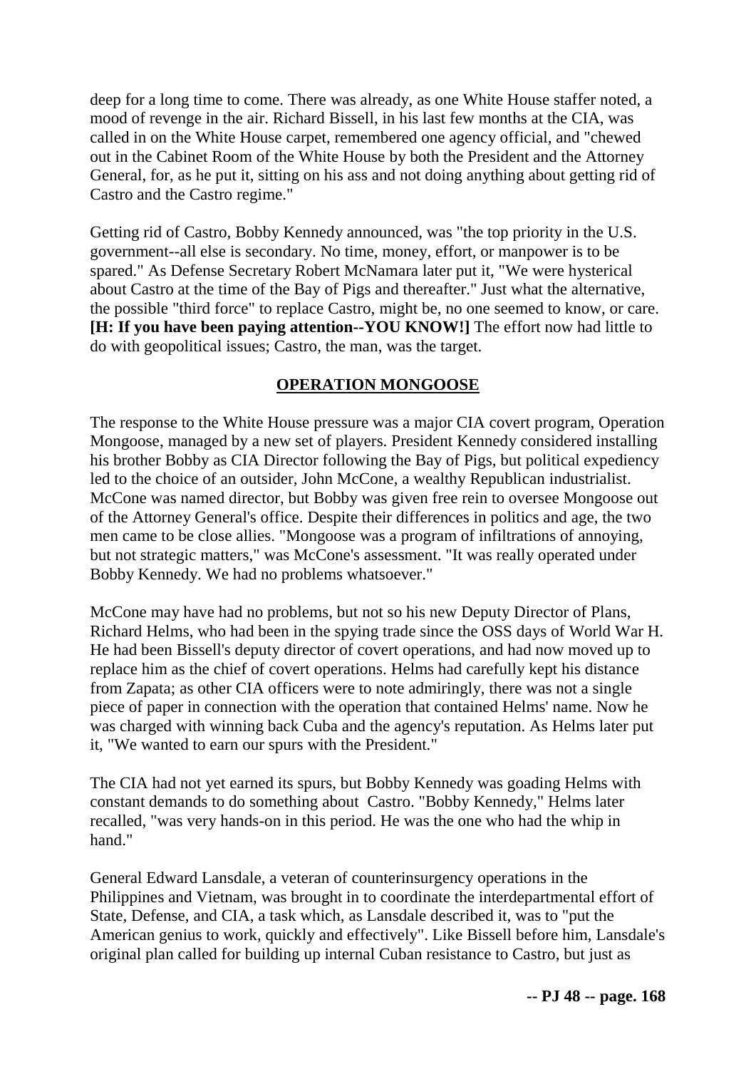deep for a long time to come. There was already, as one White House staffer noted, a mood of revenge in the air. Richard Bissell, in his last few months at the CIA, was called in on the White House carpet, remembered one agency official, and "chewed out in the Cabinet Room of the White House by both the President and the Attorney General, for, as he put it, sitting on his ass and not doing anything about getting rid of Castro and the Castro regime."

Getting rid of Castro, Bobby Kennedy announced, was "the top priority in the U.S. government--all else is secondary. No time, money, effort, or manpower is to be spared." As Defense Secretary Robert McNamara later put it, "We were hysterical about Castro at the time of the Bay of Pigs and thereafter." Just what the alternative, the possible "third force" to replace Castro, might be, no one seemed to know, or care. **[H: If you have been paying attention--YOU KNOW!]** The effort now had little to do with geopolitical issues; Castro, the man, was the target.

## OPERATION MONGOOSE

The response to the White House pressure was a major CIA covert program, Operation Mongoose, managed by a new set of players. President Kennedy considered installing his brother Bobby as CIA Director following the Bay of Pigs, but political expediency led to the choice of an outsider, John McCone, a wealthy Republican industrialist. McCone was named director, but Bobby was given free rein to oversee Mongoose out of the Attorney General's office. Despite their differences in politics and age, the two men came to be close allies. "Mongoose was a program of infiltrations of annoying, but not strategic matters," was McCone's assessment. "It was really operated under Bobby Kennedy. We had no problems whatsoever."

McCone may have had no problems, but not so his new Deputy Director of Plans, Richard Helms, who had been in the spying trade since the OSS days of World War H. He had been Bissell's deputy director of covert operations, and had now moved up to replace him as the chief of covert operations. Helms had carefully kept his distance from Zapata; as other CIA officers were to note admiringly, there was not a single piece of paper in connection with the operation that contained Helms' name. Now he was charged with winning back Cuba and the agency's reputation. As Helms later put it, "We wanted to earn our spurs with the President."

The CIA had not yet earned its spurs, but Bobby Kennedy was goading Helms with constant demands to do something about Castro. "Bobby Kennedy," Helms later recalled, "was very hands-on in this period. He was the one who had the whip in hand."

General Edward Lansdale, a veteran of counterinsurgency operations in the Philippines and Vietnam, was brought in to coordinate the interdepartmental effort of State, Defense, and CIA, a task which, as Lansdale described it, was to "put the American genius to work, quickly and effectively". Like Bissell before him, Lansdale's original plan called for building up internal Cuban resistance to Castro, but just as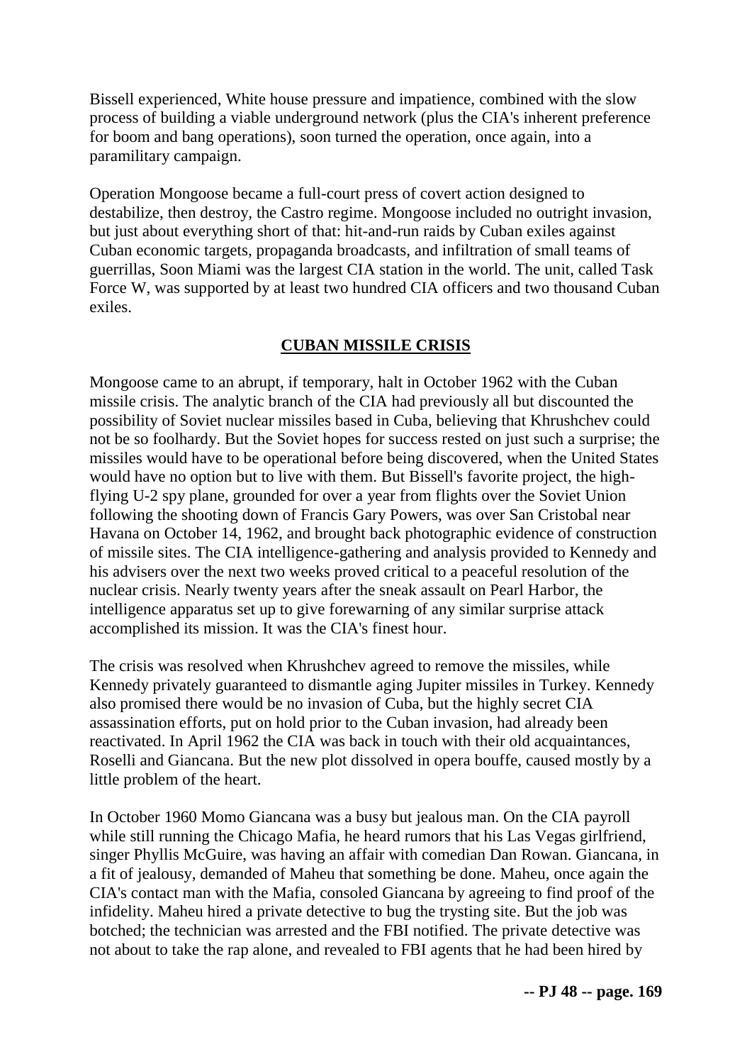Bissell experienced, White house pressure and impatience, combined with the slow process of building a viable underground network (plus the CIA's inherent preference for boom and bang operations), soon turned the operation, once again, into a paramilitary campaign.

Operation Mongoose became a full-court press of covert action designed to destabilize, then destroy, the Castro regime. Mongoose included no outright invasion, but just about everything short of that: hit-and-run raids by Cuban exiles against Cuban economic targets, propaganda broadcasts, and infiltration of small teams of guerrillas, Soon Miami was the largest CIA station in the world. The unit, called Task Force W, was supported by at least two hundred CIA officers and two thousand Cuban exiles.

## CUBAN MISSILE CRISIS

Mongoose came to an abrupt, if temporary, halt in October 1962 with the Cuban missile crisis. The analytic branch of the CIA had previously all but discounted the possibility of Soviet nuclear missiles based in Cuba, believing that Khrushchev could not be so foolhardy. But the Soviet hopes for success rested on just such a surprise; the missiles would have to be operational before being discovered, when the United States would have no option but to live with them. But Bissell's favorite project, the high-flying U-2 spy plane, grounded for over a year from flights over the Soviet Union following the shooting down of Francis Gary Powers, was over San Cristobal near Havana on October 14, 1962, and brought back photographic evidence of construction of missile sites. The CIA intelligence-gathering and analysis provided to Kennedy and his advisers over the next two weeks proved critical to a peaceful resolution of the nuclear crisis. Nearly twenty years after the sneak assault on Pearl Harbor, the intelligence apparatus set up to give forewarning of any similar surprise attack accomplished its mission. It was the CIA's finest hour.

The crisis was resolved when Khrushchev agreed to remove the missiles, while Kennedy privately guaranteed to dismantle aging Jupiter missiles in Turkey. Kennedy also promised there would be no invasion of Cuba, but the highly secret CIA assassination efforts, put on hold prior to the Cuban invasion, had already been reactivated. In April 1962 the CIA was back in touch with their old acquaintances, Roselli and Giancana. But the new plot dissolved in opera bouffe, caused mostly by a little problem of the heart.

In October 1960 Momo Giancana was a busy but jealous man. On the CIA payroll while still running the Chicago Mafia, he heard rumors that his Las Vegas girlfriend, singer Phyllis McGuire, was having an affair with comedian Dan Rowan. Giancana, in a fit of jealousy, demanded of Maheu that something be done. Maheu, once again the CIA's contact man with the Mafia, consoled Giancana by agreeing to find proof of the infidelity. Maheu hired a private detective to bug the trysting site. But the job was botched; the technician was arrested and the FBI notified. The private detective was not about to take the rap alone, and revealed to FBI agents that he had been hired by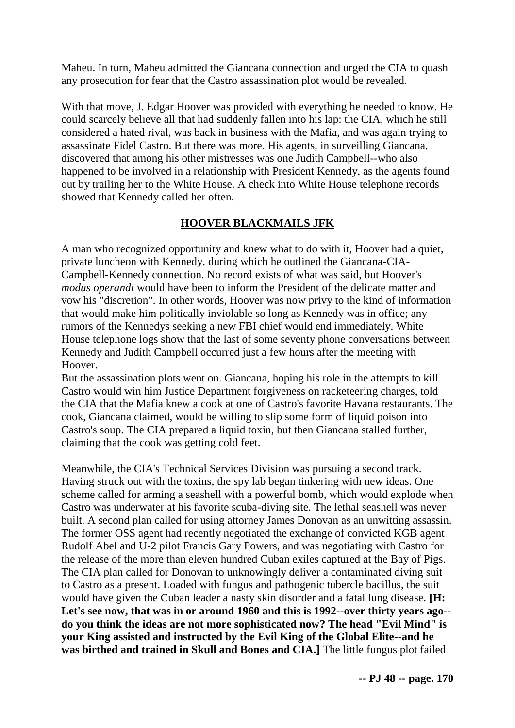Maheu. In turn, Maheu admitted the Giancana connection and urged the CIA to quash any prosecution for fear that the Castro assassination plot would be revealed.

With that move, J. Edgar Hoover was provided with everything he needed to know. He could scarcely believe all that had suddenly fallen into his lap: the CIA, which he still considered a hated rival, was back in business with the Mafia, and was again trying to assassinate Fidel Castro. But there was more. His agents, in surveilling Giancana, discovered that among his other mistresses was one Judith Campbell--who also happened to be involved in a relationship with President Kennedy, as the agents found out by trailing her to the White House. A check into White House telephone records showed that Kennedy called her often.

## HOOVER BLACKMAILS JFK

A man who recognized opportunity and knew what to do with it, Hoover had a quiet, private luncheon with Kennedy, during which he outlined the Giancana-CIA-Campbell-Kennedy connection. No record exists of what was said, but Hoover's *modus operandi* would have been to inform the President of the delicate matter and vow his "discretion". In other words, Hoover was now privy to the kind of information that would make him politically inviolable so long as Kennedy was in office; any rumors of the Kennedys seeking a new FBI chief would end immediately. White House telephone logs show that the last of some seventy phone conversations between Kennedy and Judith Campbell occurred just a few hours after the meeting with Hoover.

But the assassination plots went on. Giancana, hoping his role in the attempts to kill Castro would win him Justice Department forgiveness on racketeering charges, told the CIA that the Mafia knew a cook at one of Castro's favorite Havana restaurants. The cook, Giancana claimed, would be willing to slip some form of liquid poison into Castro's soup. The CIA prepared a liquid toxin, but then Giancana stalled further, claiming that the cook was getting cold feet.

Meanwhile, the CIA's Technical Services Division was pursuing a second track. Having struck out with the toxins, the spy lab began tinkering with new ideas. One scheme called for arming a seashell with a powerful bomb, which would explode when Castro was underwater at his favorite scuba-diving site. The lethal seashell was never built. A second plan called for using attorney James Donovan as an unwitting assassin. The former OSS agent had recently negotiated the exchange of convicted KGB agent Rudolf Abel and U-2 pilot Francis Gary Powers, and was negotiating with Castro for the release of the more than eleven hundred Cuban exiles captured at the Bay of Pigs. The CIA plan called for Donovan to unknowingly deliver a contaminated diving suit to Castro as a present. Loaded with fungus and pathogenic tubercle bacillus, the suit would have given the Cuban leader a nasty skin disorder and a fatal lung disease. **[H: Let's see now, that was in or around 1960 and this is 1992--over thirty years ago--do you think the ideas are not more sophisticated now? The head "Evil Mind" is your King assisted and instructed by the Evil King of the Global Elite--and he was birthed and trained in Skull and Bones and CIA.]** The little fungus plot failed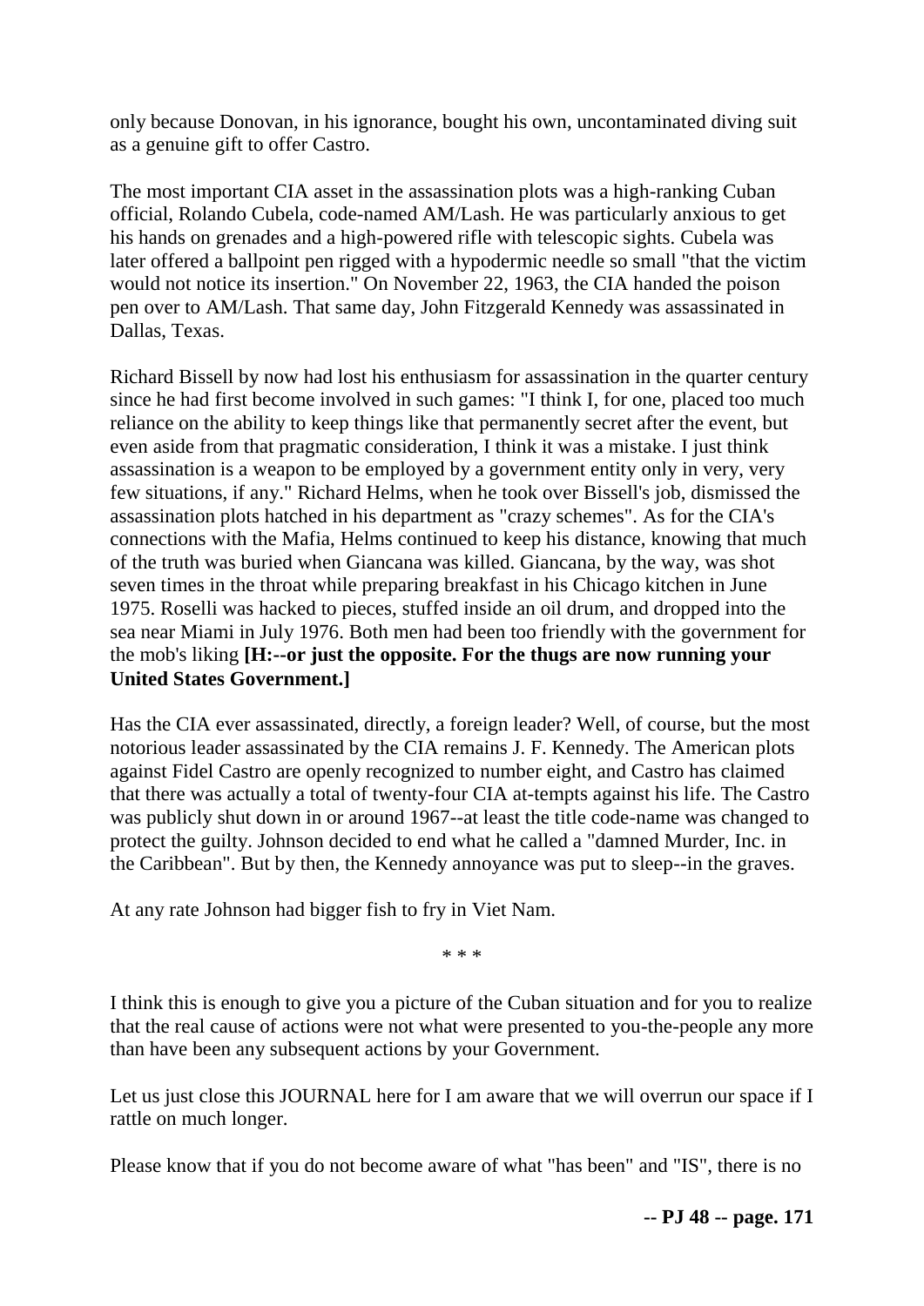only because Donovan, in his ignorance, bought his own, uncontaminated diving suit as a genuine gift to offer Castro.

The most important CIA asset in the assassination plots was a high-ranking Cuban official, Rolando Cubela, code-named AM/Lash. He was particularly anxious to get his hands on grenades and a high-powered rifle with telescopic sights. Cubela was later offered a ballpoint pen rigged with a hypodermic needle so small "that the victim would not notice its insertion." On November 22, 1963, the CIA handed the poison pen over to AM/Lash. That same day, John Fitzgerald Kennedy was assassinated in Dallas, Texas.

Richard Bissell by now had lost his enthusiasm for assassination in the quarter century since he had first become involved in such games: "I think I, for one, placed too much reliance on the ability to keep things like that permanently secret after the event, but even aside from that pragmatic consideration, I think it was a mistake. I just think assassination is a weapon to be employed by a government entity only in very, very few situations, if any." Richard Helms, when he took over Bissell's job, dismissed the assassination plots hatched in his department as "crazy schemes". As for the CIA's connections with the Mafia, Helms continued to keep his distance, knowing that much of the truth was buried when Giancana was killed. Giancana, by the way, was shot seven times in the throat while preparing breakfast in his Chicago kitchen in June 1975. Roselli was hacked to pieces, stuffed inside an oil drum, and dropped into the sea near Miami in July 1976. Both men had been too friendly with the government for the mob's liking **[H:--or just the opposite. For the thugs are now running your United States Government.]**

Has the CIA ever assassinated, directly, a foreign leader? Well, of course, but the most notorious leader assassinated by the CIA remains J. F. Kennedy. The American plots against Fidel Castro are openly recognized to number eight, and Castro has claimed that there was actually a total of twenty-four CIA at-tempts against his life. The Castro was publicly shut down in or around 1967--at least the title code-name was changed to protect the guilty. Johnson decided to end what he called a "damned Murder, Inc. in the Caribbean". But by then, the Kennedy annoyance was put to sleep--in the graves.

At any rate Johnson had bigger fish to fry in Viet Nam.

\* \* \*

I think this is enough to give you a picture of the Cuban situation and for you to realize that the real cause of actions were not what were presented to you-the-people any more than have been any subsequent actions by your Government.

Let us just close this JOURNAL here for I am aware that we will overrun our space if I rattle on much longer.

Please know that if you do not become aware of what "has been" and "IS", there is no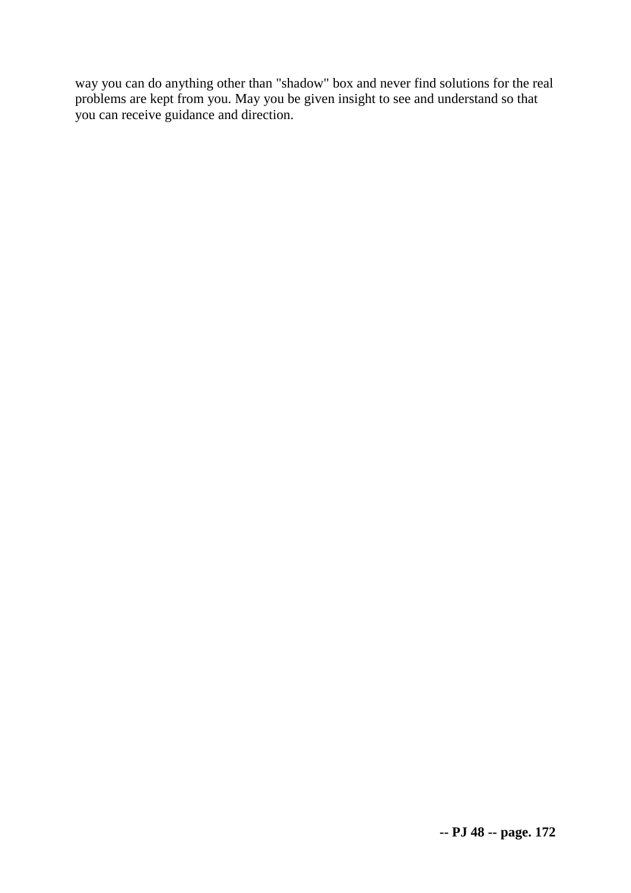way you can do anything other than "shadow" box and never find solutions for the real problems are kept from you. May you be given insight to see and understand so that you can receive guidance and direction.